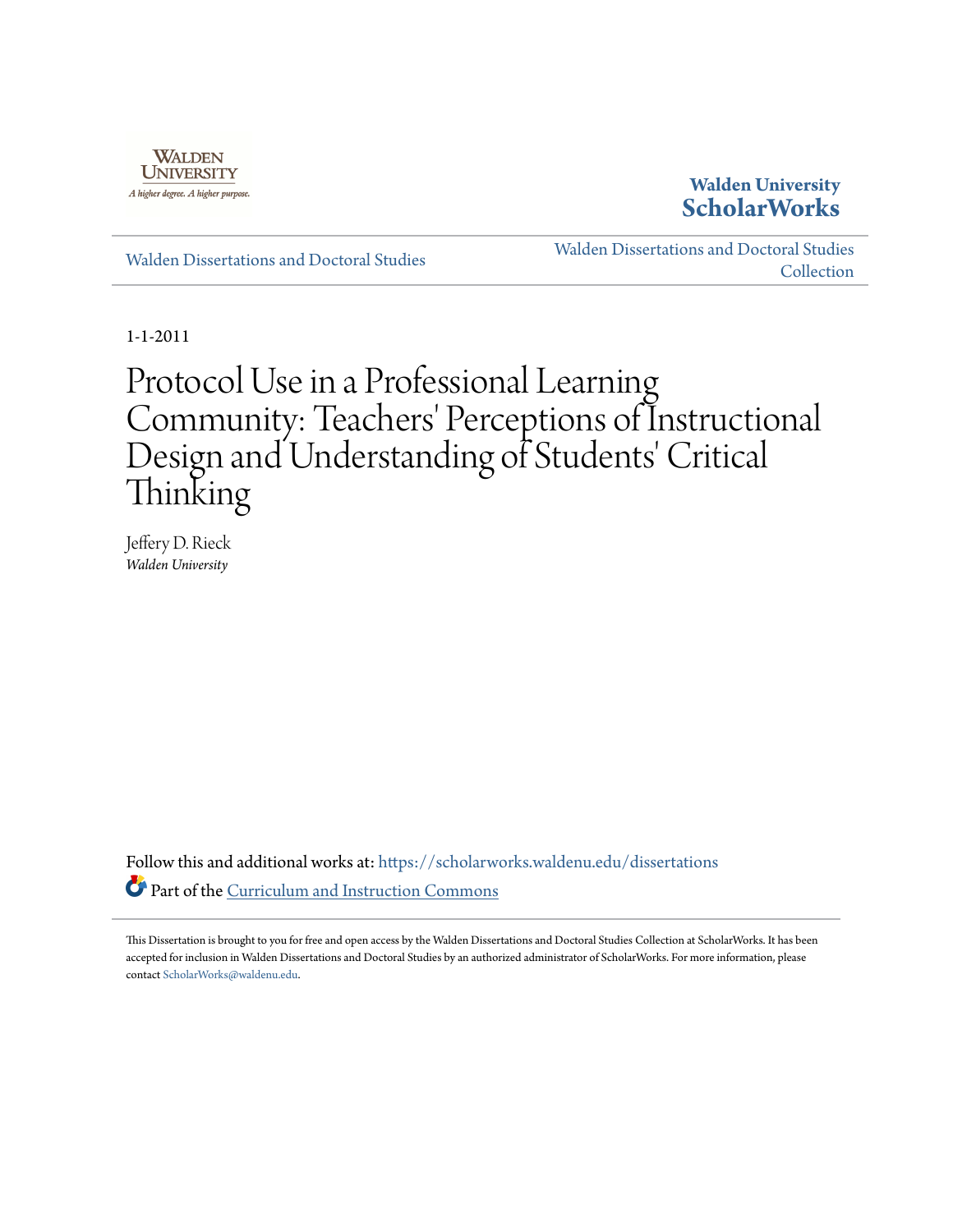Walden University

A higher degree. A higher purpose.

**Walden University ScholarWorks**

Walden Dissertations and Doctoral Studies

Walden Dissertations and Doctoral Studies Collection

1-1-2011

# Protocol Use in a Professional Learning Community: Teachers' Perceptions of Instructional Design and Understanding of Students' Critical Thinking

Jeffery D. Rieck
*Walden University*

Follow this and additional works at: https://scholarworks.waldenu.edu/dissertations

Part of the Curriculum and Instruction Commons

This Dissertation is brought to you for free and open access by the Walden Dissertations and Doctoral Studies Collection at ScholarWorks. It has been accepted for inclusion in Walden Dissertations and Doctoral Studies by an authorized administrator of ScholarWorks. For more information, please contact ScholarWorks@waldenu.edu.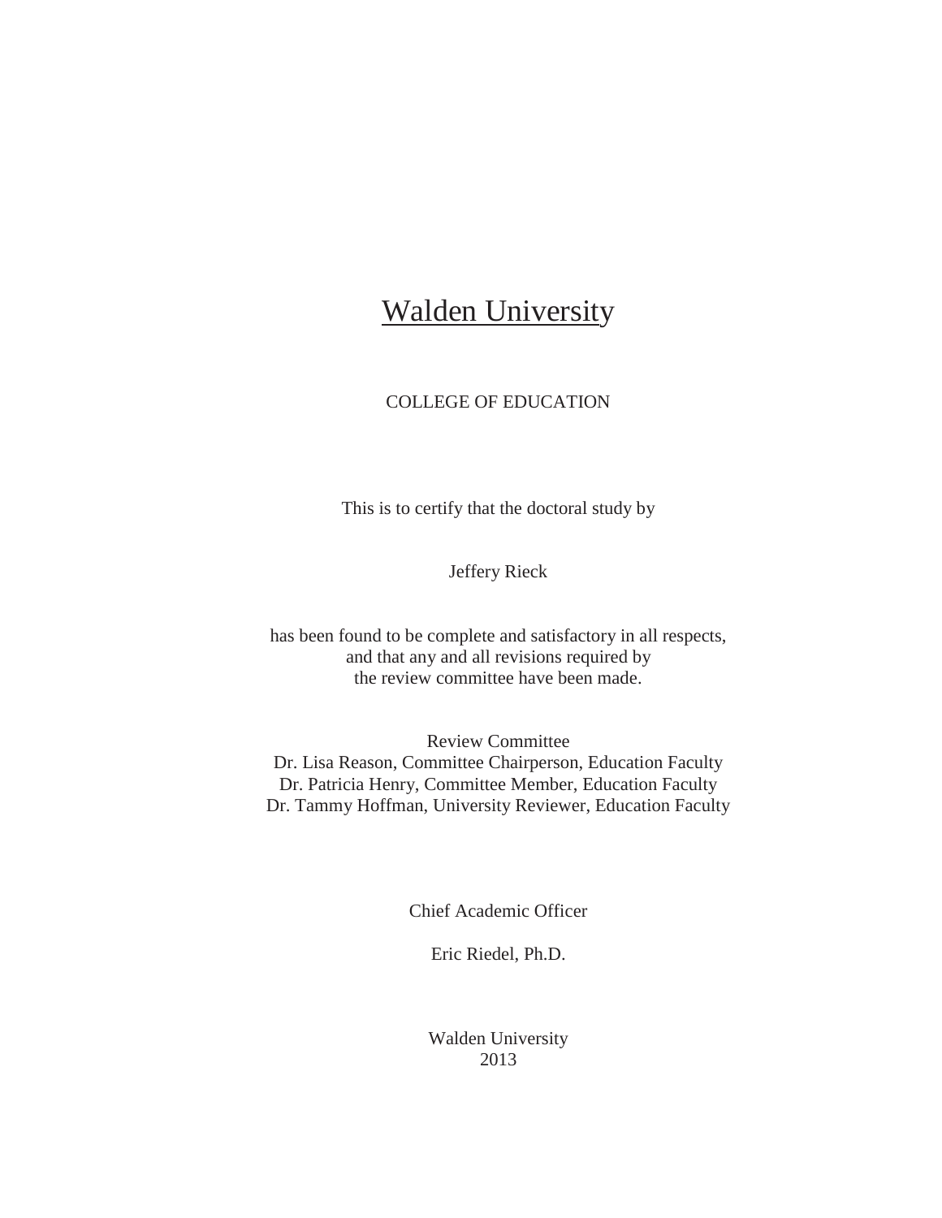# Walden University

COLLEGE OF EDUCATION

This is to certify that the doctoral study by

Jeffery Rieck

has been found to be complete and satisfactory in all respects,
and that any and all revisions required by
the review committee have been made.

Review Committee
Dr. Lisa Reason, Committee Chairperson, Education Faculty
Dr. Patricia Henry, Committee Member, Education Faculty
Dr. Tammy Hoffman, University Reviewer, Education Faculty

Chief Academic Officer

Eric Riedel, Ph.D.

Walden University
2013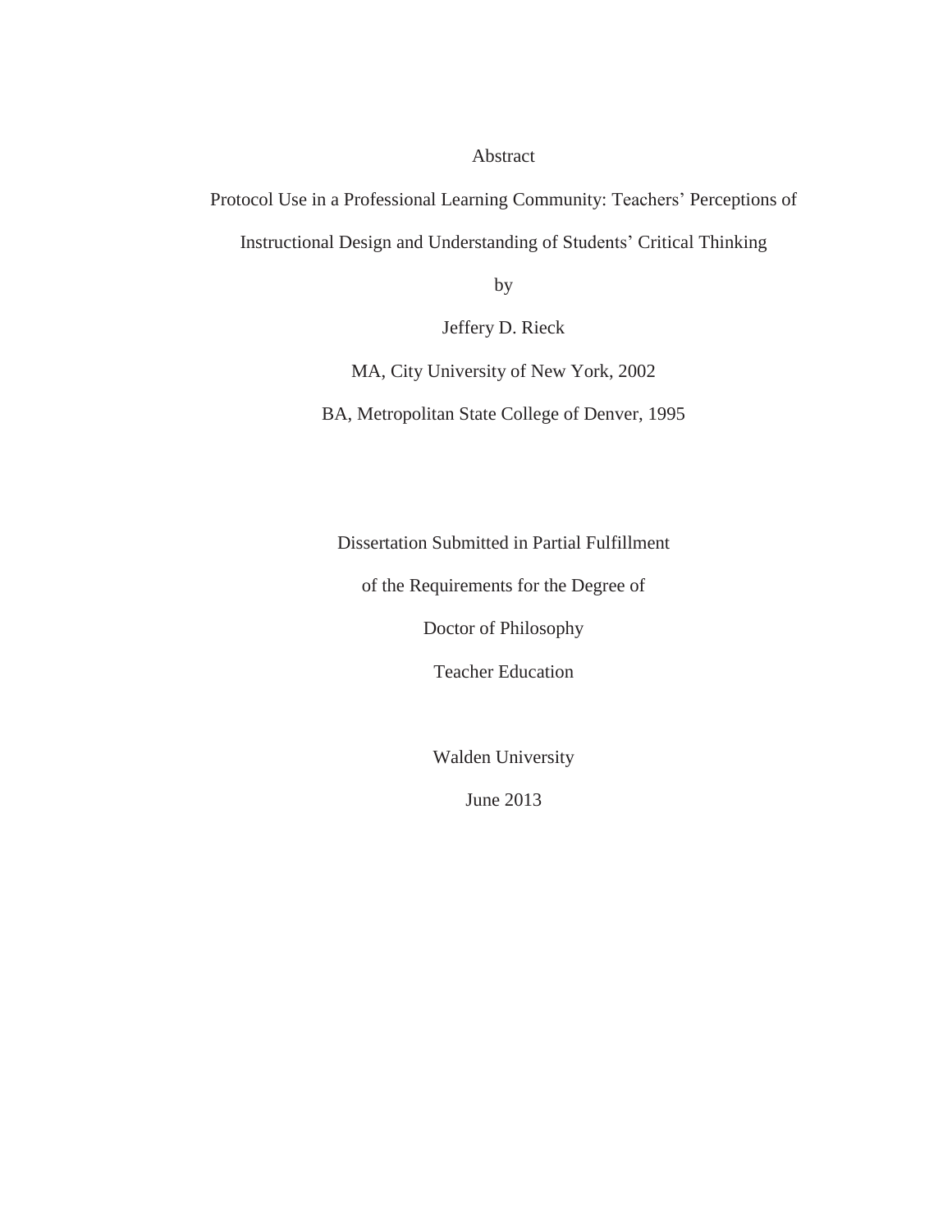# Abstract

## Protocol Use in a Professional Learning Community: Teachers' Perceptions of Instructional Design and Understanding of Students' Critical Thinking

by

Jeffery D. Rieck

MA, City University of New York, 2002

BA, Metropolitan State College of Denver, 1995

Dissertation Submitted in Partial Fulfillment

of the Requirements for the Degree of

Doctor of Philosophy

Teacher Education

Walden University

June 2013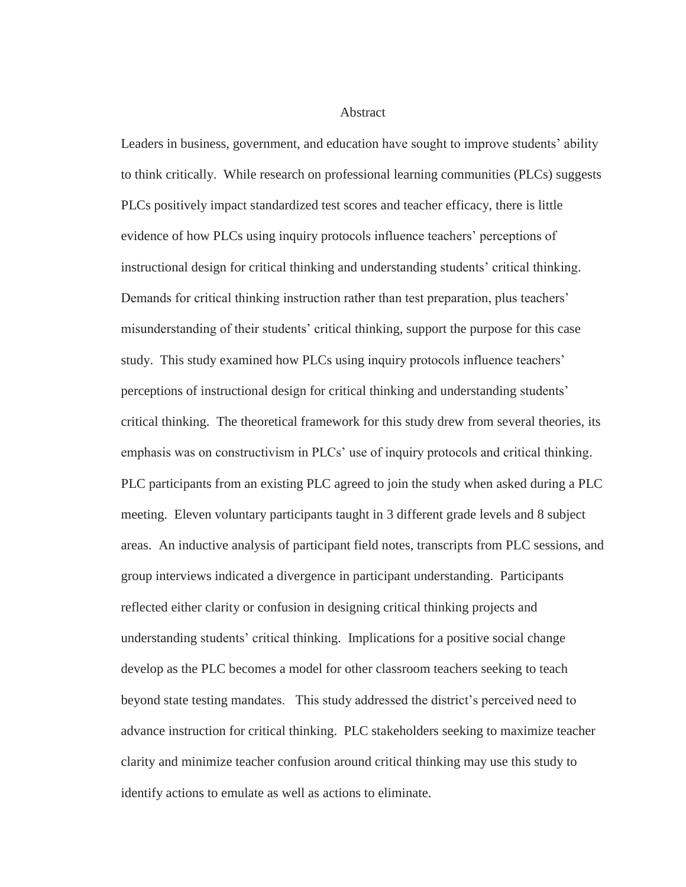# Abstract

Leaders in business, government, and education have sought to improve students' ability to think critically. While research on professional learning communities (PLCs) suggests PLCs positively impact standardized test scores and teacher efficacy, there is little evidence of how PLCs using inquiry protocols influence teachers' perceptions of instructional design for critical thinking and understanding students' critical thinking. Demands for critical thinking instruction rather than test preparation, plus teachers' misunderstanding of their students' critical thinking, support the purpose for this case study. This study examined how PLCs using inquiry protocols influence teachers' perceptions of instructional design for critical thinking and understanding students' critical thinking. The theoretical framework for this study drew from several theories, its emphasis was on constructivism in PLCs' use of inquiry protocols and critical thinking. PLC participants from an existing PLC agreed to join the study when asked during a PLC meeting. Eleven voluntary participants taught in 3 different grade levels and 8 subject areas. An inductive analysis of participant field notes, transcripts from PLC sessions, and group interviews indicated a divergence in participant understanding. Participants reflected either clarity or confusion in designing critical thinking projects and understanding students' critical thinking. Implications for a positive social change develop as the PLC becomes a model for other classroom teachers seeking to teach beyond state testing mandates. This study addressed the district's perceived need to advance instruction for critical thinking. PLC stakeholders seeking to maximize teacher clarity and minimize teacher confusion around critical thinking may use this study to identify actions to emulate as well as actions to eliminate.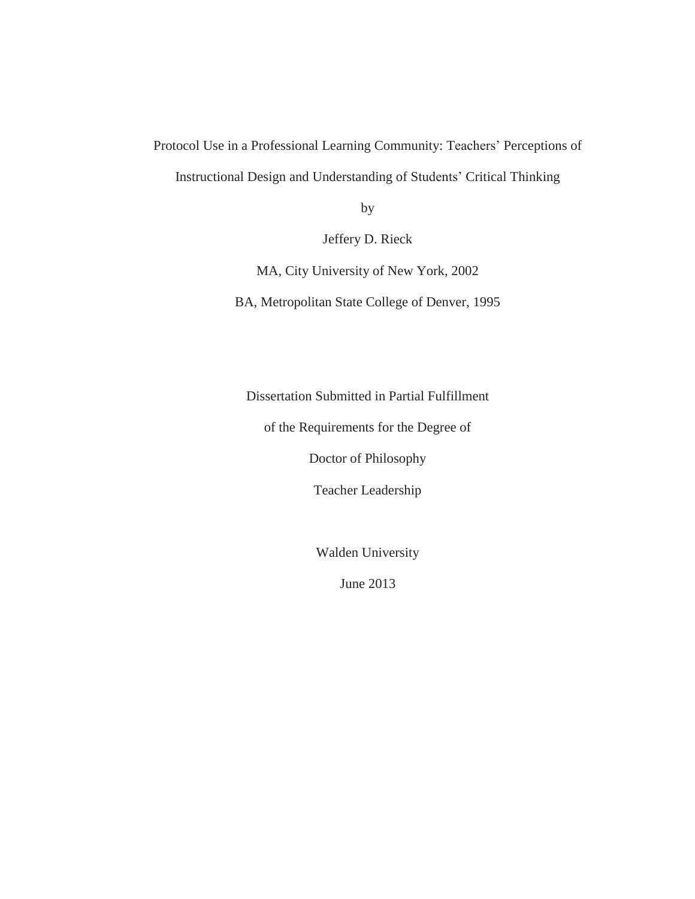Protocol Use in a Professional Learning Community: Teachers' Perceptions of Instructional Design and Understanding of Students' Critical Thinking

by

Jeffery D. Rieck

MA, City University of New York, 2002

BA, Metropolitan State College of Denver, 1995

Dissertation Submitted in Partial Fulfillment

of the Requirements for the Degree of

Doctor of Philosophy

Teacher Leadership

Walden University

June 2013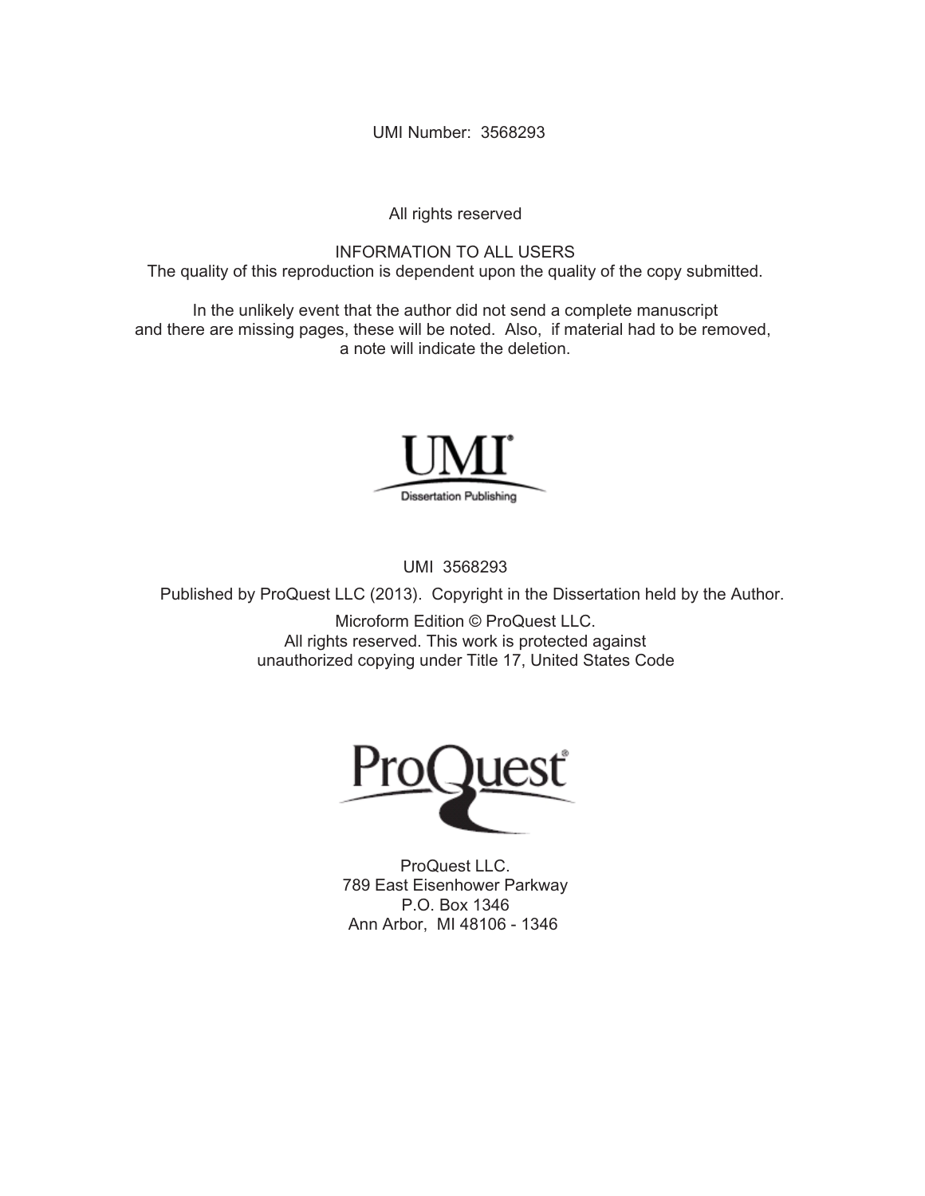UMI Number: 3568293

All rights reserved

INFORMATION TO ALL USERS
The quality of this reproduction is dependent upon the quality of the copy submitted.

In the unlikely event that the author did not send a complete manuscript
and there are missing pages, these will be noted. Also, if material had to be removed,
a note will indicate the deletion.

UMI
Dissertation Publishing

UMI 3568293

Published by ProQuest LLC (2013). Copyright in the Dissertation held by the Author.

Microform Edition © ProQuest LLC.
All rights reserved. This work is protected against
unauthorized copying under Title 17, United States Code

ProQuest

ProQuest LLC.
789 East Eisenhower Parkway
P.O. Box 1346
Ann Arbor, MI 48106 - 1346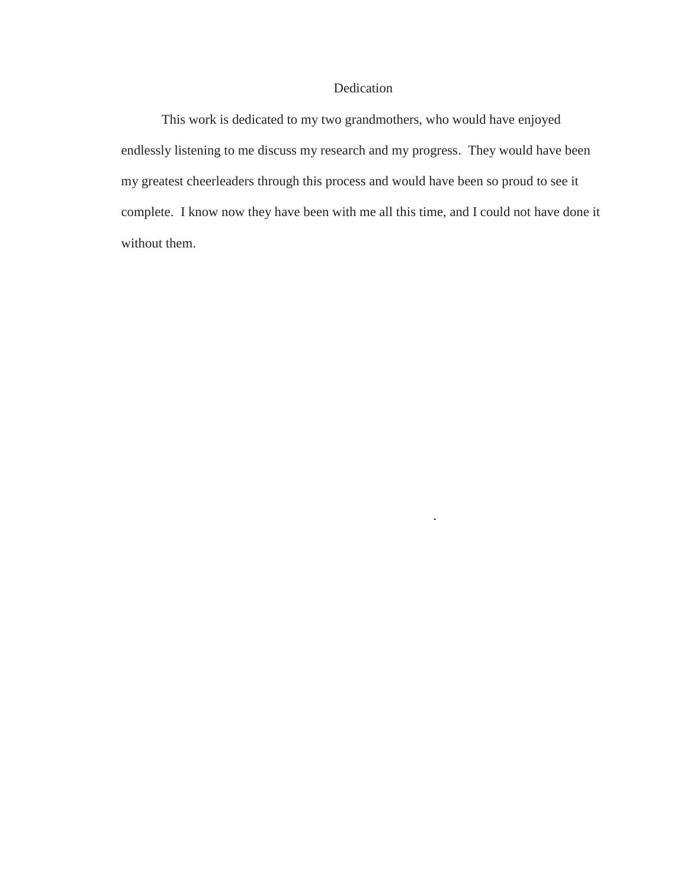# Dedication

This work is dedicated to my two grandmothers, who would have enjoyed endlessly listening to me discuss my research and my progress. They would have been my greatest cheerleaders through this process and would have been so proud to see it complete. I know now they have been with me all this time, and I could not have done it without them.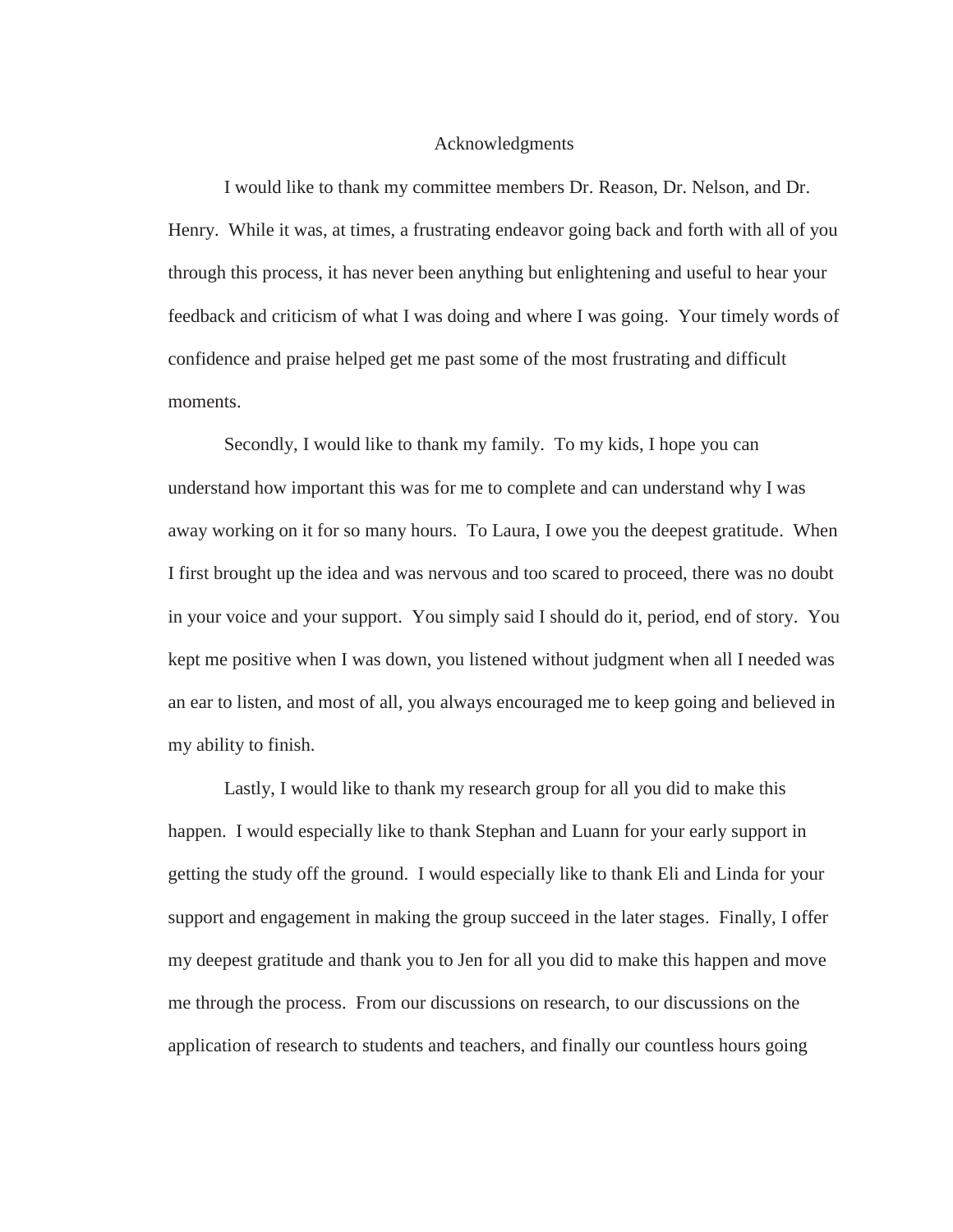# Acknowledgments

I would like to thank my committee members Dr. Reason, Dr. Nelson, and Dr. Henry. While it was, at times, a frustrating endeavor going back and forth with all of you through this process, it has never been anything but enlightening and useful to hear your feedback and criticism of what I was doing and where I was going. Your timely words of confidence and praise helped get me past some of the most frustrating and difficult moments.

Secondly, I would like to thank my family. To my kids, I hope you can understand how important this was for me to complete and can understand why I was away working on it for so many hours. To Laura, I owe you the deepest gratitude. When I first brought up the idea and was nervous and too scared to proceed, there was no doubt in your voice and your support. You simply said I should do it, period, end of story. You kept me positive when I was down, you listened without judgment when all I needed was an ear to listen, and most of all, you always encouraged me to keep going and believed in my ability to finish.

Lastly, I would like to thank my research group for all you did to make this happen. I would especially like to thank Stephan and Luann for your early support in getting the study off the ground. I would especially like to thank Eli and Linda for your support and engagement in making the group succeed in the later stages. Finally, I offer my deepest gratitude and thank you to Jen for all you did to make this happen and move me through the process. From our discussions on research, to our discussions on the application of research to students and teachers, and finally our countless hours going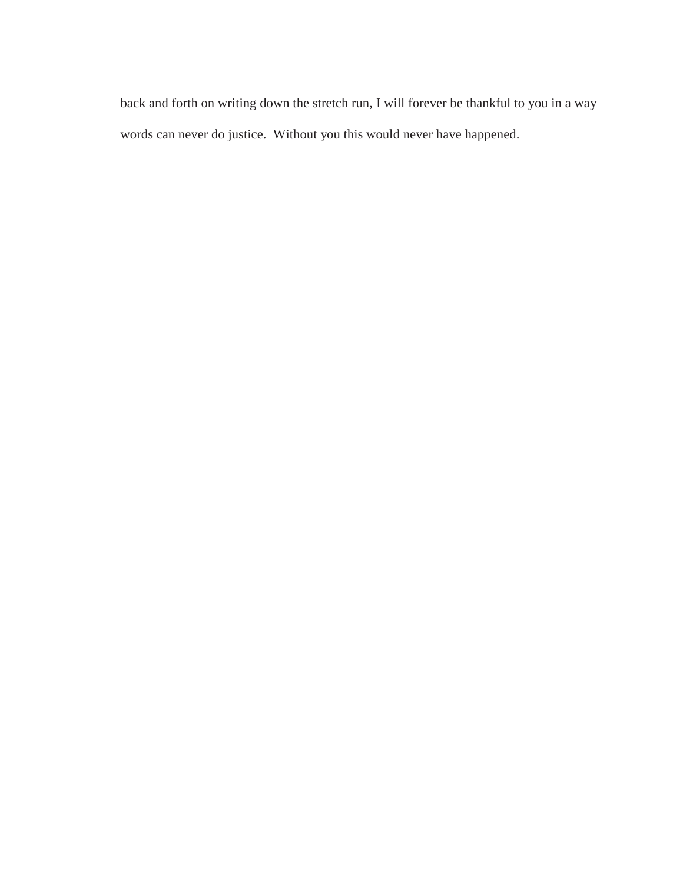back and forth on writing down the stretch run, I will forever be thankful to you in a way words can never do justice.  Without you this would never have happened.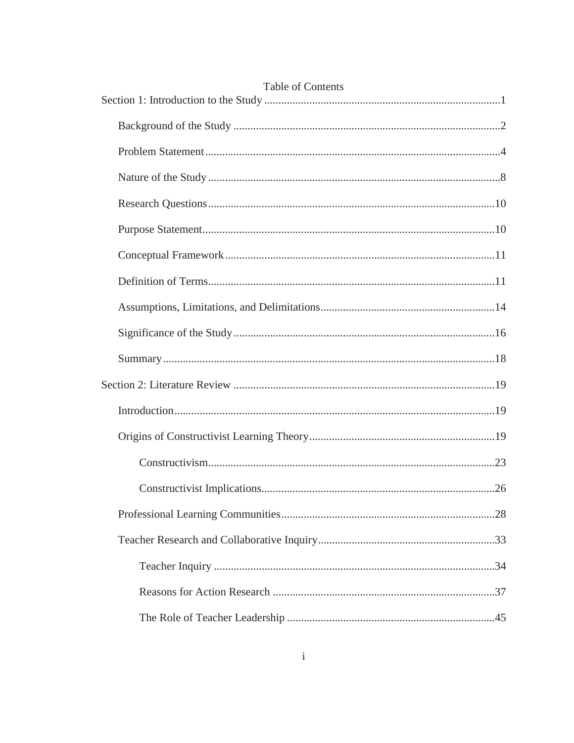# Table of Contents

Section 1: Introduction to the Study ....................................................................................1

- Background of the Study ..............................................................................................2
- Problem Statement .......................................................................................................4
- Nature of the Study .......................................................................................................8
- Research Questions .....................................................................................................10
- Purpose Statement .......................................................................................................10
- Conceptual Framework ...............................................................................................11
- Definition of Terms .....................................................................................................11
- Assumptions, Limitations, and Delimitations .............................................................14
- Significance of the Study ............................................................................................16
- Summary .....................................................................................................................18

Section 2: Literature Review .............................................................................................19

- Introduction .................................................................................................................19
- Origins of Constructivist Learning Theory .................................................................19
  - Constructivism .....................................................................................................23
  - Constructivist Implications ..................................................................................26
- Professional Learning Communities ...........................................................................28
- Teacher Research and Collaborative Inquiry ..............................................................33
  - Teacher Inquiry ....................................................................................................34
  - Reasons for Action Research ...............................................................................37
  - The Role of Teacher Leadership ..........................................................................45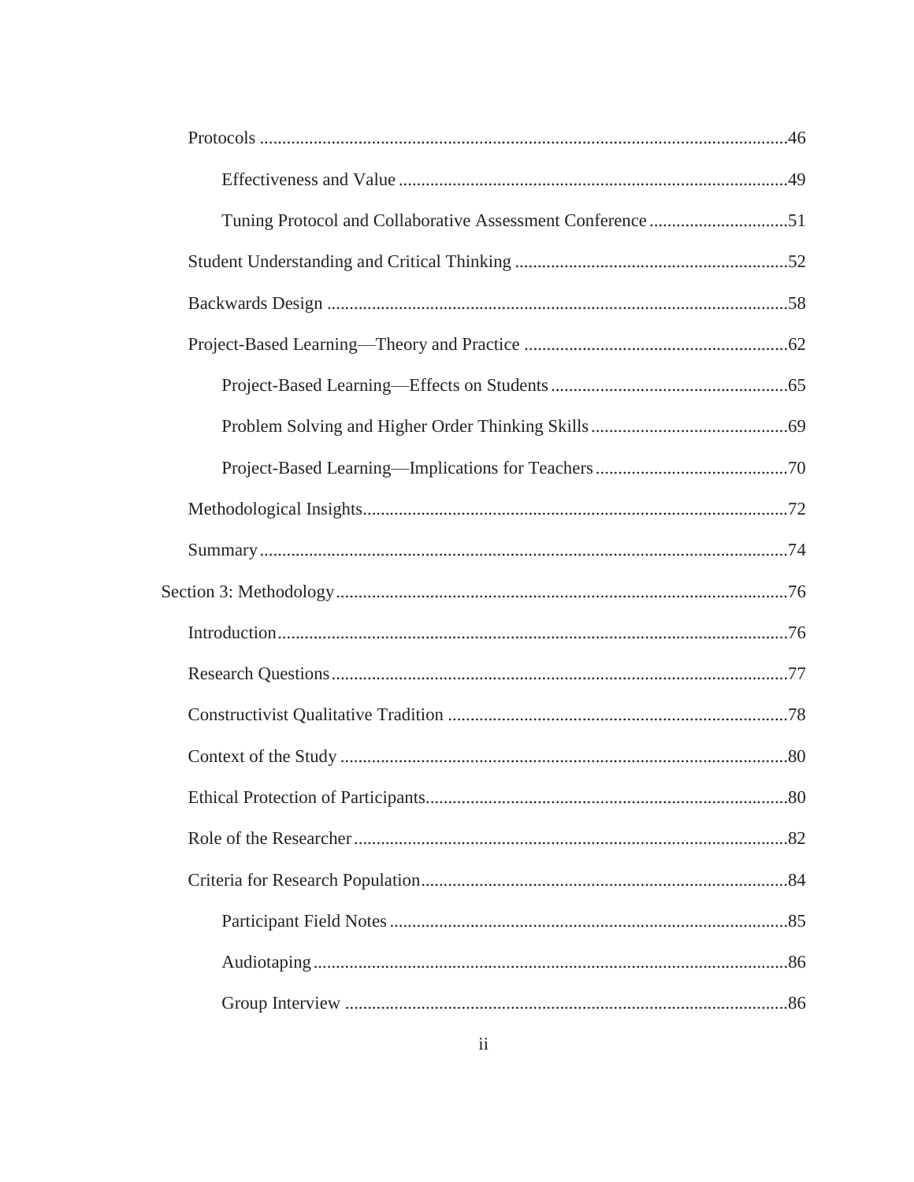Protocols ....................................................................................................................46

Effectiveness and Value ......................................................................................49

Tuning Protocol and Collaborative Assessment Conference ...............................51

Student Understanding and Critical Thinking .............................................................52

Backwards Design ......................................................................................................58

Project-Based Learning—Theory and Practice ...........................................................62

Project-Based Learning—Effects on Students .....................................................65

Problem Solving and Higher Order Thinking Skills ............................................69

Project-Based Learning—Implications for Teachers ...........................................70

Methodological Insights..............................................................................................72

Summary.....................................................................................................................74

Section 3: Methodology....................................................................................................76

Introduction.................................................................................................................76

Research Questions.....................................................................................................77

Constructivist Qualitative Tradition ...........................................................................78

Context of the Study ...................................................................................................80

Ethical Protection of Participants................................................................................80

Role of the Researcher................................................................................................82

Criteria for Research Population.................................................................................84

Participant Field Notes ........................................................................................85

Audiotaping.........................................................................................................86

Group Interview ..................................................................................................86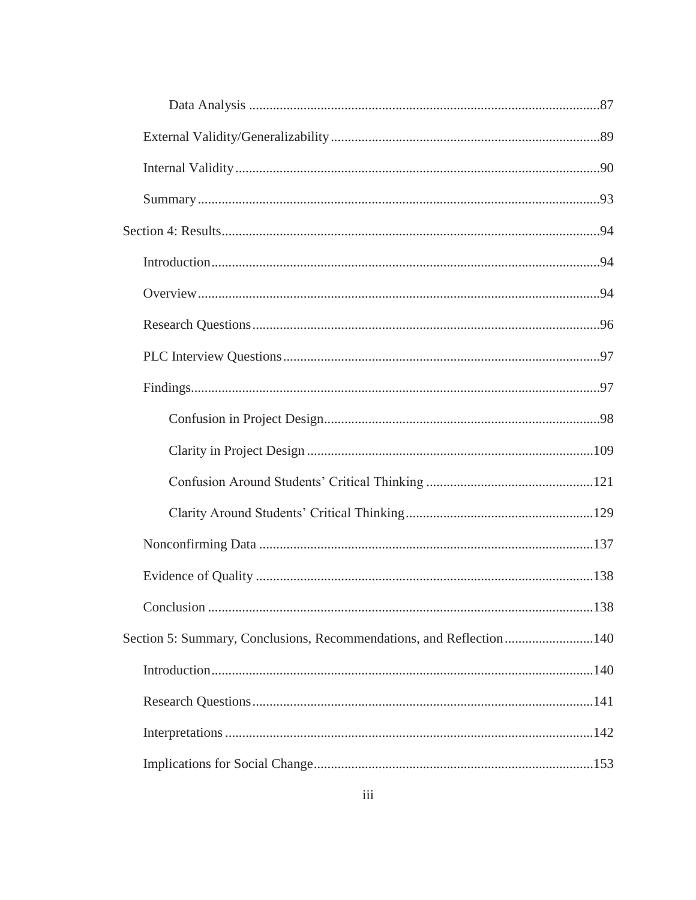Data Analysis ......................................................................................................87

External Validity/Generalizability ..............................................................................89

Internal Validity ..........................................................................................................90

Summary .....................................................................................................................93

Section 4: Results ..............................................................................................................94

Introduction .................................................................................................................94

Overview .....................................................................................................................94

Research Questions .....................................................................................................96

PLC Interview Questions ............................................................................................97

Findings .......................................................................................................................97

Confusion in Project Design ................................................................................98

Clarity in Project Design ....................................................................................109

Confusion Around Students' Critical Thinking .................................................121

Clarity Around Students' Critical Thinking .......................................................129

Nonconfirming Data .................................................................................................137

Evidence of Quality ..................................................................................................138

Conclusion ................................................................................................................138

Section 5: Summary, Conclusions, Recommendations, and Reflection ..........................140

Introduction ...............................................................................................................140

Research Questions ...................................................................................................141

Interpretations ...........................................................................................................142

Implications for Social Change .................................................................................153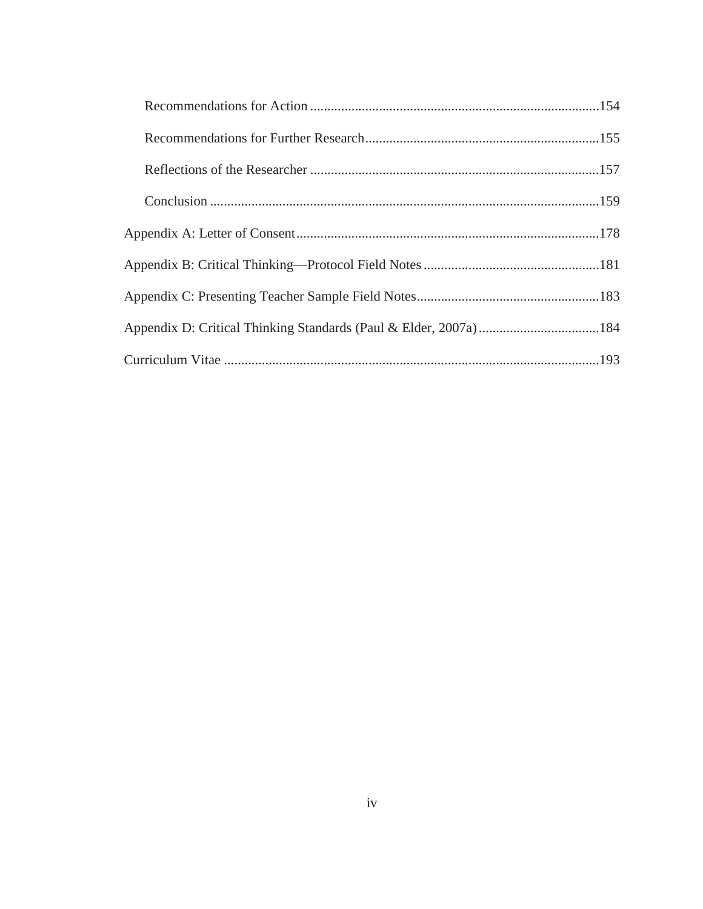Recommendations for Action ....................................................................................154

Recommendations for Further Research....................................................................155

Reflections of the Researcher ....................................................................................157

Conclusion .................................................................................................................159

Appendix A: Letter of Consent........................................................................................178

Appendix B: Critical Thinking—Protocol Field Notes ...................................................181

Appendix C: Presenting Teacher Sample Field Notes.....................................................183

Appendix D: Critical Thinking Standards (Paul & Elder, 2007a)...................................184

Curriculum Vitae .............................................................................................................193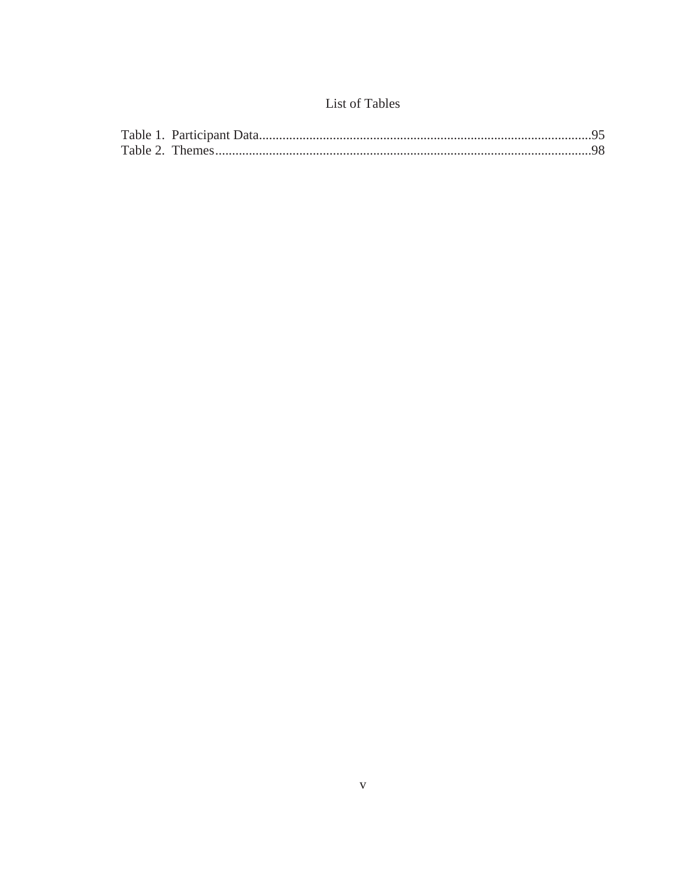# List of Tables

Table 1. Participant Data....................................................................................................95
Table 2. Themes...............................................................................................................98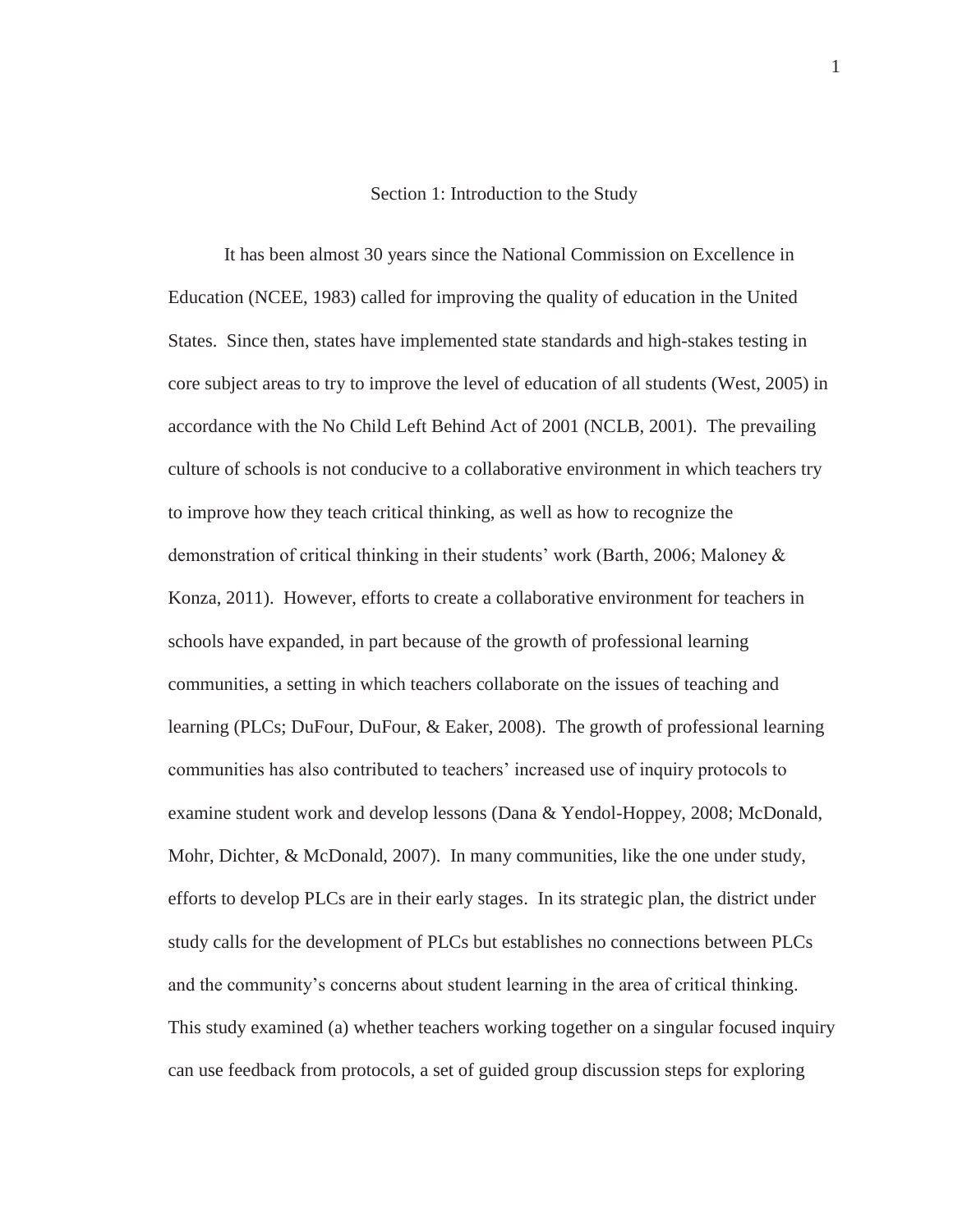## Section 1: Introduction to the Study

It has been almost 30 years since the National Commission on Excellence in Education (NCEE, 1983) called for improving the quality of education in the United States. Since then, states have implemented state standards and high-stakes testing in core subject areas to try to improve the level of education of all students (West, 2005) in accordance with the No Child Left Behind Act of 2001 (NCLB, 2001). The prevailing culture of schools is not conducive to a collaborative environment in which teachers try to improve how they teach critical thinking, as well as how to recognize the demonstration of critical thinking in their students' work (Barth, 2006; Maloney & Konza, 2011). However, efforts to create a collaborative environment for teachers in schools have expanded, in part because of the growth of professional learning communities, a setting in which teachers collaborate on the issues of teaching and learning (PLCs; DuFour, DuFour, & Eaker, 2008). The growth of professional learning communities has also contributed to teachers' increased use of inquiry protocols to examine student work and develop lessons (Dana & Yendol-Hoppey, 2008; McDonald, Mohr, Dichter, & McDonald, 2007). In many communities, like the one under study, efforts to develop PLCs are in their early stages. In its strategic plan, the district under study calls for the development of PLCs but establishes no connections between PLCs and the community's concerns about student learning in the area of critical thinking. This study examined (a) whether teachers working together on a singular focused inquiry can use feedback from protocols, a set of guided group discussion steps for exploring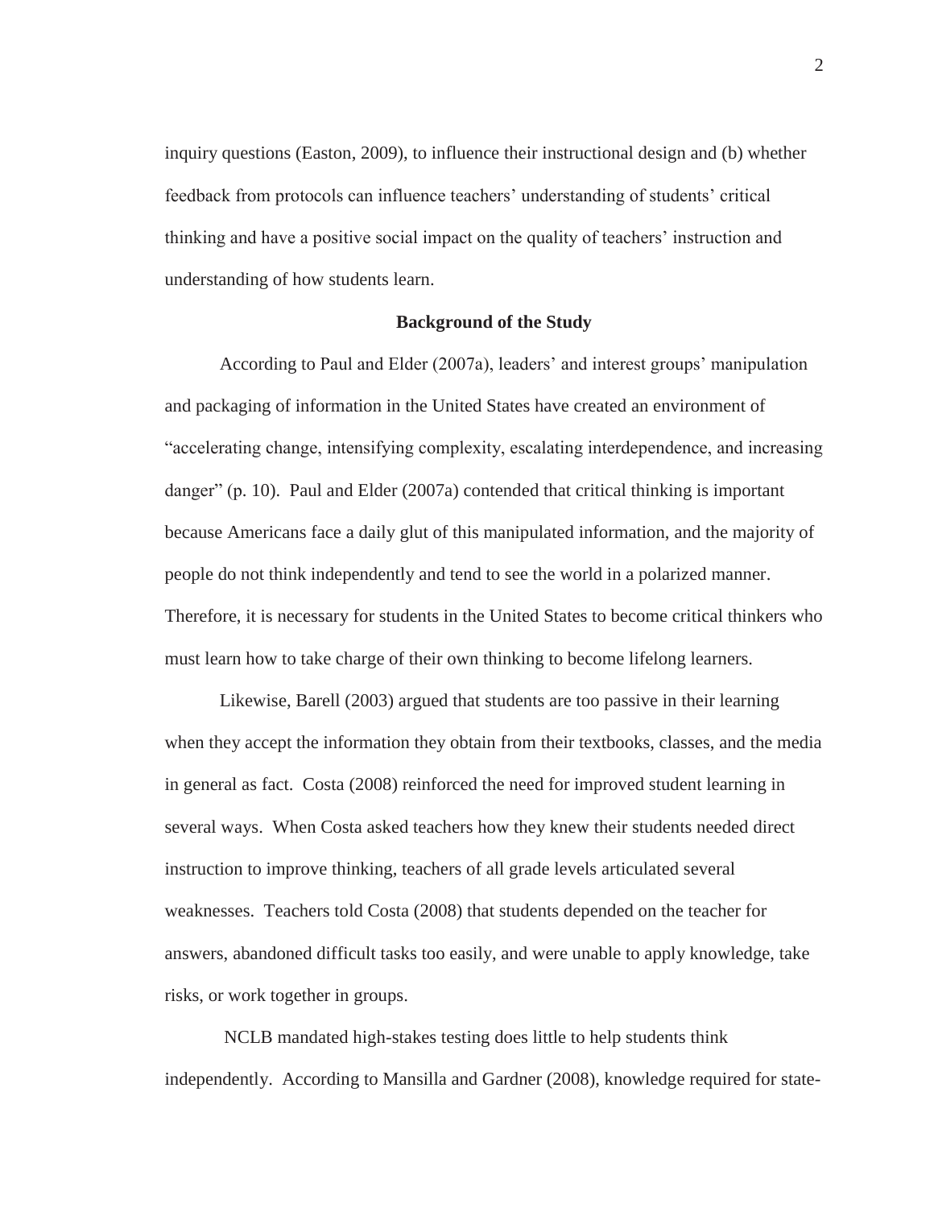inquiry questions (Easton, 2009), to influence their instructional design and (b) whether feedback from protocols can influence teachers' understanding of students' critical thinking and have a positive social impact on the quality of teachers' instruction and understanding of how students learn.

## Background of the Study

According to Paul and Elder (2007a), leaders' and interest groups' manipulation and packaging of information in the United States have created an environment of "accelerating change, intensifying complexity, escalating interdependence, and increasing danger" (p. 10). Paul and Elder (2007a) contended that critical thinking is important because Americans face a daily glut of this manipulated information, and the majority of people do not think independently and tend to see the world in a polarized manner. Therefore, it is necessary for students in the United States to become critical thinkers who must learn how to take charge of their own thinking to become lifelong learners.

Likewise, Barell (2003) argued that students are too passive in their learning when they accept the information they obtain from their textbooks, classes, and the media in general as fact. Costa (2008) reinforced the need for improved student learning in several ways. When Costa asked teachers how they knew their students needed direct instruction to improve thinking, teachers of all grade levels articulated several weaknesses. Teachers told Costa (2008) that students depended on the teacher for answers, abandoned difficult tasks too easily, and were unable to apply knowledge, take risks, or work together in groups.

NCLB mandated high-stakes testing does little to help students think independently. According to Mansilla and Gardner (2008), knowledge required for state-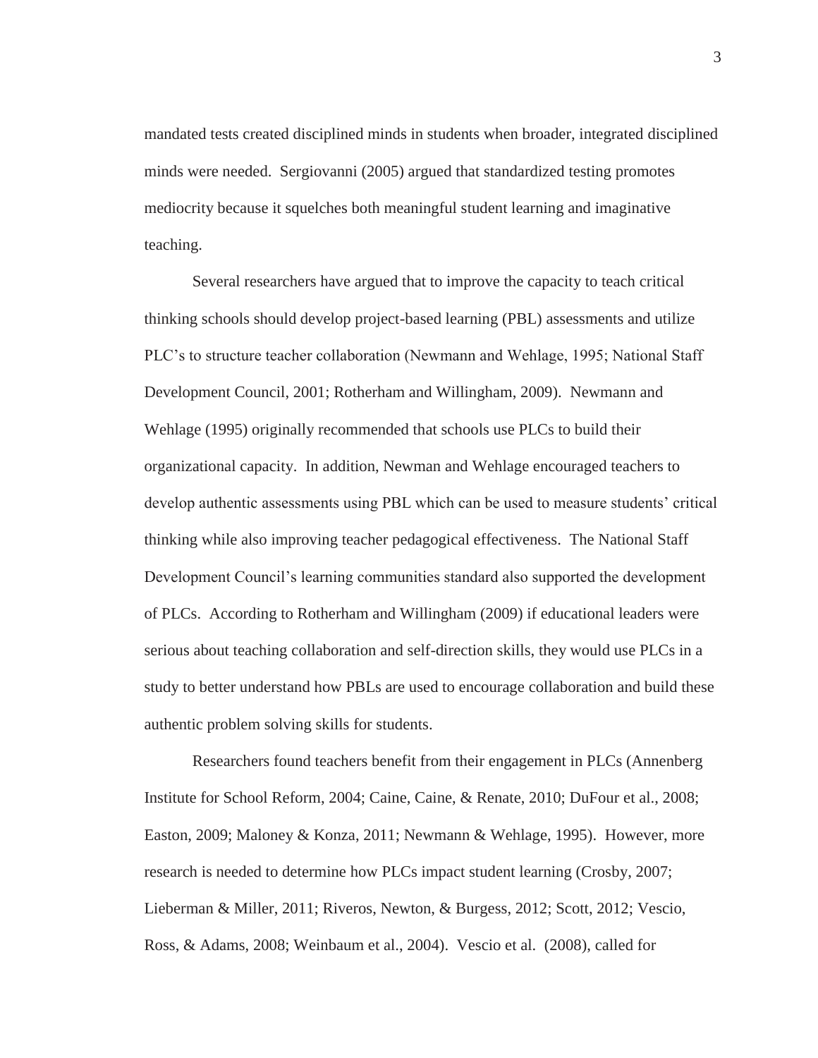mandated tests created disciplined minds in students when broader, integrated disciplined minds were needed.  Sergiovanni (2005) argued that standardized testing promotes mediocrity because it squelches both meaningful student learning and imaginative teaching.

Several researchers have argued that to improve the capacity to teach critical thinking schools should develop project-based learning (PBL) assessments and utilize PLC's to structure teacher collaboration (Newmann and Wehlage, 1995; National Staff Development Council, 2001; Rotherham and Willingham, 2009).  Newmann and Wehlage (1995) originally recommended that schools use PLCs to build their organizational capacity.  In addition, Newman and Wehlage encouraged teachers to develop authentic assessments using PBL which can be used to measure students' critical thinking while also improving teacher pedagogical effectiveness.  The National Staff Development Council's learning communities standard also supported the development of PLCs.  According to Rotherham and Willingham (2009) if educational leaders were serious about teaching collaboration and self-direction skills, they would use PLCs in a study to better understand how PBLs are used to encourage collaboration and build these authentic problem solving skills for students.

Researchers found teachers benefit from their engagement in PLCs (Annenberg Institute for School Reform, 2004; Caine, Caine, & Renate, 2010; DuFour et al., 2008; Easton, 2009; Maloney & Konza, 2011; Newmann & Wehlage, 1995).  However, more research is needed to determine how PLCs impact student learning (Crosby, 2007; Lieberman & Miller, 2011; Riveros, Newton, & Burgess, 2012; Scott, 2012; Vescio, Ross, & Adams, 2008; Weinbaum et al., 2004).  Vescio et al.  (2008), called for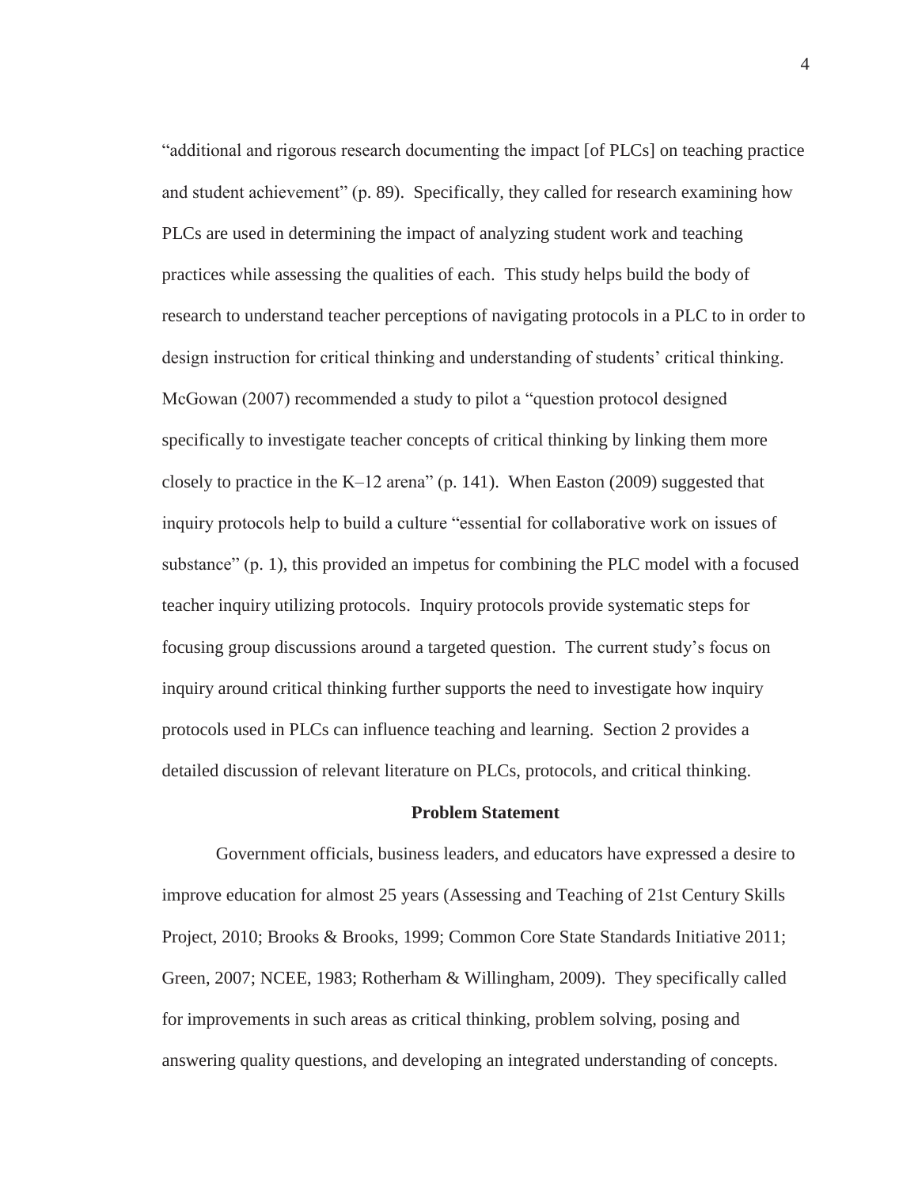"additional and rigorous research documenting the impact [of PLCs] on teaching practice and student achievement" (p. 89). Specifically, they called for research examining how PLCs are used in determining the impact of analyzing student work and teaching practices while assessing the qualities of each. This study helps build the body of research to understand teacher perceptions of navigating protocols in a PLC to in order to design instruction for critical thinking and understanding of students' critical thinking. McGowan (2007) recommended a study to pilot a "question protocol designed specifically to investigate teacher concepts of critical thinking by linking them more closely to practice in the K–12 arena" (p. 141). When Easton (2009) suggested that inquiry protocols help to build a culture "essential for collaborative work on issues of substance" (p. 1), this provided an impetus for combining the PLC model with a focused teacher inquiry utilizing protocols. Inquiry protocols provide systematic steps for focusing group discussions around a targeted question. The current study's focus on inquiry around critical thinking further supports the need to investigate how inquiry protocols used in PLCs can influence teaching and learning. Section 2 provides a detailed discussion of relevant literature on PLCs, protocols, and critical thinking.

## Problem Statement

Government officials, business leaders, and educators have expressed a desire to improve education for almost 25 years (Assessing and Teaching of 21st Century Skills Project, 2010; Brooks & Brooks, 1999; Common Core State Standards Initiative 2011; Green, 2007; NCEE, 1983; Rotherham & Willingham, 2009). They specifically called for improvements in such areas as critical thinking, problem solving, posing and answering quality questions, and developing an integrated understanding of concepts.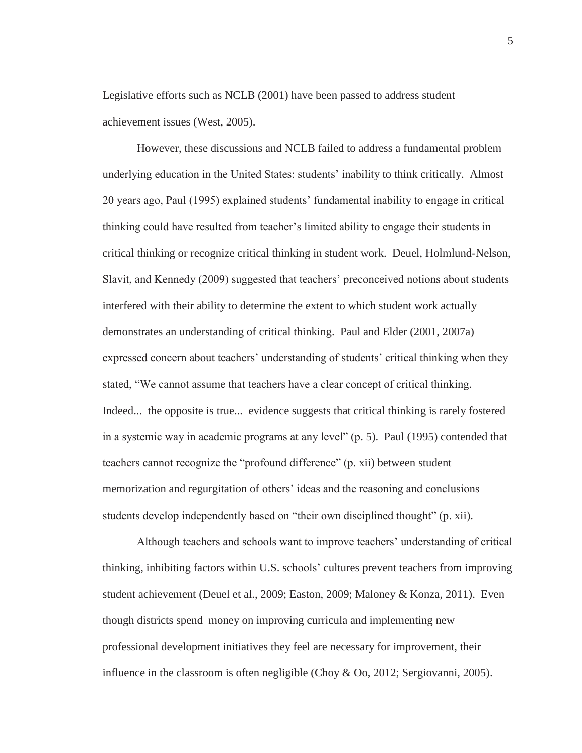Legislative efforts such as NCLB (2001) have been passed to address student achievement issues (West, 2005).

However, these discussions and NCLB failed to address a fundamental problem underlying education in the United States: students' inability to think critically. Almost 20 years ago, Paul (1995) explained students' fundamental inability to engage in critical thinking could have resulted from teacher's limited ability to engage their students in critical thinking or recognize critical thinking in student work. Deuel, Holmlund-Nelson, Slavit, and Kennedy (2009) suggested that teachers' preconceived notions about students interfered with their ability to determine the extent to which student work actually demonstrates an understanding of critical thinking. Paul and Elder (2001, 2007a) expressed concern about teachers' understanding of students' critical thinking when they stated, "We cannot assume that teachers have a clear concept of critical thinking. Indeed... the opposite is true... evidence suggests that critical thinking is rarely fostered in a systemic way in academic programs at any level" (p. 5). Paul (1995) contended that teachers cannot recognize the "profound difference" (p. xii) between student memorization and regurgitation of others' ideas and the reasoning and conclusions students develop independently based on "their own disciplined thought" (p. xii).

Although teachers and schools want to improve teachers' understanding of critical thinking, inhibiting factors within U.S. schools' cultures prevent teachers from improving student achievement (Deuel et al., 2009; Easton, 2009; Maloney & Konza, 2011). Even though districts spend money on improving curricula and implementing new professional development initiatives they feel are necessary for improvement, their influence in the classroom is often negligible (Choy & Oo, 2012; Sergiovanni, 2005).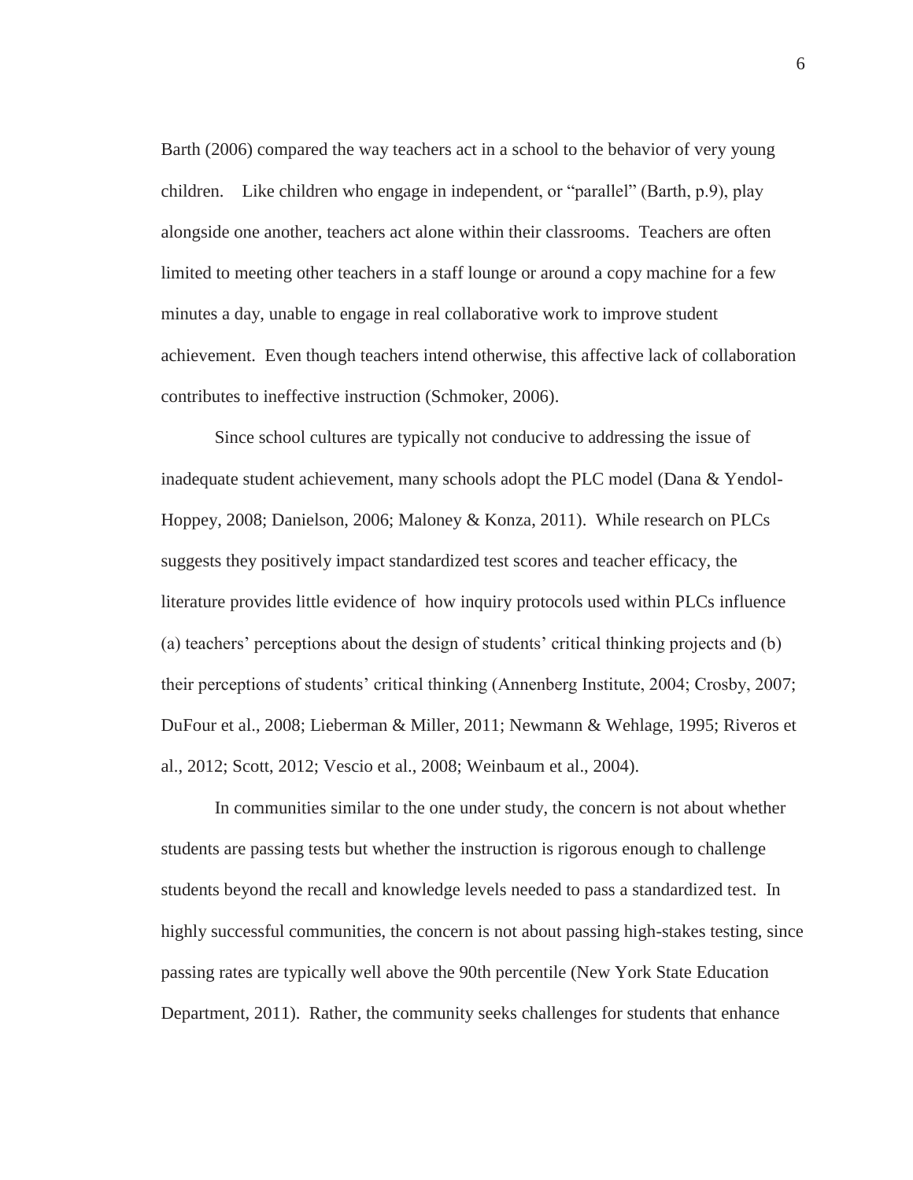Barth (2006) compared the way teachers act in a school to the behavior of very young children. Like children who engage in independent, or "parallel" (Barth, p.9), play alongside one another, teachers act alone within their classrooms. Teachers are often limited to meeting other teachers in a staff lounge or around a copy machine for a few minutes a day, unable to engage in real collaborative work to improve student achievement. Even though teachers intend otherwise, this affective lack of collaboration contributes to ineffective instruction (Schmoker, 2006).

Since school cultures are typically not conducive to addressing the issue of inadequate student achievement, many schools adopt the PLC model (Dana & Yendol-Hoppey, 2008; Danielson, 2006; Maloney & Konza, 2011). While research on PLCs suggests they positively impact standardized test scores and teacher efficacy, the literature provides little evidence of how inquiry protocols used within PLCs influence (a) teachers' perceptions about the design of students' critical thinking projects and (b) their perceptions of students' critical thinking (Annenberg Institute, 2004; Crosby, 2007; DuFour et al., 2008; Lieberman & Miller, 2011; Newmann & Wehlage, 1995; Riveros et al., 2012; Scott, 2012; Vescio et al., 2008; Weinbaum et al., 2004).

In communities similar to the one under study, the concern is not about whether students are passing tests but whether the instruction is rigorous enough to challenge students beyond the recall and knowledge levels needed to pass a standardized test. In highly successful communities, the concern is not about passing high-stakes testing, since passing rates are typically well above the 90th percentile (New York State Education Department, 2011). Rather, the community seeks challenges for students that enhance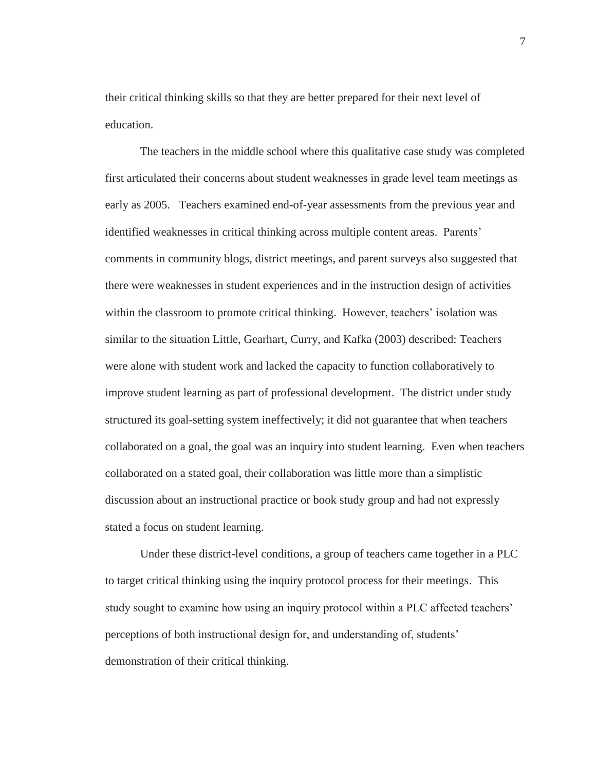their critical thinking skills so that they are better prepared for their next level of education.

The teachers in the middle school where this qualitative case study was completed first articulated their concerns about student weaknesses in grade level team meetings as early as 2005. Teachers examined end-of-year assessments from the previous year and identified weaknesses in critical thinking across multiple content areas. Parents' comments in community blogs, district meetings, and parent surveys also suggested that there were weaknesses in student experiences and in the instruction design of activities within the classroom to promote critical thinking. However, teachers' isolation was similar to the situation Little, Gearhart, Curry, and Kafka (2003) described: Teachers were alone with student work and lacked the capacity to function collaboratively to improve student learning as part of professional development. The district under study structured its goal-setting system ineffectively; it did not guarantee that when teachers collaborated on a goal, the goal was an inquiry into student learning. Even when teachers collaborated on a stated goal, their collaboration was little more than a simplistic discussion about an instructional practice or book study group and had not expressly stated a focus on student learning.

Under these district-level conditions, a group of teachers came together in a PLC to target critical thinking using the inquiry protocol process for their meetings. This study sought to examine how using an inquiry protocol within a PLC affected teachers' perceptions of both instructional design for, and understanding of, students' demonstration of their critical thinking.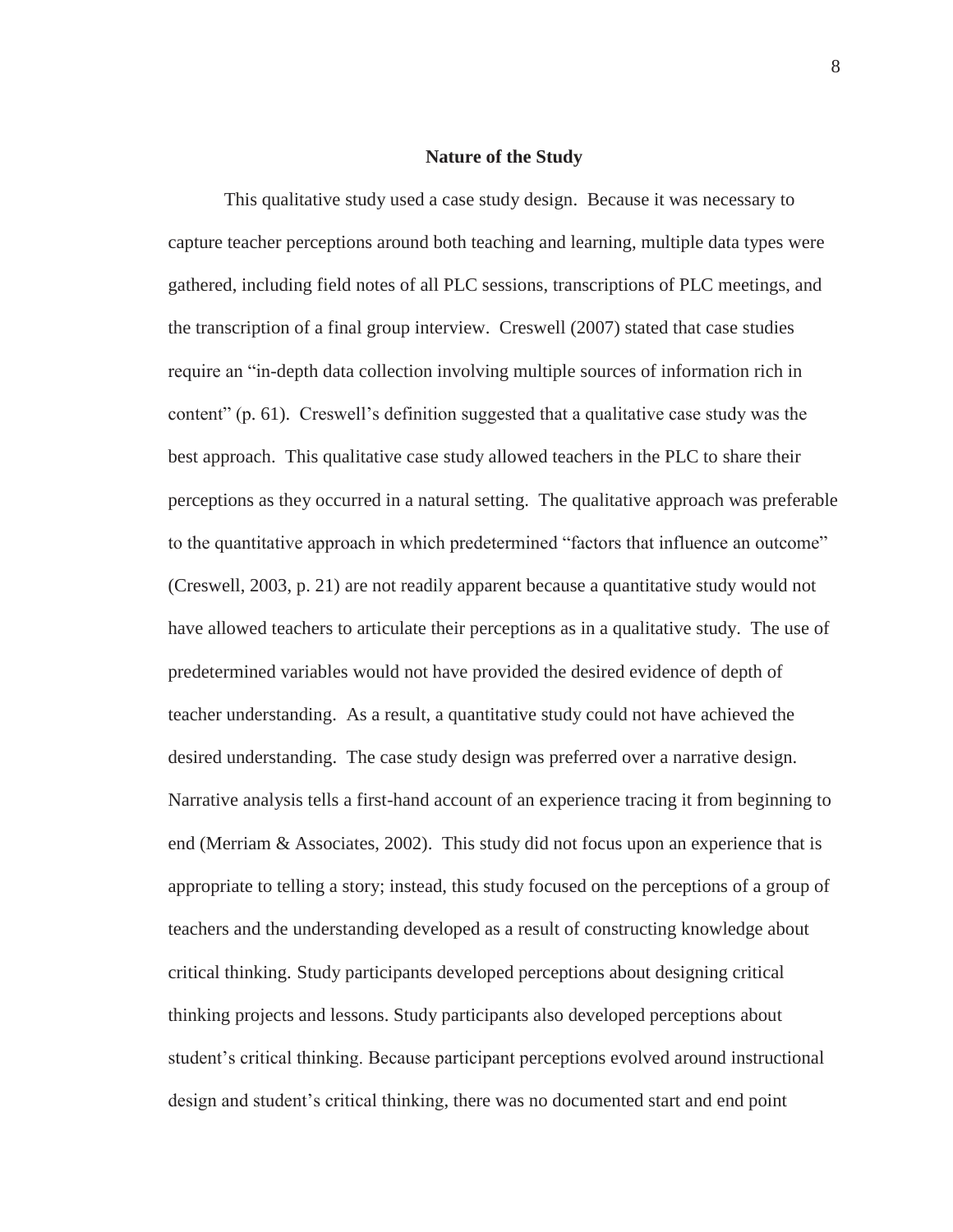## Nature of the Study

This qualitative study used a case study design. Because it was necessary to capture teacher perceptions around both teaching and learning, multiple data types were gathered, including field notes of all PLC sessions, transcriptions of PLC meetings, and the transcription of a final group interview. Creswell (2007) stated that case studies require an "in-depth data collection involving multiple sources of information rich in content" (p. 61). Creswell's definition suggested that a qualitative case study was the best approach. This qualitative case study allowed teachers in the PLC to share their perceptions as they occurred in a natural setting. The qualitative approach was preferable to the quantitative approach in which predetermined "factors that influence an outcome" (Creswell, 2003, p. 21) are not readily apparent because a quantitative study would not have allowed teachers to articulate their perceptions as in a qualitative study. The use of predetermined variables would not have provided the desired evidence of depth of teacher understanding. As a result, a quantitative study could not have achieved the desired understanding. The case study design was preferred over a narrative design. Narrative analysis tells a first-hand account of an experience tracing it from beginning to end (Merriam & Associates, 2002). This study did not focus upon an experience that is appropriate to telling a story; instead, this study focused on the perceptions of a group of teachers and the understanding developed as a result of constructing knowledge about critical thinking. Study participants developed perceptions about designing critical thinking projects and lessons. Study participants also developed perceptions about student's critical thinking. Because participant perceptions evolved around instructional design and student's critical thinking, there was no documented start and end point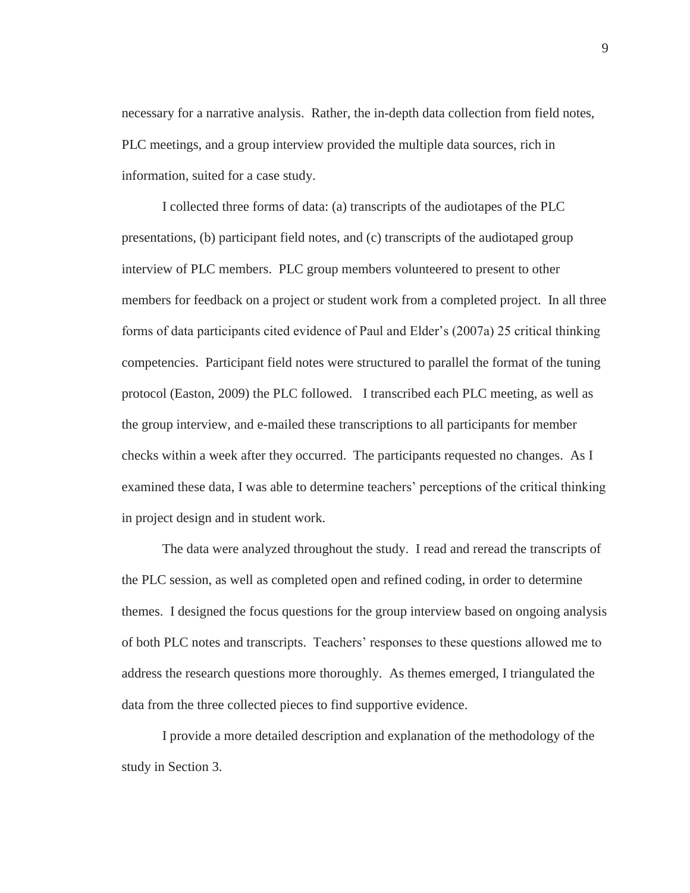necessary for a narrative analysis. Rather, the in-depth data collection from field notes, PLC meetings, and a group interview provided the multiple data sources, rich in information, suited for a case study.

I collected three forms of data: (a) transcripts of the audiotapes of the PLC presentations, (b) participant field notes, and (c) transcripts of the audiotaped group interview of PLC members. PLC group members volunteered to present to other members for feedback on a project or student work from a completed project. In all three forms of data participants cited evidence of Paul and Elder's (2007a) 25 critical thinking competencies. Participant field notes were structured to parallel the format of the tuning protocol (Easton, 2009) the PLC followed. I transcribed each PLC meeting, as well as the group interview, and e-mailed these transcriptions to all participants for member checks within a week after they occurred. The participants requested no changes. As I examined these data, I was able to determine teachers' perceptions of the critical thinking in project design and in student work.

The data were analyzed throughout the study. I read and reread the transcripts of the PLC session, as well as completed open and refined coding, in order to determine themes. I designed the focus questions for the group interview based on ongoing analysis of both PLC notes and transcripts. Teachers' responses to these questions allowed me to address the research questions more thoroughly. As themes emerged, I triangulated the data from the three collected pieces to find supportive evidence.

I provide a more detailed description and explanation of the methodology of the study in Section 3.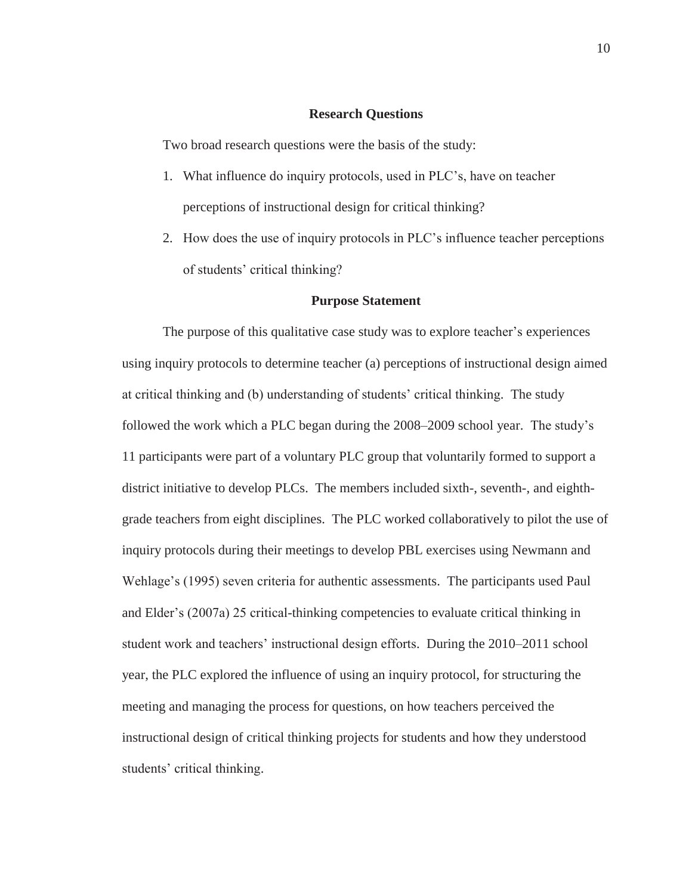## Research Questions

Two broad research questions were the basis of the study:

1. What influence do inquiry protocols, used in PLC's, have on teacher perceptions of instructional design for critical thinking?
2. How does the use of inquiry protocols in PLC's influence teacher perceptions of students' critical thinking?

## Purpose Statement

The purpose of this qualitative case study was to explore teacher's experiences using inquiry protocols to determine teacher (a) perceptions of instructional design aimed at critical thinking and (b) understanding of students' critical thinking. The study followed the work which a PLC began during the 2008–2009 school year. The study's 11 participants were part of a voluntary PLC group that voluntarily formed to support a district initiative to develop PLCs. The members included sixth-, seventh-, and eighth-grade teachers from eight disciplines. The PLC worked collaboratively to pilot the use of inquiry protocols during their meetings to develop PBL exercises using Newmann and Wehlage's (1995) seven criteria for authentic assessments. The participants used Paul and Elder's (2007a) 25 critical-thinking competencies to evaluate critical thinking in student work and teachers' instructional design efforts. During the 2010–2011 school year, the PLC explored the influence of using an inquiry protocol, for structuring the meeting and managing the process for questions, on how teachers perceived the instructional design of critical thinking projects for students and how they understood students' critical thinking.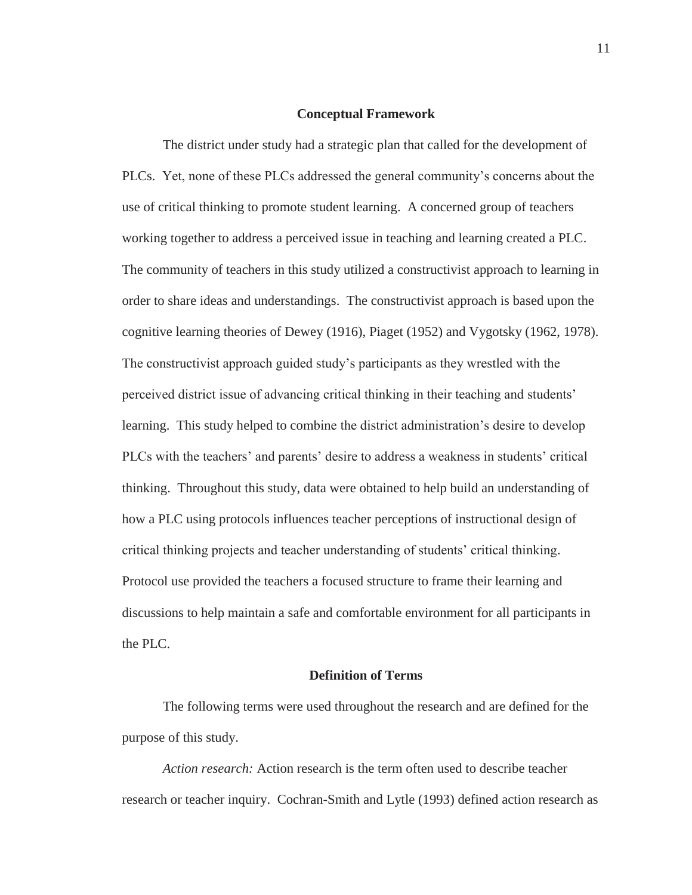## Conceptual Framework

The district under study had a strategic plan that called for the development of PLCs. Yet, none of these PLCs addressed the general community's concerns about the use of critical thinking to promote student learning. A concerned group of teachers working together to address a perceived issue in teaching and learning created a PLC. The community of teachers in this study utilized a constructivist approach to learning in order to share ideas and understandings. The constructivist approach is based upon the cognitive learning theories of Dewey (1916), Piaget (1952) and Vygotsky (1962, 1978). The constructivist approach guided study's participants as they wrestled with the perceived district issue of advancing critical thinking in their teaching and students' learning. This study helped to combine the district administration's desire to develop PLCs with the teachers' and parents' desire to address a weakness in students' critical thinking. Throughout this study, data were obtained to help build an understanding of how a PLC using protocols influences teacher perceptions of instructional design of critical thinking projects and teacher understanding of students' critical thinking. Protocol use provided the teachers a focused structure to frame their learning and discussions to help maintain a safe and comfortable environment for all participants in the PLC.

## Definition of Terms

The following terms were used throughout the research and are defined for the purpose of this study.

*Action research:* Action research is the term often used to describe teacher research or teacher inquiry. Cochran-Smith and Lytle (1993) defined action research as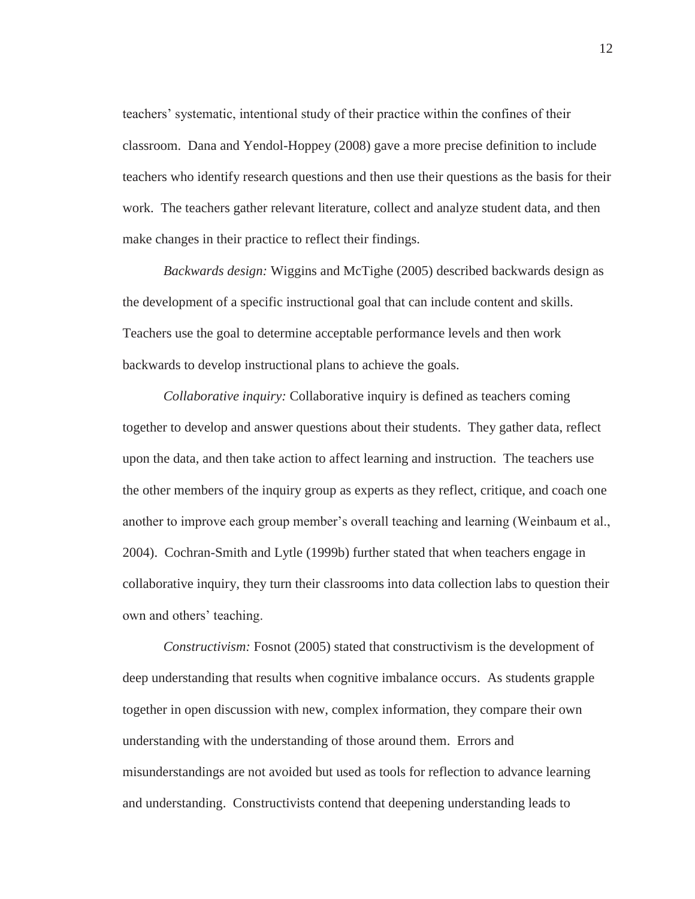teachers' systematic, intentional study of their practice within the confines of their classroom. Dana and Yendol-Hoppey (2008) gave a more precise definition to include teachers who identify research questions and then use their questions as the basis for their work. The teachers gather relevant literature, collect and analyze student data, and then make changes in their practice to reflect their findings.

*Backwards design:* Wiggins and McTighe (2005) described backwards design as the development of a specific instructional goal that can include content and skills. Teachers use the goal to determine acceptable performance levels and then work backwards to develop instructional plans to achieve the goals.

*Collaborative inquiry:* Collaborative inquiry is defined as teachers coming together to develop and answer questions about their students. They gather data, reflect upon the data, and then take action to affect learning and instruction. The teachers use the other members of the inquiry group as experts as they reflect, critique, and coach one another to improve each group member's overall teaching and learning (Weinbaum et al., 2004). Cochran-Smith and Lytle (1999b) further stated that when teachers engage in collaborative inquiry, they turn their classrooms into data collection labs to question their own and others' teaching.

*Constructivism:* Fosnot (2005) stated that constructivism is the development of deep understanding that results when cognitive imbalance occurs. As students grapple together in open discussion with new, complex information, they compare their own understanding with the understanding of those around them. Errors and misunderstandings are not avoided but used as tools for reflection to advance learning and understanding. Constructivists contend that deepening understanding leads to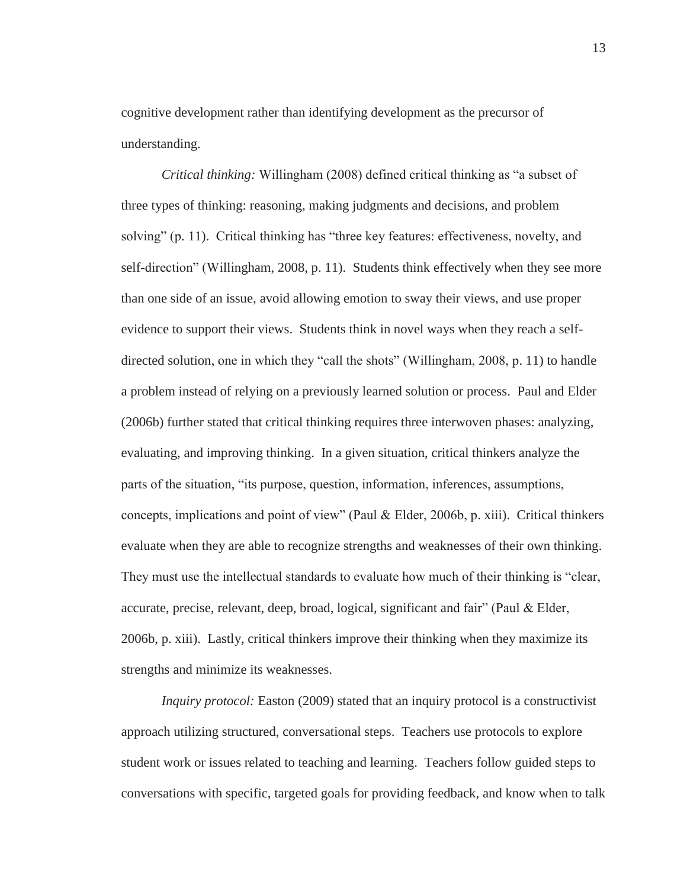cognitive development rather than identifying development as the precursor of understanding.

*Critical thinking:* Willingham (2008) defined critical thinking as "a subset of three types of thinking: reasoning, making judgments and decisions, and problem solving" (p. 11). Critical thinking has "three key features: effectiveness, novelty, and self-direction" (Willingham, 2008, p. 11). Students think effectively when they see more than one side of an issue, avoid allowing emotion to sway their views, and use proper evidence to support their views. Students think in novel ways when they reach a self-directed solution, one in which they "call the shots" (Willingham, 2008, p. 11) to handle a problem instead of relying on a previously learned solution or process. Paul and Elder (2006b) further stated that critical thinking requires three interwoven phases: analyzing, evaluating, and improving thinking. In a given situation, critical thinkers analyze the parts of the situation, "its purpose, question, information, inferences, assumptions, concepts, implications and point of view" (Paul & Elder, 2006b, p. xiii). Critical thinkers evaluate when they are able to recognize strengths and weaknesses of their own thinking. They must use the intellectual standards to evaluate how much of their thinking is "clear, accurate, precise, relevant, deep, broad, logical, significant and fair" (Paul & Elder, 2006b, p. xiii). Lastly, critical thinkers improve their thinking when they maximize its strengths and minimize its weaknesses.

*Inquiry protocol:* Easton (2009) stated that an inquiry protocol is a constructivist approach utilizing structured, conversational steps. Teachers use protocols to explore student work or issues related to teaching and learning. Teachers follow guided steps to conversations with specific, targeted goals for providing feedback, and know when to talk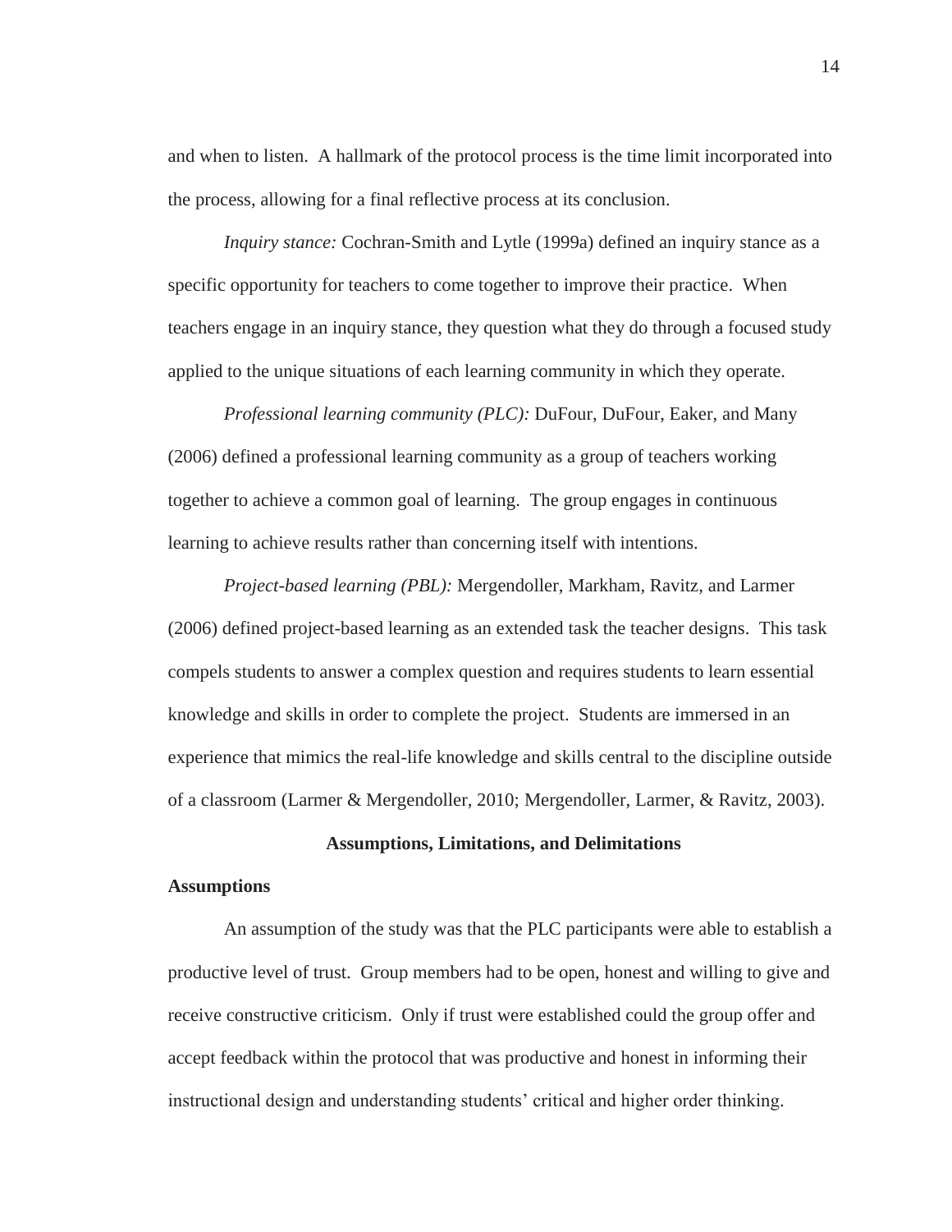and when to listen. A hallmark of the protocol process is the time limit incorporated into the process, allowing for a final reflective process at its conclusion.

*Inquiry stance:* Cochran-Smith and Lytle (1999a) defined an inquiry stance as a specific opportunity for teachers to come together to improve their practice. When teachers engage in an inquiry stance, they question what they do through a focused study applied to the unique situations of each learning community in which they operate.

*Professional learning community (PLC):* DuFour, DuFour, Eaker, and Many (2006) defined a professional learning community as a group of teachers working together to achieve a common goal of learning. The group engages in continuous learning to achieve results rather than concerning itself with intentions.

*Project-based learning (PBL):* Mergendoller, Markham, Ravitz, and Larmer (2006) defined project-based learning as an extended task the teacher designs. This task compels students to answer a complex question and requires students to learn essential knowledge and skills in order to complete the project. Students are immersed in an experience that mimics the real-life knowledge and skills central to the discipline outside of a classroom (Larmer & Mergendoller, 2010; Mergendoller, Larmer, & Ravitz, 2003).

## Assumptions, Limitations, and Delimitations

### Assumptions

An assumption of the study was that the PLC participants were able to establish a productive level of trust. Group members had to be open, honest and willing to give and receive constructive criticism. Only if trust were established could the group offer and accept feedback within the protocol that was productive and honest in informing their instructional design and understanding students' critical and higher order thinking.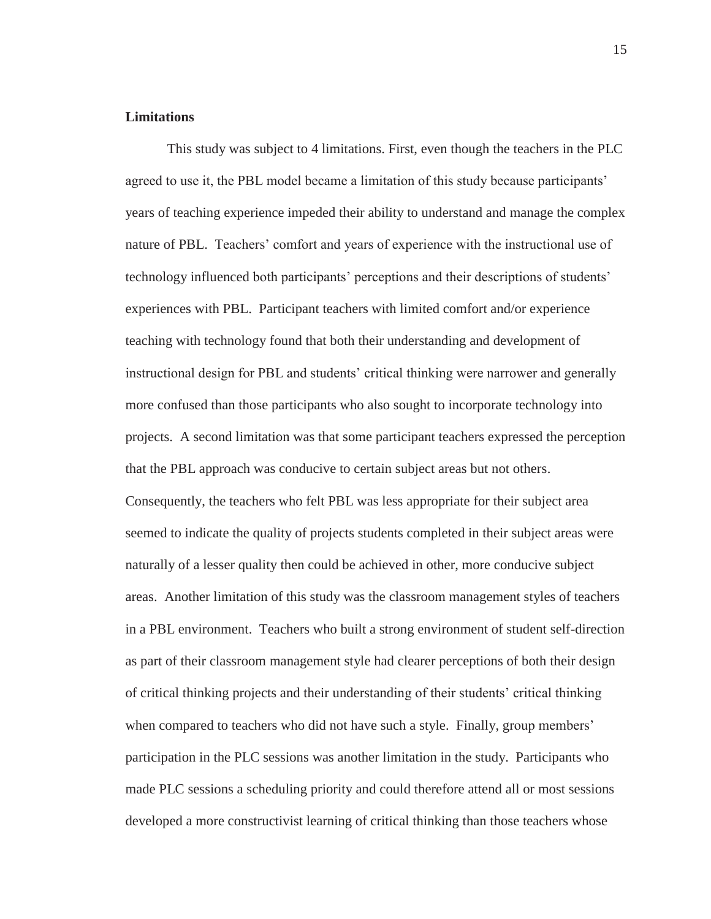**Limitations**

This study was subject to 4 limitations. First, even though the teachers in the PLC agreed to use it, the PBL model became a limitation of this study because participants' years of teaching experience impeded their ability to understand and manage the complex nature of PBL. Teachers' comfort and years of experience with the instructional use of technology influenced both participants' perceptions and their descriptions of students' experiences with PBL. Participant teachers with limited comfort and/or experience teaching with technology found that both their understanding and development of instructional design for PBL and students' critical thinking were narrower and generally more confused than those participants who also sought to incorporate technology into projects. A second limitation was that some participant teachers expressed the perception that the PBL approach was conducive to certain subject areas but not others. Consequently, the teachers who felt PBL was less appropriate for their subject area seemed to indicate the quality of projects students completed in their subject areas were naturally of a lesser quality then could be achieved in other, more conducive subject areas. Another limitation of this study was the classroom management styles of teachers in a PBL environment. Teachers who built a strong environment of student self-direction as part of their classroom management style had clearer perceptions of both their design of critical thinking projects and their understanding of their students' critical thinking when compared to teachers who did not have such a style. Finally, group members' participation in the PLC sessions was another limitation in the study. Participants who made PLC sessions a scheduling priority and could therefore attend all or most sessions developed a more constructivist learning of critical thinking than those teachers whose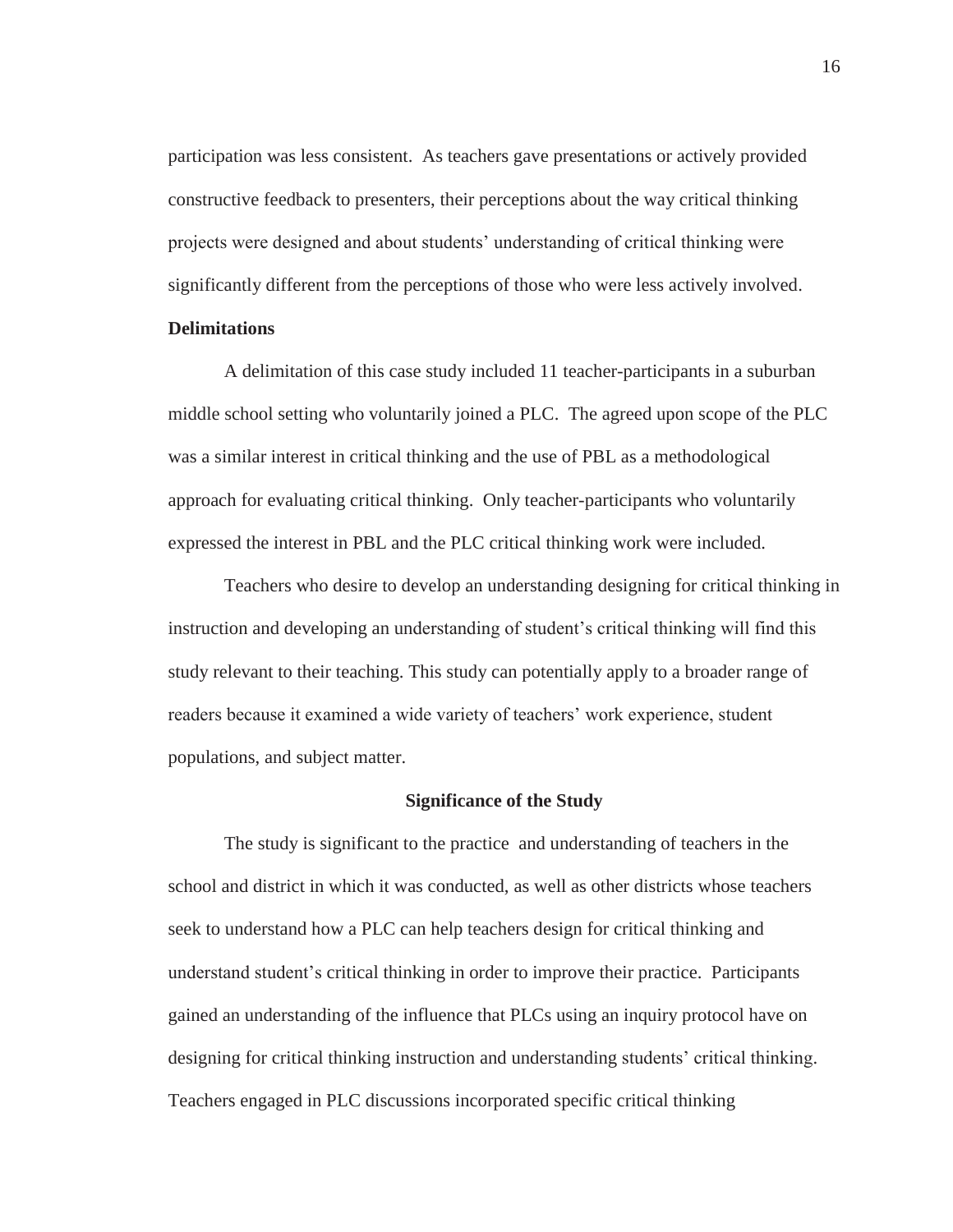participation was less consistent. As teachers gave presentations or actively provided constructive feedback to presenters, their perceptions about the way critical thinking projects were designed and about students' understanding of critical thinking were significantly different from the perceptions of those who were less actively involved.

**Delimitations**

A delimitation of this case study included 11 teacher-participants in a suburban middle school setting who voluntarily joined a PLC. The agreed upon scope of the PLC was a similar interest in critical thinking and the use of PBL as a methodological approach for evaluating critical thinking. Only teacher-participants who voluntarily expressed the interest in PBL and the PLC critical thinking work were included.

Teachers who desire to develop an understanding designing for critical thinking in instruction and developing an understanding of student's critical thinking will find this study relevant to their teaching. This study can potentially apply to a broader range of readers because it examined a wide variety of teachers' work experience, student populations, and subject matter.

## Significance of the Study

The study is significant to the practice and understanding of teachers in the school and district in which it was conducted, as well as other districts whose teachers seek to understand how a PLC can help teachers design for critical thinking and understand student's critical thinking in order to improve their practice. Participants gained an understanding of the influence that PLCs using an inquiry protocol have on designing for critical thinking instruction and understanding students' critical thinking. Teachers engaged in PLC discussions incorporated specific critical thinking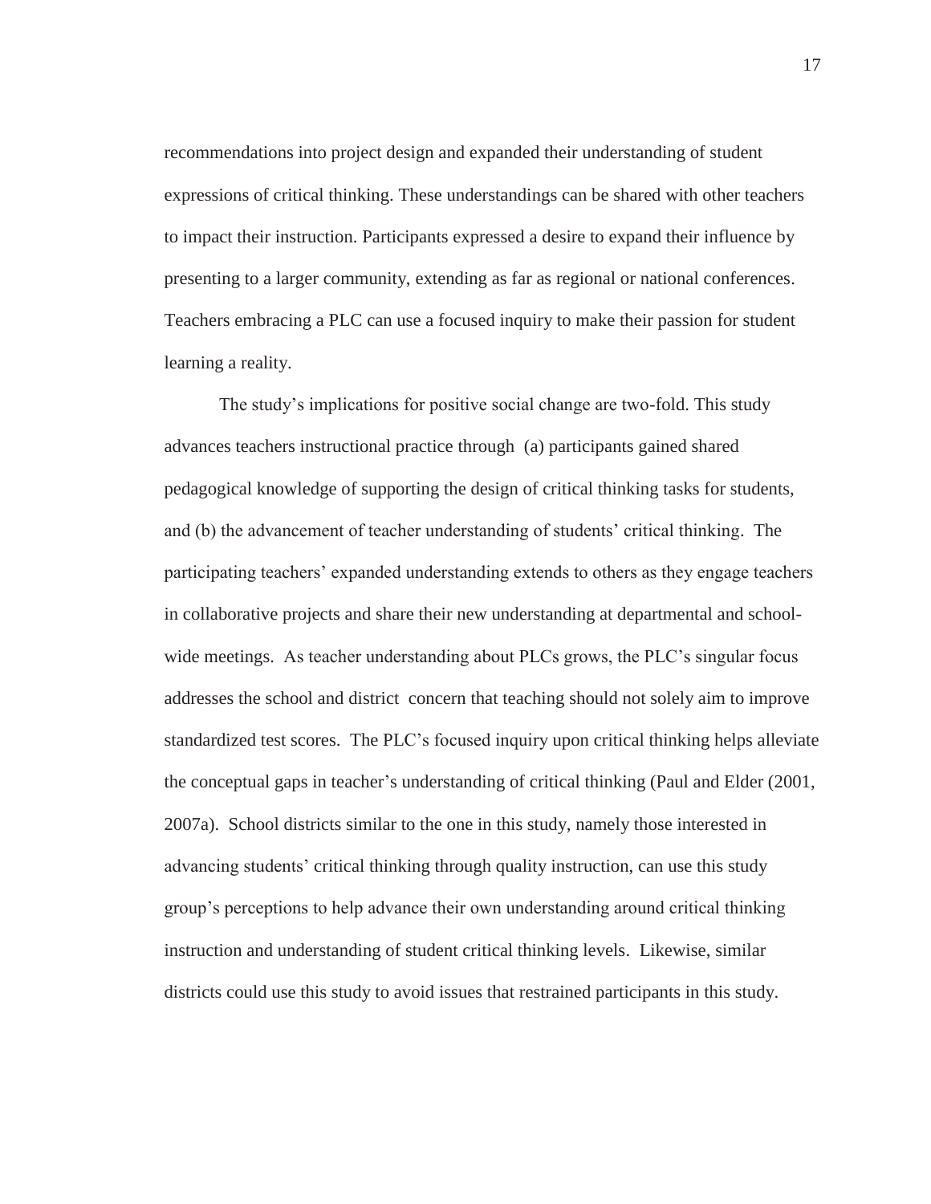recommendations into project design and expanded their understanding of student expressions of critical thinking. These understandings can be shared with other teachers to impact their instruction. Participants expressed a desire to expand their influence by presenting to a larger community, extending as far as regional or national conferences. Teachers embracing a PLC can use a focused inquiry to make their passion for student learning a reality.

The study's implications for positive social change are two-fold. This study advances teachers instructional practice through (a) participants gained shared pedagogical knowledge of supporting the design of critical thinking tasks for students, and (b) the advancement of teacher understanding of students' critical thinking. The participating teachers' expanded understanding extends to others as they engage teachers in collaborative projects and share their new understanding at departmental and school-wide meetings. As teacher understanding about PLCs grows, the PLC's singular focus addresses the school and district concern that teaching should not solely aim to improve standardized test scores. The PLC's focused inquiry upon critical thinking helps alleviate the conceptual gaps in teacher's understanding of critical thinking (Paul and Elder (2001, 2007a). School districts similar to the one in this study, namely those interested in advancing students' critical thinking through quality instruction, can use this study group's perceptions to help advance their own understanding around critical thinking instruction and understanding of student critical thinking levels. Likewise, similar districts could use this study to avoid issues that restrained participants in this study.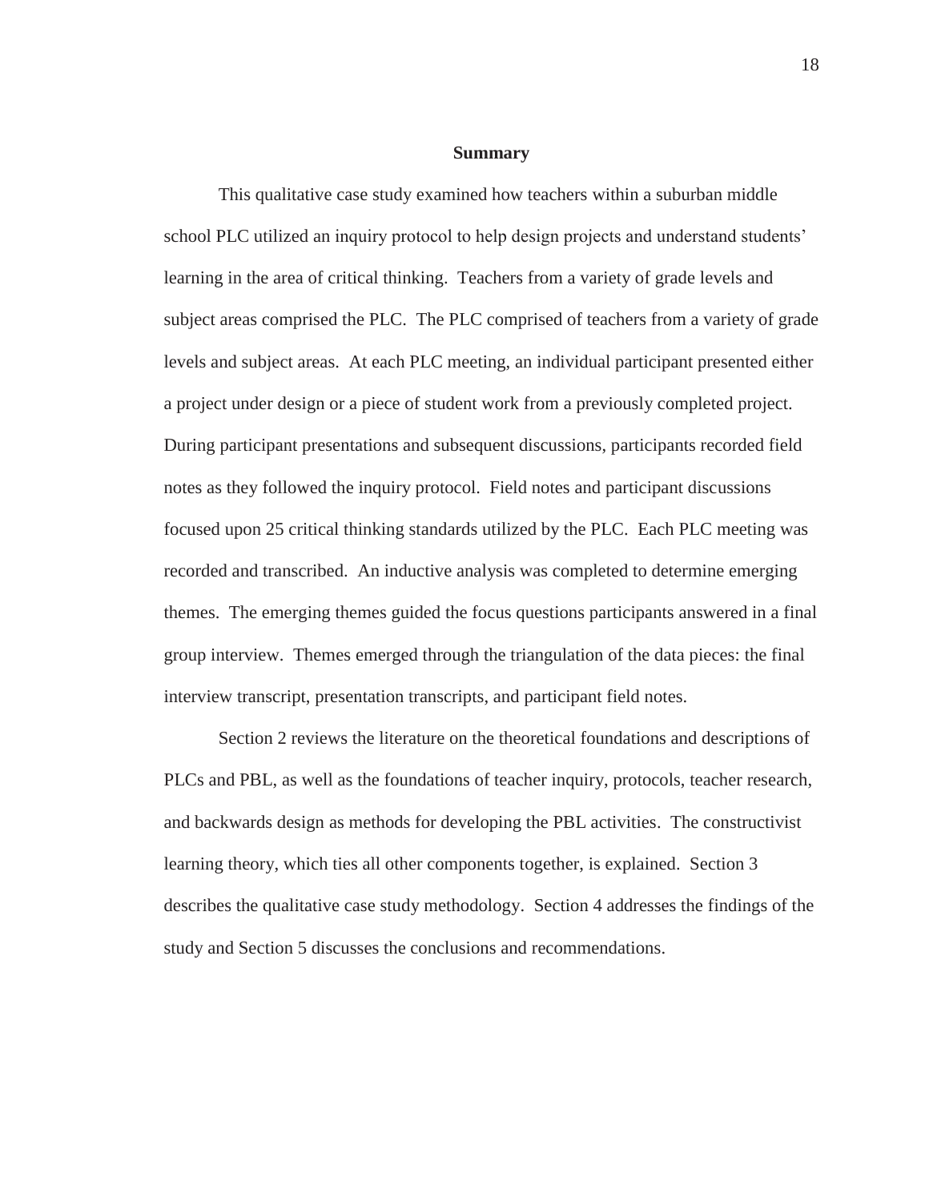## Summary

This qualitative case study examined how teachers within a suburban middle school PLC utilized an inquiry protocol to help design projects and understand students' learning in the area of critical thinking. Teachers from a variety of grade levels and subject areas comprised the PLC. The PLC comprised of teachers from a variety of grade levels and subject areas. At each PLC meeting, an individual participant presented either a project under design or a piece of student work from a previously completed project. During participant presentations and subsequent discussions, participants recorded field notes as they followed the inquiry protocol. Field notes and participant discussions focused upon 25 critical thinking standards utilized by the PLC. Each PLC meeting was recorded and transcribed. An inductive analysis was completed to determine emerging themes. The emerging themes guided the focus questions participants answered in a final group interview. Themes emerged through the triangulation of the data pieces: the final interview transcript, presentation transcripts, and participant field notes.

Section 2 reviews the literature on the theoretical foundations and descriptions of PLCs and PBL, as well as the foundations of teacher inquiry, protocols, teacher research, and backwards design as methods for developing the PBL activities. The constructivist learning theory, which ties all other components together, is explained. Section 3 describes the qualitative case study methodology. Section 4 addresses the findings of the study and Section 5 discusses the conclusions and recommendations.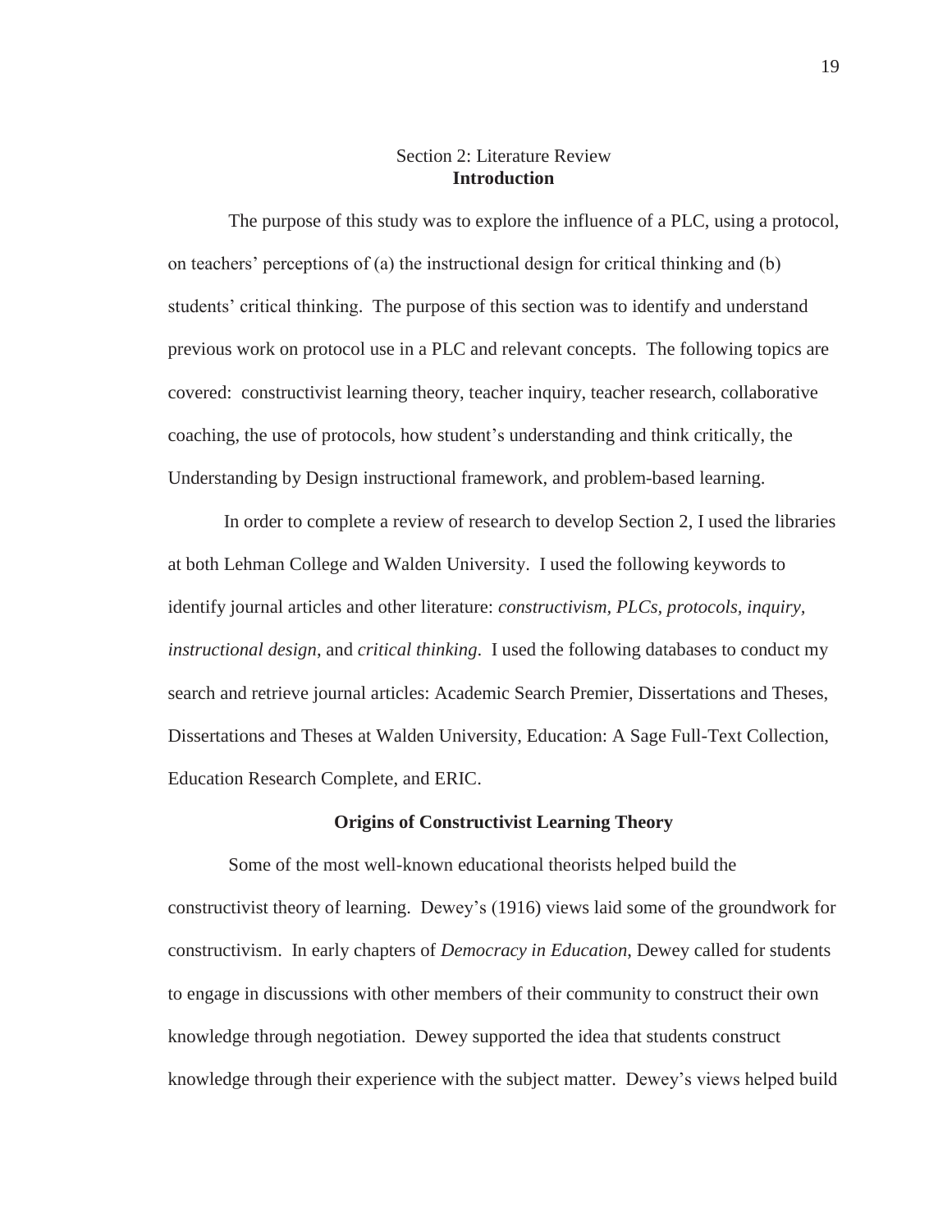## Section 2: Literature Review

### Introduction

The purpose of this study was to explore the influence of a PLC, using a protocol, on teachers' perceptions of (a) the instructional design for critical thinking and (b) students' critical thinking. The purpose of this section was to identify and understand previous work on protocol use in a PLC and relevant concepts. The following topics are covered: constructivist learning theory, teacher inquiry, teacher research, collaborative coaching, the use of protocols, how student's understanding and think critically, the Understanding by Design instructional framework, and problem-based learning.

In order to complete a review of research to develop Section 2, I used the libraries at both Lehman College and Walden University. I used the following keywords to identify journal articles and other literature: *constructivism*, *PLCs*, *protocols*, *inquiry*, *instructional design*, and *critical thinking*. I used the following databases to conduct my search and retrieve journal articles: Academic Search Premier, Dissertations and Theses, Dissertations and Theses at Walden University, Education: A Sage Full-Text Collection, Education Research Complete, and ERIC.

### Origins of Constructivist Learning Theory

Some of the most well-known educational theorists helped build the constructivist theory of learning. Dewey's (1916) views laid some of the groundwork for constructivism. In early chapters of *Democracy in Education*, Dewey called for students to engage in discussions with other members of their community to construct their own knowledge through negotiation. Dewey supported the idea that students construct knowledge through their experience with the subject matter. Dewey's views helped build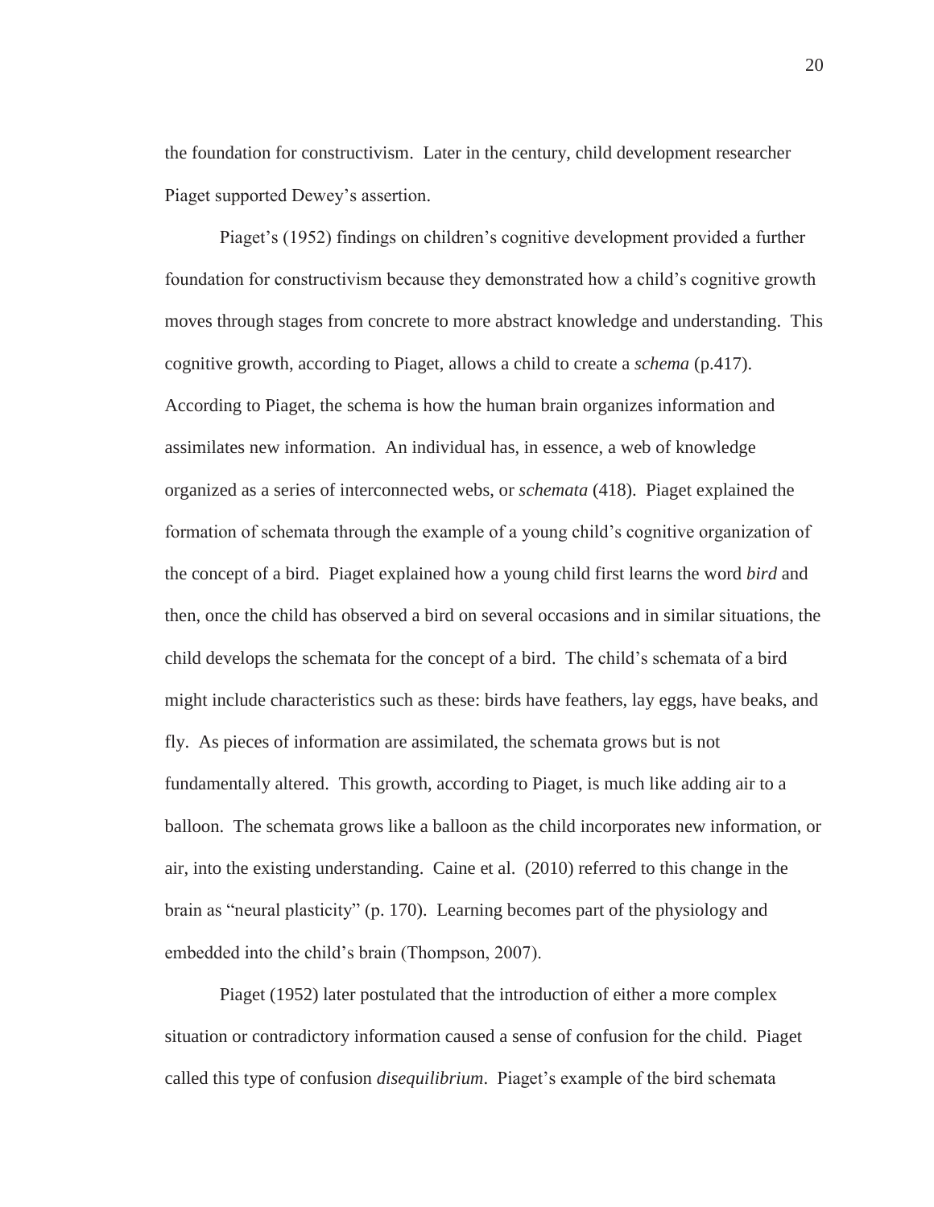the foundation for constructivism. Later in the century, child development researcher Piaget supported Dewey's assertion.

Piaget's (1952) findings on children's cognitive development provided a further foundation for constructivism because they demonstrated how a child's cognitive growth moves through stages from concrete to more abstract knowledge and understanding. This cognitive growth, according to Piaget, allows a child to create a *schema* (p.417). According to Piaget, the schema is how the human brain organizes information and assimilates new information. An individual has, in essence, a web of knowledge organized as a series of interconnected webs, or *schemata* (418). Piaget explained the formation of schemata through the example of a young child's cognitive organization of the concept of a bird. Piaget explained how a young child first learns the word *bird* and then, once the child has observed a bird on several occasions and in similar situations, the child develops the schemata for the concept of a bird. The child's schemata of a bird might include characteristics such as these: birds have feathers, lay eggs, have beaks, and fly. As pieces of information are assimilated, the schemata grows but is not fundamentally altered. This growth, according to Piaget, is much like adding air to a balloon. The schemata grows like a balloon as the child incorporates new information, or air, into the existing understanding. Caine et al. (2010) referred to this change in the brain as "neural plasticity" (p. 170). Learning becomes part of the physiology and embedded into the child's brain (Thompson, 2007).

Piaget (1952) later postulated that the introduction of either a more complex situation or contradictory information caused a sense of confusion for the child. Piaget called this type of confusion *disequilibrium*. Piaget's example of the bird schemata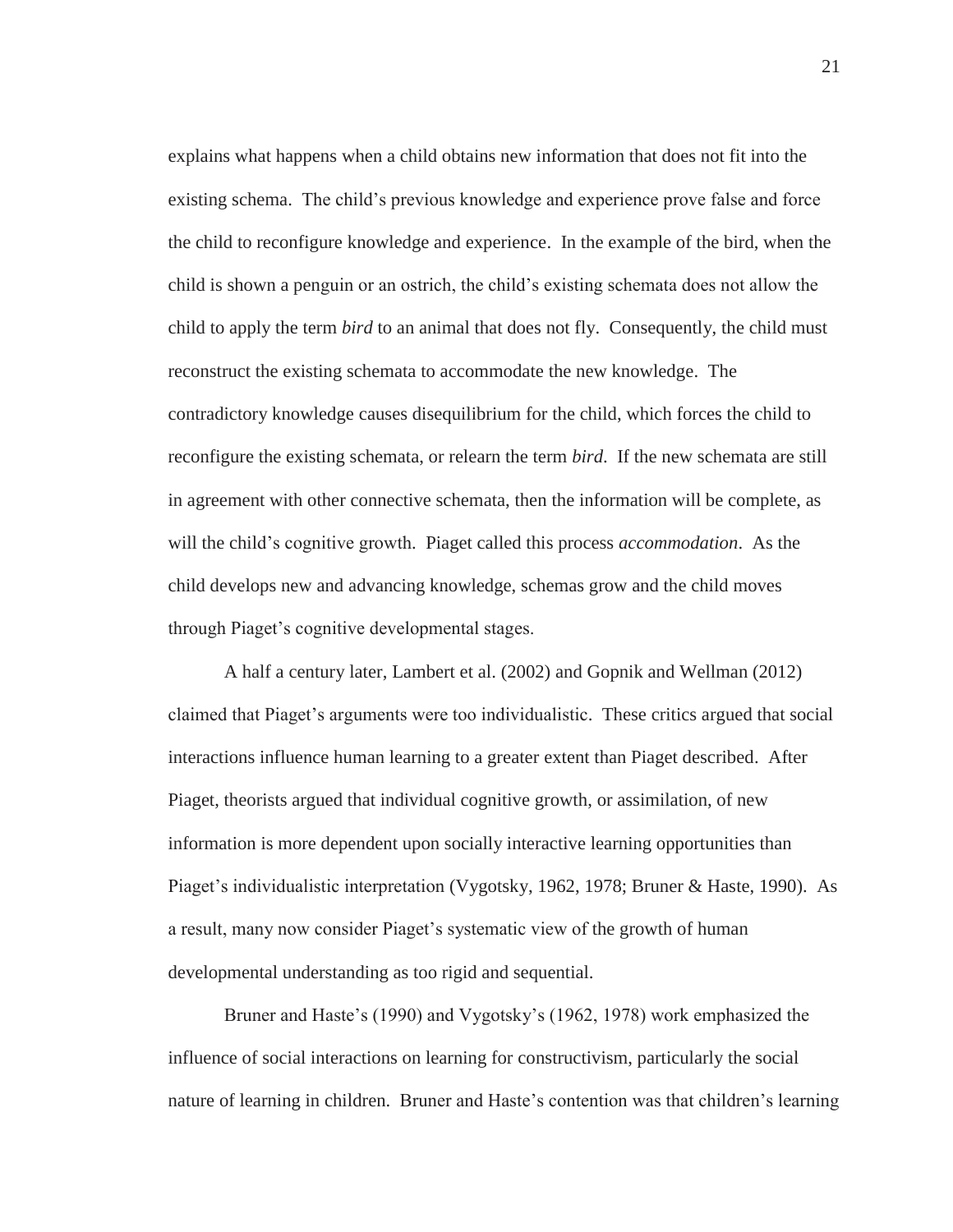explains what happens when a child obtains new information that does not fit into the existing schema. The child's previous knowledge and experience prove false and force the child to reconfigure knowledge and experience. In the example of the bird, when the child is shown a penguin or an ostrich, the child's existing schemata does not allow the child to apply the term *bird* to an animal that does not fly. Consequently, the child must reconstruct the existing schemata to accommodate the new knowledge. The contradictory knowledge causes disequilibrium for the child, which forces the child to reconfigure the existing schemata, or relearn the term *bird*. If the new schemata are still in agreement with other connective schemata, then the information will be complete, as will the child's cognitive growth. Piaget called this process *accommodation*. As the child develops new and advancing knowledge, schemas grow and the child moves through Piaget's cognitive developmental stages.

A half a century later, Lambert et al. (2002) and Gopnik and Wellman (2012) claimed that Piaget's arguments were too individualistic. These critics argued that social interactions influence human learning to a greater extent than Piaget described. After Piaget, theorists argued that individual cognitive growth, or assimilation, of new information is more dependent upon socially interactive learning opportunities than Piaget's individualistic interpretation (Vygotsky, 1962, 1978; Bruner & Haste, 1990). As a result, many now consider Piaget's systematic view of the growth of human developmental understanding as too rigid and sequential.

Bruner and Haste's (1990) and Vygotsky's (1962, 1978) work emphasized the influence of social interactions on learning for constructivism, particularly the social nature of learning in children. Bruner and Haste's contention was that children's learning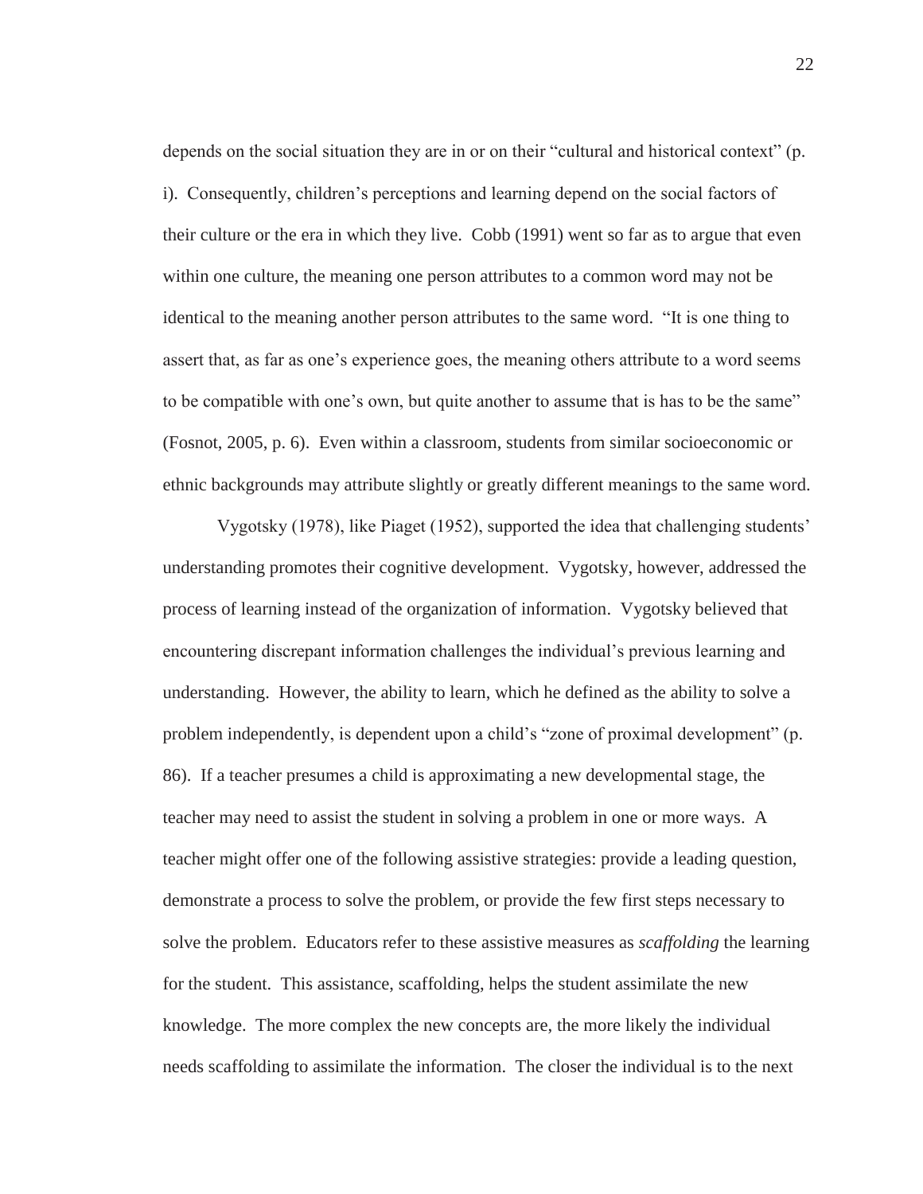depends on the social situation they are in or on their "cultural and historical context" (p. i). Consequently, children's perceptions and learning depend on the social factors of their culture or the era in which they live. Cobb (1991) went so far as to argue that even within one culture, the meaning one person attributes to a common word may not be identical to the meaning another person attributes to the same word. "It is one thing to assert that, as far as one's experience goes, the meaning others attribute to a word seems to be compatible with one's own, but quite another to assume that is has to be the same" (Fosnot, 2005, p. 6). Even within a classroom, students from similar socioeconomic or ethnic backgrounds may attribute slightly or greatly different meanings to the same word.

Vygotsky (1978), like Piaget (1952), supported the idea that challenging students' understanding promotes their cognitive development. Vygotsky, however, addressed the process of learning instead of the organization of information. Vygotsky believed that encountering discrepant information challenges the individual's previous learning and understanding. However, the ability to learn, which he defined as the ability to solve a problem independently, is dependent upon a child's "zone of proximal development" (p. 86). If a teacher presumes a child is approximating a new developmental stage, the teacher may need to assist the student in solving a problem in one or more ways. A teacher might offer one of the following assistive strategies: provide a leading question, demonstrate a process to solve the problem, or provide the few first steps necessary to solve the problem. Educators refer to these assistive measures as *scaffolding* the learning for the student. This assistance, scaffolding, helps the student assimilate the new knowledge. The more complex the new concepts are, the more likely the individual needs scaffolding to assimilate the information. The closer the individual is to the next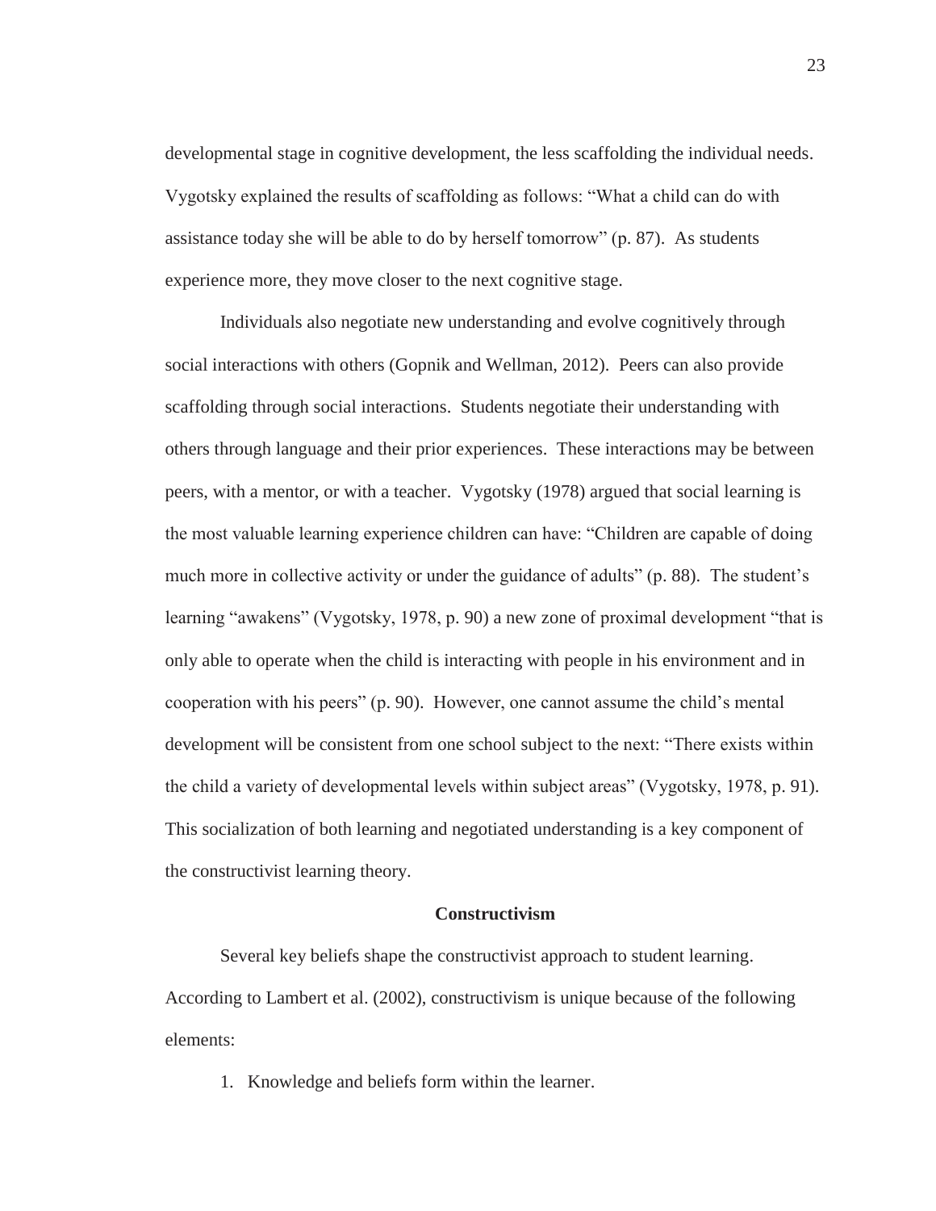developmental stage in cognitive development, the less scaffolding the individual needs. Vygotsky explained the results of scaffolding as follows: "What a child can do with assistance today she will be able to do by herself tomorrow" (p. 87). As students experience more, they move closer to the next cognitive stage.

Individuals also negotiate new understanding and evolve cognitively through social interactions with others (Gopnik and Wellman, 2012). Peers can also provide scaffolding through social interactions. Students negotiate their understanding with others through language and their prior experiences. These interactions may be between peers, with a mentor, or with a teacher. Vygotsky (1978) argued that social learning is the most valuable learning experience children can have: "Children are capable of doing much more in collective activity or under the guidance of adults" (p. 88). The student's learning "awakens" (Vygotsky, 1978, p. 90) a new zone of proximal development "that is only able to operate when the child is interacting with people in his environment and in cooperation with his peers" (p. 90). However, one cannot assume the child's mental development will be consistent from one school subject to the next: "There exists within the child a variety of developmental levels within subject areas" (Vygotsky, 1978, p. 91). This socialization of both learning and negotiated understanding is a key component of the constructivist learning theory.

## Constructivism

Several key beliefs shape the constructivist approach to student learning. According to Lambert et al. (2002), constructivism is unique because of the following elements:

1. Knowledge and beliefs form within the learner.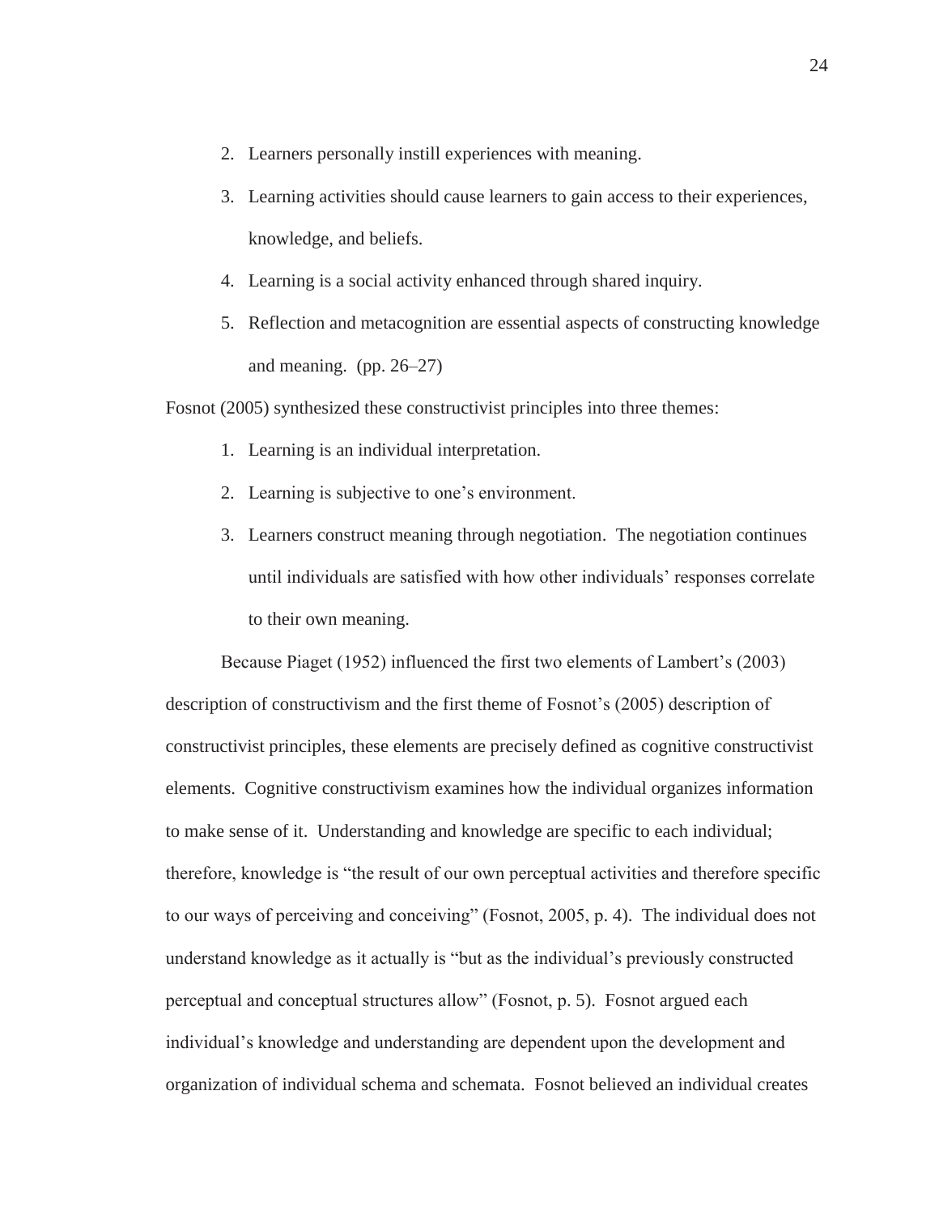2. Learners personally instill experiences with meaning.
3. Learning activities should cause learners to gain access to their experiences, knowledge, and beliefs.
4. Learning is a social activity enhanced through shared inquiry.
5. Reflection and metacognition are essential aspects of constructing knowledge and meaning. (pp. 26–27)

Fosnot (2005) synthesized these constructivist principles into three themes:

1. Learning is an individual interpretation.
2. Learning is subjective to one's environment.
3. Learners construct meaning through negotiation. The negotiation continues until individuals are satisfied with how other individuals' responses correlate to their own meaning.

Because Piaget (1952) influenced the first two elements of Lambert's (2003) description of constructivism and the first theme of Fosnot's (2005) description of constructivist principles, these elements are precisely defined as cognitive constructivist elements. Cognitive constructivism examines how the individual organizes information to make sense of it. Understanding and knowledge are specific to each individual; therefore, knowledge is "the result of our own perceptual activities and therefore specific to our ways of perceiving and conceiving" (Fosnot, 2005, p. 4). The individual does not understand knowledge as it actually is "but as the individual's previously constructed perceptual and conceptual structures allow" (Fosnot, p. 5). Fosnot argued each individual's knowledge and understanding are dependent upon the development and organization of individual schema and schemata. Fosnot believed an individual creates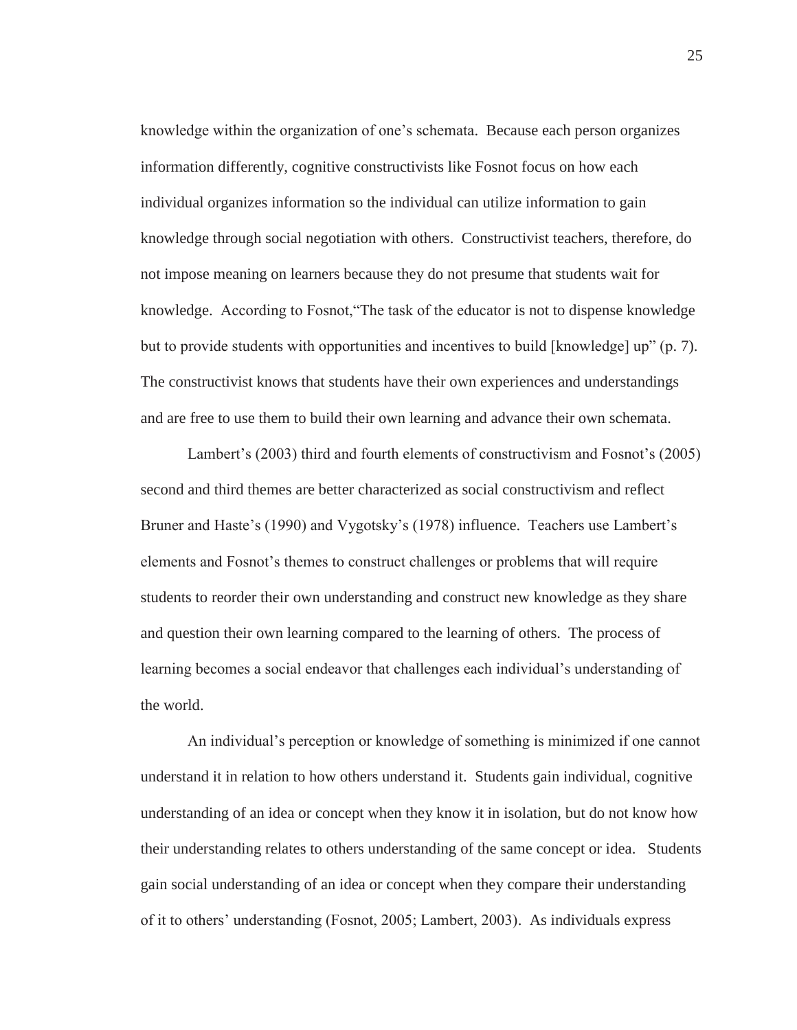knowledge within the organization of one's schemata. Because each person organizes information differently, cognitive constructivists like Fosnot focus on how each individual organizes information so the individual can utilize information to gain knowledge through social negotiation with others. Constructivist teachers, therefore, do not impose meaning on learners because they do not presume that students wait for knowledge. According to Fosnot,"The task of the educator is not to dispense knowledge but to provide students with opportunities and incentives to build [knowledge] up" (p. 7). The constructivist knows that students have their own experiences and understandings and are free to use them to build their own learning and advance their own schemata.

Lambert's (2003) third and fourth elements of constructivism and Fosnot's (2005) second and third themes are better characterized as social constructivism and reflect Bruner and Haste's (1990) and Vygotsky's (1978) influence. Teachers use Lambert's elements and Fosnot's themes to construct challenges or problems that will require students to reorder their own understanding and construct new knowledge as they share and question their own learning compared to the learning of others. The process of learning becomes a social endeavor that challenges each individual's understanding of the world.

An individual's perception or knowledge of something is minimized if one cannot understand it in relation to how others understand it. Students gain individual, cognitive understanding of an idea or concept when they know it in isolation, but do not know how their understanding relates to others understanding of the same concept or idea. Students gain social understanding of an idea or concept when they compare their understanding of it to others' understanding (Fosnot, 2005; Lambert, 2003). As individuals express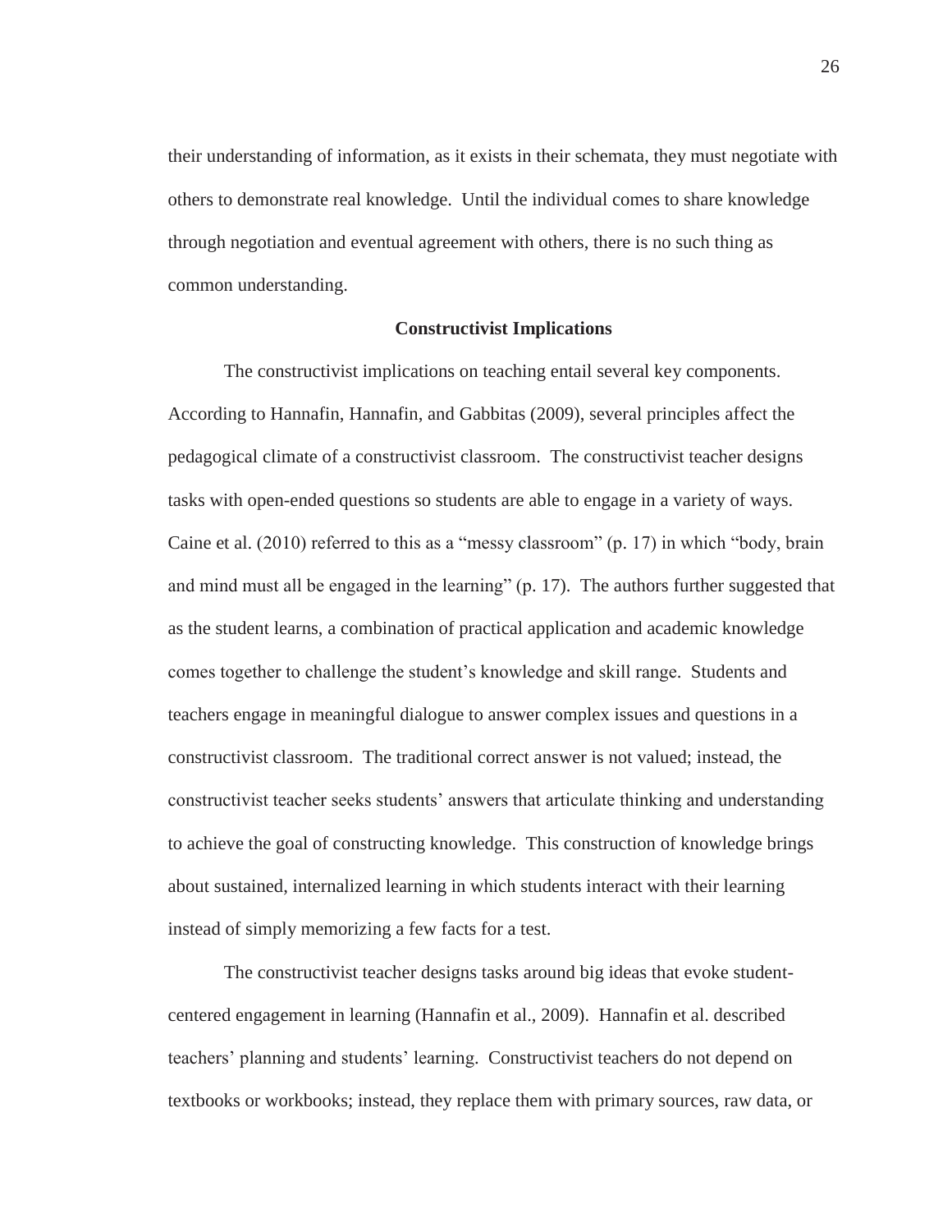their understanding of information, as it exists in their schemata, they must negotiate with others to demonstrate real knowledge. Until the individual comes to share knowledge through negotiation and eventual agreement with others, there is no such thing as common understanding.

## Constructivist Implications

The constructivist implications on teaching entail several key components. According to Hannafin, Hannafin, and Gabbitas (2009), several principles affect the pedagogical climate of a constructivist classroom. The constructivist teacher designs tasks with open-ended questions so students are able to engage in a variety of ways. Caine et al. (2010) referred to this as a "messy classroom" (p. 17) in which "body, brain and mind must all be engaged in the learning" (p. 17). The authors further suggested that as the student learns, a combination of practical application and academic knowledge comes together to challenge the student's knowledge and skill range. Students and teachers engage in meaningful dialogue to answer complex issues and questions in a constructivist classroom. The traditional correct answer is not valued; instead, the constructivist teacher seeks students' answers that articulate thinking and understanding to achieve the goal of constructing knowledge. This construction of knowledge brings about sustained, internalized learning in which students interact with their learning instead of simply memorizing a few facts for a test.

The constructivist teacher designs tasks around big ideas that evoke student-centered engagement in learning (Hannafin et al., 2009). Hannafin et al. described teachers' planning and students' learning. Constructivist teachers do not depend on textbooks or workbooks; instead, they replace them with primary sources, raw data, or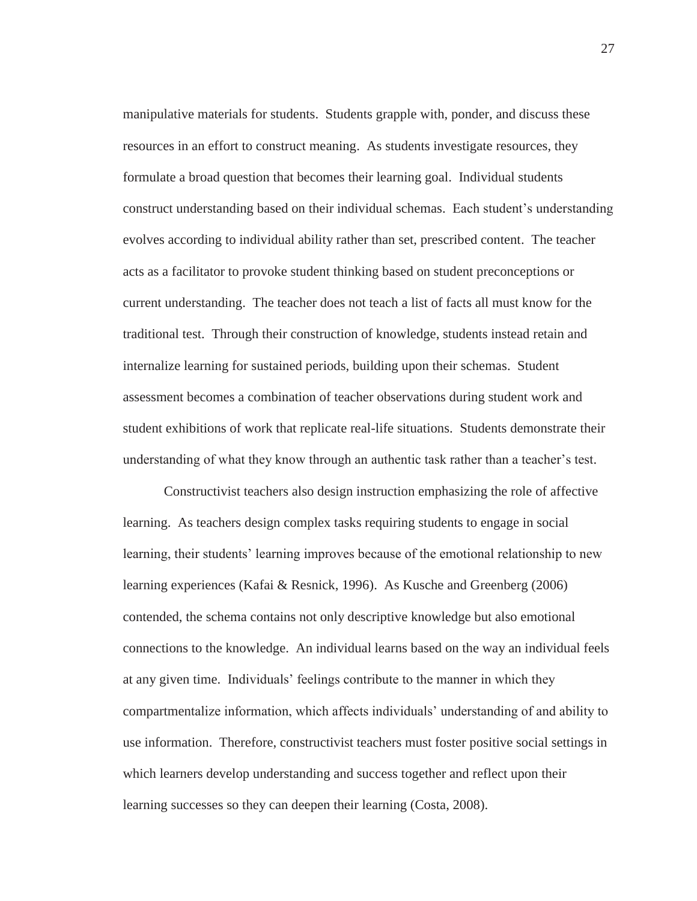manipulative materials for students. Students grapple with, ponder, and discuss these resources in an effort to construct meaning. As students investigate resources, they formulate a broad question that becomes their learning goal. Individual students construct understanding based on their individual schemas. Each student's understanding evolves according to individual ability rather than set, prescribed content. The teacher acts as a facilitator to provoke student thinking based on student preconceptions or current understanding. The teacher does not teach a list of facts all must know for the traditional test. Through their construction of knowledge, students instead retain and internalize learning for sustained periods, building upon their schemas. Student assessment becomes a combination of teacher observations during student work and student exhibitions of work that replicate real-life situations. Students demonstrate their understanding of what they know through an authentic task rather than a teacher's test.

Constructivist teachers also design instruction emphasizing the role of affective learning. As teachers design complex tasks requiring students to engage in social learning, their students' learning improves because of the emotional relationship to new learning experiences (Kafai & Resnick, 1996). As Kusche and Greenberg (2006) contended, the schema contains not only descriptive knowledge but also emotional connections to the knowledge. An individual learns based on the way an individual feels at any given time. Individuals' feelings contribute to the manner in which they compartmentalize information, which affects individuals' understanding of and ability to use information. Therefore, constructivist teachers must foster positive social settings in which learners develop understanding and success together and reflect upon their learning successes so they can deepen their learning (Costa, 2008).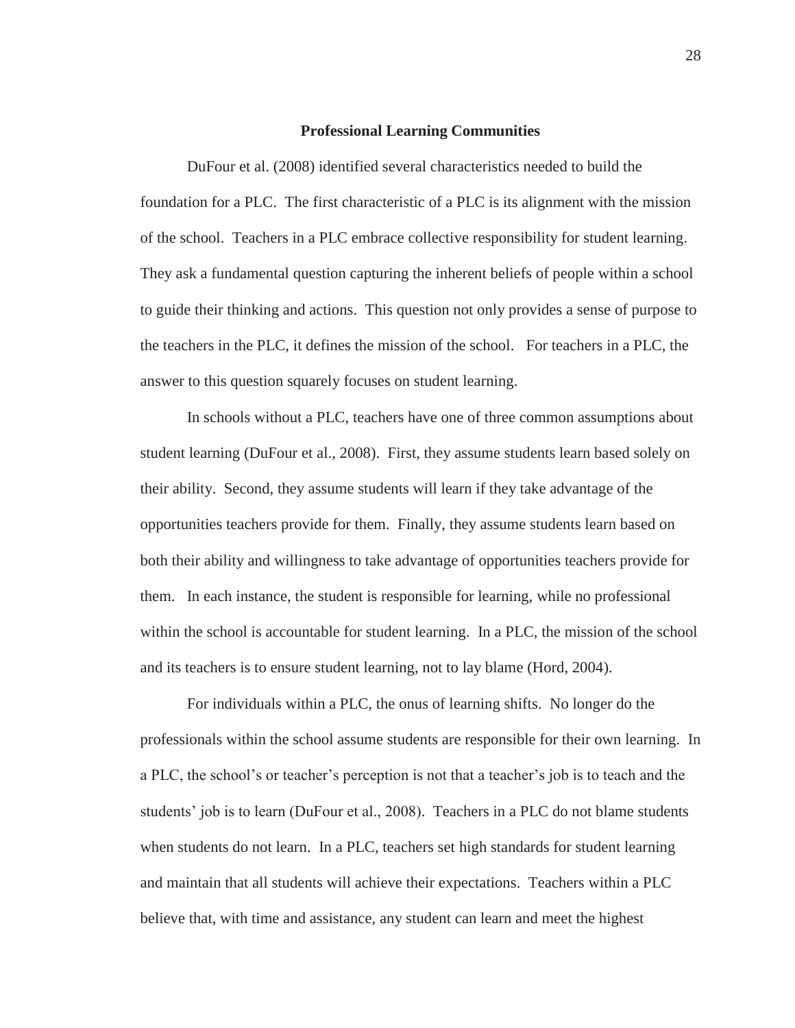## Professional Learning Communities

DuFour et al. (2008) identified several characteristics needed to build the foundation for a PLC. The first characteristic of a PLC is its alignment with the mission of the school. Teachers in a PLC embrace collective responsibility for student learning. They ask a fundamental question capturing the inherent beliefs of people within a school to guide their thinking and actions. This question not only provides a sense of purpose to the teachers in the PLC, it defines the mission of the school. For teachers in a PLC, the answer to this question squarely focuses on student learning.

In schools without a PLC, teachers have one of three common assumptions about student learning (DuFour et al., 2008). First, they assume students learn based solely on their ability. Second, they assume students will learn if they take advantage of the opportunities teachers provide for them. Finally, they assume students learn based on both their ability and willingness to take advantage of opportunities teachers provide for them. In each instance, the student is responsible for learning, while no professional within the school is accountable for student learning. In a PLC, the mission of the school and its teachers is to ensure student learning, not to lay blame (Hord, 2004).

For individuals within a PLC, the onus of learning shifts. No longer do the professionals within the school assume students are responsible for their own learning. In a PLC, the school's or teacher's perception is not that a teacher's job is to teach and the students' job is to learn (DuFour et al., 2008). Teachers in a PLC do not blame students when students do not learn. In a PLC, teachers set high standards for student learning and maintain that all students will achieve their expectations. Teachers within a PLC believe that, with time and assistance, any student can learn and meet the highest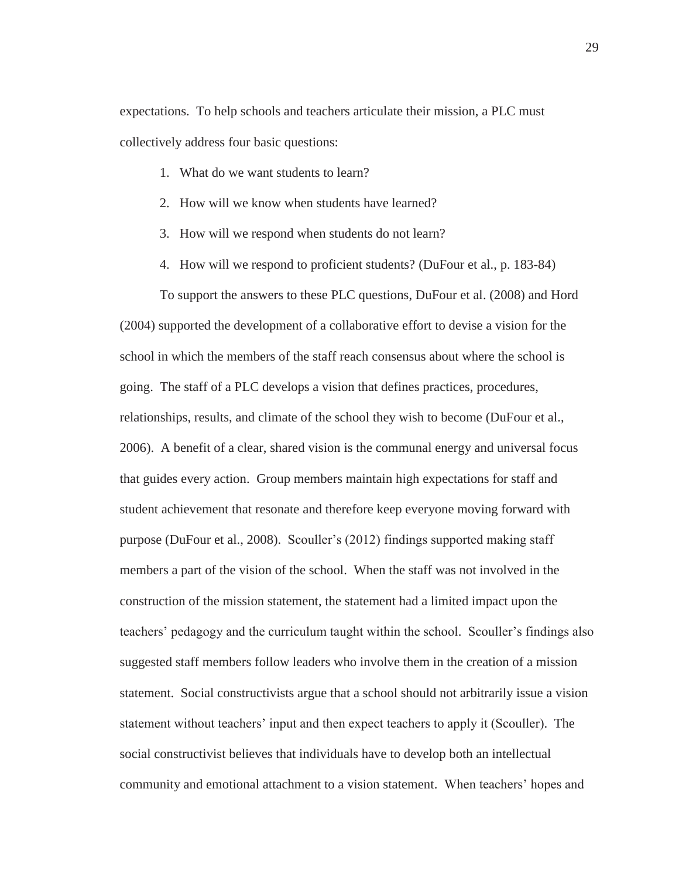expectations. To help schools and teachers articulate their mission, a PLC must collectively address four basic questions:

1. What do we want students to learn?
2. How will we know when students have learned?
3. How will we respond when students do not learn?
4. How will we respond to proficient students? (DuFour et al., p. 183-84)

To support the answers to these PLC questions, DuFour et al. (2008) and Hord (2004) supported the development of a collaborative effort to devise a vision for the school in which the members of the staff reach consensus about where the school is going. The staff of a PLC develops a vision that defines practices, procedures, relationships, results, and climate of the school they wish to become (DuFour et al., 2006). A benefit of a clear, shared vision is the communal energy and universal focus that guides every action. Group members maintain high expectations for staff and student achievement that resonate and therefore keep everyone moving forward with purpose (DuFour et al., 2008). Scouller's (2012) findings supported making staff members a part of the vision of the school. When the staff was not involved in the construction of the mission statement, the statement had a limited impact upon the teachers' pedagogy and the curriculum taught within the school. Scouller's findings also suggested staff members follow leaders who involve them in the creation of a mission statement. Social constructivists argue that a school should not arbitrarily issue a vision statement without teachers' input and then expect teachers to apply it (Scouller). The social constructivist believes that individuals have to develop both an intellectual community and emotional attachment to a vision statement. When teachers' hopes and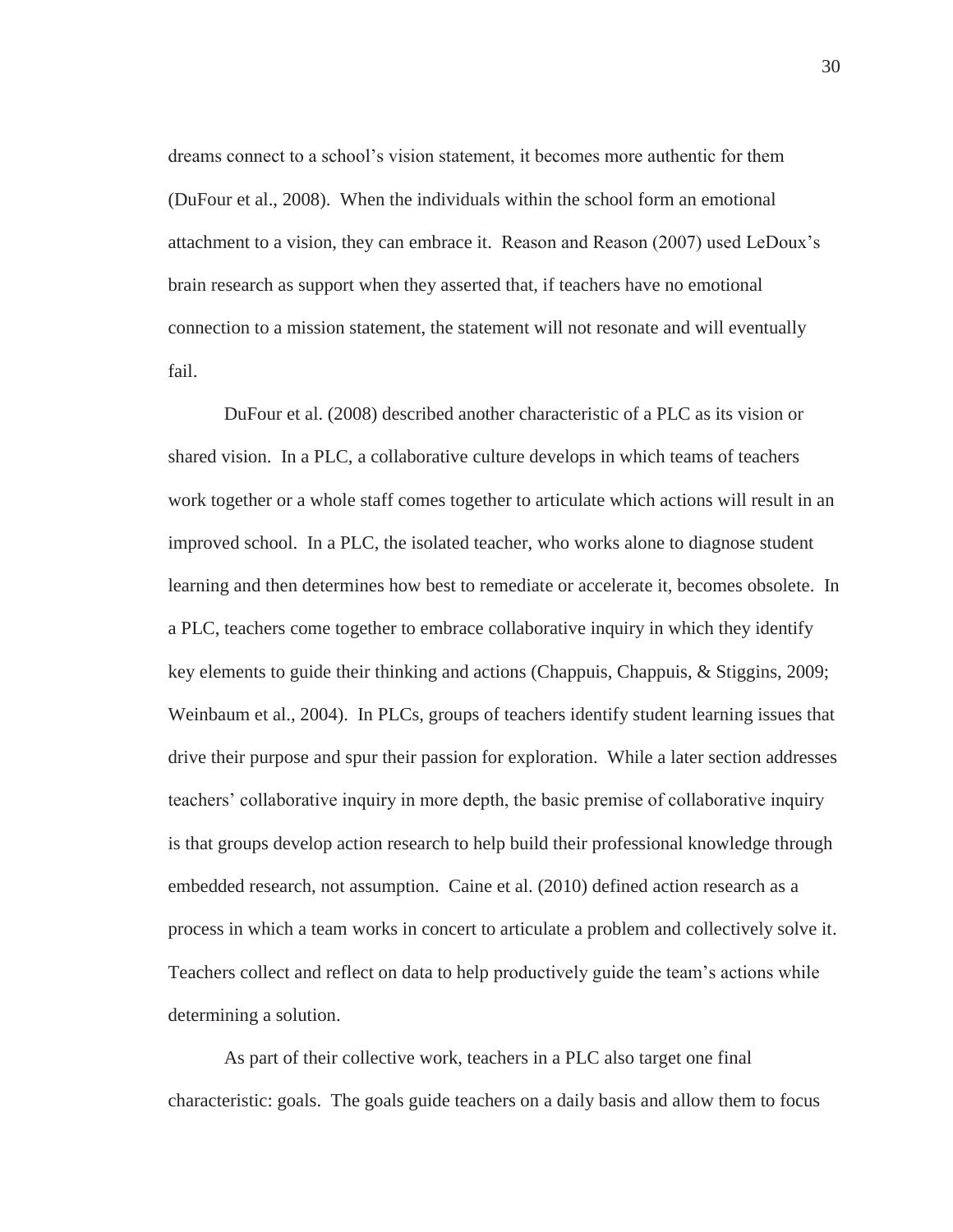dreams connect to a school's vision statement, it becomes more authentic for them (DuFour et al., 2008). When the individuals within the school form an emotional attachment to a vision, they can embrace it. Reason and Reason (2007) used LeDoux's brain research as support when they asserted that, if teachers have no emotional connection to a mission statement, the statement will not resonate and will eventually fail.

DuFour et al. (2008) described another characteristic of a PLC as its vision or shared vision. In a PLC, a collaborative culture develops in which teams of teachers work together or a whole staff comes together to articulate which actions will result in an improved school. In a PLC, the isolated teacher, who works alone to diagnose student learning and then determines how best to remediate or accelerate it, becomes obsolete. In a PLC, teachers come together to embrace collaborative inquiry in which they identify key elements to guide their thinking and actions (Chappuis, Chappuis, & Stiggins, 2009; Weinbaum et al., 2004). In PLCs, groups of teachers identify student learning issues that drive their purpose and spur their passion for exploration. While a later section addresses teachers' collaborative inquiry in more depth, the basic premise of collaborative inquiry is that groups develop action research to help build their professional knowledge through embedded research, not assumption. Caine et al. (2010) defined action research as a process in which a team works in concert to articulate a problem and collectively solve it. Teachers collect and reflect on data to help productively guide the team's actions while determining a solution.

As part of their collective work, teachers in a PLC also target one final characteristic: goals. The goals guide teachers on a daily basis and allow them to focus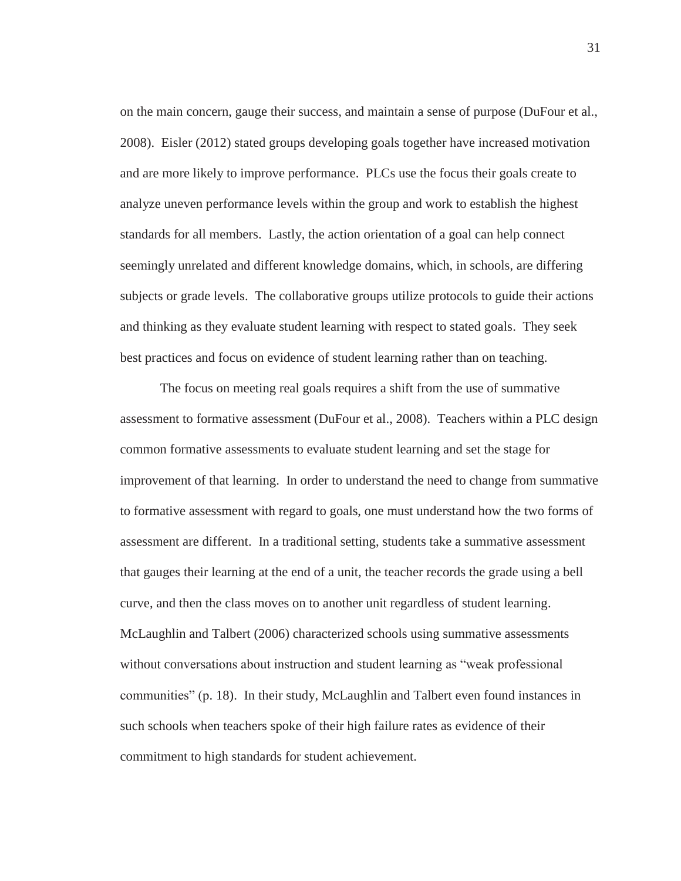on the main concern, gauge their success, and maintain a sense of purpose (DuFour et al., 2008). Eisler (2012) stated groups developing goals together have increased motivation and are more likely to improve performance. PLCs use the focus their goals create to analyze uneven performance levels within the group and work to establish the highest standards for all members. Lastly, the action orientation of a goal can help connect seemingly unrelated and different knowledge domains, which, in schools, are differing subjects or grade levels. The collaborative groups utilize protocols to guide their actions and thinking as they evaluate student learning with respect to stated goals. They seek best practices and focus on evidence of student learning rather than on teaching.

The focus on meeting real goals requires a shift from the use of summative assessment to formative assessment (DuFour et al., 2008). Teachers within a PLC design common formative assessments to evaluate student learning and set the stage for improvement of that learning. In order to understand the need to change from summative to formative assessment with regard to goals, one must understand how the two forms of assessment are different. In a traditional setting, students take a summative assessment that gauges their learning at the end of a unit, the teacher records the grade using a bell curve, and then the class moves on to another unit regardless of student learning. McLaughlin and Talbert (2006) characterized schools using summative assessments without conversations about instruction and student learning as "weak professional communities" (p. 18). In their study, McLaughlin and Talbert even found instances in such schools when teachers spoke of their high failure rates as evidence of their commitment to high standards for student achievement.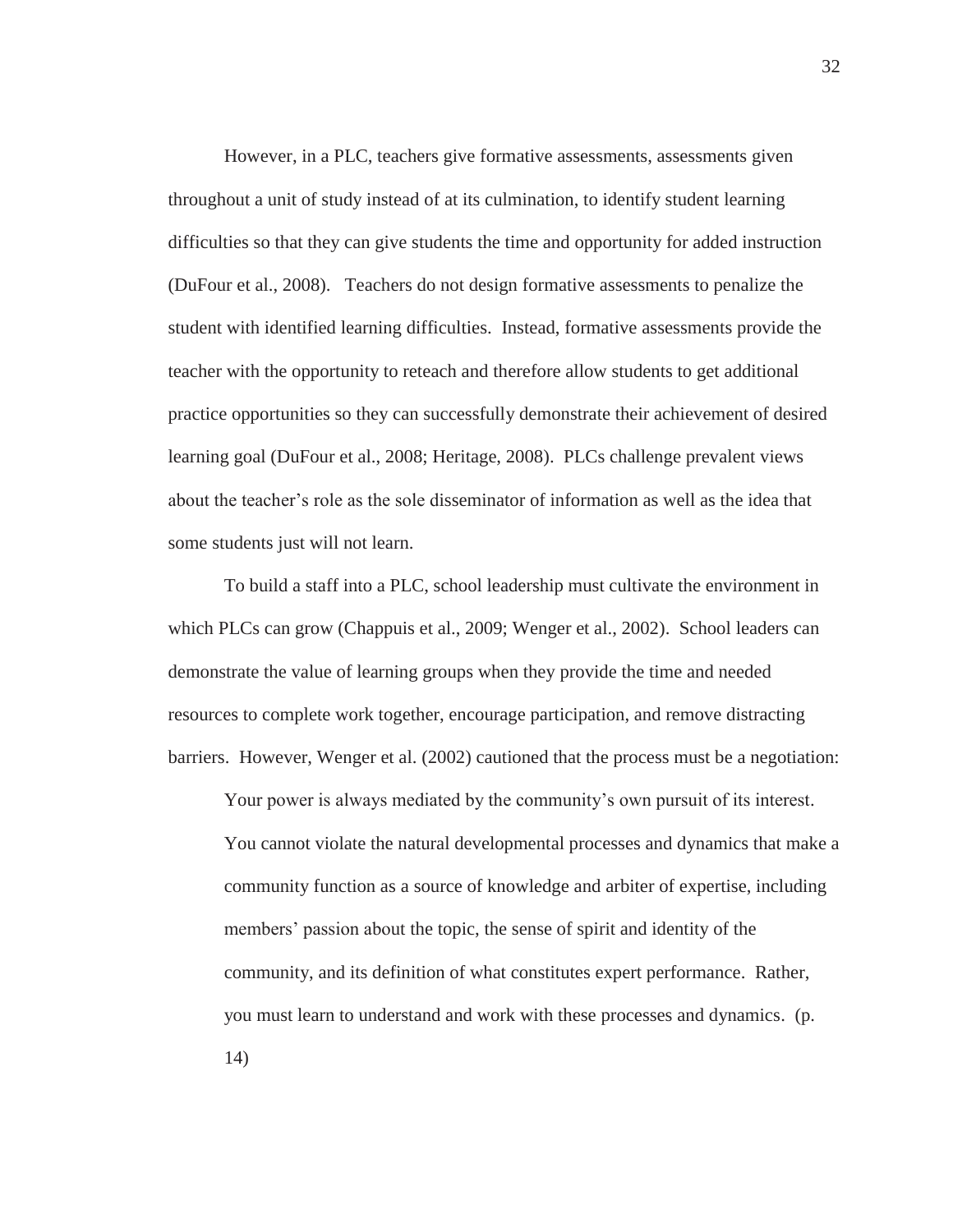However, in a PLC, teachers give formative assessments, assessments given throughout a unit of study instead of at its culmination, to identify student learning difficulties so that they can give students the time and opportunity for added instruction (DuFour et al., 2008). Teachers do not design formative assessments to penalize the student with identified learning difficulties. Instead, formative assessments provide the teacher with the opportunity to reteach and therefore allow students to get additional practice opportunities so they can successfully demonstrate their achievement of desired learning goal (DuFour et al., 2008; Heritage, 2008). PLCs challenge prevalent views about the teacher's role as the sole disseminator of information as well as the idea that some students just will not learn.

To build a staff into a PLC, school leadership must cultivate the environment in which PLCs can grow (Chappuis et al., 2009; Wenger et al., 2002). School leaders can demonstrate the value of learning groups when they provide the time and needed resources to complete work together, encourage participation, and remove distracting barriers. However, Wenger et al. (2002) cautioned that the process must be a negotiation:

> Your power is always mediated by the community's own pursuit of its interest. You cannot violate the natural developmental processes and dynamics that make a community function as a source of knowledge and arbiter of expertise, including members' passion about the topic, the sense of spirit and identity of the community, and its definition of what constitutes expert performance. Rather, you must learn to understand and work with these processes and dynamics. (p. 14)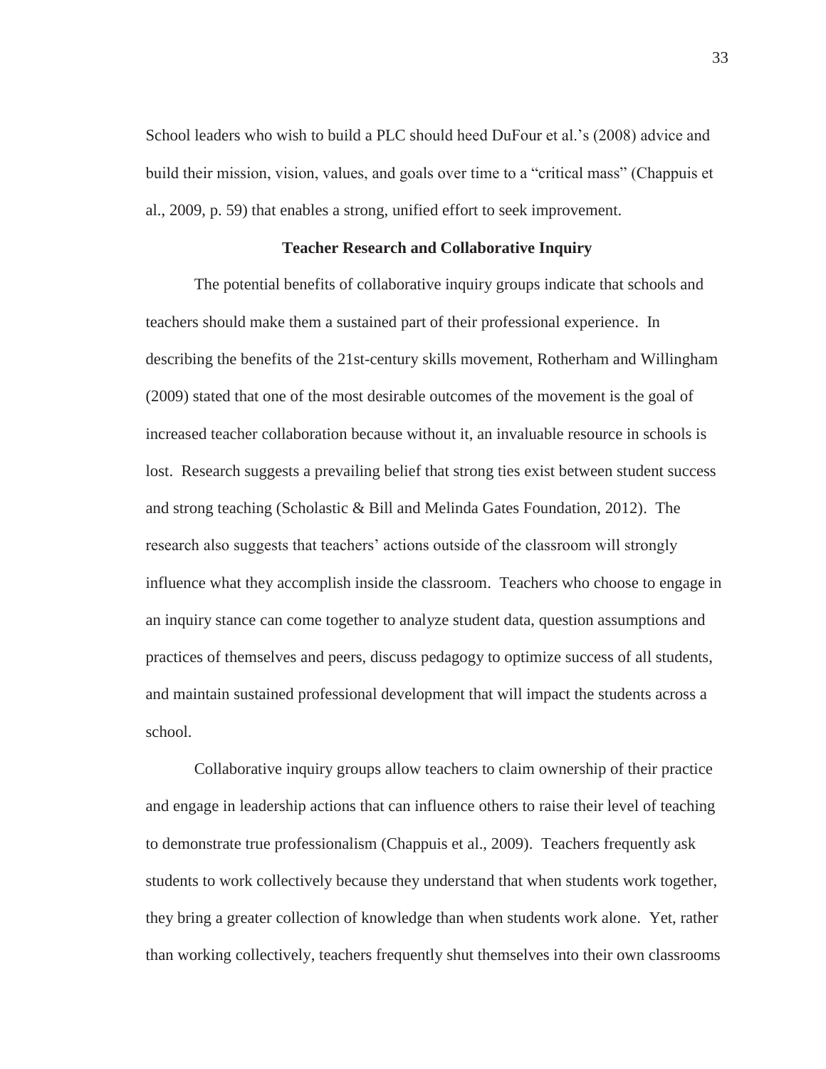School leaders who wish to build a PLC should heed DuFour et al.'s (2008) advice and build their mission, vision, values, and goals over time to a "critical mass" (Chappuis et al., 2009, p. 59) that enables a strong, unified effort to seek improvement.

## Teacher Research and Collaborative Inquiry

The potential benefits of collaborative inquiry groups indicate that schools and teachers should make them a sustained part of their professional experience. In describing the benefits of the 21st-century skills movement, Rotherham and Willingham (2009) stated that one of the most desirable outcomes of the movement is the goal of increased teacher collaboration because without it, an invaluable resource in schools is lost. Research suggests a prevailing belief that strong ties exist between student success and strong teaching (Scholastic & Bill and Melinda Gates Foundation, 2012). The research also suggests that teachers' actions outside of the classroom will strongly influence what they accomplish inside the classroom. Teachers who choose to engage in an inquiry stance can come together to analyze student data, question assumptions and practices of themselves and peers, discuss pedagogy to optimize success of all students, and maintain sustained professional development that will impact the students across a school.

Collaborative inquiry groups allow teachers to claim ownership of their practice and engage in leadership actions that can influence others to raise their level of teaching to demonstrate true professionalism (Chappuis et al., 2009). Teachers frequently ask students to work collectively because they understand that when students work together, they bring a greater collection of knowledge than when students work alone. Yet, rather than working collectively, teachers frequently shut themselves into their own classrooms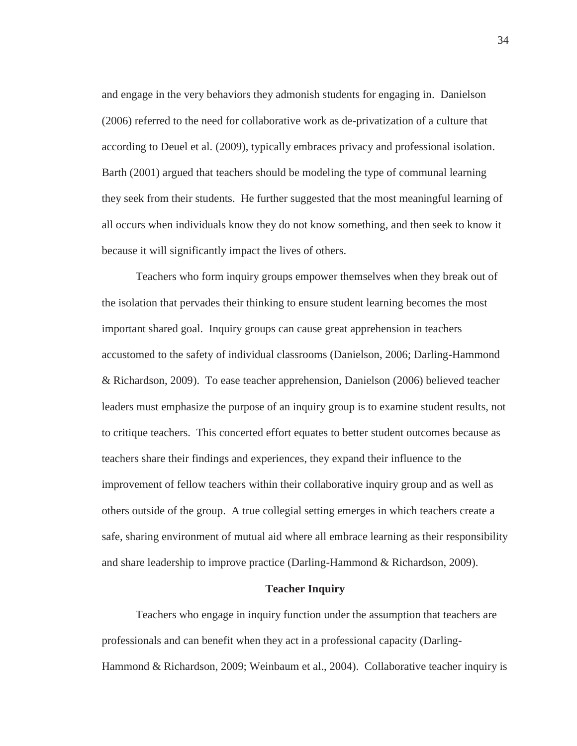and engage in the very behaviors they admonish students for engaging in. Danielson (2006) referred to the need for collaborative work as de-privatization of a culture that according to Deuel et al. (2009), typically embraces privacy and professional isolation. Barth (2001) argued that teachers should be modeling the type of communal learning they seek from their students. He further suggested that the most meaningful learning of all occurs when individuals know they do not know something, and then seek to know it because it will significantly impact the lives of others.

Teachers who form inquiry groups empower themselves when they break out of the isolation that pervades their thinking to ensure student learning becomes the most important shared goal. Inquiry groups can cause great apprehension in teachers accustomed to the safety of individual classrooms (Danielson, 2006; Darling-Hammond & Richardson, 2009). To ease teacher apprehension, Danielson (2006) believed teacher leaders must emphasize the purpose of an inquiry group is to examine student results, not to critique teachers. This concerted effort equates to better student outcomes because as teachers share their findings and experiences, they expand their influence to the improvement of fellow teachers within their collaborative inquiry group and as well as others outside of the group. A true collegial setting emerges in which teachers create a safe, sharing environment of mutual aid where all embrace learning as their responsibility and share leadership to improve practice (Darling-Hammond & Richardson, 2009).

## Teacher Inquiry

Teachers who engage in inquiry function under the assumption that teachers are professionals and can benefit when they act in a professional capacity (Darling-Hammond & Richardson, 2009; Weinbaum et al., 2004). Collaborative teacher inquiry is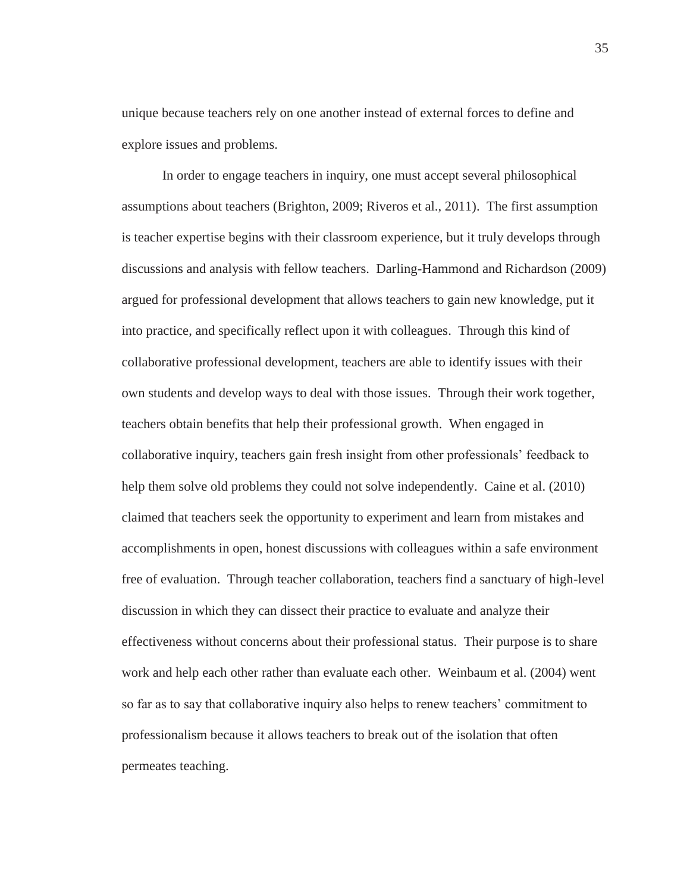unique because teachers rely on one another instead of external forces to define and explore issues and problems.

In order to engage teachers in inquiry, one must accept several philosophical assumptions about teachers (Brighton, 2009; Riveros et al., 2011). The first assumption is teacher expertise begins with their classroom experience, but it truly develops through discussions and analysis with fellow teachers. Darling-Hammond and Richardson (2009) argued for professional development that allows teachers to gain new knowledge, put it into practice, and specifically reflect upon it with colleagues. Through this kind of collaborative professional development, teachers are able to identify issues with their own students and develop ways to deal with those issues. Through their work together, teachers obtain benefits that help their professional growth. When engaged in collaborative inquiry, teachers gain fresh insight from other professionals' feedback to help them solve old problems they could not solve independently. Caine et al. (2010) claimed that teachers seek the opportunity to experiment and learn from mistakes and accomplishments in open, honest discussions with colleagues within a safe environment free of evaluation. Through teacher collaboration, teachers find a sanctuary of high-level discussion in which they can dissect their practice to evaluate and analyze their effectiveness without concerns about their professional status. Their purpose is to share work and help each other rather than evaluate each other. Weinbaum et al. (2004) went so far as to say that collaborative inquiry also helps to renew teachers' commitment to professionalism because it allows teachers to break out of the isolation that often permeates teaching.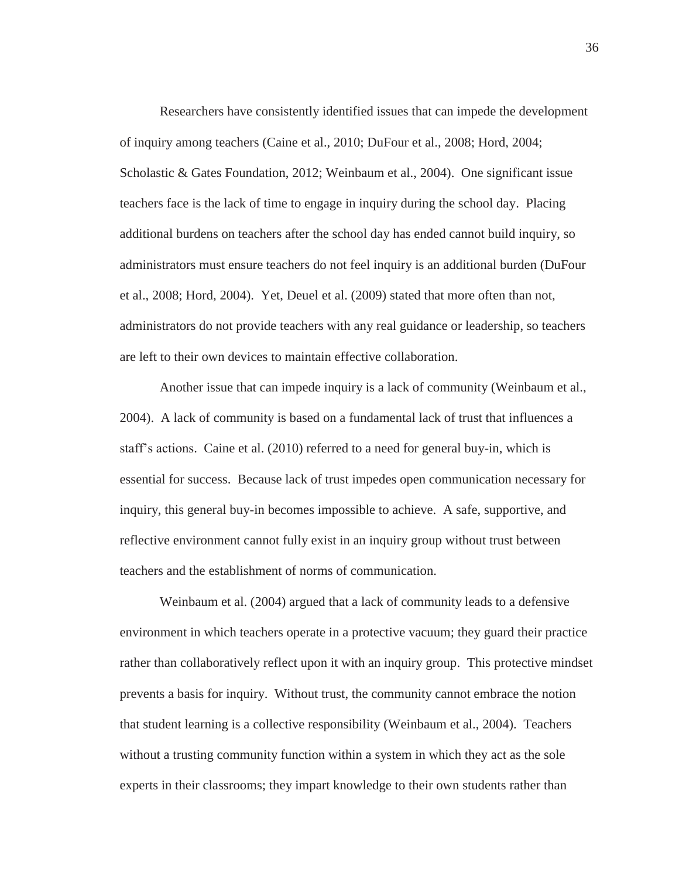Researchers have consistently identified issues that can impede the development of inquiry among teachers (Caine et al., 2010; DuFour et al., 2008; Hord, 2004; Scholastic & Gates Foundation, 2012; Weinbaum et al., 2004). One significant issue teachers face is the lack of time to engage in inquiry during the school day. Placing additional burdens on teachers after the school day has ended cannot build inquiry, so administrators must ensure teachers do not feel inquiry is an additional burden (DuFour et al., 2008; Hord, 2004). Yet, Deuel et al. (2009) stated that more often than not, administrators do not provide teachers with any real guidance or leadership, so teachers are left to their own devices to maintain effective collaboration.

Another issue that can impede inquiry is a lack of community (Weinbaum et al., 2004). A lack of community is based on a fundamental lack of trust that influences a staff's actions. Caine et al. (2010) referred to a need for general buy-in, which is essential for success. Because lack of trust impedes open communication necessary for inquiry, this general buy-in becomes impossible to achieve. A safe, supportive, and reflective environment cannot fully exist in an inquiry group without trust between teachers and the establishment of norms of communication.

Weinbaum et al. (2004) argued that a lack of community leads to a defensive environment in which teachers operate in a protective vacuum; they guard their practice rather than collaboratively reflect upon it with an inquiry group. This protective mindset prevents a basis for inquiry. Without trust, the community cannot embrace the notion that student learning is a collective responsibility (Weinbaum et al., 2004). Teachers without a trusting community function within a system in which they act as the sole experts in their classrooms; they impart knowledge to their own students rather than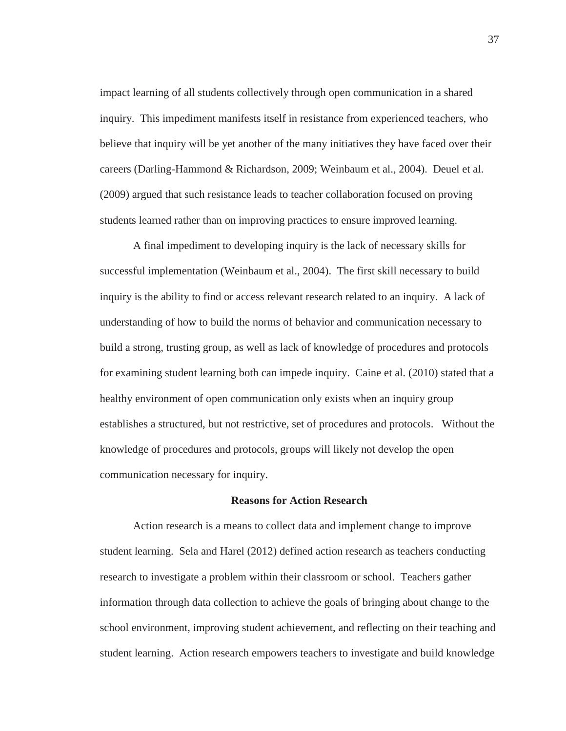impact learning of all students collectively through open communication in a shared inquiry. This impediment manifests itself in resistance from experienced teachers, who believe that inquiry will be yet another of the many initiatives they have faced over their careers (Darling-Hammond & Richardson, 2009; Weinbaum et al., 2004). Deuel et al. (2009) argued that such resistance leads to teacher collaboration focused on proving students learned rather than on improving practices to ensure improved learning.

A final impediment to developing inquiry is the lack of necessary skills for successful implementation (Weinbaum et al., 2004). The first skill necessary to build inquiry is the ability to find or access relevant research related to an inquiry. A lack of understanding of how to build the norms of behavior and communication necessary to build a strong, trusting group, as well as lack of knowledge of procedures and protocols for examining student learning both can impede inquiry. Caine et al. (2010) stated that a healthy environment of open communication only exists when an inquiry group establishes a structured, but not restrictive, set of procedures and protocols. Without the knowledge of procedures and protocols, groups will likely not develop the open communication necessary for inquiry.

## Reasons for Action Research

Action research is a means to collect data and implement change to improve student learning. Sela and Harel (2012) defined action research as teachers conducting research to investigate a problem within their classroom or school. Teachers gather information through data collection to achieve the goals of bringing about change to the school environment, improving student achievement, and reflecting on their teaching and student learning. Action research empowers teachers to investigate and build knowledge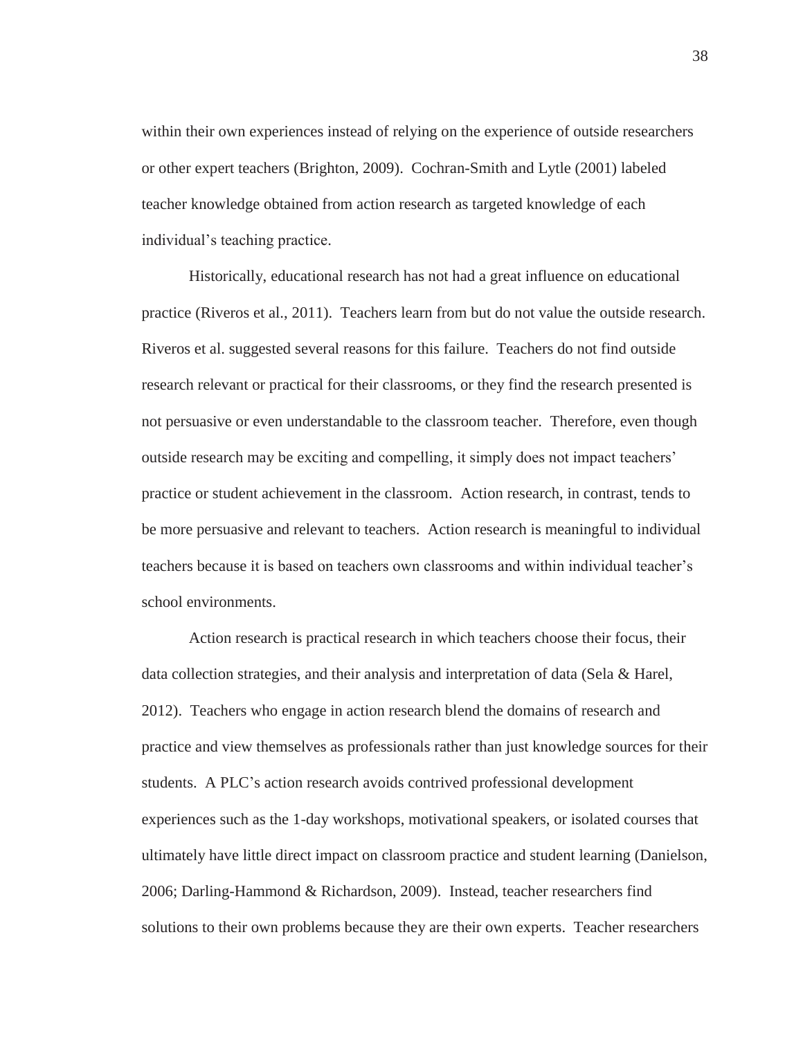within their own experiences instead of relying on the experience of outside researchers or other expert teachers (Brighton, 2009). Cochran-Smith and Lytle (2001) labeled teacher knowledge obtained from action research as targeted knowledge of each individual's teaching practice.

Historically, educational research has not had a great influence on educational practice (Riveros et al., 2011). Teachers learn from but do not value the outside research. Riveros et al. suggested several reasons for this failure. Teachers do not find outside research relevant or practical for their classrooms, or they find the research presented is not persuasive or even understandable to the classroom teacher. Therefore, even though outside research may be exciting and compelling, it simply does not impact teachers' practice or student achievement in the classroom. Action research, in contrast, tends to be more persuasive and relevant to teachers. Action research is meaningful to individual teachers because it is based on teachers own classrooms and within individual teacher's school environments.

Action research is practical research in which teachers choose their focus, their data collection strategies, and their analysis and interpretation of data (Sela & Harel, 2012). Teachers who engage in action research blend the domains of research and practice and view themselves as professionals rather than just knowledge sources for their students. A PLC's action research avoids contrived professional development experiences such as the 1-day workshops, motivational speakers, or isolated courses that ultimately have little direct impact on classroom practice and student learning (Danielson, 2006; Darling-Hammond & Richardson, 2009). Instead, teacher researchers find solutions to their own problems because they are their own experts. Teacher researchers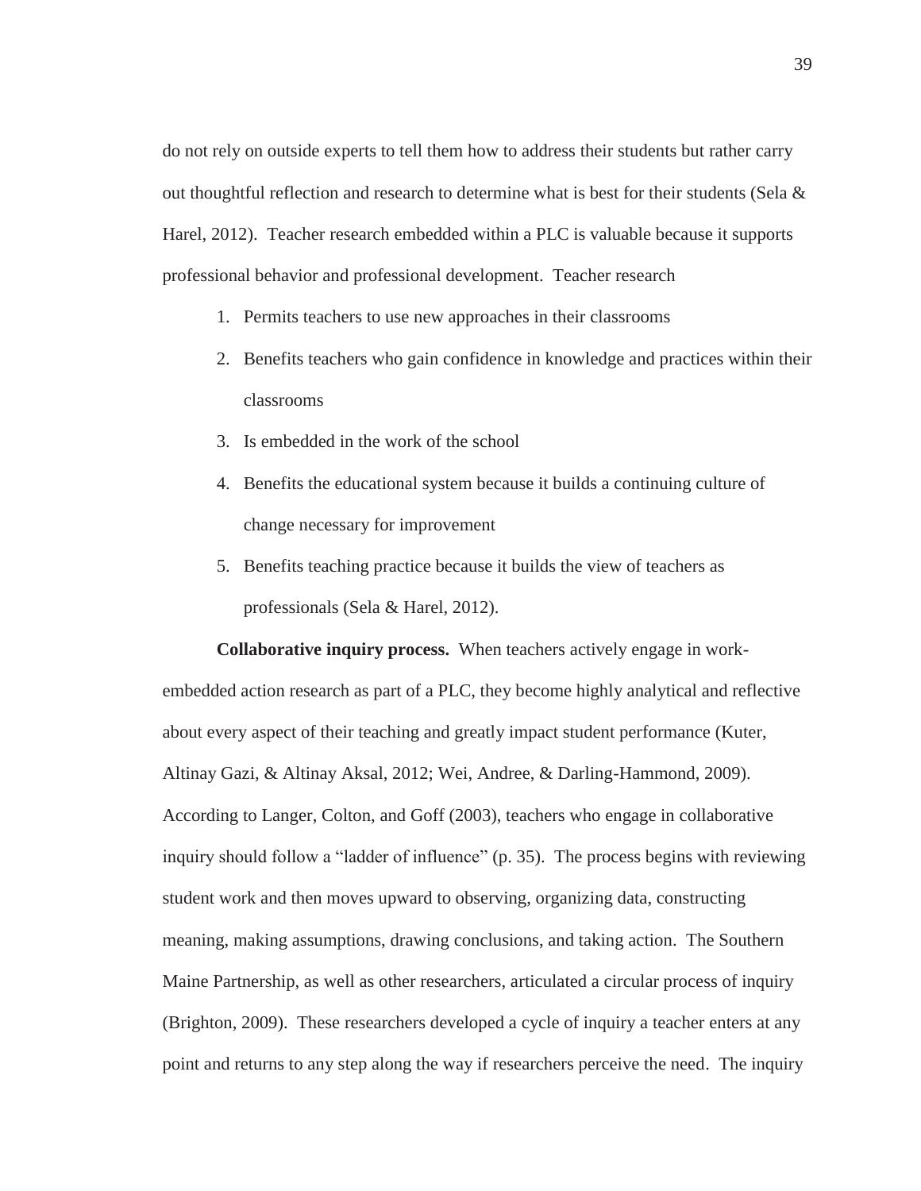do not rely on outside experts to tell them how to address their students but rather carry out thoughtful reflection and research to determine what is best for their students (Sela & Harel, 2012). Teacher research embedded within a PLC is valuable because it supports professional behavior and professional development. Teacher research

1. Permits teachers to use new approaches in their classrooms
2. Benefits teachers who gain confidence in knowledge and practices within their classrooms
3. Is embedded in the work of the school
4. Benefits the educational system because it builds a continuing culture of change necessary for improvement
5. Benefits teaching practice because it builds the view of teachers as professionals (Sela & Harel, 2012).

**Collaborative inquiry process.** When teachers actively engage in work-embedded action research as part of a PLC, they become highly analytical and reflective about every aspect of their teaching and greatly impact student performance (Kuter, Altinay Gazi, & Altinay Aksal, 2012; Wei, Andree, & Darling-Hammond, 2009). According to Langer, Colton, and Goff (2003), teachers who engage in collaborative inquiry should follow a "ladder of influence" (p. 35). The process begins with reviewing student work and then moves upward to observing, organizing data, constructing meaning, making assumptions, drawing conclusions, and taking action. The Southern Maine Partnership, as well as other researchers, articulated a circular process of inquiry (Brighton, 2009). These researchers developed a cycle of inquiry a teacher enters at any point and returns to any step along the way if researchers perceive the need. The inquiry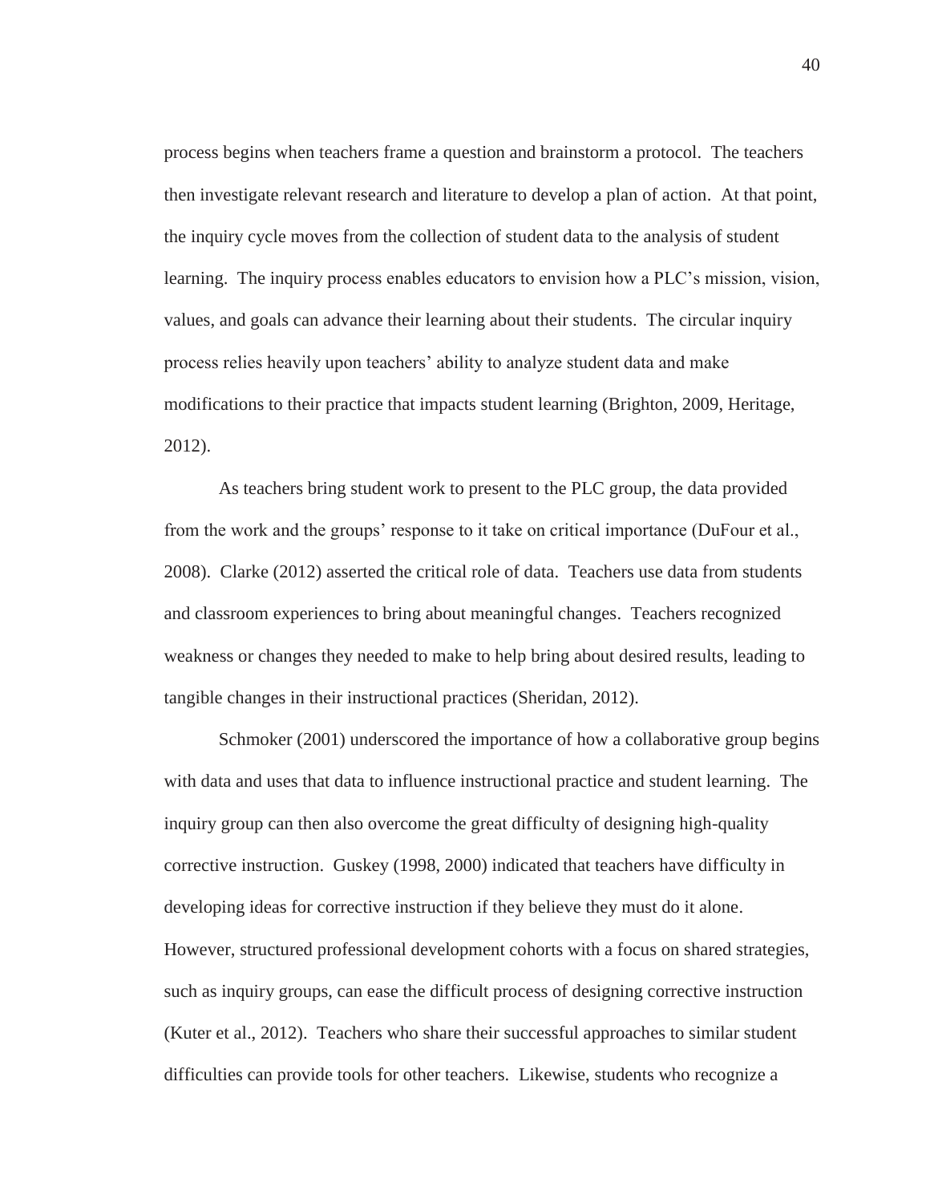process begins when teachers frame a question and brainstorm a protocol. The teachers then investigate relevant research and literature to develop a plan of action. At that point, the inquiry cycle moves from the collection of student data to the analysis of student learning. The inquiry process enables educators to envision how a PLC's mission, vision, values, and goals can advance their learning about their students. The circular inquiry process relies heavily upon teachers' ability to analyze student data and make modifications to their practice that impacts student learning (Brighton, 2009, Heritage, 2012).

As teachers bring student work to present to the PLC group, the data provided from the work and the groups' response to it take on critical importance (DuFour et al., 2008). Clarke (2012) asserted the critical role of data. Teachers use data from students and classroom experiences to bring about meaningful changes. Teachers recognized weakness or changes they needed to make to help bring about desired results, leading to tangible changes in their instructional practices (Sheridan, 2012).

Schmoker (2001) underscored the importance of how a collaborative group begins with data and uses that data to influence instructional practice and student learning. The inquiry group can then also overcome the great difficulty of designing high-quality corrective instruction. Guskey (1998, 2000) indicated that teachers have difficulty in developing ideas for corrective instruction if they believe they must do it alone. However, structured professional development cohorts with a focus on shared strategies, such as inquiry groups, can ease the difficult process of designing corrective instruction (Kuter et al., 2012). Teachers who share their successful approaches to similar student difficulties can provide tools for other teachers. Likewise, students who recognize a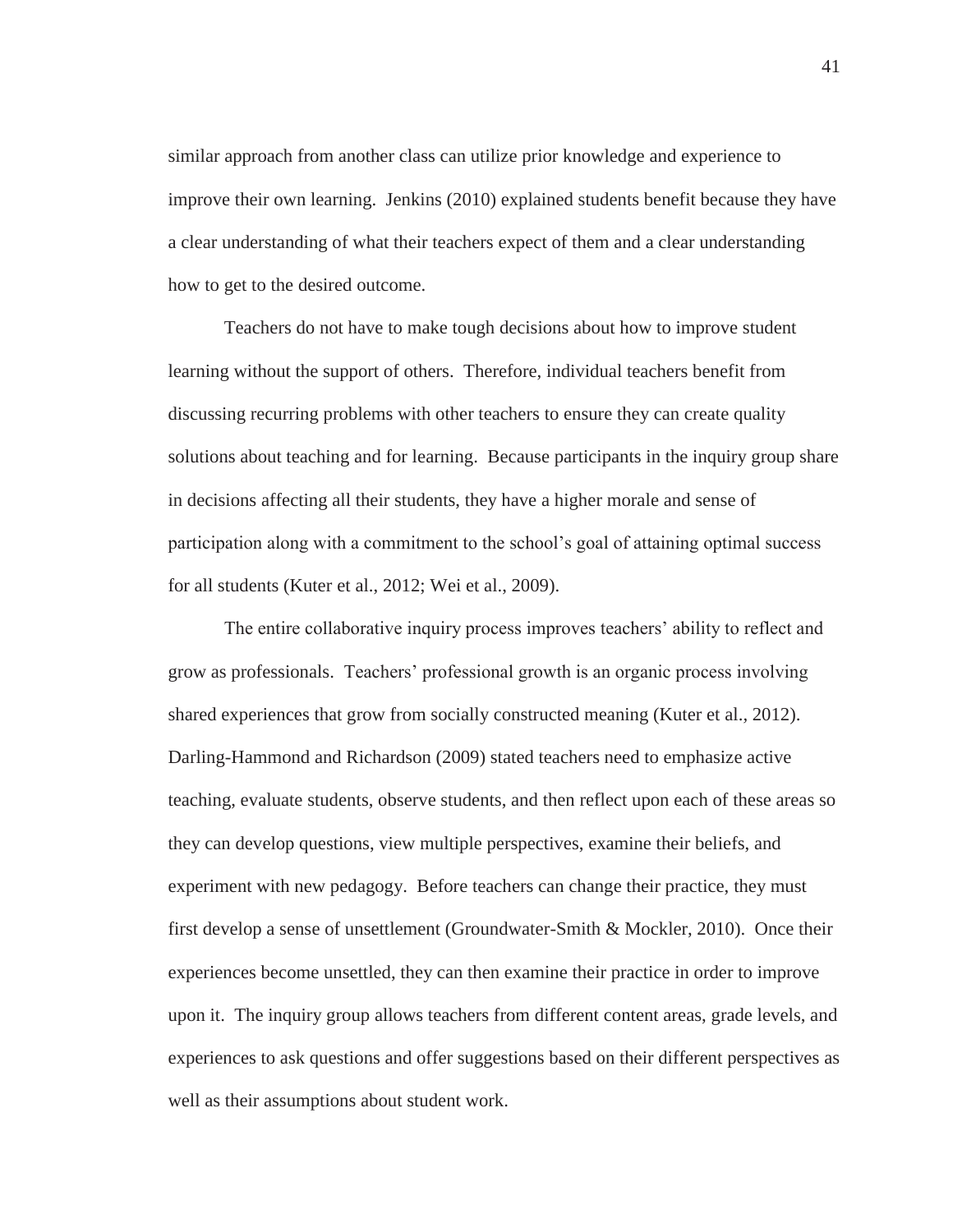similar approach from another class can utilize prior knowledge and experience to improve their own learning. Jenkins (2010) explained students benefit because they have a clear understanding of what their teachers expect of them and a clear understanding how to get to the desired outcome.

Teachers do not have to make tough decisions about how to improve student learning without the support of others. Therefore, individual teachers benefit from discussing recurring problems with other teachers to ensure they can create quality solutions about teaching and for learning. Because participants in the inquiry group share in decisions affecting all their students, they have a higher morale and sense of participation along with a commitment to the school's goal of attaining optimal success for all students (Kuter et al., 2012; Wei et al., 2009).

The entire collaborative inquiry process improves teachers' ability to reflect and grow as professionals. Teachers' professional growth is an organic process involving shared experiences that grow from socially constructed meaning (Kuter et al., 2012). Darling-Hammond and Richardson (2009) stated teachers need to emphasize active teaching, evaluate students, observe students, and then reflect upon each of these areas so they can develop questions, view multiple perspectives, examine their beliefs, and experiment with new pedagogy. Before teachers can change their practice, they must first develop a sense of unsettlement (Groundwater-Smith & Mockler, 2010). Once their experiences become unsettled, they can then examine their practice in order to improve upon it. The inquiry group allows teachers from different content areas, grade levels, and experiences to ask questions and offer suggestions based on their different perspectives as well as their assumptions about student work.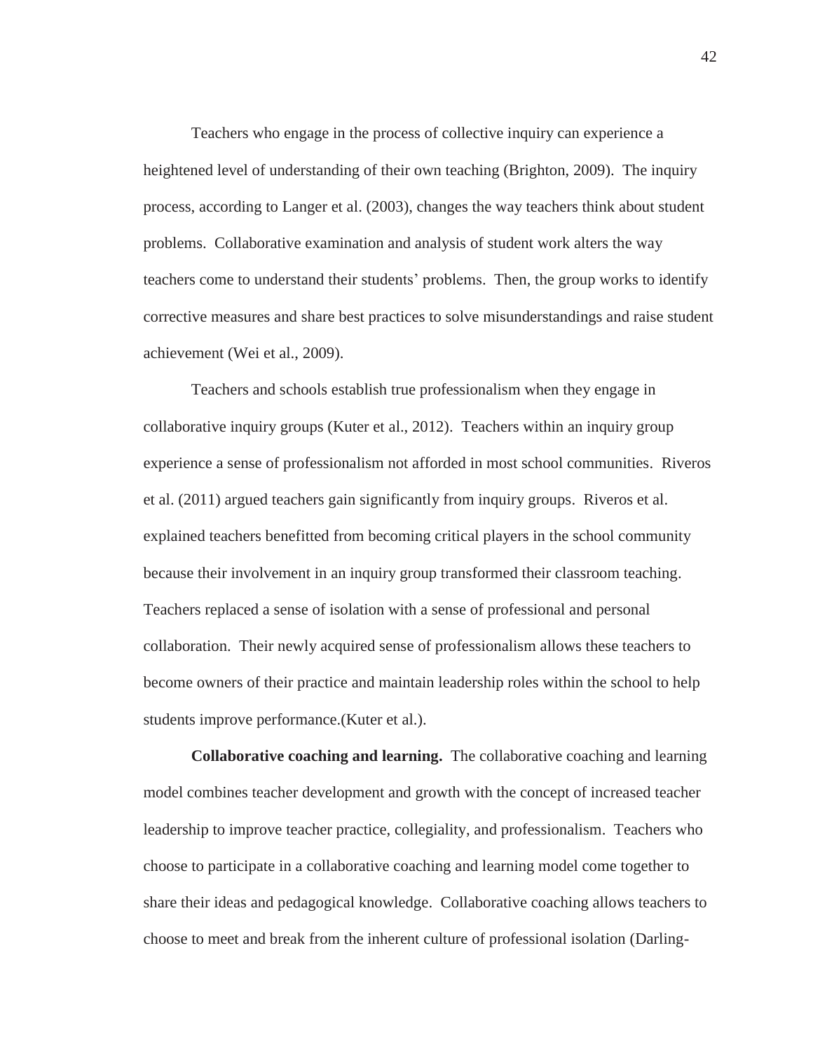Teachers who engage in the process of collective inquiry can experience a heightened level of understanding of their own teaching (Brighton, 2009). The inquiry process, according to Langer et al. (2003), changes the way teachers think about student problems. Collaborative examination and analysis of student work alters the way teachers come to understand their students' problems. Then, the group works to identify corrective measures and share best practices to solve misunderstandings and raise student achievement (Wei et al., 2009).

Teachers and schools establish true professionalism when they engage in collaborative inquiry groups (Kuter et al., 2012). Teachers within an inquiry group experience a sense of professionalism not afforded in most school communities. Riveros et al. (2011) argued teachers gain significantly from inquiry groups. Riveros et al. explained teachers benefitted from becoming critical players in the school community because their involvement in an inquiry group transformed their classroom teaching. Teachers replaced a sense of isolation with a sense of professional and personal collaboration. Their newly acquired sense of professionalism allows these teachers to become owners of their practice and maintain leadership roles within the school to help students improve performance.(Kuter et al.).

**Collaborative coaching and learning.** The collaborative coaching and learning model combines teacher development and growth with the concept of increased teacher leadership to improve teacher practice, collegiality, and professionalism. Teachers who choose to participate in a collaborative coaching and learning model come together to share their ideas and pedagogical knowledge. Collaborative coaching allows teachers to choose to meet and break from the inherent culture of professional isolation (Darling-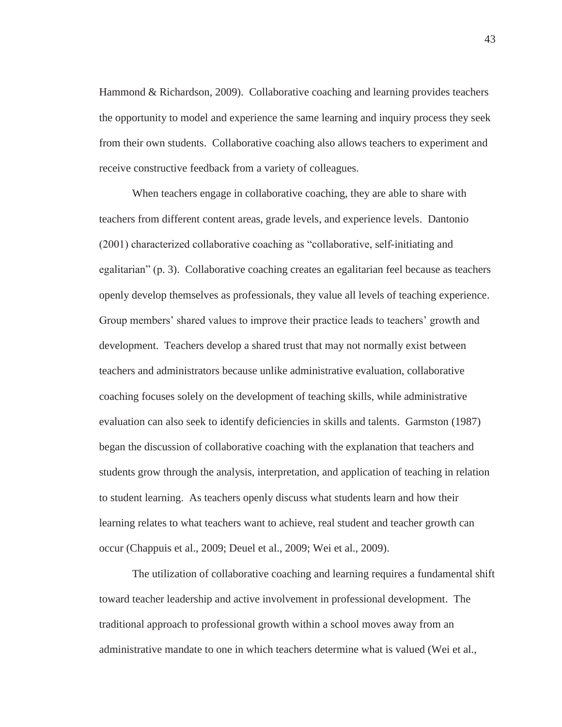Hammond & Richardson, 2009). Collaborative coaching and learning provides teachers the opportunity to model and experience the same learning and inquiry process they seek from their own students. Collaborative coaching also allows teachers to experiment and receive constructive feedback from a variety of colleagues.

When teachers engage in collaborative coaching, they are able to share with teachers from different content areas, grade levels, and experience levels. Dantonio (2001) characterized collaborative coaching as "collaborative, self-initiating and egalitarian" (p. 3). Collaborative coaching creates an egalitarian feel because as teachers openly develop themselves as professionals, they value all levels of teaching experience. Group members' shared values to improve their practice leads to teachers' growth and development. Teachers develop a shared trust that may not normally exist between teachers and administrators because unlike administrative evaluation, collaborative coaching focuses solely on the development of teaching skills, while administrative evaluation can also seek to identify deficiencies in skills and talents. Garmston (1987) began the discussion of collaborative coaching with the explanation that teachers and students grow through the analysis, interpretation, and application of teaching in relation to student learning. As teachers openly discuss what students learn and how their learning relates to what teachers want to achieve, real student and teacher growth can occur (Chappuis et al., 2009; Deuel et al., 2009; Wei et al., 2009).

The utilization of collaborative coaching and learning requires a fundamental shift toward teacher leadership and active involvement in professional development. The traditional approach to professional growth within a school moves away from an administrative mandate to one in which teachers determine what is valued (Wei et al.,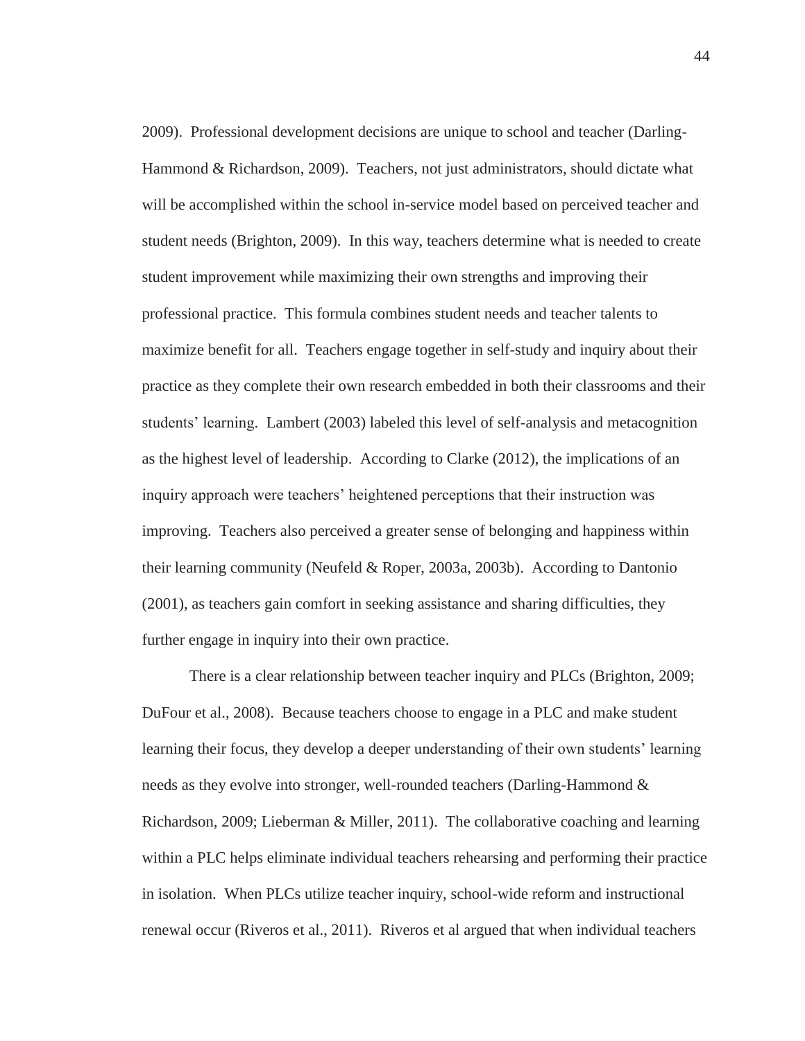2009). Professional development decisions are unique to school and teacher (Darling-Hammond & Richardson, 2009). Teachers, not just administrators, should dictate what will be accomplished within the school in-service model based on perceived teacher and student needs (Brighton, 2009). In this way, teachers determine what is needed to create student improvement while maximizing their own strengths and improving their professional practice. This formula combines student needs and teacher talents to maximize benefit for all. Teachers engage together in self-study and inquiry about their practice as they complete their own research embedded in both their classrooms and their students' learning. Lambert (2003) labeled this level of self-analysis and metacognition as the highest level of leadership. According to Clarke (2012), the implications of an inquiry approach were teachers' heightened perceptions that their instruction was improving. Teachers also perceived a greater sense of belonging and happiness within their learning community (Neufeld & Roper, 2003a, 2003b). According to Dantonio (2001), as teachers gain comfort in seeking assistance and sharing difficulties, they further engage in inquiry into their own practice.

There is a clear relationship between teacher inquiry and PLCs (Brighton, 2009; DuFour et al., 2008). Because teachers choose to engage in a PLC and make student learning their focus, they develop a deeper understanding of their own students' learning needs as they evolve into stronger, well-rounded teachers (Darling-Hammond & Richardson, 2009; Lieberman & Miller, 2011). The collaborative coaching and learning within a PLC helps eliminate individual teachers rehearsing and performing their practice in isolation. When PLCs utilize teacher inquiry, school-wide reform and instructional renewal occur (Riveros et al., 2011). Riveros et al argued that when individual teachers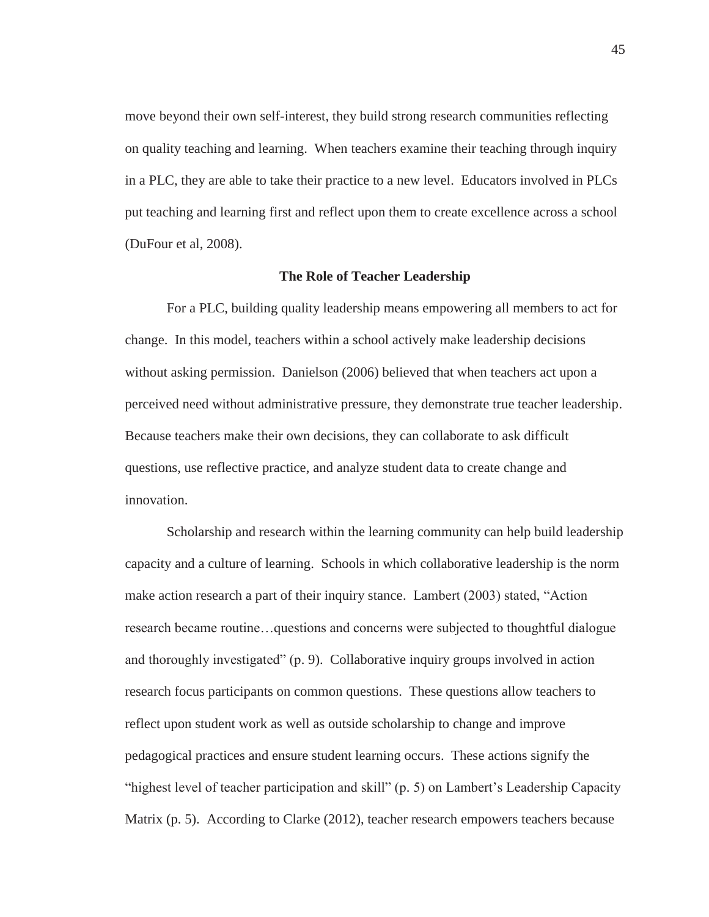move beyond their own self-interest, they build strong research communities reflecting on quality teaching and learning. When teachers examine their teaching through inquiry in a PLC, they are able to take their practice to a new level. Educators involved in PLCs put teaching and learning first and reflect upon them to create excellence across a school (DuFour et al, 2008).

## The Role of Teacher Leadership

For a PLC, building quality leadership means empowering all members to act for change. In this model, teachers within a school actively make leadership decisions without asking permission. Danielson (2006) believed that when teachers act upon a perceived need without administrative pressure, they demonstrate true teacher leadership. Because teachers make their own decisions, they can collaborate to ask difficult questions, use reflective practice, and analyze student data to create change and innovation.

Scholarship and research within the learning community can help build leadership capacity and a culture of learning. Schools in which collaborative leadership is the norm make action research a part of their inquiry stance. Lambert (2003) stated, "Action research became routine…questions and concerns were subjected to thoughtful dialogue and thoroughly investigated" (p. 9). Collaborative inquiry groups involved in action research focus participants on common questions. These questions allow teachers to reflect upon student work as well as outside scholarship to change and improve pedagogical practices and ensure student learning occurs. These actions signify the "highest level of teacher participation and skill" (p. 5) on Lambert's Leadership Capacity Matrix (p. 5). According to Clarke (2012), teacher research empowers teachers because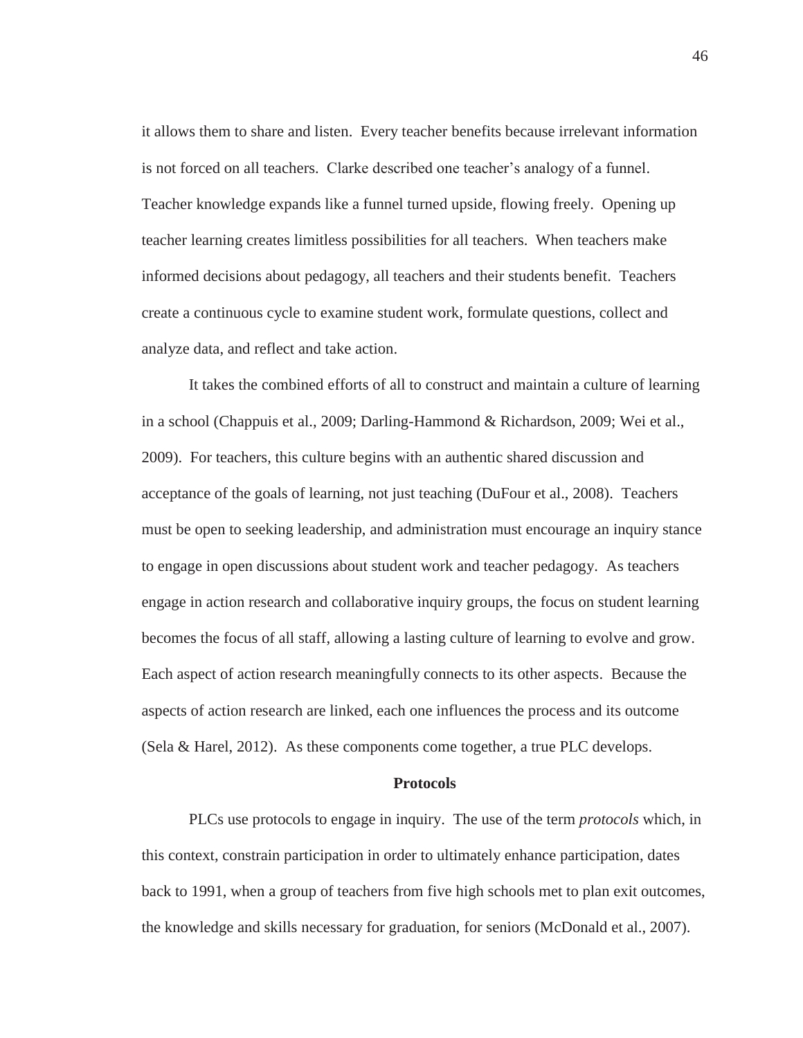it allows them to share and listen. Every teacher benefits because irrelevant information is not forced on all teachers. Clarke described one teacher's analogy of a funnel. Teacher knowledge expands like a funnel turned upside, flowing freely. Opening up teacher learning creates limitless possibilities for all teachers. When teachers make informed decisions about pedagogy, all teachers and their students benefit. Teachers create a continuous cycle to examine student work, formulate questions, collect and analyze data, and reflect and take action.

It takes the combined efforts of all to construct and maintain a culture of learning in a school (Chappuis et al., 2009; Darling-Hammond & Richardson, 2009; Wei et al., 2009). For teachers, this culture begins with an authentic shared discussion and acceptance of the goals of learning, not just teaching (DuFour et al., 2008). Teachers must be open to seeking leadership, and administration must encourage an inquiry stance to engage in open discussions about student work and teacher pedagogy. As teachers engage in action research and collaborative inquiry groups, the focus on student learning becomes the focus of all staff, allowing a lasting culture of learning to evolve and grow. Each aspect of action research meaningfully connects to its other aspects. Because the aspects of action research are linked, each one influences the process and its outcome (Sela & Harel, 2012). As these components come together, a true PLC develops.

## Protocols

PLCs use protocols to engage in inquiry. The use of the term *protocols* which, in this context, constrain participation in order to ultimately enhance participation, dates back to 1991, when a group of teachers from five high schools met to plan exit outcomes, the knowledge and skills necessary for graduation, for seniors (McDonald et al., 2007).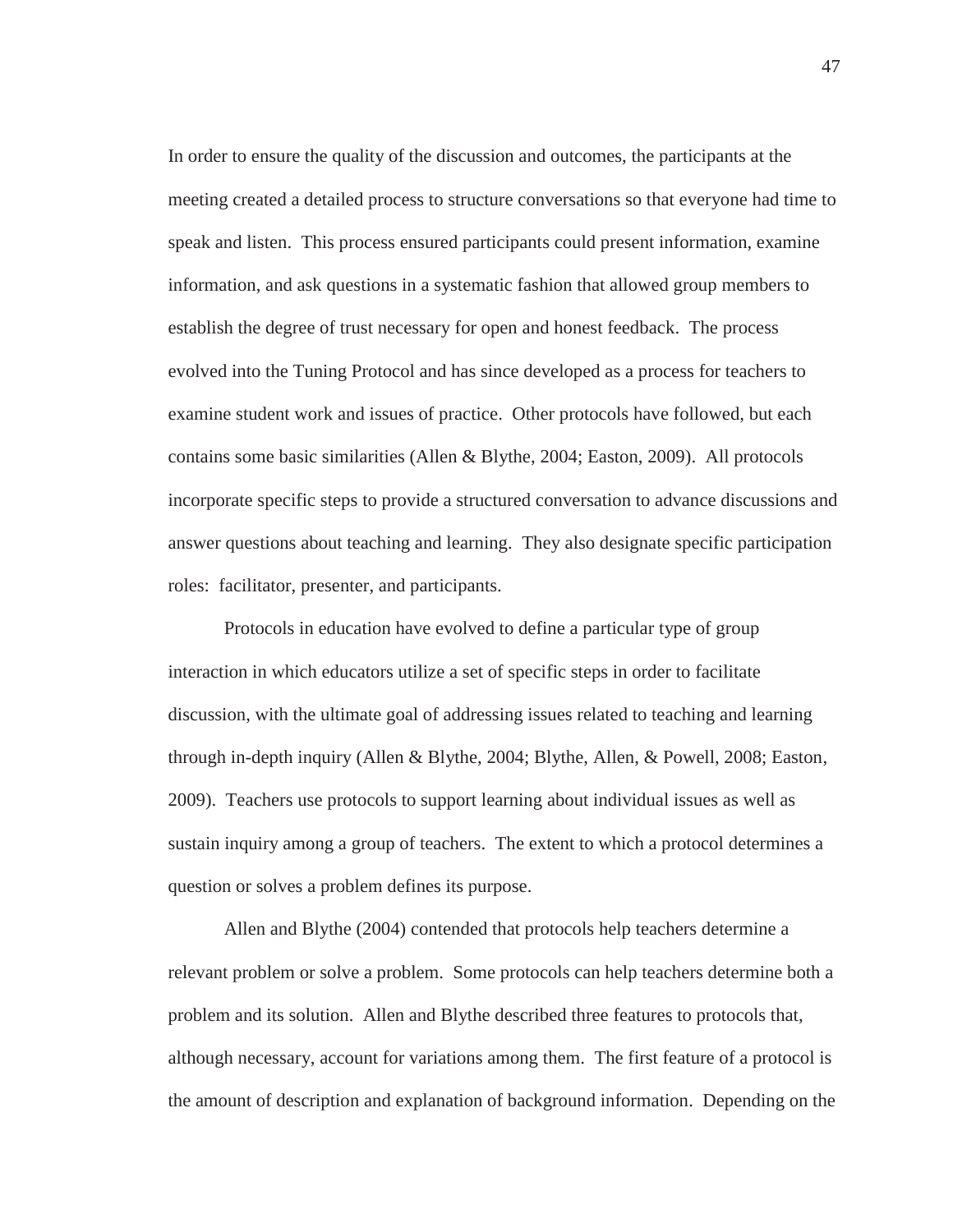In order to ensure the quality of the discussion and outcomes, the participants at the meeting created a detailed process to structure conversations so that everyone had time to speak and listen. This process ensured participants could present information, examine information, and ask questions in a systematic fashion that allowed group members to establish the degree of trust necessary for open and honest feedback. The process evolved into the Tuning Protocol and has since developed as a process for teachers to examine student work and issues of practice. Other protocols have followed, but each contains some basic similarities (Allen & Blythe, 2004; Easton, 2009). All protocols incorporate specific steps to provide a structured conversation to advance discussions and answer questions about teaching and learning. They also designate specific participation roles: facilitator, presenter, and participants.

Protocols in education have evolved to define a particular type of group interaction in which educators utilize a set of specific steps in order to facilitate discussion, with the ultimate goal of addressing issues related to teaching and learning through in-depth inquiry (Allen & Blythe, 2004; Blythe, Allen, & Powell, 2008; Easton, 2009). Teachers use protocols to support learning about individual issues as well as sustain inquiry among a group of teachers. The extent to which a protocol determines a question or solves a problem defines its purpose.

Allen and Blythe (2004) contended that protocols help teachers determine a relevant problem or solve a problem. Some protocols can help teachers determine both a problem and its solution. Allen and Blythe described three features to protocols that, although necessary, account for variations among them. The first feature of a protocol is the amount of description and explanation of background information. Depending on the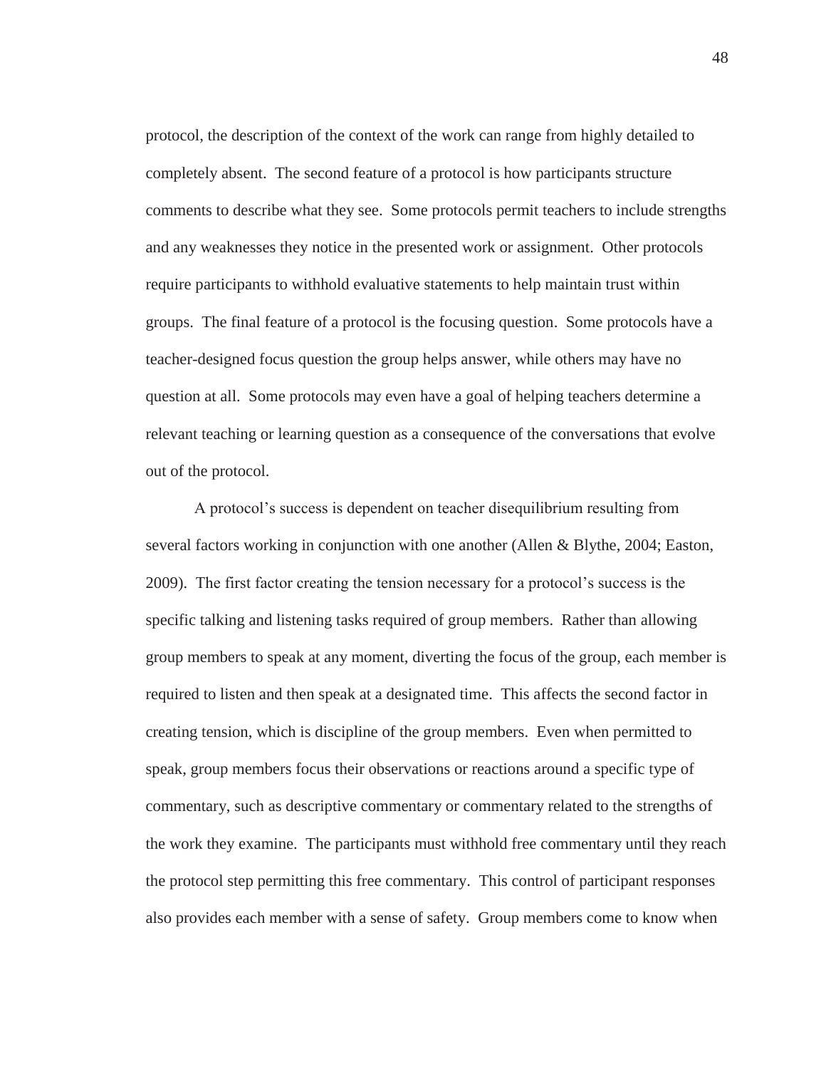protocol, the description of the context of the work can range from highly detailed to completely absent. The second feature of a protocol is how participants structure comments to describe what they see. Some protocols permit teachers to include strengths and any weaknesses they notice in the presented work or assignment. Other protocols require participants to withhold evaluative statements to help maintain trust within groups. The final feature of a protocol is the focusing question. Some protocols have a teacher-designed focus question the group helps answer, while others may have no question at all. Some protocols may even have a goal of helping teachers determine a relevant teaching or learning question as a consequence of the conversations that evolve out of the protocol.

A protocol's success is dependent on teacher disequilibrium resulting from several factors working in conjunction with one another (Allen & Blythe, 2004; Easton, 2009). The first factor creating the tension necessary for a protocol's success is the specific talking and listening tasks required of group members. Rather than allowing group members to speak at any moment, diverting the focus of the group, each member is required to listen and then speak at a designated time. This affects the second factor in creating tension, which is discipline of the group members. Even when permitted to speak, group members focus their observations or reactions around a specific type of commentary, such as descriptive commentary or commentary related to the strengths of the work they examine. The participants must withhold free commentary until they reach the protocol step permitting this free commentary. This control of participant responses also provides each member with a sense of safety. Group members come to know when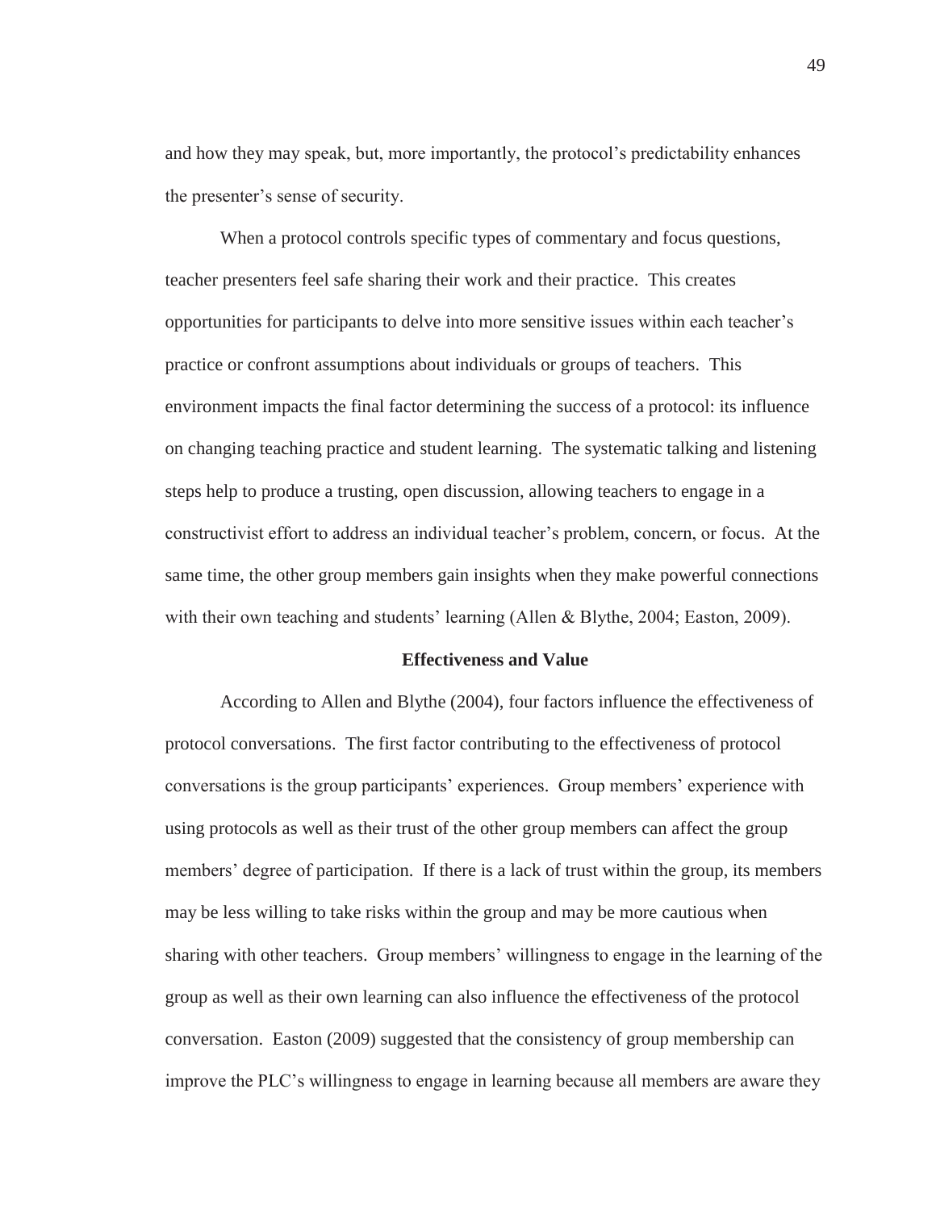and how they may speak, but, more importantly, the protocol's predictability enhances the presenter's sense of security.

When a protocol controls specific types of commentary and focus questions, teacher presenters feel safe sharing their work and their practice. This creates opportunities for participants to delve into more sensitive issues within each teacher's practice or confront assumptions about individuals or groups of teachers. This environment impacts the final factor determining the success of a protocol: its influence on changing teaching practice and student learning. The systematic talking and listening steps help to produce a trusting, open discussion, allowing teachers to engage in a constructivist effort to address an individual teacher's problem, concern, or focus. At the same time, the other group members gain insights when they make powerful connections with their own teaching and students' learning (Allen & Blythe, 2004; Easton, 2009).

## Effectiveness and Value

According to Allen and Blythe (2004), four factors influence the effectiveness of protocol conversations. The first factor contributing to the effectiveness of protocol conversations is the group participants' experiences. Group members' experience with using protocols as well as their trust of the other group members can affect the group members' degree of participation. If there is a lack of trust within the group, its members may be less willing to take risks within the group and may be more cautious when sharing with other teachers. Group members' willingness to engage in the learning of the group as well as their own learning can also influence the effectiveness of the protocol conversation. Easton (2009) suggested that the consistency of group membership can improve the PLC's willingness to engage in learning because all members are aware they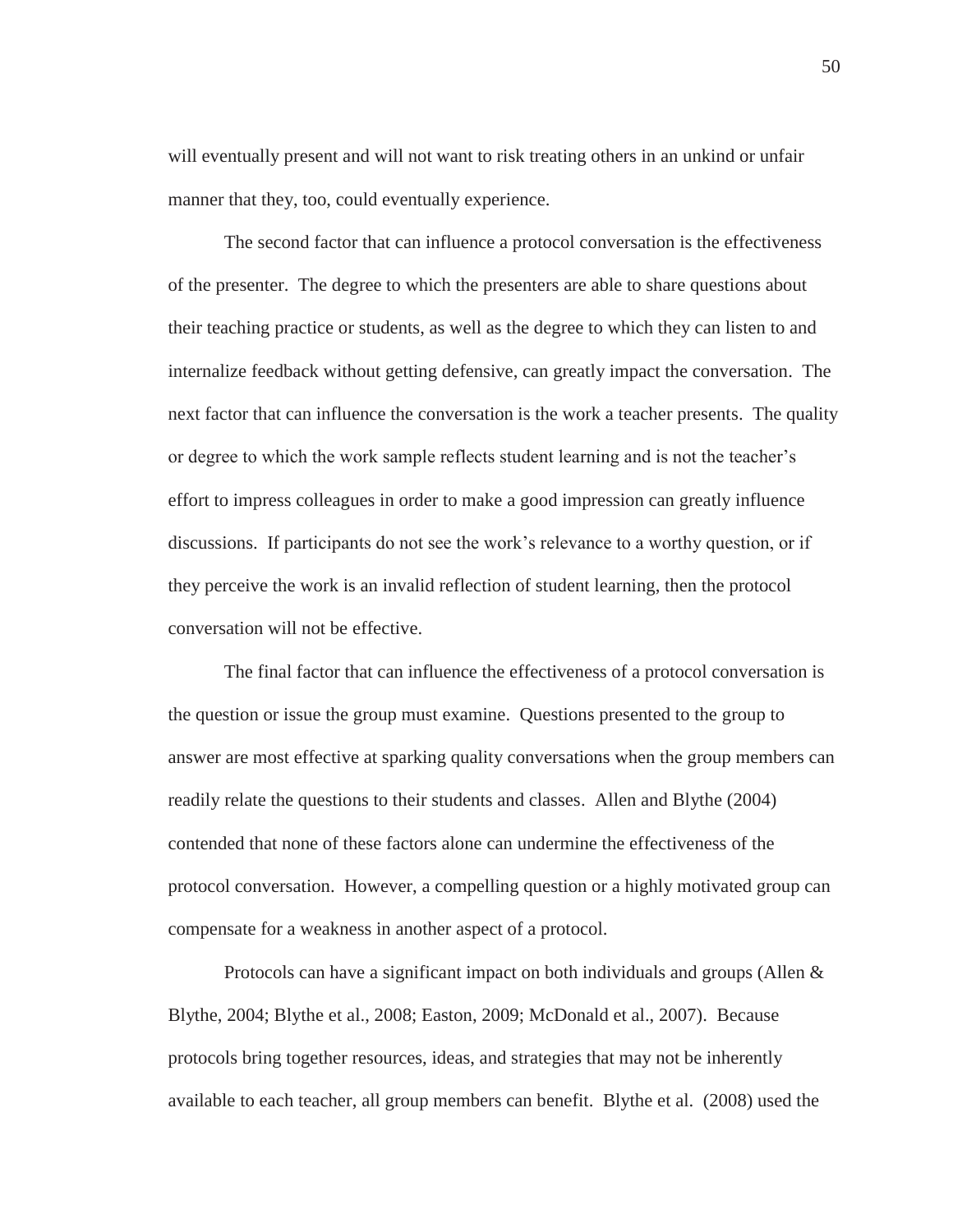will eventually present and will not want to risk treating others in an unkind or unfair manner that they, too, could eventually experience.

The second factor that can influence a protocol conversation is the effectiveness of the presenter. The degree to which the presenters are able to share questions about their teaching practice or students, as well as the degree to which they can listen to and internalize feedback without getting defensive, can greatly impact the conversation. The next factor that can influence the conversation is the work a teacher presents. The quality or degree to which the work sample reflects student learning and is not the teacher's effort to impress colleagues in order to make a good impression can greatly influence discussions. If participants do not see the work's relevance to a worthy question, or if they perceive the work is an invalid reflection of student learning, then the protocol conversation will not be effective.

The final factor that can influence the effectiveness of a protocol conversation is the question or issue the group must examine. Questions presented to the group to answer are most effective at sparking quality conversations when the group members can readily relate the questions to their students and classes. Allen and Blythe (2004) contended that none of these factors alone can undermine the effectiveness of the protocol conversation. However, a compelling question or a highly motivated group can compensate for a weakness in another aspect of a protocol.

Protocols can have a significant impact on both individuals and groups (Allen & Blythe, 2004; Blythe et al., 2008; Easton, 2009; McDonald et al., 2007). Because protocols bring together resources, ideas, and strategies that may not be inherently available to each teacher, all group members can benefit. Blythe et al. (2008) used the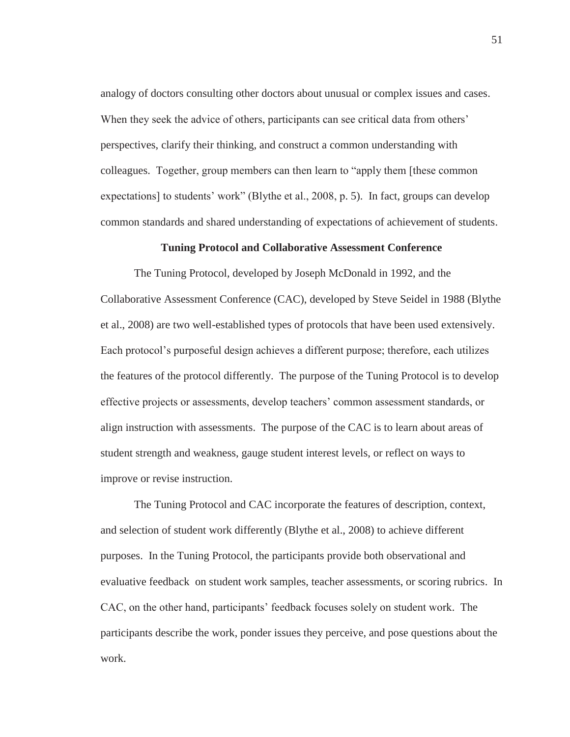analogy of doctors consulting other doctors about unusual or complex issues and cases. When they seek the advice of others, participants can see critical data from others' perspectives, clarify their thinking, and construct a common understanding with colleagues. Together, group members can then learn to "apply them [these common expectations] to students' work" (Blythe et al., 2008, p. 5). In fact, groups can develop common standards and shared understanding of expectations of achievement of students.

## Tuning Protocol and Collaborative Assessment Conference

The Tuning Protocol, developed by Joseph McDonald in 1992, and the Collaborative Assessment Conference (CAC), developed by Steve Seidel in 1988 (Blythe et al., 2008) are two well-established types of protocols that have been used extensively. Each protocol's purposeful design achieves a different purpose; therefore, each utilizes the features of the protocol differently. The purpose of the Tuning Protocol is to develop effective projects or assessments, develop teachers' common assessment standards, or align instruction with assessments. The purpose of the CAC is to learn about areas of student strength and weakness, gauge student interest levels, or reflect on ways to improve or revise instruction.

The Tuning Protocol and CAC incorporate the features of description, context, and selection of student work differently (Blythe et al., 2008) to achieve different purposes. In the Tuning Protocol, the participants provide both observational and evaluative feedback on student work samples, teacher assessments, or scoring rubrics. In CAC, on the other hand, participants' feedback focuses solely on student work. The participants describe the work, ponder issues they perceive, and pose questions about the work.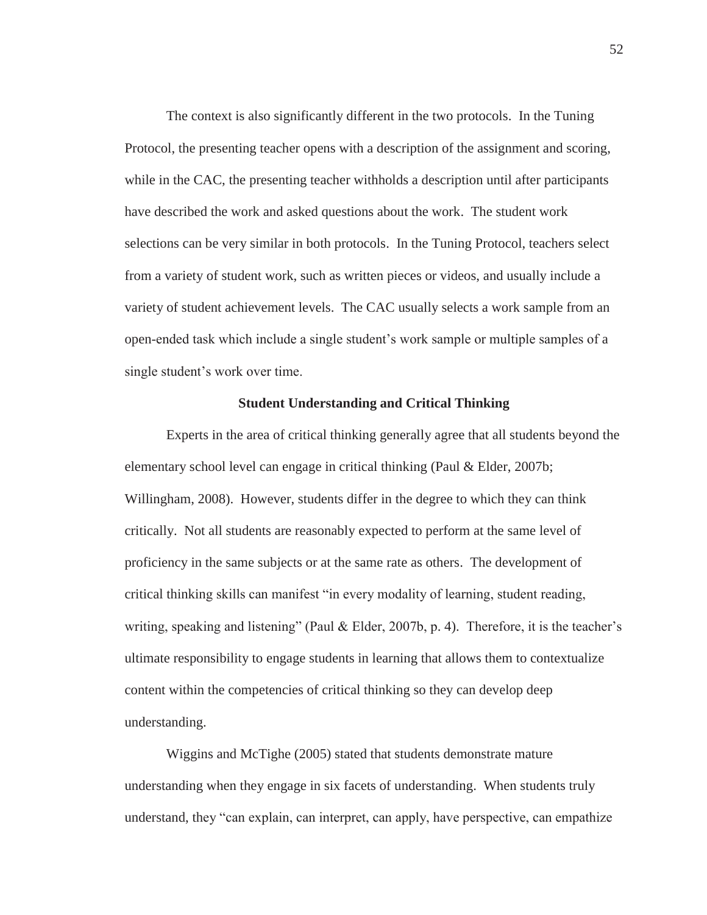The context is also significantly different in the two protocols. In the Tuning Protocol, the presenting teacher opens with a description of the assignment and scoring, while in the CAC, the presenting teacher withholds a description until after participants have described the work and asked questions about the work. The student work selections can be very similar in both protocols. In the Tuning Protocol, teachers select from a variety of student work, such as written pieces or videos, and usually include a variety of student achievement levels. The CAC usually selects a work sample from an open-ended task which include a single student's work sample or multiple samples of a single student's work over time.

## Student Understanding and Critical Thinking

Experts in the area of critical thinking generally agree that all students beyond the elementary school level can engage in critical thinking (Paul & Elder, 2007b; Willingham, 2008). However, students differ in the degree to which they can think critically. Not all students are reasonably expected to perform at the same level of proficiency in the same subjects or at the same rate as others. The development of critical thinking skills can manifest "in every modality of learning, student reading, writing, speaking and listening" (Paul & Elder, 2007b, p. 4). Therefore, it is the teacher's ultimate responsibility to engage students in learning that allows them to contextualize content within the competencies of critical thinking so they can develop deep understanding.

Wiggins and McTighe (2005) stated that students demonstrate mature understanding when they engage in six facets of understanding. When students truly understand, they "can explain, can interpret, can apply, have perspective, can empathize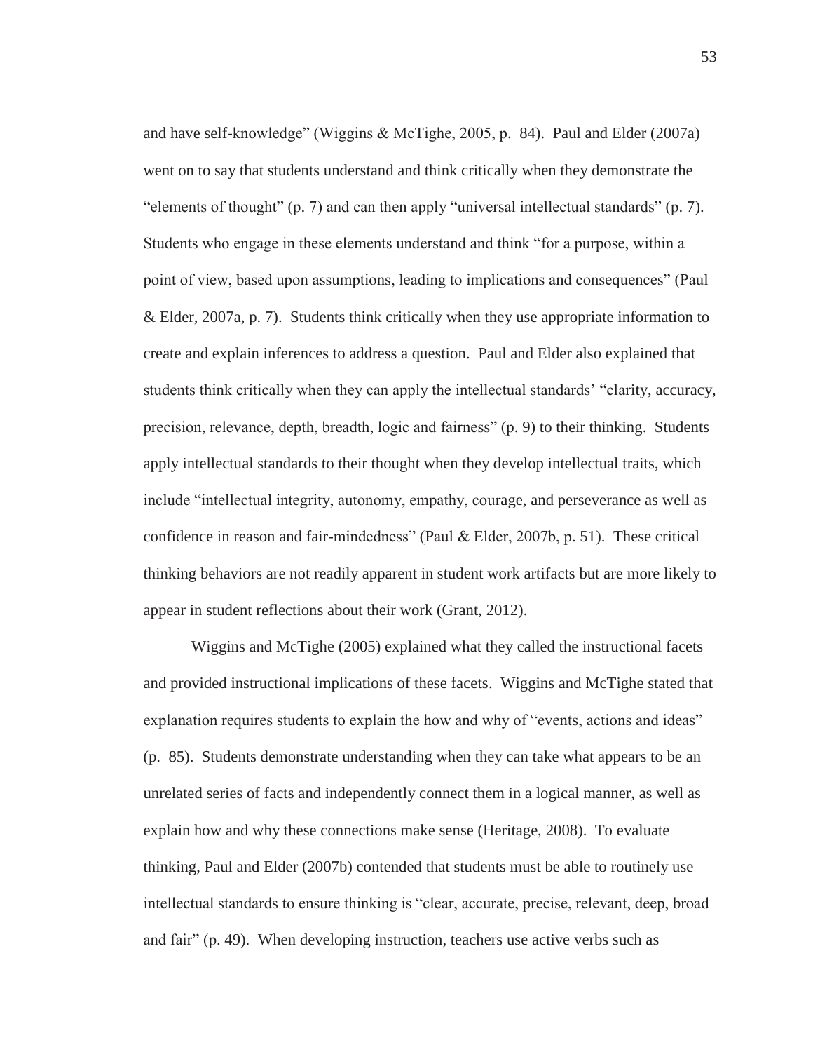and have self-knowledge" (Wiggins & McTighe, 2005, p. 84). Paul and Elder (2007a) went on to say that students understand and think critically when they demonstrate the "elements of thought" (p. 7) and can then apply "universal intellectual standards" (p. 7). Students who engage in these elements understand and think "for a purpose, within a point of view, based upon assumptions, leading to implications and consequences" (Paul & Elder, 2007a, p. 7). Students think critically when they use appropriate information to create and explain inferences to address a question. Paul and Elder also explained that students think critically when they can apply the intellectual standards' "clarity, accuracy, precision, relevance, depth, breadth, logic and fairness" (p. 9) to their thinking. Students apply intellectual standards to their thought when they develop intellectual traits, which include "intellectual integrity, autonomy, empathy, courage, and perseverance as well as confidence in reason and fair-mindedness" (Paul & Elder, 2007b, p. 51). These critical thinking behaviors are not readily apparent in student work artifacts but are more likely to appear in student reflections about their work (Grant, 2012).

Wiggins and McTighe (2005) explained what they called the instructional facets and provided instructional implications of these facets. Wiggins and McTighe stated that explanation requires students to explain the how and why of "events, actions and ideas" (p. 85). Students demonstrate understanding when they can take what appears to be an unrelated series of facts and independently connect them in a logical manner, as well as explain how and why these connections make sense (Heritage, 2008). To evaluate thinking, Paul and Elder (2007b) contended that students must be able to routinely use intellectual standards to ensure thinking is "clear, accurate, precise, relevant, deep, broad and fair" (p. 49). When developing instruction, teachers use active verbs such as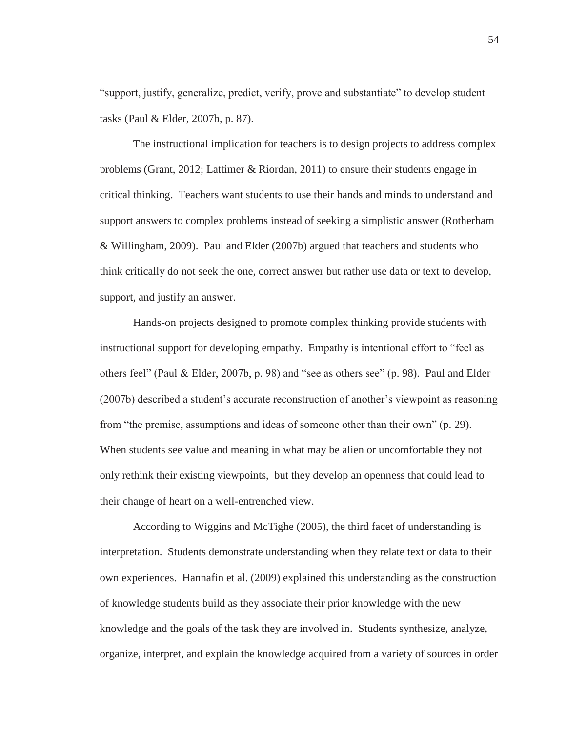"support, justify, generalize, predict, verify, prove and substantiate" to develop student tasks (Paul & Elder, 2007b, p. 87).

The instructional implication for teachers is to design projects to address complex problems (Grant, 2012; Lattimer & Riordan, 2011) to ensure their students engage in critical thinking. Teachers want students to use their hands and minds to understand and support answers to complex problems instead of seeking a simplistic answer (Rotherham & Willingham, 2009). Paul and Elder (2007b) argued that teachers and students who think critically do not seek the one, correct answer but rather use data or text to develop, support, and justify an answer.

Hands-on projects designed to promote complex thinking provide students with instructional support for developing empathy. Empathy is intentional effort to "feel as others feel" (Paul & Elder, 2007b, p. 98) and "see as others see" (p. 98). Paul and Elder (2007b) described a student's accurate reconstruction of another's viewpoint as reasoning from "the premise, assumptions and ideas of someone other than their own" (p. 29). When students see value and meaning in what may be alien or uncomfortable they not only rethink their existing viewpoints, but they develop an openness that could lead to their change of heart on a well-entrenched view.

According to Wiggins and McTighe (2005), the third facet of understanding is interpretation. Students demonstrate understanding when they relate text or data to their own experiences. Hannafin et al. (2009) explained this understanding as the construction of knowledge students build as they associate their prior knowledge with the new knowledge and the goals of the task they are involved in. Students synthesize, analyze, organize, interpret, and explain the knowledge acquired from a variety of sources in order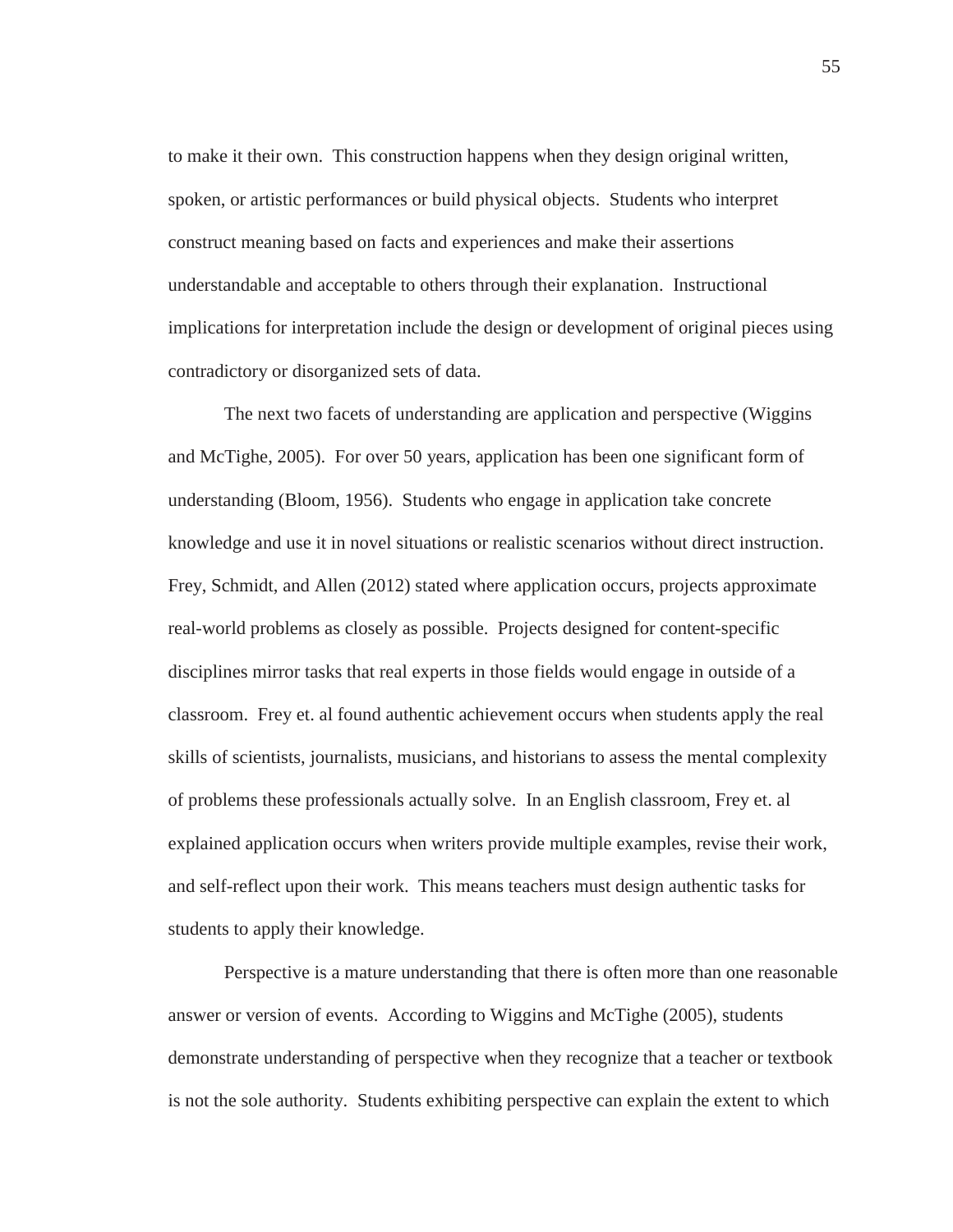to make it their own. This construction happens when they design original written, spoken, or artistic performances or build physical objects. Students who interpret construct meaning based on facts and experiences and make their assertions understandable and acceptable to others through their explanation. Instructional implications for interpretation include the design or development of original pieces using contradictory or disorganized sets of data.

The next two facets of understanding are application and perspective (Wiggins and McTighe, 2005). For over 50 years, application has been one significant form of understanding (Bloom, 1956). Students who engage in application take concrete knowledge and use it in novel situations or realistic scenarios without direct instruction. Frey, Schmidt, and Allen (2012) stated where application occurs, projects approximate real-world problems as closely as possible. Projects designed for content-specific disciplines mirror tasks that real experts in those fields would engage in outside of a classroom. Frey et. al found authentic achievement occurs when students apply the real skills of scientists, journalists, musicians, and historians to assess the mental complexity of problems these professionals actually solve. In an English classroom, Frey et. al explained application occurs when writers provide multiple examples, revise their work, and self-reflect upon their work. This means teachers must design authentic tasks for students to apply their knowledge.

Perspective is a mature understanding that there is often more than one reasonable answer or version of events. According to Wiggins and McTighe (2005), students demonstrate understanding of perspective when they recognize that a teacher or textbook is not the sole authority. Students exhibiting perspective can explain the extent to which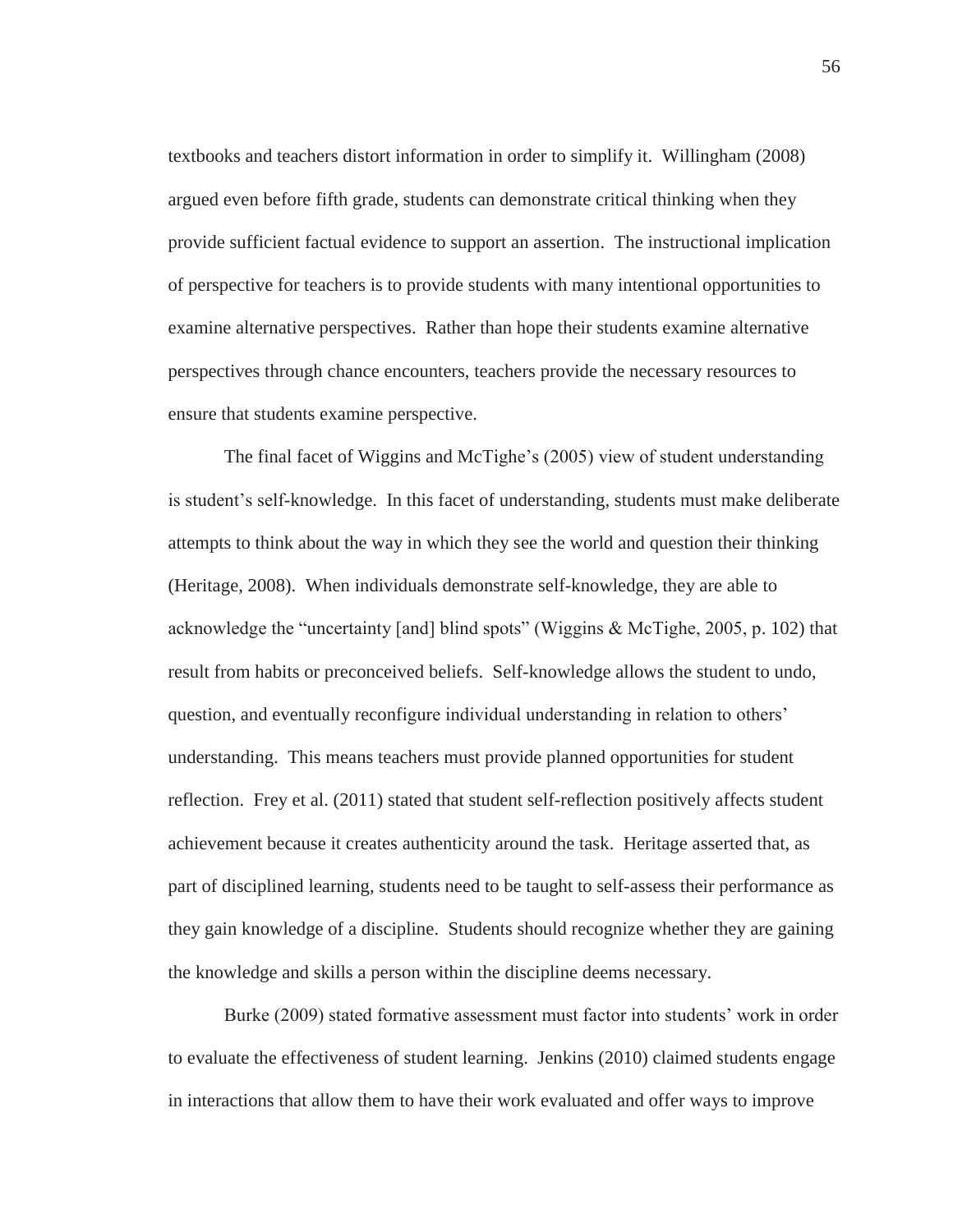textbooks and teachers distort information in order to simplify it. Willingham (2008) argued even before fifth grade, students can demonstrate critical thinking when they provide sufficient factual evidence to support an assertion. The instructional implication of perspective for teachers is to provide students with many intentional opportunities to examine alternative perspectives. Rather than hope their students examine alternative perspectives through chance encounters, teachers provide the necessary resources to ensure that students examine perspective.

The final facet of Wiggins and McTighe's (2005) view of student understanding is student's self-knowledge. In this facet of understanding, students must make deliberate attempts to think about the way in which they see the world and question their thinking (Heritage, 2008). When individuals demonstrate self-knowledge, they are able to acknowledge the "uncertainty [and] blind spots" (Wiggins & McTighe, 2005, p. 102) that result from habits or preconceived beliefs. Self-knowledge allows the student to undo, question, and eventually reconfigure individual understanding in relation to others' understanding. This means teachers must provide planned opportunities for student reflection. Frey et al. (2011) stated that student self-reflection positively affects student achievement because it creates authenticity around the task. Heritage asserted that, as part of disciplined learning, students need to be taught to self-assess their performance as they gain knowledge of a discipline. Students should recognize whether they are gaining the knowledge and skills a person within the discipline deems necessary.

Burke (2009) stated formative assessment must factor into students' work in order to evaluate the effectiveness of student learning. Jenkins (2010) claimed students engage in interactions that allow them to have their work evaluated and offer ways to improve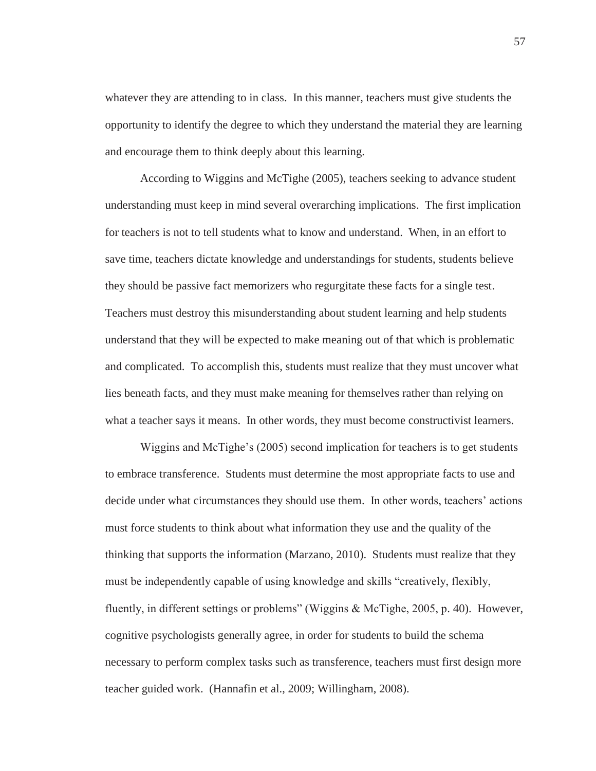whatever they are attending to in class. In this manner, teachers must give students the opportunity to identify the degree to which they understand the material they are learning and encourage them to think deeply about this learning.

According to Wiggins and McTighe (2005), teachers seeking to advance student understanding must keep in mind several overarching implications. The first implication for teachers is not to tell students what to know and understand. When, in an effort to save time, teachers dictate knowledge and understandings for students, students believe they should be passive fact memorizers who regurgitate these facts for a single test. Teachers must destroy this misunderstanding about student learning and help students understand that they will be expected to make meaning out of that which is problematic and complicated. To accomplish this, students must realize that they must uncover what lies beneath facts, and they must make meaning for themselves rather than relying on what a teacher says it means. In other words, they must become constructivist learners.

Wiggins and McTighe's (2005) second implication for teachers is to get students to embrace transference. Students must determine the most appropriate facts to use and decide under what circumstances they should use them. In other words, teachers' actions must force students to think about what information they use and the quality of the thinking that supports the information (Marzano, 2010). Students must realize that they must be independently capable of using knowledge and skills "creatively, flexibly, fluently, in different settings or problems" (Wiggins & McTighe, 2005, p. 40). However, cognitive psychologists generally agree, in order for students to build the schema necessary to perform complex tasks such as transference, teachers must first design more teacher guided work. (Hannafin et al., 2009; Willingham, 2008).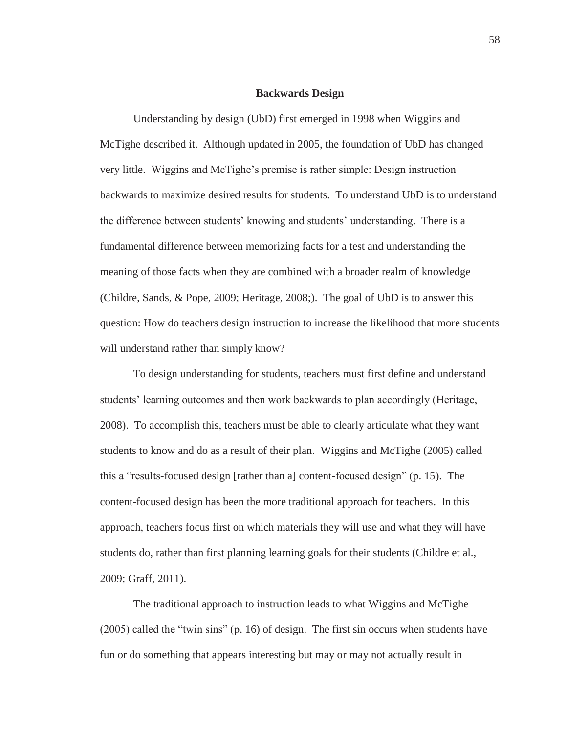## Backwards Design

Understanding by design (UbD) first emerged in 1998 when Wiggins and McTighe described it. Although updated in 2005, the foundation of UbD has changed very little. Wiggins and McTighe's premise is rather simple: Design instruction backwards to maximize desired results for students. To understand UbD is to understand the difference between students' knowing and students' understanding. There is a fundamental difference between memorizing facts for a test and understanding the meaning of those facts when they are combined with a broader realm of knowledge (Childre, Sands, & Pope, 2009; Heritage, 2008;). The goal of UbD is to answer this question: How do teachers design instruction to increase the likelihood that more students will understand rather than simply know?

To design understanding for students, teachers must first define and understand students' learning outcomes and then work backwards to plan accordingly (Heritage, 2008). To accomplish this, teachers must be able to clearly articulate what they want students to know and do as a result of their plan. Wiggins and McTighe (2005) called this a "results-focused design [rather than a] content-focused design" (p. 15). The content-focused design has been the more traditional approach for teachers. In this approach, teachers focus first on which materials they will use and what they will have students do, rather than first planning learning goals for their students (Childre et al., 2009; Graff, 2011).

The traditional approach to instruction leads to what Wiggins and McTighe (2005) called the "twin sins" (p. 16) of design. The first sin occurs when students have fun or do something that appears interesting but may or may not actually result in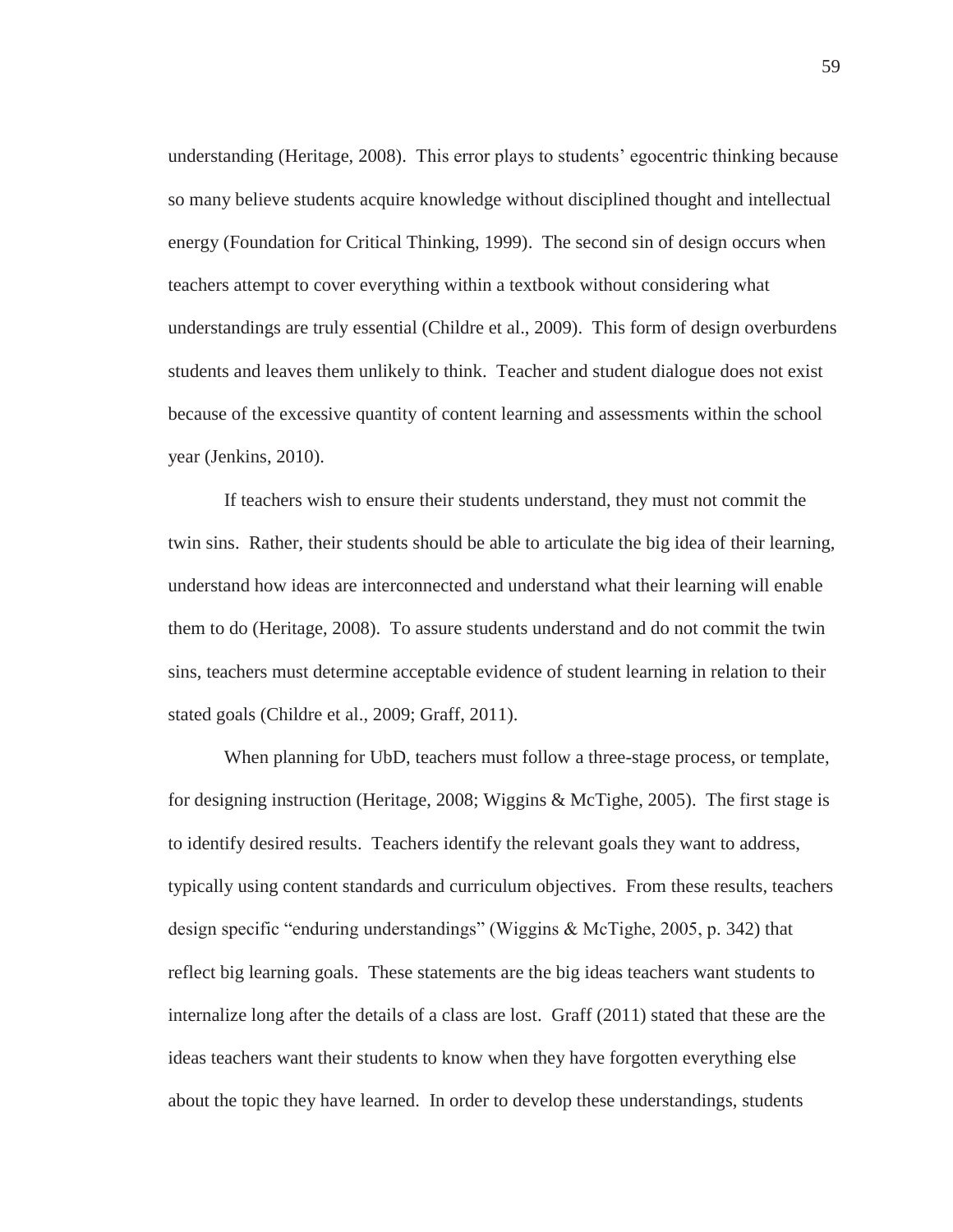understanding (Heritage, 2008). This error plays to students' egocentric thinking because so many believe students acquire knowledge without disciplined thought and intellectual energy (Foundation for Critical Thinking, 1999). The second sin of design occurs when teachers attempt to cover everything within a textbook without considering what understandings are truly essential (Childre et al., 2009). This form of design overburdens students and leaves them unlikely to think. Teacher and student dialogue does not exist because of the excessive quantity of content learning and assessments within the school year (Jenkins, 2010).

If teachers wish to ensure their students understand, they must not commit the twin sins. Rather, their students should be able to articulate the big idea of their learning, understand how ideas are interconnected and understand what their learning will enable them to do (Heritage, 2008). To assure students understand and do not commit the twin sins, teachers must determine acceptable evidence of student learning in relation to their stated goals (Childre et al., 2009; Graff, 2011).

When planning for UbD, teachers must follow a three-stage process, or template, for designing instruction (Heritage, 2008; Wiggins & McTighe, 2005). The first stage is to identify desired results. Teachers identify the relevant goals they want to address, typically using content standards and curriculum objectives. From these results, teachers design specific "enduring understandings" (Wiggins & McTighe, 2005, p. 342) that reflect big learning goals. These statements are the big ideas teachers want students to internalize long after the details of a class are lost. Graff (2011) stated that these are the ideas teachers want their students to know when they have forgotten everything else about the topic they have learned. In order to develop these understandings, students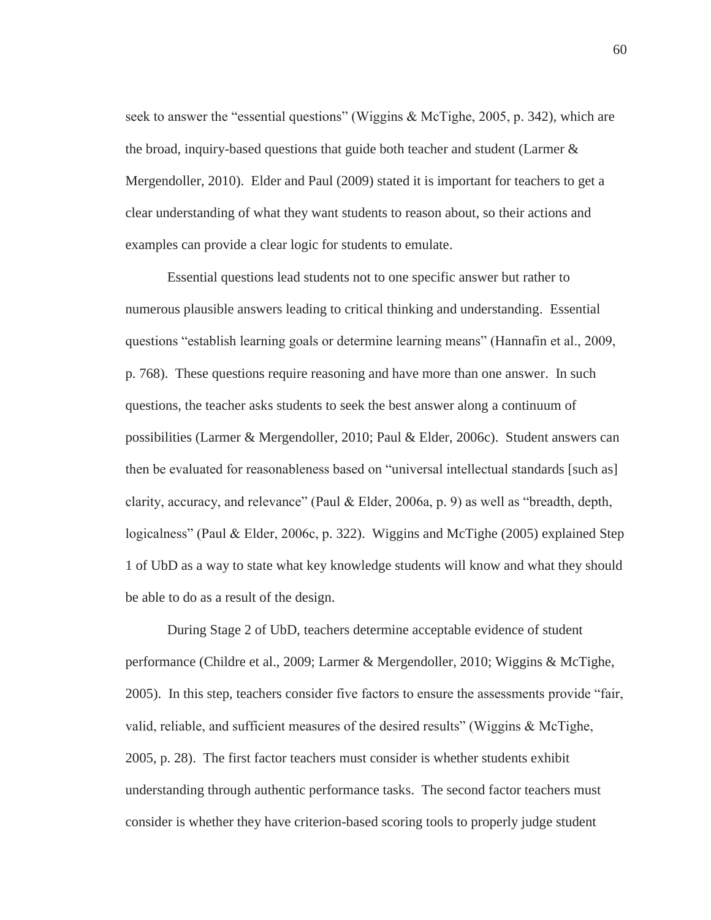seek to answer the "essential questions" (Wiggins & McTighe, 2005, p. 342), which are the broad, inquiry-based questions that guide both teacher and student (Larmer & Mergendoller, 2010). Elder and Paul (2009) stated it is important for teachers to get a clear understanding of what they want students to reason about, so their actions and examples can provide a clear logic for students to emulate.

Essential questions lead students not to one specific answer but rather to numerous plausible answers leading to critical thinking and understanding. Essential questions "establish learning goals or determine learning means" (Hannafin et al., 2009, p. 768). These questions require reasoning and have more than one answer. In such questions, the teacher asks students to seek the best answer along a continuum of possibilities (Larmer & Mergendoller, 2010; Paul & Elder, 2006c). Student answers can then be evaluated for reasonableness based on "universal intellectual standards [such as] clarity, accuracy, and relevance" (Paul & Elder, 2006a, p. 9) as well as "breadth, depth, logicalness" (Paul & Elder, 2006c, p. 322). Wiggins and McTighe (2005) explained Step 1 of UbD as a way to state what key knowledge students will know and what they should be able to do as a result of the design.

During Stage 2 of UbD, teachers determine acceptable evidence of student performance (Childre et al., 2009; Larmer & Mergendoller, 2010; Wiggins & McTighe, 2005). In this step, teachers consider five factors to ensure the assessments provide "fair, valid, reliable, and sufficient measures of the desired results" (Wiggins & McTighe, 2005, p. 28). The first factor teachers must consider is whether students exhibit understanding through authentic performance tasks. The second factor teachers must consider is whether they have criterion-based scoring tools to properly judge student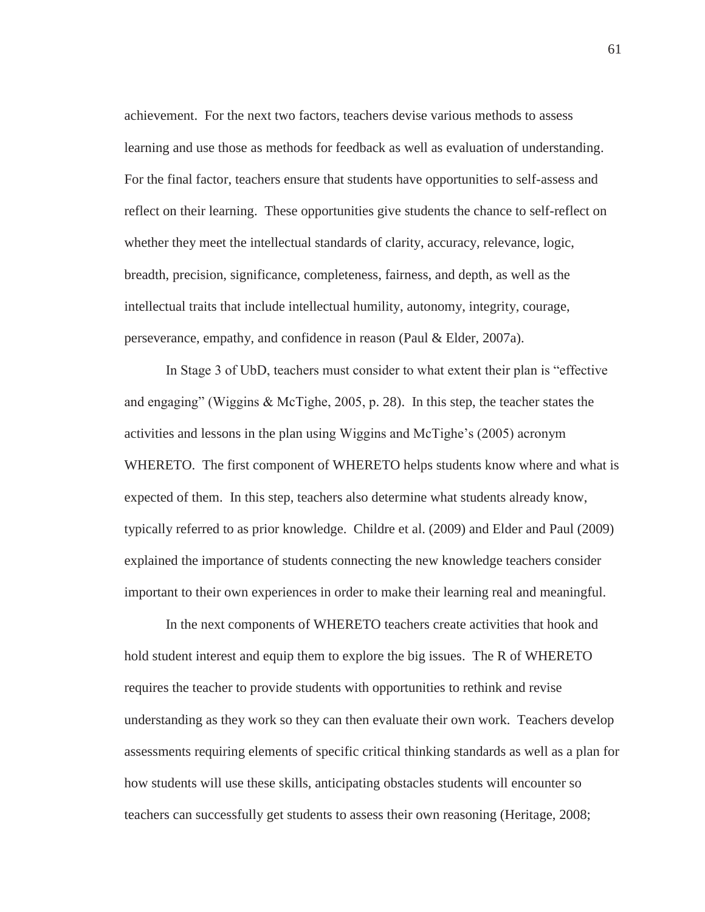achievement. For the next two factors, teachers devise various methods to assess learning and use those as methods for feedback as well as evaluation of understanding. For the final factor, teachers ensure that students have opportunities to self-assess and reflect on their learning. These opportunities give students the chance to self-reflect on whether they meet the intellectual standards of clarity, accuracy, relevance, logic, breadth, precision, significance, completeness, fairness, and depth, as well as the intellectual traits that include intellectual humility, autonomy, integrity, courage, perseverance, empathy, and confidence in reason (Paul & Elder, 2007a).

In Stage 3 of UbD, teachers must consider to what extent their plan is "effective and engaging" (Wiggins & McTighe, 2005, p. 28). In this step, the teacher states the activities and lessons in the plan using Wiggins and McTighe's (2005) acronym WHERETO. The first component of WHERETO helps students know where and what is expected of them. In this step, teachers also determine what students already know, typically referred to as prior knowledge. Childre et al. (2009) and Elder and Paul (2009) explained the importance of students connecting the new knowledge teachers consider important to their own experiences in order to make their learning real and meaningful.

In the next components of WHERETO teachers create activities that hook and hold student interest and equip them to explore the big issues. The R of WHERETO requires the teacher to provide students with opportunities to rethink and revise understanding as they work so they can then evaluate their own work. Teachers develop assessments requiring elements of specific critical thinking standards as well as a plan for how students will use these skills, anticipating obstacles students will encounter so teachers can successfully get students to assess their own reasoning (Heritage, 2008;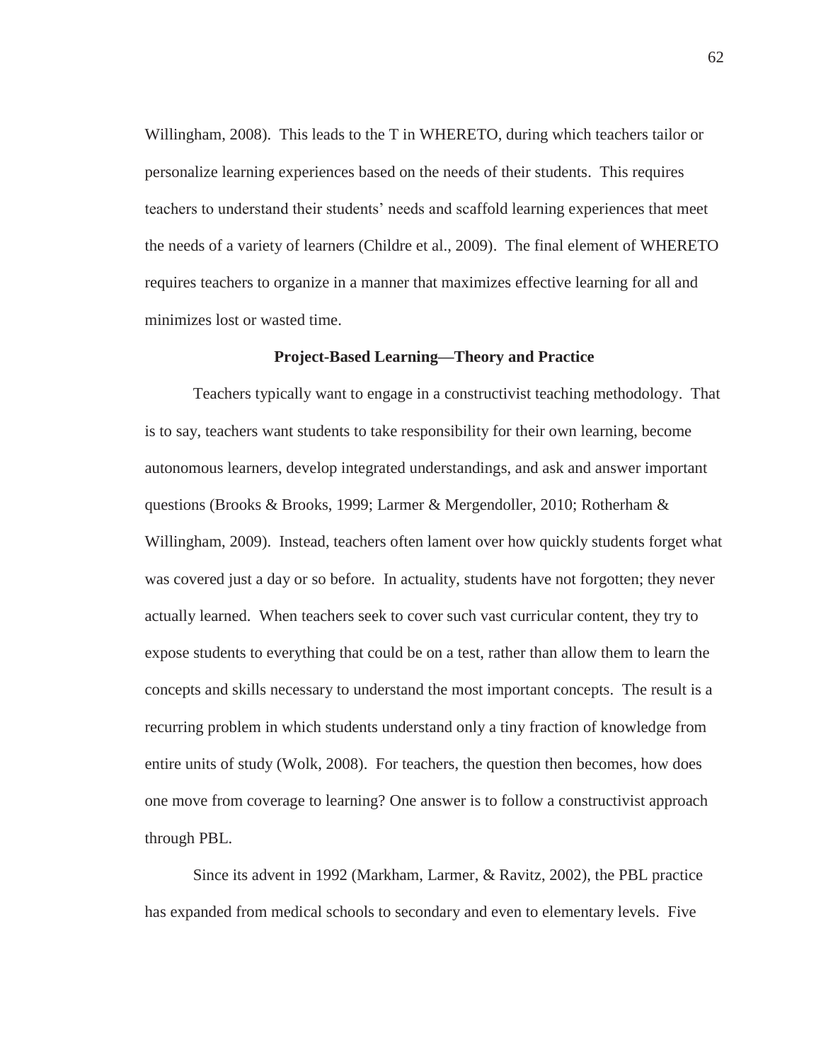Willingham, 2008). This leads to the T in WHERETO, during which teachers tailor or personalize learning experiences based on the needs of their students. This requires teachers to understand their students' needs and scaffold learning experiences that meet the needs of a variety of learners (Childre et al., 2009). The final element of WHERETO requires teachers to organize in a manner that maximizes effective learning for all and minimizes lost or wasted time.

## Project-Based Learning—Theory and Practice

Teachers typically want to engage in a constructivist teaching methodology. That is to say, teachers want students to take responsibility for their own learning, become autonomous learners, develop integrated understandings, and ask and answer important questions (Brooks & Brooks, 1999; Larmer & Mergendoller, 2010; Rotherham & Willingham, 2009). Instead, teachers often lament over how quickly students forget what was covered just a day or so before. In actuality, students have not forgotten; they never actually learned. When teachers seek to cover such vast curricular content, they try to expose students to everything that could be on a test, rather than allow them to learn the concepts and skills necessary to understand the most important concepts. The result is a recurring problem in which students understand only a tiny fraction of knowledge from entire units of study (Wolk, 2008). For teachers, the question then becomes, how does one move from coverage to learning? One answer is to follow a constructivist approach through PBL.

Since its advent in 1992 (Markham, Larmer, & Ravitz, 2002), the PBL practice has expanded from medical schools to secondary and even to elementary levels. Five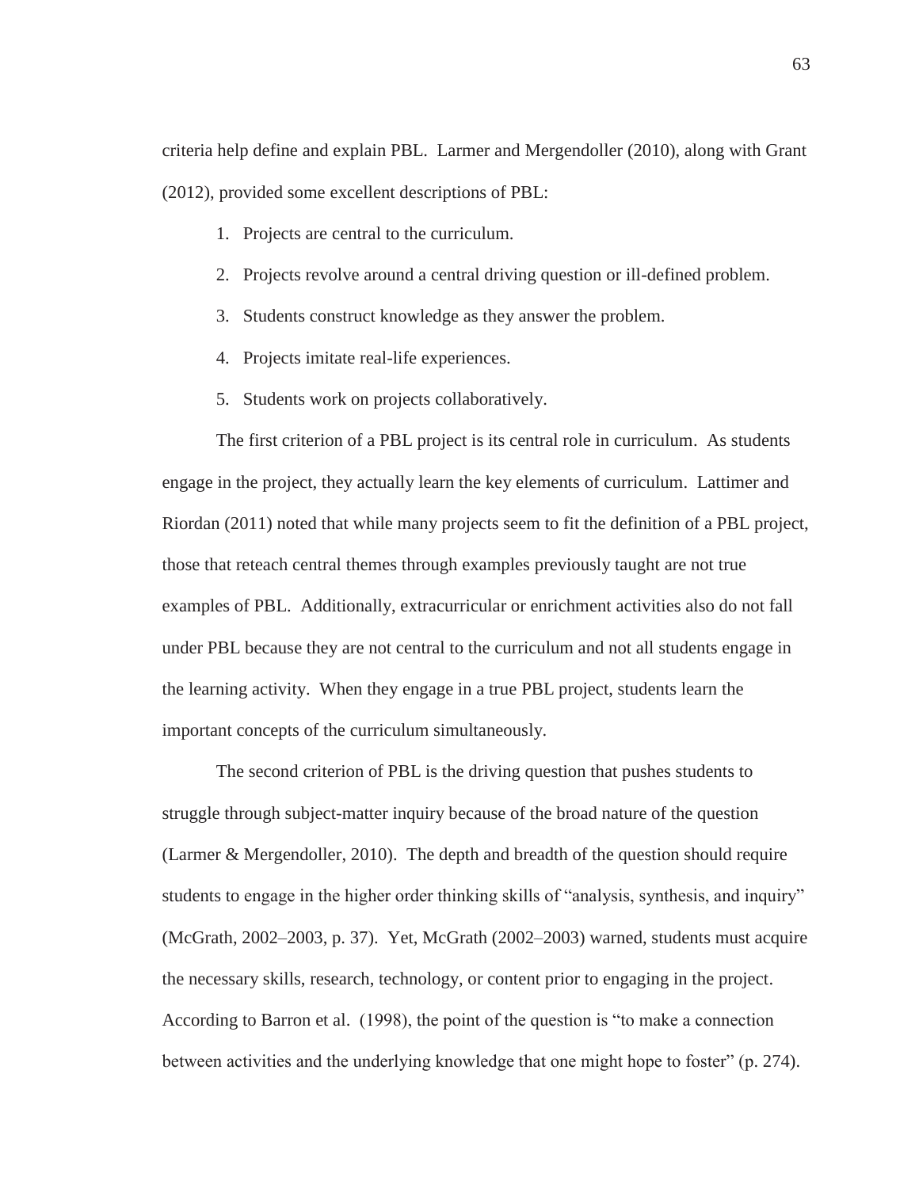criteria help define and explain PBL. Larmer and Mergendoller (2010), along with Grant (2012), provided some excellent descriptions of PBL:

1. Projects are central to the curriculum.
2. Projects revolve around a central driving question or ill-defined problem.
3. Students construct knowledge as they answer the problem.
4. Projects imitate real-life experiences.
5. Students work on projects collaboratively.

The first criterion of a PBL project is its central role in curriculum. As students engage in the project, they actually learn the key elements of curriculum. Lattimer and Riordan (2011) noted that while many projects seem to fit the definition of a PBL project, those that reteach central themes through examples previously taught are not true examples of PBL. Additionally, extracurricular or enrichment activities also do not fall under PBL because they are not central to the curriculum and not all students engage in the learning activity. When they engage in a true PBL project, students learn the important concepts of the curriculum simultaneously.

The second criterion of PBL is the driving question that pushes students to struggle through subject-matter inquiry because of the broad nature of the question (Larmer & Mergendoller, 2010). The depth and breadth of the question should require students to engage in the higher order thinking skills of "analysis, synthesis, and inquiry" (McGrath, 2002–2003, p. 37). Yet, McGrath (2002–2003) warned, students must acquire the necessary skills, research, technology, or content prior to engaging in the project. According to Barron et al. (1998), the point of the question is "to make a connection between activities and the underlying knowledge that one might hope to foster" (p. 274).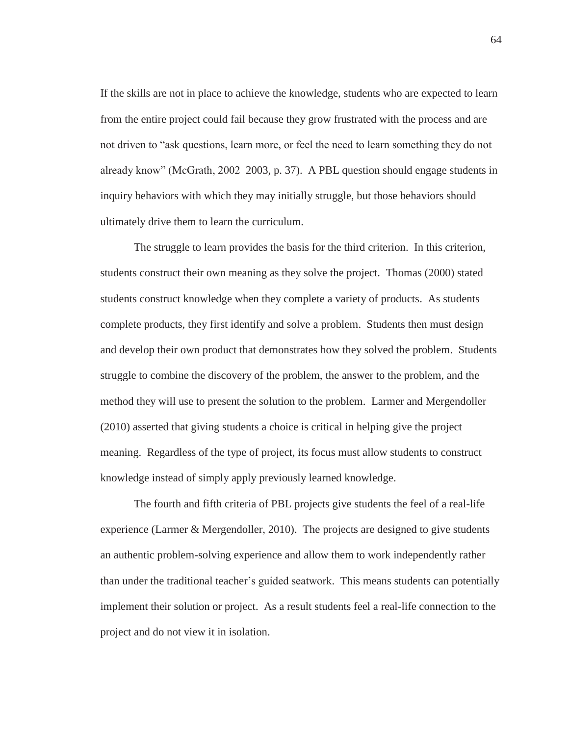If the skills are not in place to achieve the knowledge, students who are expected to learn from the entire project could fail because they grow frustrated with the process and are not driven to "ask questions, learn more, or feel the need to learn something they do not already know" (McGrath, 2002–2003, p. 37). A PBL question should engage students in inquiry behaviors with which they may initially struggle, but those behaviors should ultimately drive them to learn the curriculum.

The struggle to learn provides the basis for the third criterion. In this criterion, students construct their own meaning as they solve the project. Thomas (2000) stated students construct knowledge when they complete a variety of products. As students complete products, they first identify and solve a problem. Students then must design and develop their own product that demonstrates how they solved the problem. Students struggle to combine the discovery of the problem, the answer to the problem, and the method they will use to present the solution to the problem. Larmer and Mergendoller (2010) asserted that giving students a choice is critical in helping give the project meaning. Regardless of the type of project, its focus must allow students to construct knowledge instead of simply apply previously learned knowledge.

The fourth and fifth criteria of PBL projects give students the feel of a real-life experience (Larmer & Mergendoller, 2010). The projects are designed to give students an authentic problem-solving experience and allow them to work independently rather than under the traditional teacher's guided seatwork. This means students can potentially implement their solution or project. As a result students feel a real-life connection to the project and do not view it in isolation.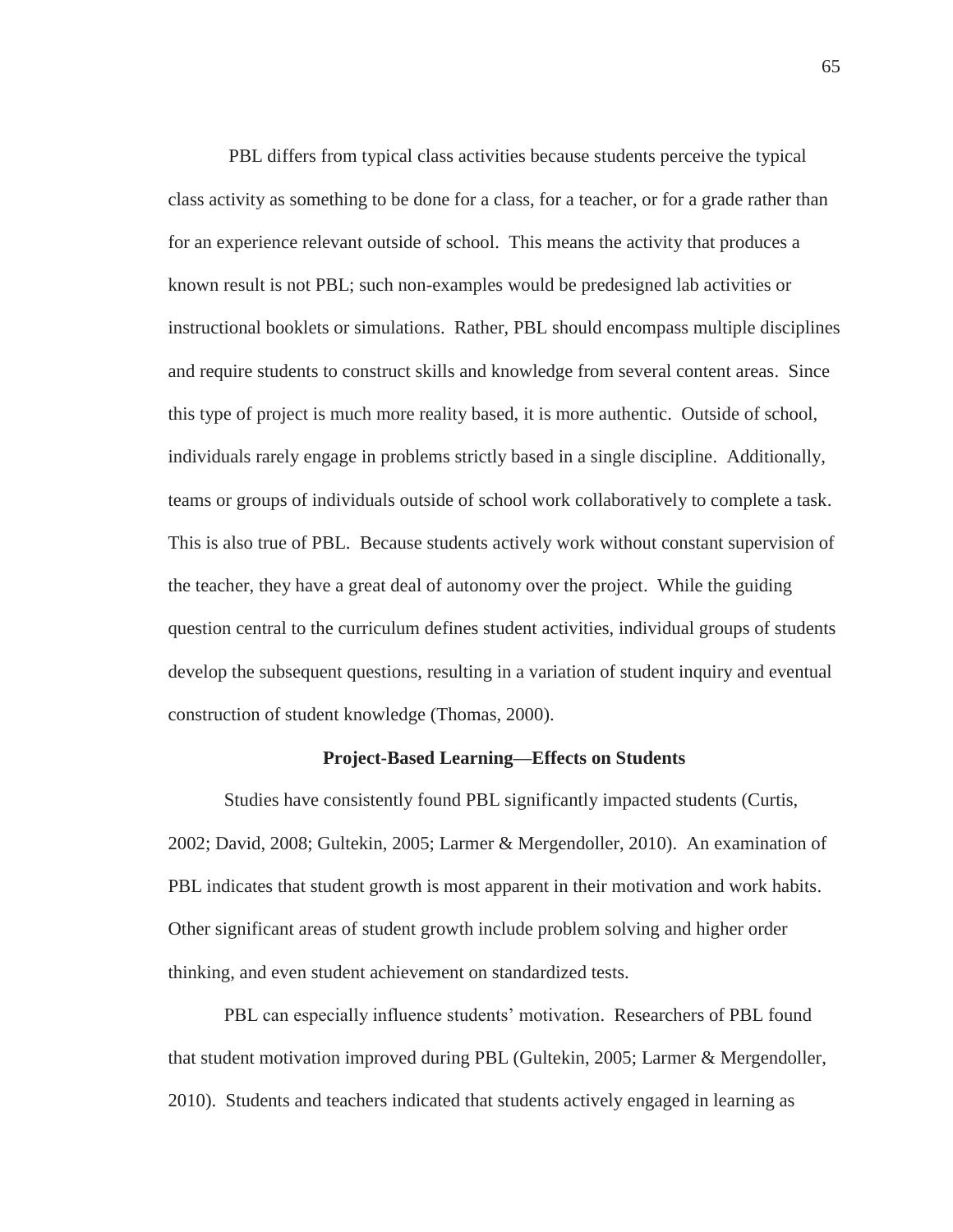PBL differs from typical class activities because students perceive the typical class activity as something to be done for a class, for a teacher, or for a grade rather than for an experience relevant outside of school. This means the activity that produces a known result is not PBL; such non-examples would be predesigned lab activities or instructional booklets or simulations. Rather, PBL should encompass multiple disciplines and require students to construct skills and knowledge from several content areas. Since this type of project is much more reality based, it is more authentic. Outside of school, individuals rarely engage in problems strictly based in a single discipline. Additionally, teams or groups of individuals outside of school work collaboratively to complete a task. This is also true of PBL. Because students actively work without constant supervision of the teacher, they have a great deal of autonomy over the project. While the guiding question central to the curriculum defines student activities, individual groups of students develop the subsequent questions, resulting in a variation of student inquiry and eventual construction of student knowledge (Thomas, 2000).

## Project-Based Learning—Effects on Students

Studies have consistently found PBL significantly impacted students (Curtis, 2002; David, 2008; Gultekin, 2005; Larmer & Mergendoller, 2010). An examination of PBL indicates that student growth is most apparent in their motivation and work habits. Other significant areas of student growth include problem solving and higher order thinking, and even student achievement on standardized tests.

PBL can especially influence students' motivation. Researchers of PBL found that student motivation improved during PBL (Gultekin, 2005; Larmer & Mergendoller, 2010). Students and teachers indicated that students actively engaged in learning as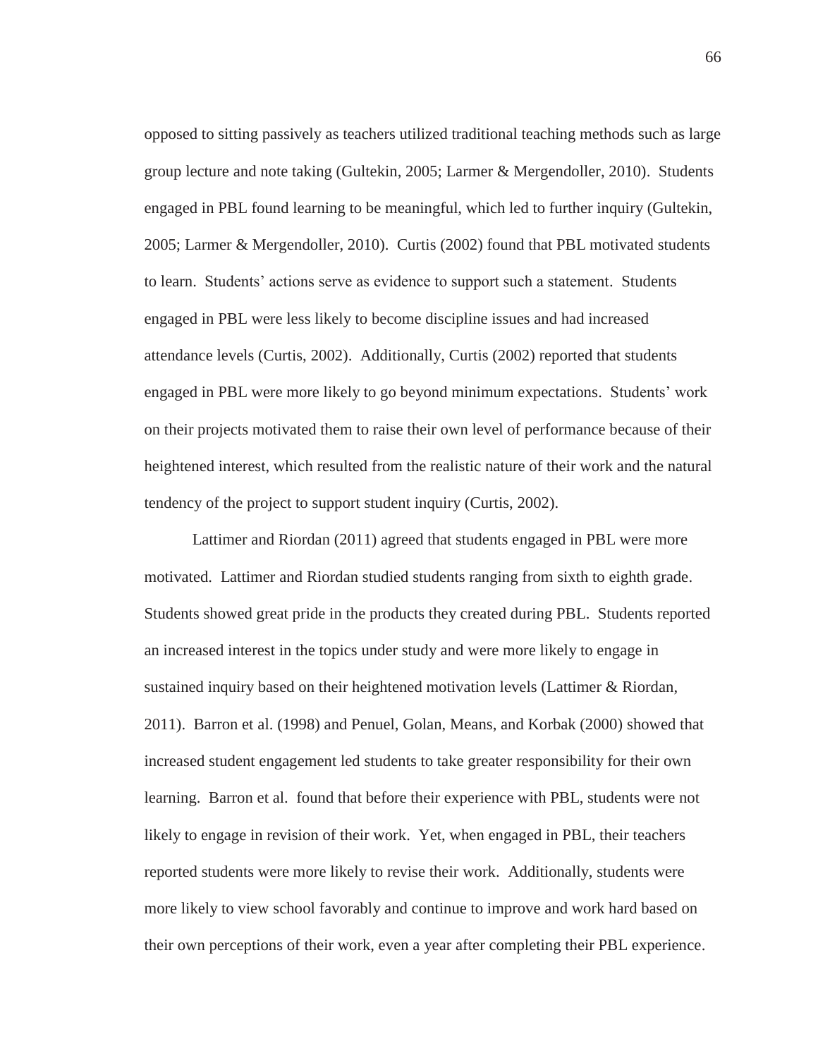opposed to sitting passively as teachers utilized traditional teaching methods such as large group lecture and note taking (Gultekin, 2005; Larmer & Mergendoller, 2010). Students engaged in PBL found learning to be meaningful, which led to further inquiry (Gultekin, 2005; Larmer & Mergendoller, 2010). Curtis (2002) found that PBL motivated students to learn. Students' actions serve as evidence to support such a statement. Students engaged in PBL were less likely to become discipline issues and had increased attendance levels (Curtis, 2002). Additionally, Curtis (2002) reported that students engaged in PBL were more likely to go beyond minimum expectations. Students' work on their projects motivated them to raise their own level of performance because of their heightened interest, which resulted from the realistic nature of their work and the natural tendency of the project to support student inquiry (Curtis, 2002).

Lattimer and Riordan (2011) agreed that students engaged in PBL were more motivated. Lattimer and Riordan studied students ranging from sixth to eighth grade. Students showed great pride in the products they created during PBL. Students reported an increased interest in the topics under study and were more likely to engage in sustained inquiry based on their heightened motivation levels (Lattimer & Riordan, 2011). Barron et al. (1998) and Penuel, Golan, Means, and Korbak (2000) showed that increased student engagement led students to take greater responsibility for their own learning. Barron et al. found that before their experience with PBL, students were not likely to engage in revision of their work. Yet, when engaged in PBL, their teachers reported students were more likely to revise their work. Additionally, students were more likely to view school favorably and continue to improve and work hard based on their own perceptions of their work, even a year after completing their PBL experience.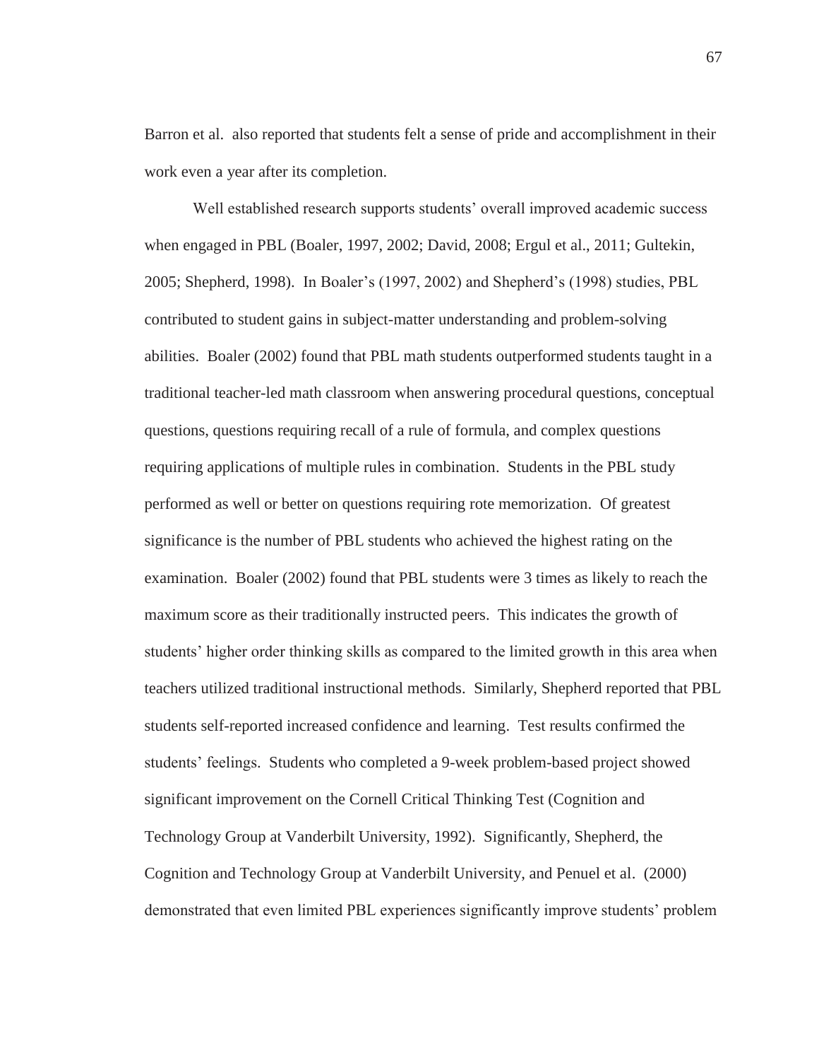Barron et al. also reported that students felt a sense of pride and accomplishment in their work even a year after its completion.

Well established research supports students' overall improved academic success when engaged in PBL (Boaler, 1997, 2002; David, 2008; Ergul et al., 2011; Gultekin, 2005; Shepherd, 1998). In Boaler's (1997, 2002) and Shepherd's (1998) studies, PBL contributed to student gains in subject-matter understanding and problem-solving abilities. Boaler (2002) found that PBL math students outperformed students taught in a traditional teacher-led math classroom when answering procedural questions, conceptual questions, questions requiring recall of a rule of formula, and complex questions requiring applications of multiple rules in combination. Students in the PBL study performed as well or better on questions requiring rote memorization. Of greatest significance is the number of PBL students who achieved the highest rating on the examination. Boaler (2002) found that PBL students were 3 times as likely to reach the maximum score as their traditionally instructed peers. This indicates the growth of students' higher order thinking skills as compared to the limited growth in this area when teachers utilized traditional instructional methods. Similarly, Shepherd reported that PBL students self-reported increased confidence and learning. Test results confirmed the students' feelings. Students who completed a 9-week problem-based project showed significant improvement on the Cornell Critical Thinking Test (Cognition and Technology Group at Vanderbilt University, 1992). Significantly, Shepherd, the Cognition and Technology Group at Vanderbilt University, and Penuel et al. (2000) demonstrated that even limited PBL experiences significantly improve students' problem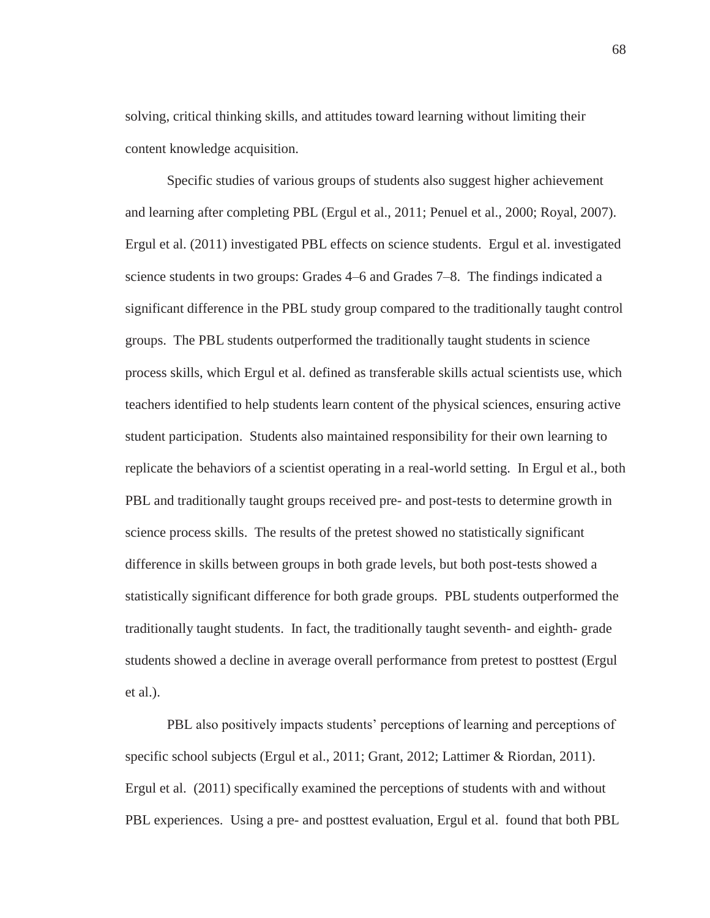solving, critical thinking skills, and attitudes toward learning without limiting their content knowledge acquisition.

Specific studies of various groups of students also suggest higher achievement and learning after completing PBL (Ergul et al., 2011; Penuel et al., 2000; Royal, 2007). Ergul et al. (2011) investigated PBL effects on science students. Ergul et al. investigated science students in two groups: Grades 4–6 and Grades 7–8. The findings indicated a significant difference in the PBL study group compared to the traditionally taught control groups. The PBL students outperformed the traditionally taught students in science process skills, which Ergul et al. defined as transferable skills actual scientists use, which teachers identified to help students learn content of the physical sciences, ensuring active student participation. Students also maintained responsibility for their own learning to replicate the behaviors of a scientist operating in a real-world setting. In Ergul et al., both PBL and traditionally taught groups received pre- and post-tests to determine growth in science process skills. The results of the pretest showed no statistically significant difference in skills between groups in both grade levels, but both post-tests showed a statistically significant difference for both grade groups. PBL students outperformed the traditionally taught students. In fact, the traditionally taught seventh- and eighth- grade students showed a decline in average overall performance from pretest to posttest (Ergul et al.).

PBL also positively impacts students' perceptions of learning and perceptions of specific school subjects (Ergul et al., 2011; Grant, 2012; Lattimer & Riordan, 2011). Ergul et al. (2011) specifically examined the perceptions of students with and without PBL experiences. Using a pre- and posttest evaluation, Ergul et al. found that both PBL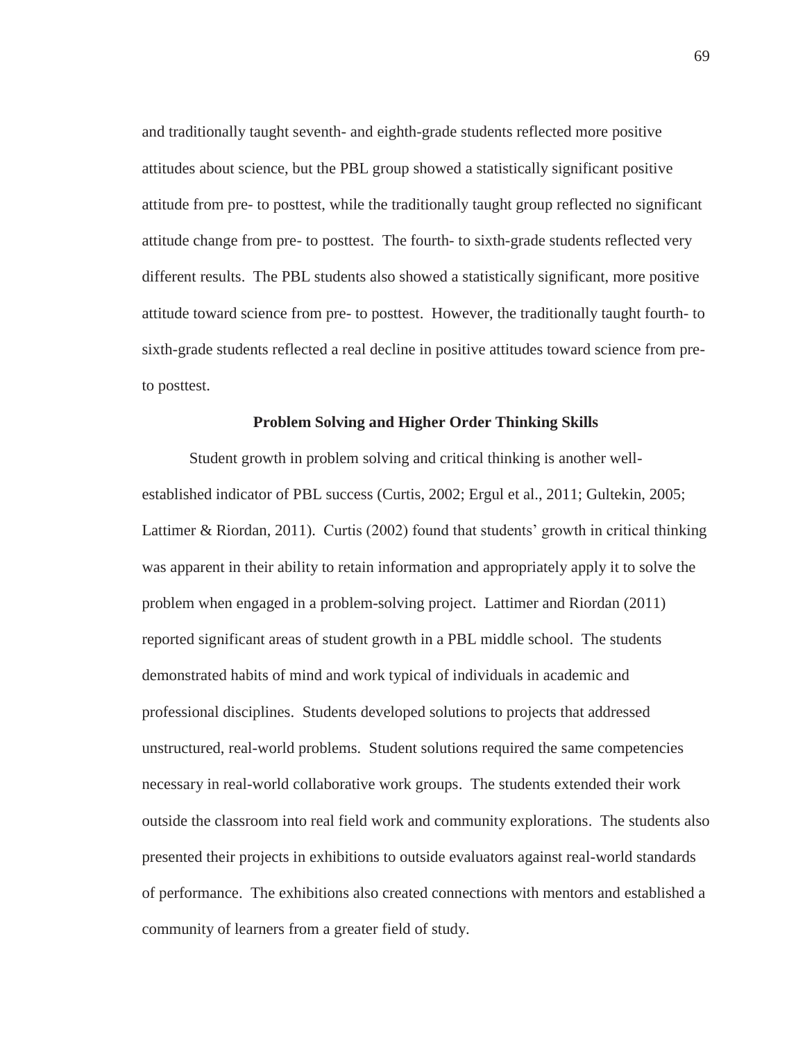and traditionally taught seventh- and eighth-grade students reflected more positive attitudes about science, but the PBL group showed a statistically significant positive attitude from pre- to posttest, while the traditionally taught group reflected no significant attitude change from pre- to posttest.  The fourth- to sixth-grade students reflected very different results.  The PBL students also showed a statistically significant, more positive attitude toward science from pre- to posttest.  However, the traditionally taught fourth- to sixth-grade students reflected a real decline in positive attitudes toward science from pre- to posttest.

## Problem Solving and Higher Order Thinking Skills

Student growth in problem solving and critical thinking is another well-established indicator of PBL success (Curtis, 2002; Ergul et al., 2011; Gultekin, 2005; Lattimer & Riordan, 2011).  Curtis (2002) found that students' growth in critical thinking was apparent in their ability to retain information and appropriately apply it to solve the problem when engaged in a problem-solving project.  Lattimer and Riordan (2011) reported significant areas of student growth in a PBL middle school.  The students demonstrated habits of mind and work typical of individuals in academic and professional disciplines.  Students developed solutions to projects that addressed unstructured, real-world problems.  Student solutions required the same competencies necessary in real-world collaborative work groups.  The students extended their work outside the classroom into real field work and community explorations.  The students also presented their projects in exhibitions to outside evaluators against real-world standards of performance.  The exhibitions also created connections with mentors and established a community of learners from a greater field of study.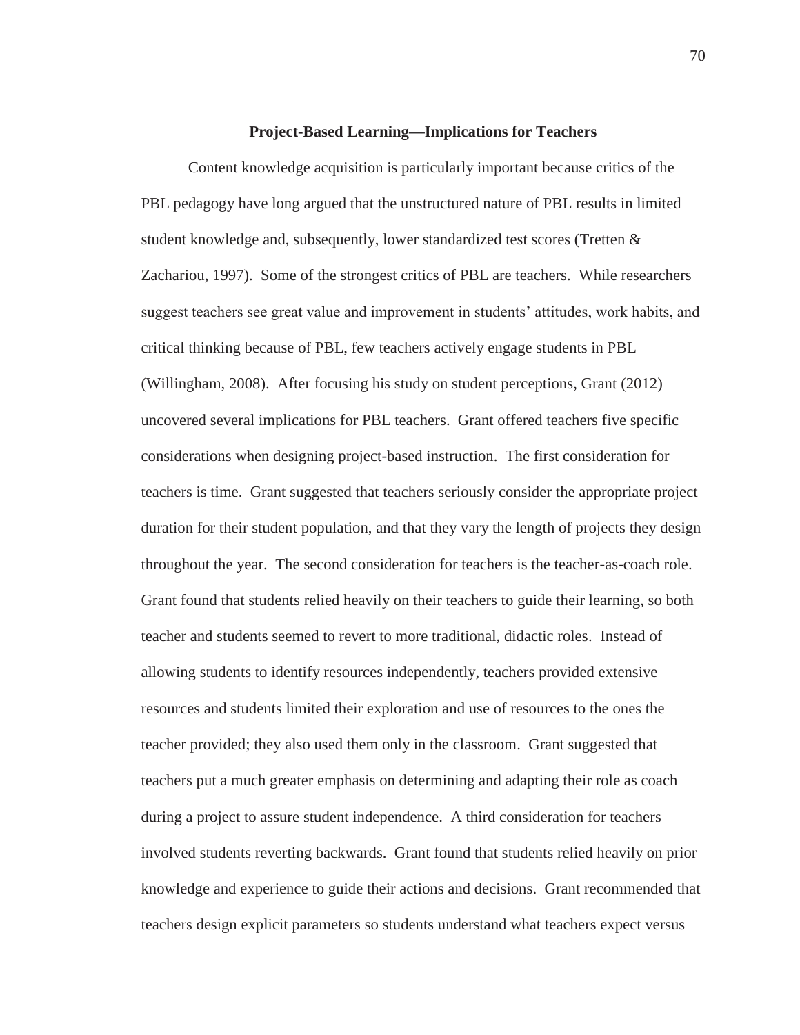## Project-Based Learning—Implications for Teachers

Content knowledge acquisition is particularly important because critics of the PBL pedagogy have long argued that the unstructured nature of PBL results in limited student knowledge and, subsequently, lower standardized test scores (Tretten & Zachariou, 1997). Some of the strongest critics of PBL are teachers. While researchers suggest teachers see great value and improvement in students' attitudes, work habits, and critical thinking because of PBL, few teachers actively engage students in PBL (Willingham, 2008). After focusing his study on student perceptions, Grant (2012) uncovered several implications for PBL teachers. Grant offered teachers five specific considerations when designing project-based instruction. The first consideration for teachers is time. Grant suggested that teachers seriously consider the appropriate project duration for their student population, and that they vary the length of projects they design throughout the year. The second consideration for teachers is the teacher-as-coach role. Grant found that students relied heavily on their teachers to guide their learning, so both teacher and students seemed to revert to more traditional, didactic roles. Instead of allowing students to identify resources independently, teachers provided extensive resources and students limited their exploration and use of resources to the ones the teacher provided; they also used them only in the classroom. Grant suggested that teachers put a much greater emphasis on determining and adapting their role as coach during a project to assure student independence. A third consideration for teachers involved students reverting backwards. Grant found that students relied heavily on prior knowledge and experience to guide their actions and decisions. Grant recommended that teachers design explicit parameters so students understand what teachers expect versus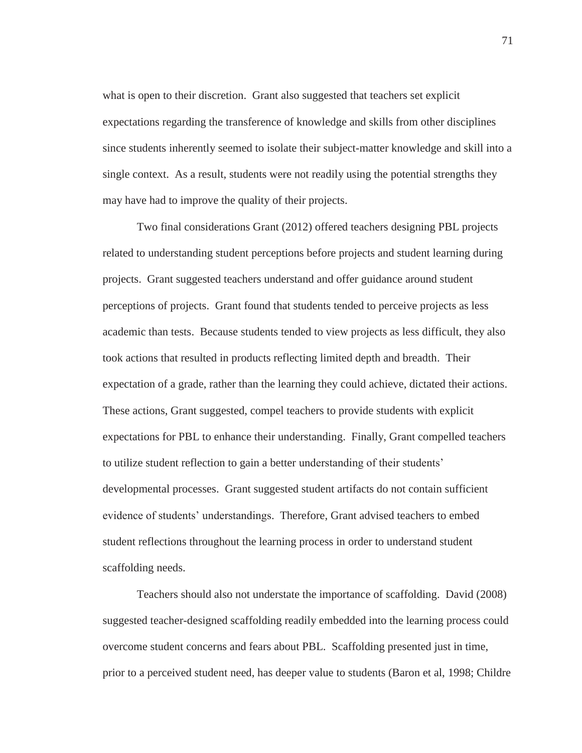what is open to their discretion. Grant also suggested that teachers set explicit expectations regarding the transference of knowledge and skills from other disciplines since students inherently seemed to isolate their subject-matter knowledge and skill into a single context. As a result, students were not readily using the potential strengths they may have had to improve the quality of their projects.

Two final considerations Grant (2012) offered teachers designing PBL projects related to understanding student perceptions before projects and student learning during projects. Grant suggested teachers understand and offer guidance around student perceptions of projects. Grant found that students tended to perceive projects as less academic than tests. Because students tended to view projects as less difficult, they also took actions that resulted in products reflecting limited depth and breadth. Their expectation of a grade, rather than the learning they could achieve, dictated their actions. These actions, Grant suggested, compel teachers to provide students with explicit expectations for PBL to enhance their understanding. Finally, Grant compelled teachers to utilize student reflection to gain a better understanding of their students' developmental processes. Grant suggested student artifacts do not contain sufficient evidence of students' understandings. Therefore, Grant advised teachers to embed student reflections throughout the learning process in order to understand student scaffolding needs.

Teachers should also not understate the importance of scaffolding. David (2008) suggested teacher-designed scaffolding readily embedded into the learning process could overcome student concerns and fears about PBL. Scaffolding presented just in time, prior to a perceived student need, has deeper value to students (Baron et al, 1998; Childre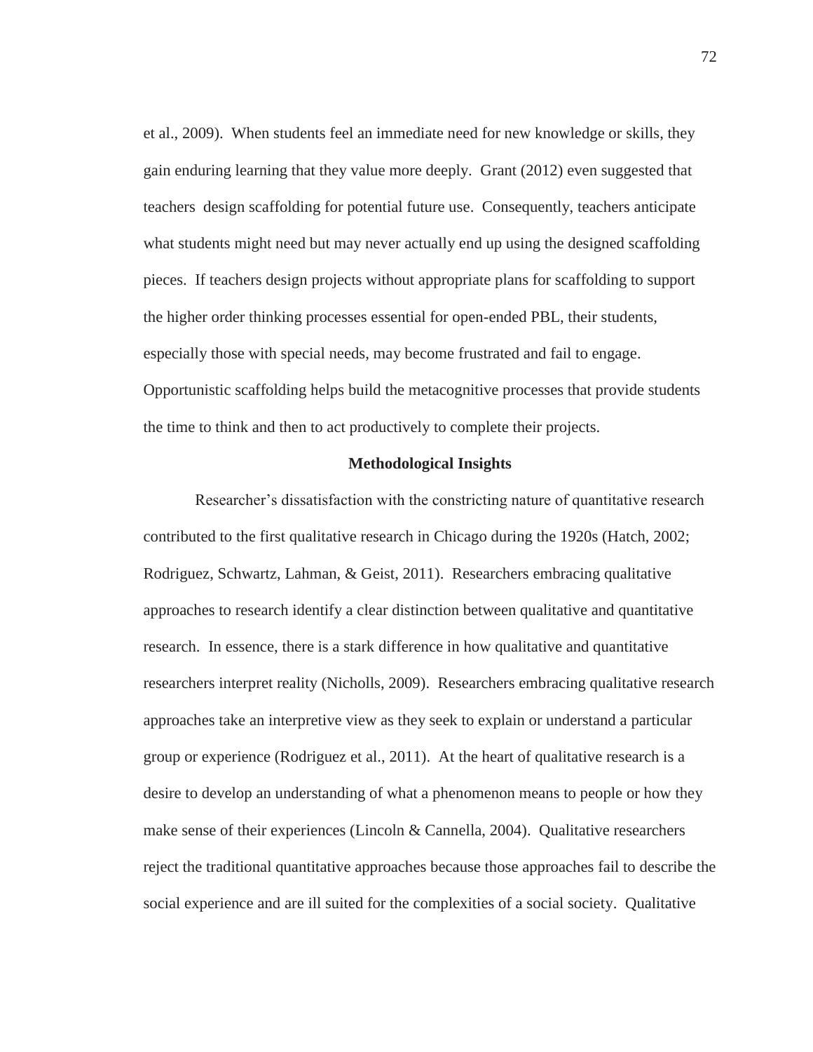et al., 2009). When students feel an immediate need for new knowledge or skills, they gain enduring learning that they value more deeply. Grant (2012) even suggested that teachers design scaffolding for potential future use. Consequently, teachers anticipate what students might need but may never actually end up using the designed scaffolding pieces. If teachers design projects without appropriate plans for scaffolding to support the higher order thinking processes essential for open-ended PBL, their students, especially those with special needs, may become frustrated and fail to engage. Opportunistic scaffolding helps build the metacognitive processes that provide students the time to think and then to act productively to complete their projects.

## Methodological Insights

Researcher's dissatisfaction with the constricting nature of quantitative research contributed to the first qualitative research in Chicago during the 1920s (Hatch, 2002; Rodriguez, Schwartz, Lahman, & Geist, 2011). Researchers embracing qualitative approaches to research identify a clear distinction between qualitative and quantitative research. In essence, there is a stark difference in how qualitative and quantitative researchers interpret reality (Nicholls, 2009). Researchers embracing qualitative research approaches take an interpretive view as they seek to explain or understand a particular group or experience (Rodriguez et al., 2011). At the heart of qualitative research is a desire to develop an understanding of what a phenomenon means to people or how they make sense of their experiences (Lincoln & Cannella, 2004). Qualitative researchers reject the traditional quantitative approaches because those approaches fail to describe the social experience and are ill suited for the complexities of a social society. Qualitative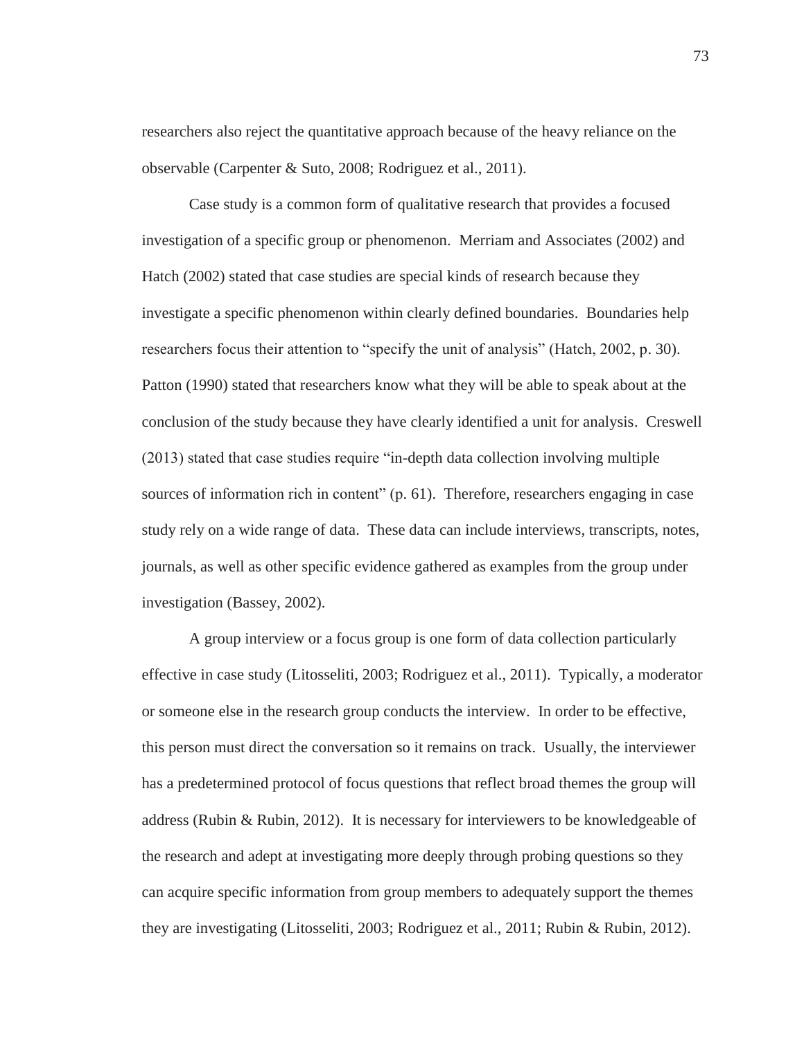researchers also reject the quantitative approach because of the heavy reliance on the observable (Carpenter & Suto, 2008; Rodriguez et al., 2011).

Case study is a common form of qualitative research that provides a focused investigation of a specific group or phenomenon. Merriam and Associates (2002) and Hatch (2002) stated that case studies are special kinds of research because they investigate a specific phenomenon within clearly defined boundaries. Boundaries help researchers focus their attention to "specify the unit of analysis" (Hatch, 2002, p. 30). Patton (1990) stated that researchers know what they will be able to speak about at the conclusion of the study because they have clearly identified a unit for analysis. Creswell (2013) stated that case studies require "in-depth data collection involving multiple sources of information rich in content" (p. 61). Therefore, researchers engaging in case study rely on a wide range of data. These data can include interviews, transcripts, notes, journals, as well as other specific evidence gathered as examples from the group under investigation (Bassey, 2002).

A group interview or a focus group is one form of data collection particularly effective in case study (Litosseliti, 2003; Rodriguez et al., 2011). Typically, a moderator or someone else in the research group conducts the interview. In order to be effective, this person must direct the conversation so it remains on track. Usually, the interviewer has a predetermined protocol of focus questions that reflect broad themes the group will address (Rubin & Rubin, 2012). It is necessary for interviewers to be knowledgeable of the research and adept at investigating more deeply through probing questions so they can acquire specific information from group members to adequately support the themes they are investigating (Litosseliti, 2003; Rodriguez et al., 2011; Rubin & Rubin, 2012).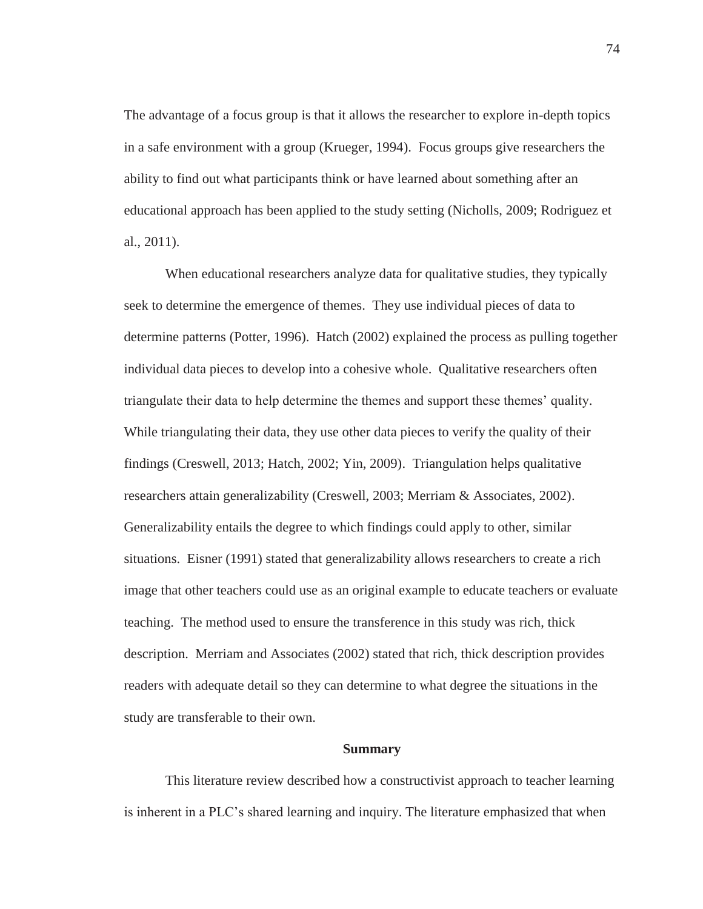The advantage of a focus group is that it allows the researcher to explore in-depth topics in a safe environment with a group (Krueger, 1994). Focus groups give researchers the ability to find out what participants think or have learned about something after an educational approach has been applied to the study setting (Nicholls, 2009; Rodriguez et al., 2011).

When educational researchers analyze data for qualitative studies, they typically seek to determine the emergence of themes. They use individual pieces of data to determine patterns (Potter, 1996). Hatch (2002) explained the process as pulling together individual data pieces to develop into a cohesive whole. Qualitative researchers often triangulate their data to help determine the themes and support these themes' quality. While triangulating their data, they use other data pieces to verify the quality of their findings (Creswell, 2013; Hatch, 2002; Yin, 2009). Triangulation helps qualitative researchers attain generalizability (Creswell, 2003; Merriam & Associates, 2002). Generalizability entails the degree to which findings could apply to other, similar situations. Eisner (1991) stated that generalizability allows researchers to create a rich image that other teachers could use as an original example to educate teachers or evaluate teaching. The method used to ensure the transference in this study was rich, thick description. Merriam and Associates (2002) stated that rich, thick description provides readers with adequate detail so they can determine to what degree the situations in the study are transferable to their own.

## Summary

This literature review described how a constructivist approach to teacher learning is inherent in a PLC's shared learning and inquiry. The literature emphasized that when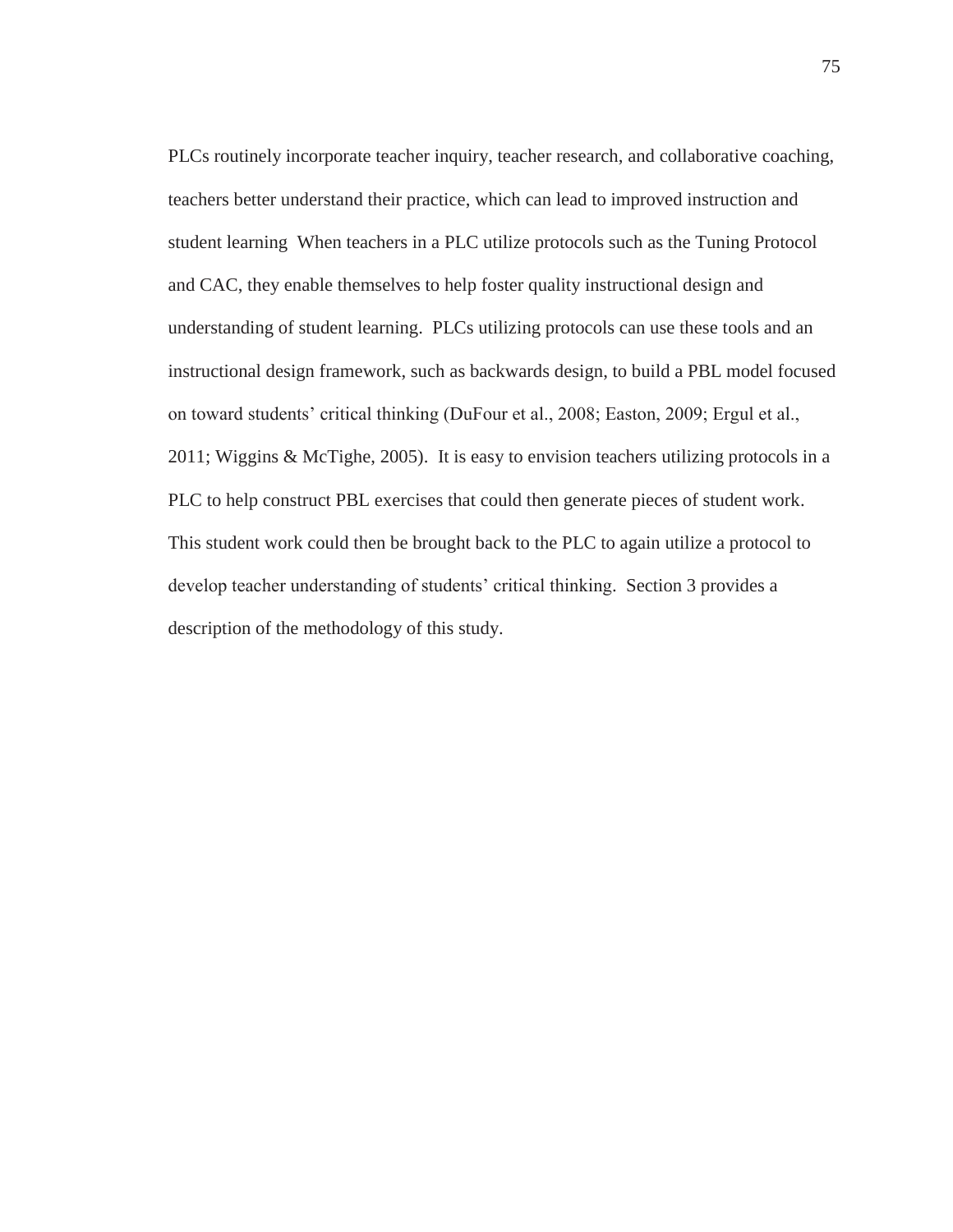PLCs routinely incorporate teacher inquiry, teacher research, and collaborative coaching, teachers better understand their practice, which can lead to improved instruction and student learning  When teachers in a PLC utilize protocols such as the Tuning Protocol and CAC, they enable themselves to help foster quality instructional design and understanding of student learning.  PLCs utilizing protocols can use these tools and an instructional design framework, such as backwards design, to build a PBL model focused on toward students' critical thinking (DuFour et al., 2008; Easton, 2009; Ergul et al., 2011; Wiggins & McTighe, 2005).  It is easy to envision teachers utilizing protocols in a PLC to help construct PBL exercises that could then generate pieces of student work. This student work could then be brought back to the PLC to again utilize a protocol to develop teacher understanding of students' critical thinking.  Section 3 provides a description of the methodology of this study.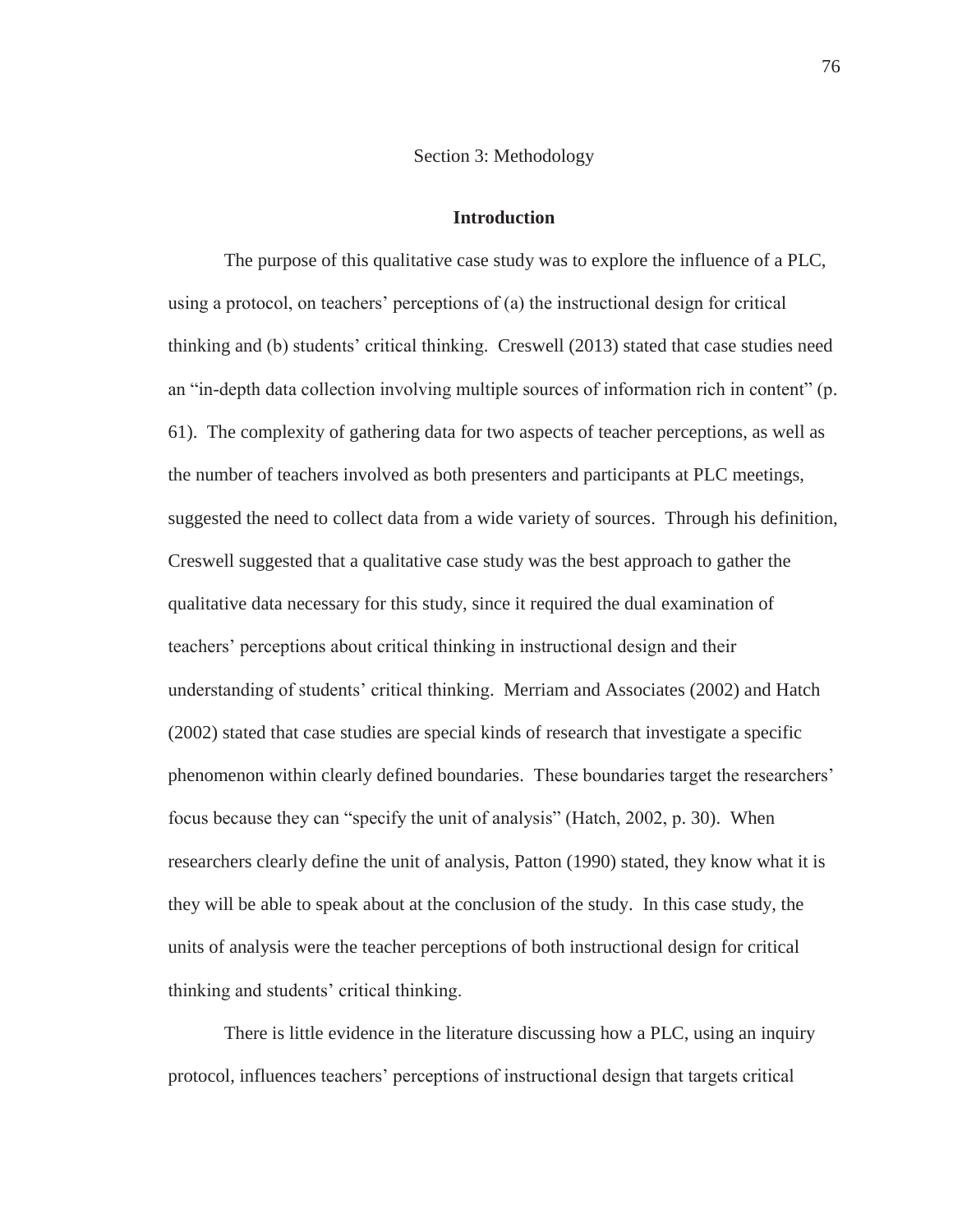# Section 3: Methodology

## Introduction

The purpose of this qualitative case study was to explore the influence of a PLC, using a protocol, on teachers' perceptions of (a) the instructional design for critical thinking and (b) students' critical thinking. Creswell (2013) stated that case studies need an "in-depth data collection involving multiple sources of information rich in content" (p. 61). The complexity of gathering data for two aspects of teacher perceptions, as well as the number of teachers involved as both presenters and participants at PLC meetings, suggested the need to collect data from a wide variety of sources. Through his definition, Creswell suggested that a qualitative case study was the best approach to gather the qualitative data necessary for this study, since it required the dual examination of teachers' perceptions about critical thinking in instructional design and their understanding of students' critical thinking. Merriam and Associates (2002) and Hatch (2002) stated that case studies are special kinds of research that investigate a specific phenomenon within clearly defined boundaries. These boundaries target the researchers' focus because they can "specify the unit of analysis" (Hatch, 2002, p. 30). When researchers clearly define the unit of analysis, Patton (1990) stated, they know what it is they will be able to speak about at the conclusion of the study. In this case study, the units of analysis were the teacher perceptions of both instructional design for critical thinking and students' critical thinking.

There is little evidence in the literature discussing how a PLC, using an inquiry protocol, influences teachers' perceptions of instructional design that targets critical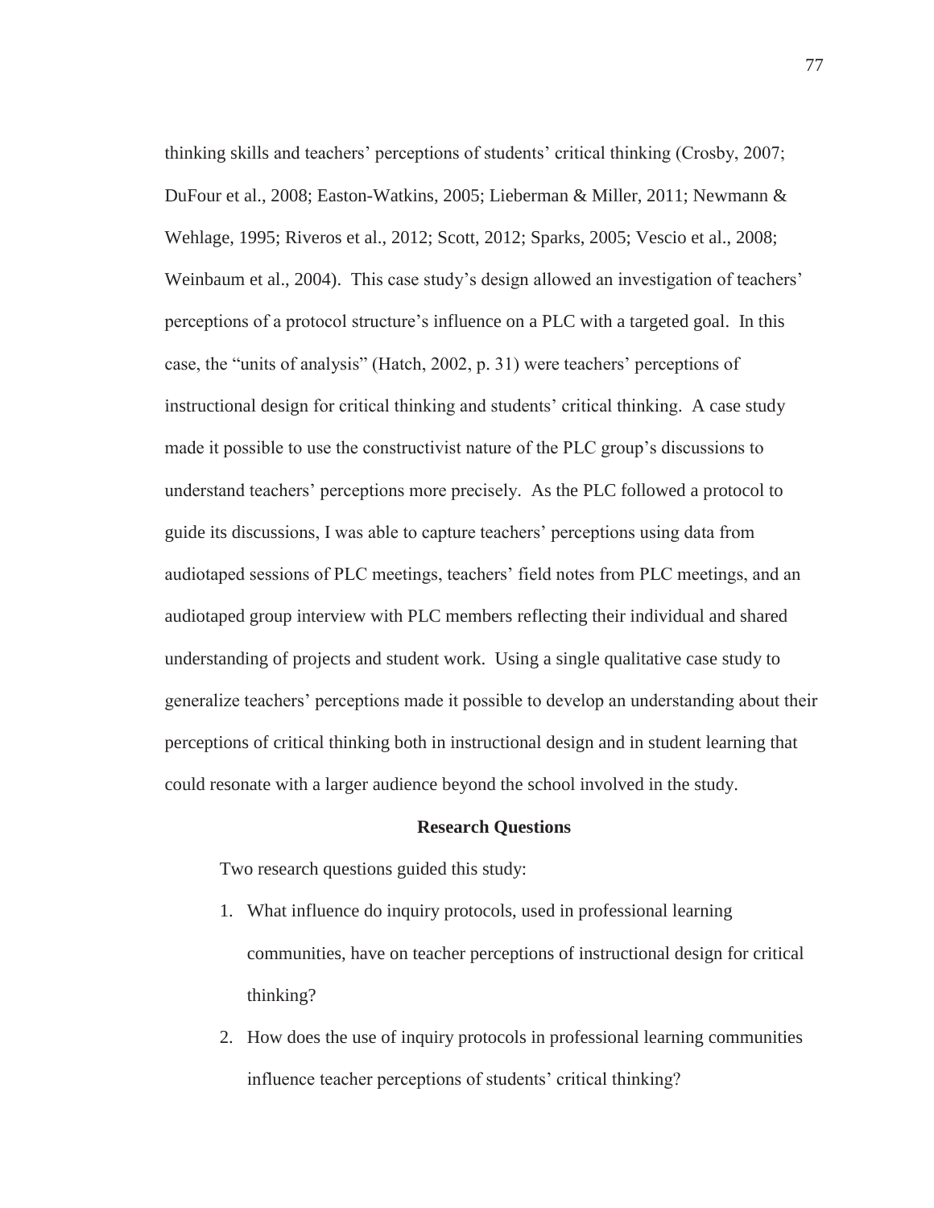thinking skills and teachers' perceptions of students' critical thinking (Crosby, 2007; DuFour et al., 2008; Easton-Watkins, 2005; Lieberman & Miller, 2011; Newmann & Wehlage, 1995; Riveros et al., 2012; Scott, 2012; Sparks, 2005; Vescio et al., 2008; Weinbaum et al., 2004). This case study's design allowed an investigation of teachers' perceptions of a protocol structure's influence on a PLC with a targeted goal. In this case, the "units of analysis" (Hatch, 2002, p. 31) were teachers' perceptions of instructional design for critical thinking and students' critical thinking. A case study made it possible to use the constructivist nature of the PLC group's discussions to understand teachers' perceptions more precisely. As the PLC followed a protocol to guide its discussions, I was able to capture teachers' perceptions using data from audiotaped sessions of PLC meetings, teachers' field notes from PLC meetings, and an audiotaped group interview with PLC members reflecting their individual and shared understanding of projects and student work. Using a single qualitative case study to generalize teachers' perceptions made it possible to develop an understanding about their perceptions of critical thinking both in instructional design and in student learning that could resonate with a larger audience beyond the school involved in the study.

## Research Questions

Two research questions guided this study:

1. What influence do inquiry protocols, used in professional learning communities, have on teacher perceptions of instructional design for critical thinking?
2. How does the use of inquiry protocols in professional learning communities influence teacher perceptions of students' critical thinking?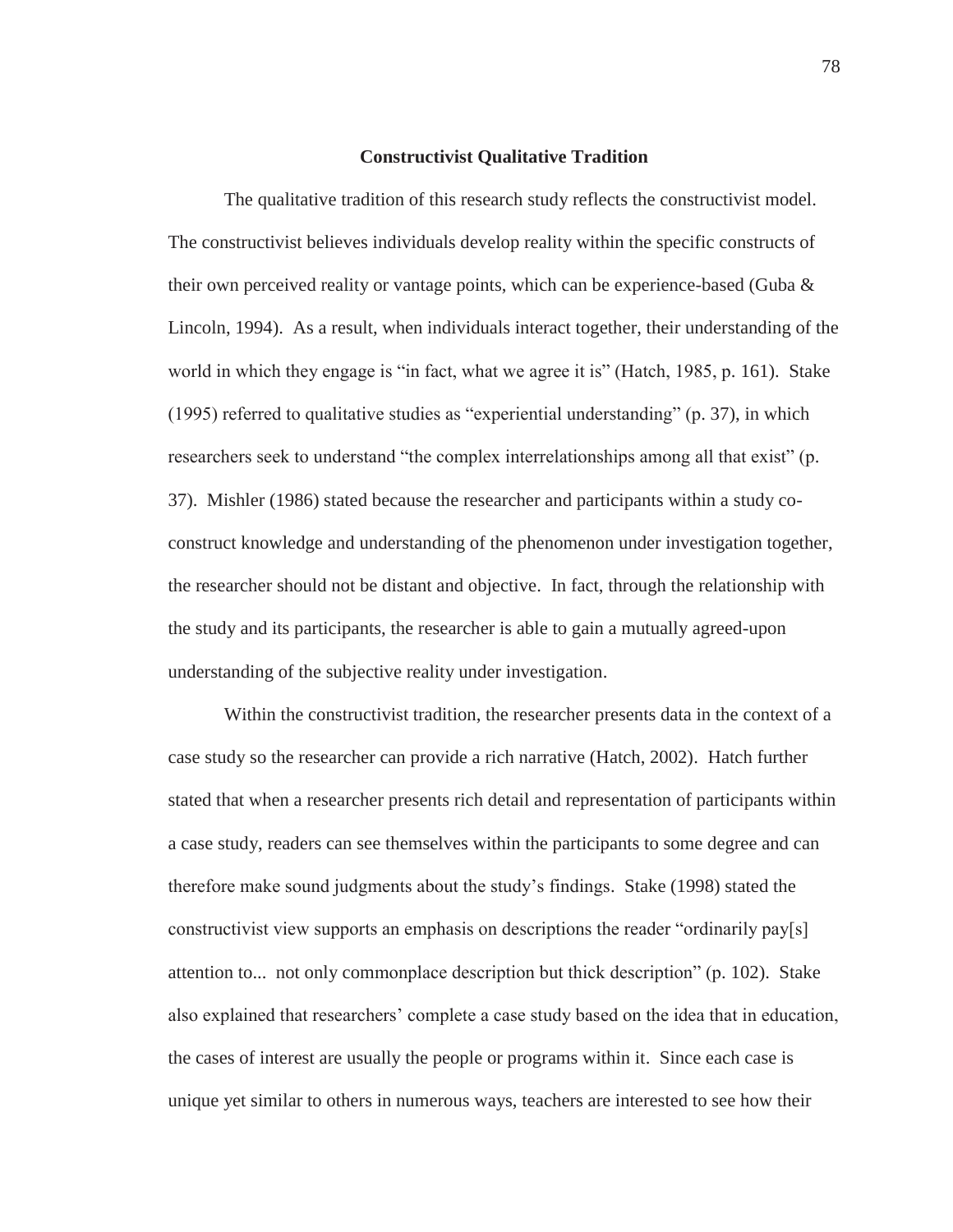## Constructivist Qualitative Tradition

The qualitative tradition of this research study reflects the constructivist model. The constructivist believes individuals develop reality within the specific constructs of their own perceived reality or vantage points, which can be experience-based (Guba & Lincoln, 1994). As a result, when individuals interact together, their understanding of the world in which they engage is "in fact, what we agree it is" (Hatch, 1985, p. 161). Stake (1995) referred to qualitative studies as "experiential understanding" (p. 37), in which researchers seek to understand "the complex interrelationships among all that exist" (p. 37). Mishler (1986) stated because the researcher and participants within a study co-construct knowledge and understanding of the phenomenon under investigation together, the researcher should not be distant and objective. In fact, through the relationship with the study and its participants, the researcher is able to gain a mutually agreed-upon understanding of the subjective reality under investigation.

Within the constructivist tradition, the researcher presents data in the context of a case study so the researcher can provide a rich narrative (Hatch, 2002). Hatch further stated that when a researcher presents rich detail and representation of participants within a case study, readers can see themselves within the participants to some degree and can therefore make sound judgments about the study's findings. Stake (1998) stated the constructivist view supports an emphasis on descriptions the reader "ordinarily pay[s] attention to... not only commonplace description but thick description" (p. 102). Stake also explained that researchers' complete a case study based on the idea that in education, the cases of interest are usually the people or programs within it. Since each case is unique yet similar to others in numerous ways, teachers are interested to see how their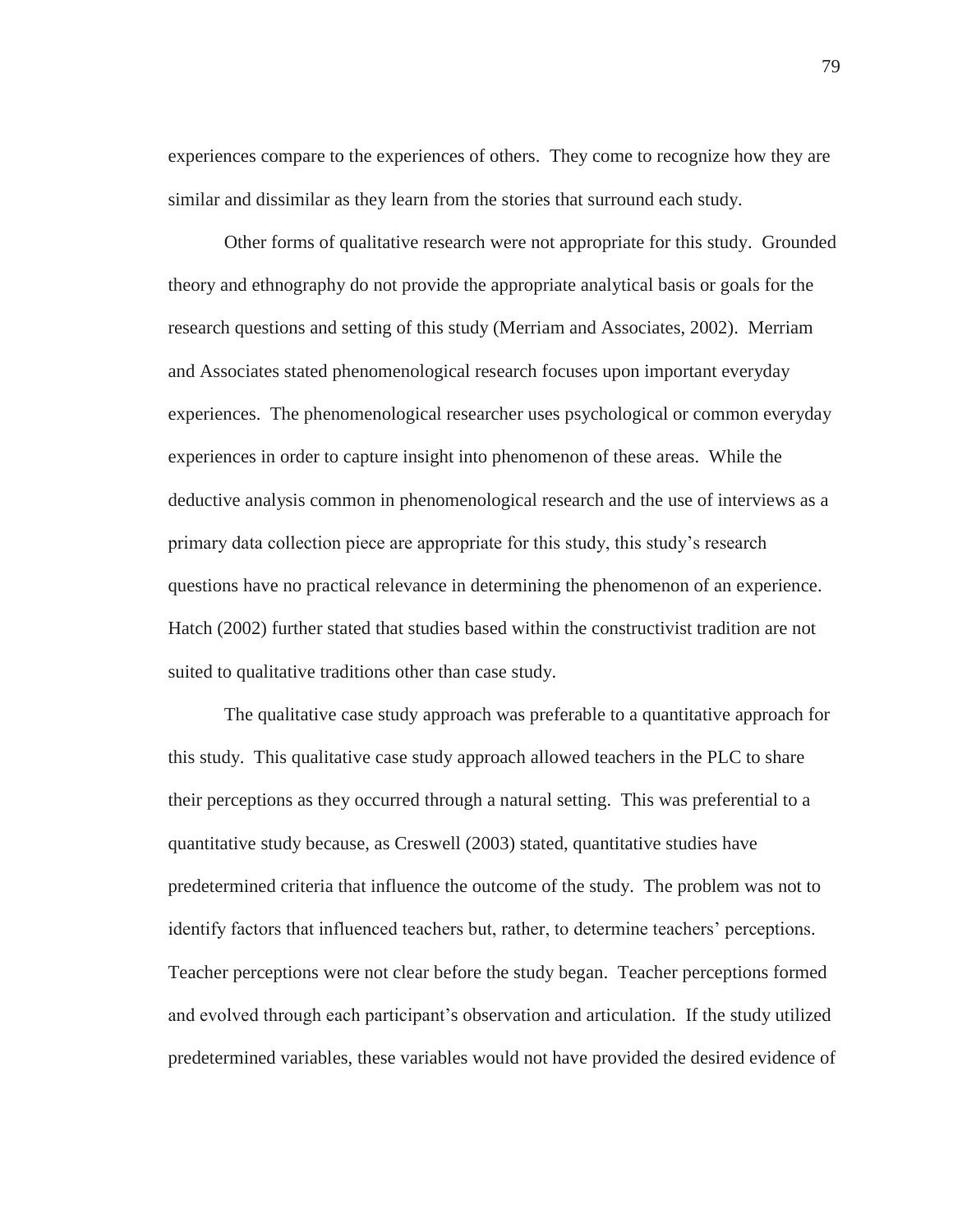experiences compare to the experiences of others. They come to recognize how they are similar and dissimilar as they learn from the stories that surround each study.

Other forms of qualitative research were not appropriate for this study. Grounded theory and ethnography do not provide the appropriate analytical basis or goals for the research questions and setting of this study (Merriam and Associates, 2002). Merriam and Associates stated phenomenological research focuses upon important everyday experiences. The phenomenological researcher uses psychological or common everyday experiences in order to capture insight into phenomenon of these areas. While the deductive analysis common in phenomenological research and the use of interviews as a primary data collection piece are appropriate for this study, this study's research questions have no practical relevance in determining the phenomenon of an experience. Hatch (2002) further stated that studies based within the constructivist tradition are not suited to qualitative traditions other than case study.

The qualitative case study approach was preferable to a quantitative approach for this study. This qualitative case study approach allowed teachers in the PLC to share their perceptions as they occurred through a natural setting. This was preferential to a quantitative study because, as Creswell (2003) stated, quantitative studies have predetermined criteria that influence the outcome of the study. The problem was not to identify factors that influenced teachers but, rather, to determine teachers' perceptions. Teacher perceptions were not clear before the study began. Teacher perceptions formed and evolved through each participant's observation and articulation. If the study utilized predetermined variables, these variables would not have provided the desired evidence of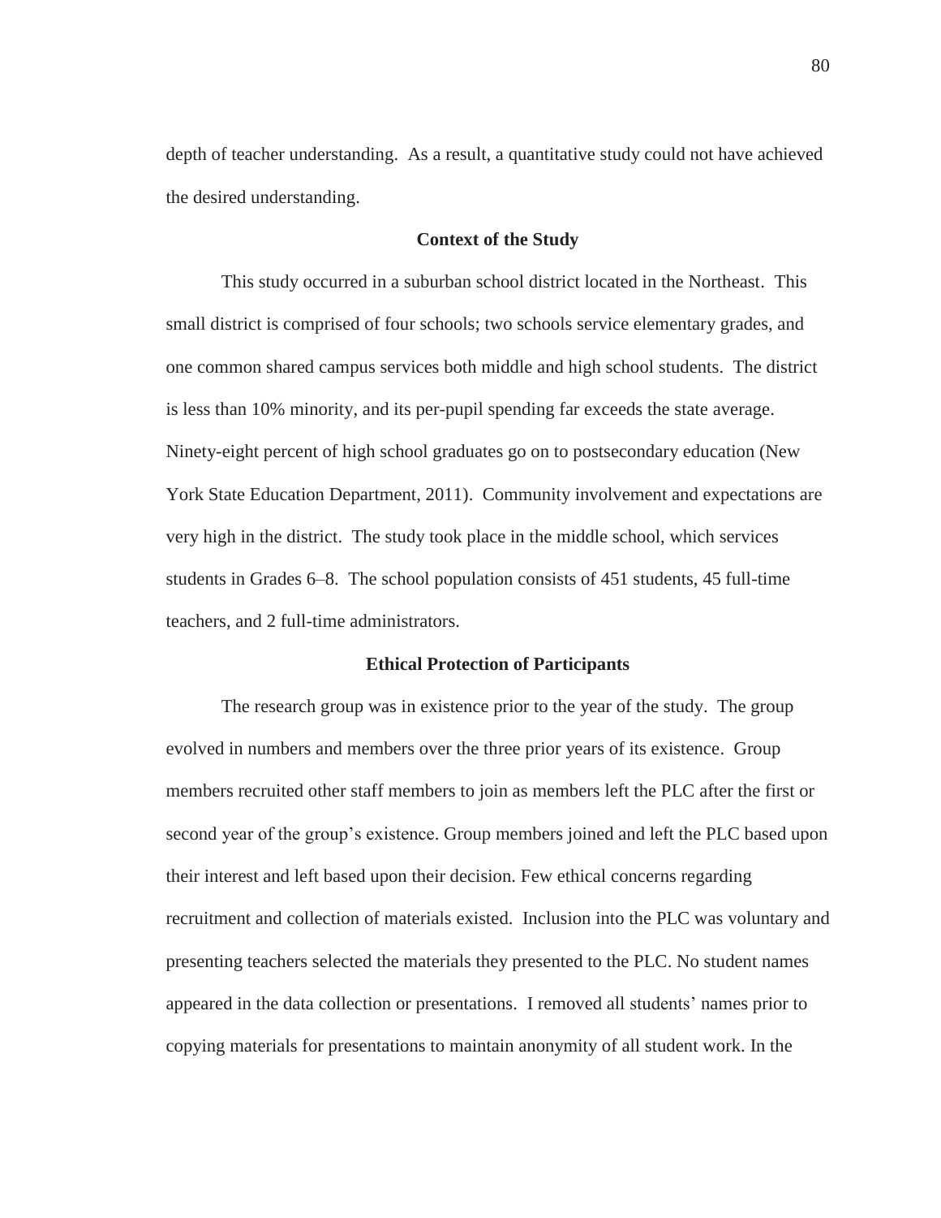depth of teacher understanding. As a result, a quantitative study could not have achieved the desired understanding.

## Context of the Study

This study occurred in a suburban school district located in the Northeast. This small district is comprised of four schools; two schools service elementary grades, and one common shared campus services both middle and high school students. The district is less than 10% minority, and its per-pupil spending far exceeds the state average. Ninety-eight percent of high school graduates go on to postsecondary education (New York State Education Department, 2011). Community involvement and expectations are very high in the district. The study took place in the middle school, which services students in Grades 6–8. The school population consists of 451 students, 45 full-time teachers, and 2 full-time administrators.

## Ethical Protection of Participants

The research group was in existence prior to the year of the study. The group evolved in numbers and members over the three prior years of its existence. Group members recruited other staff members to join as members left the PLC after the first or second year of the group's existence. Group members joined and left the PLC based upon their interest and left based upon their decision. Few ethical concerns regarding recruitment and collection of materials existed. Inclusion into the PLC was voluntary and presenting teachers selected the materials they presented to the PLC. No student names appeared in the data collection or presentations. I removed all students' names prior to copying materials for presentations to maintain anonymity of all student work. In the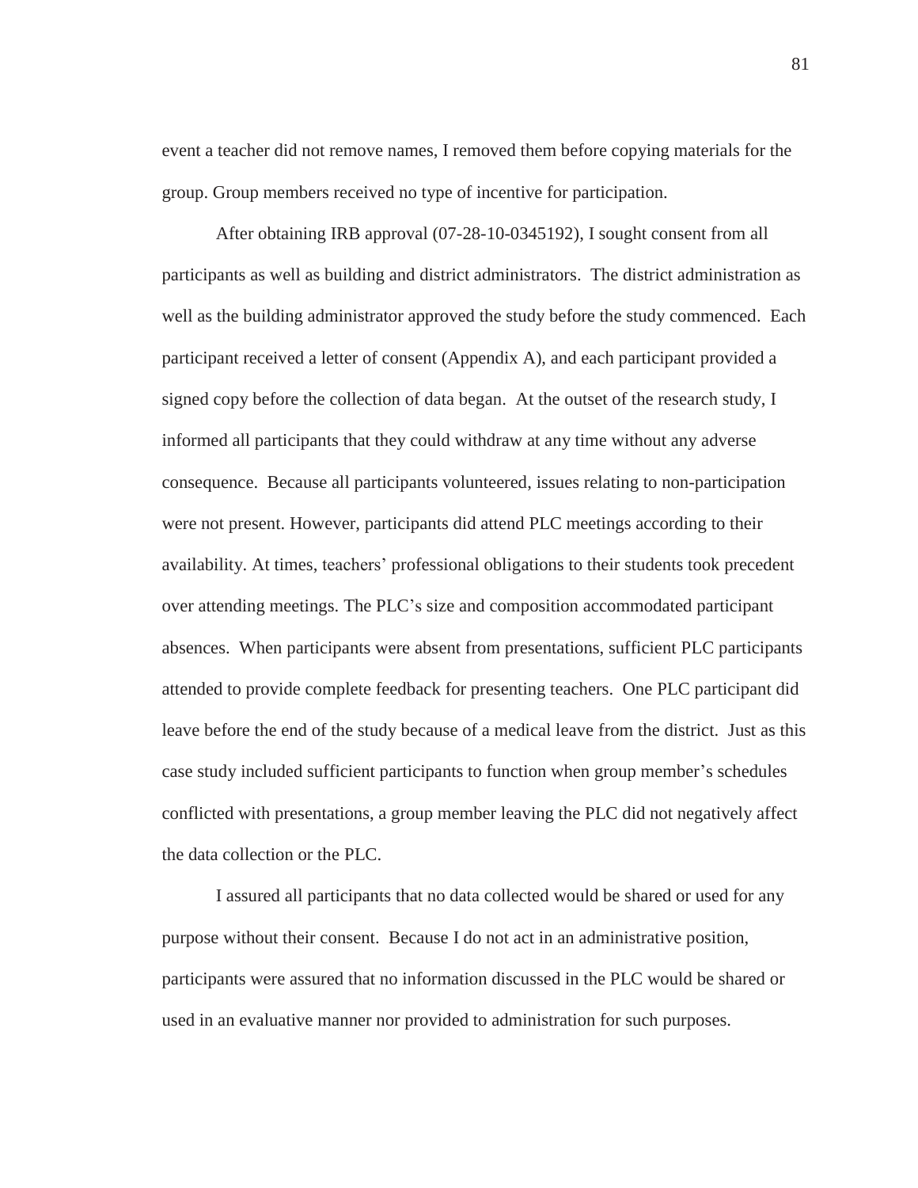event a teacher did not remove names, I removed them before copying materials for the group. Group members received no type of incentive for participation.

After obtaining IRB approval (07-28-10-0345192), I sought consent from all participants as well as building and district administrators. The district administration as well as the building administrator approved the study before the study commenced. Each participant received a letter of consent (Appendix A), and each participant provided a signed copy before the collection of data began. At the outset of the research study, I informed all participants that they could withdraw at any time without any adverse consequence. Because all participants volunteered, issues relating to non-participation were not present. However, participants did attend PLC meetings according to their availability. At times, teachers' professional obligations to their students took precedent over attending meetings. The PLC's size and composition accommodated participant absences. When participants were absent from presentations, sufficient PLC participants attended to provide complete feedback for presenting teachers. One PLC participant did leave before the end of the study because of a medical leave from the district. Just as this case study included sufficient participants to function when group member's schedules conflicted with presentations, a group member leaving the PLC did not negatively affect the data collection or the PLC.

I assured all participants that no data collected would be shared or used for any purpose without their consent. Because I do not act in an administrative position, participants were assured that no information discussed in the PLC would be shared or used in an evaluative manner nor provided to administration for such purposes.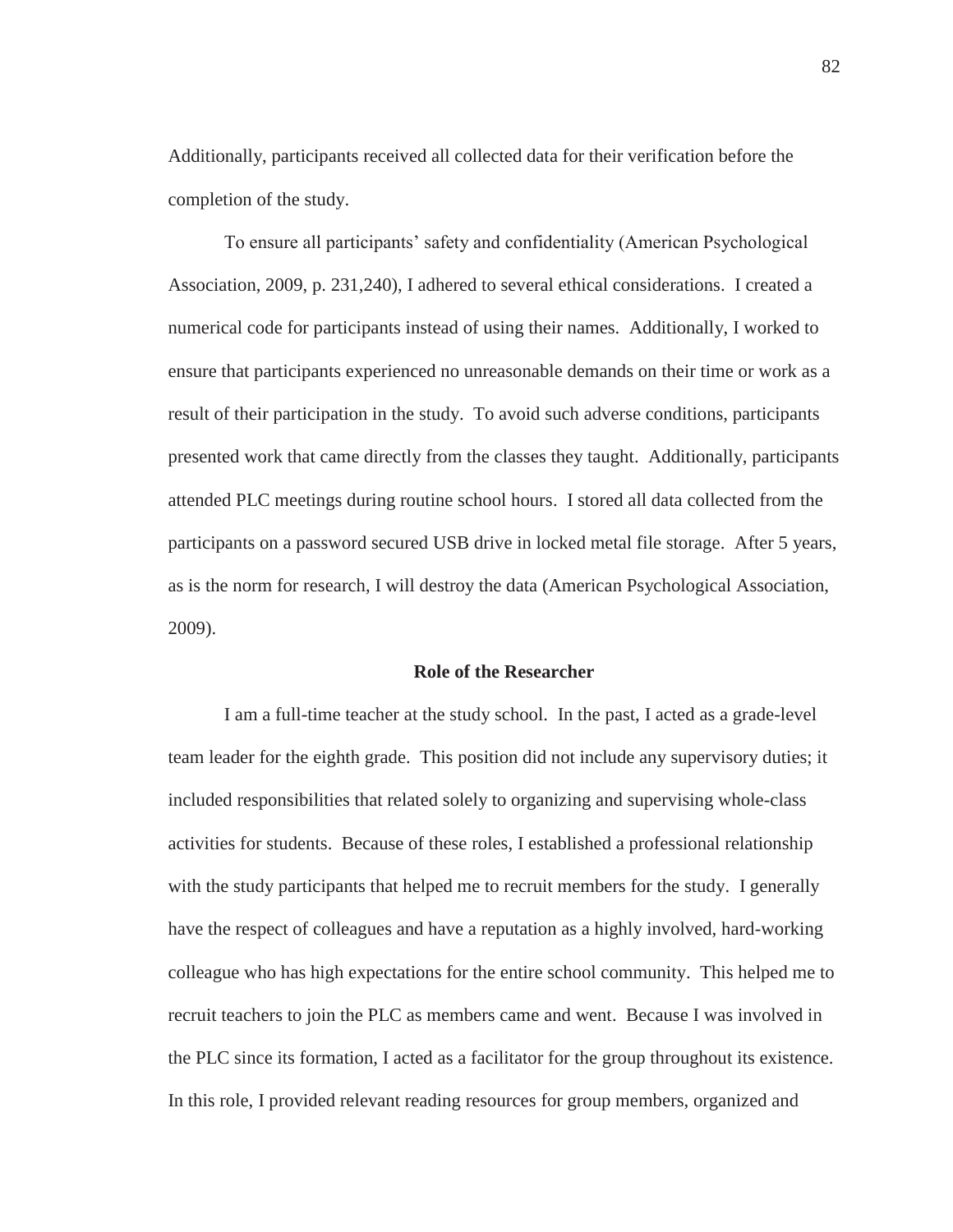Additionally, participants received all collected data for their verification before the completion of the study.

To ensure all participants' safety and confidentiality (American Psychological Association, 2009, p. 231,240), I adhered to several ethical considerations. I created a numerical code for participants instead of using their names. Additionally, I worked to ensure that participants experienced no unreasonable demands on their time or work as a result of their participation in the study. To avoid such adverse conditions, participants presented work that came directly from the classes they taught. Additionally, participants attended PLC meetings during routine school hours. I stored all data collected from the participants on a password secured USB drive in locked metal file storage. After 5 years, as is the norm for research, I will destroy the data (American Psychological Association, 2009).

## Role of the Researcher

I am a full-time teacher at the study school. In the past, I acted as a grade-level team leader for the eighth grade. This position did not include any supervisory duties; it included responsibilities that related solely to organizing and supervising whole-class activities for students. Because of these roles, I established a professional relationship with the study participants that helped me to recruit members for the study. I generally have the respect of colleagues and have a reputation as a highly involved, hard-working colleague who has high expectations for the entire school community. This helped me to recruit teachers to join the PLC as members came and went. Because I was involved in the PLC since its formation, I acted as a facilitator for the group throughout its existence. In this role, I provided relevant reading resources for group members, organized and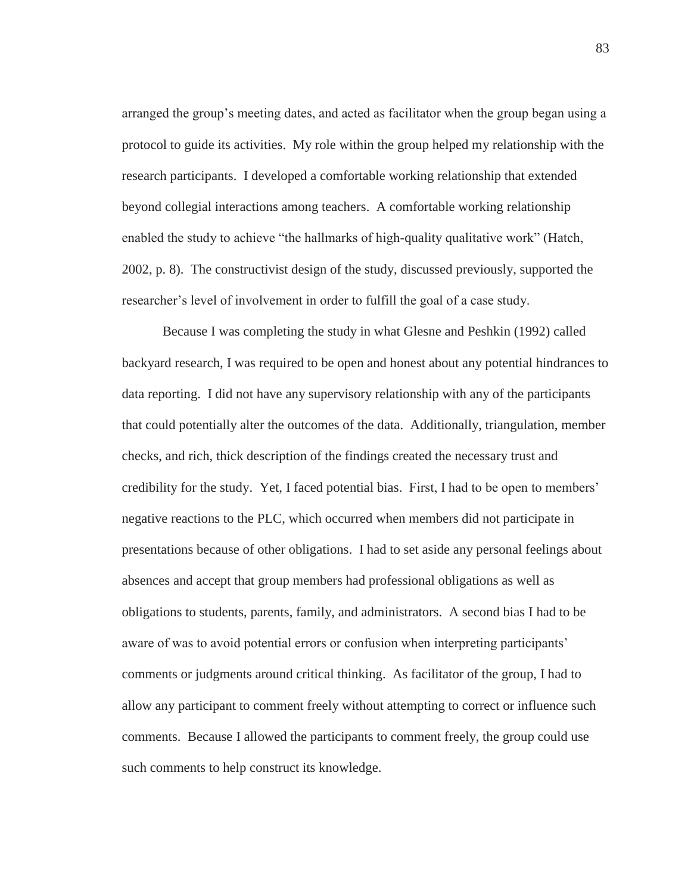arranged the group's meeting dates, and acted as facilitator when the group began using a protocol to guide its activities. My role within the group helped my relationship with the research participants. I developed a comfortable working relationship that extended beyond collegial interactions among teachers. A comfortable working relationship enabled the study to achieve "the hallmarks of high-quality qualitative work" (Hatch, 2002, p. 8). The constructivist design of the study, discussed previously, supported the researcher's level of involvement in order to fulfill the goal of a case study.

Because I was completing the study in what Glesne and Peshkin (1992) called backyard research, I was required to be open and honest about any potential hindrances to data reporting. I did not have any supervisory relationship with any of the participants that could potentially alter the outcomes of the data. Additionally, triangulation, member checks, and rich, thick description of the findings created the necessary trust and credibility for the study. Yet, I faced potential bias. First, I had to be open to members' negative reactions to the PLC, which occurred when members did not participate in presentations because of other obligations. I had to set aside any personal feelings about absences and accept that group members had professional obligations as well as obligations to students, parents, family, and administrators. A second bias I had to be aware of was to avoid potential errors or confusion when interpreting participants' comments or judgments around critical thinking. As facilitator of the group, I had to allow any participant to comment freely without attempting to correct or influence such comments. Because I allowed the participants to comment freely, the group could use such comments to help construct its knowledge.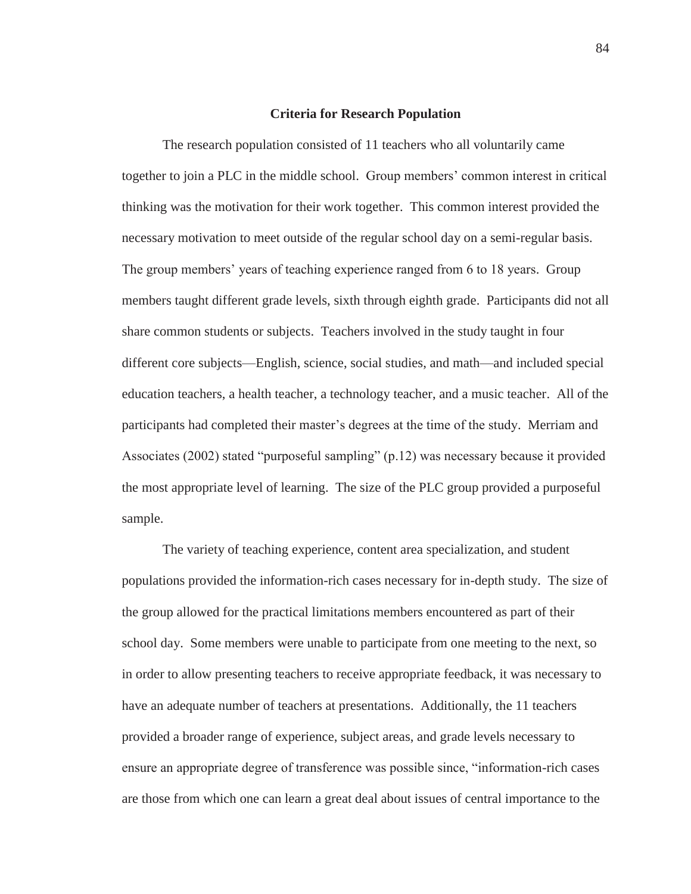**Criteria for Research Population**

The research population consisted of 11 teachers who all voluntarily came together to join a PLC in the middle school. Group members' common interest in critical thinking was the motivation for their work together. This common interest provided the necessary motivation to meet outside of the regular school day on a semi-regular basis. The group members' years of teaching experience ranged from 6 to 18 years. Group members taught different grade levels, sixth through eighth grade. Participants did not all share common students or subjects. Teachers involved in the study taught in four different core subjects—English, science, social studies, and math—and included special education teachers, a health teacher, a technology teacher, and a music teacher. All of the participants had completed their master's degrees at the time of the study. Merriam and Associates (2002) stated "purposeful sampling" (p.12) was necessary because it provided the most appropriate level of learning. The size of the PLC group provided a purposeful sample.

The variety of teaching experience, content area specialization, and student populations provided the information-rich cases necessary for in-depth study. The size of the group allowed for the practical limitations members encountered as part of their school day. Some members were unable to participate from one meeting to the next, so in order to allow presenting teachers to receive appropriate feedback, it was necessary to have an adequate number of teachers at presentations. Additionally, the 11 teachers provided a broader range of experience, subject areas, and grade levels necessary to ensure an appropriate degree of transference was possible since, "information-rich cases are those from which one can learn a great deal about issues of central importance to the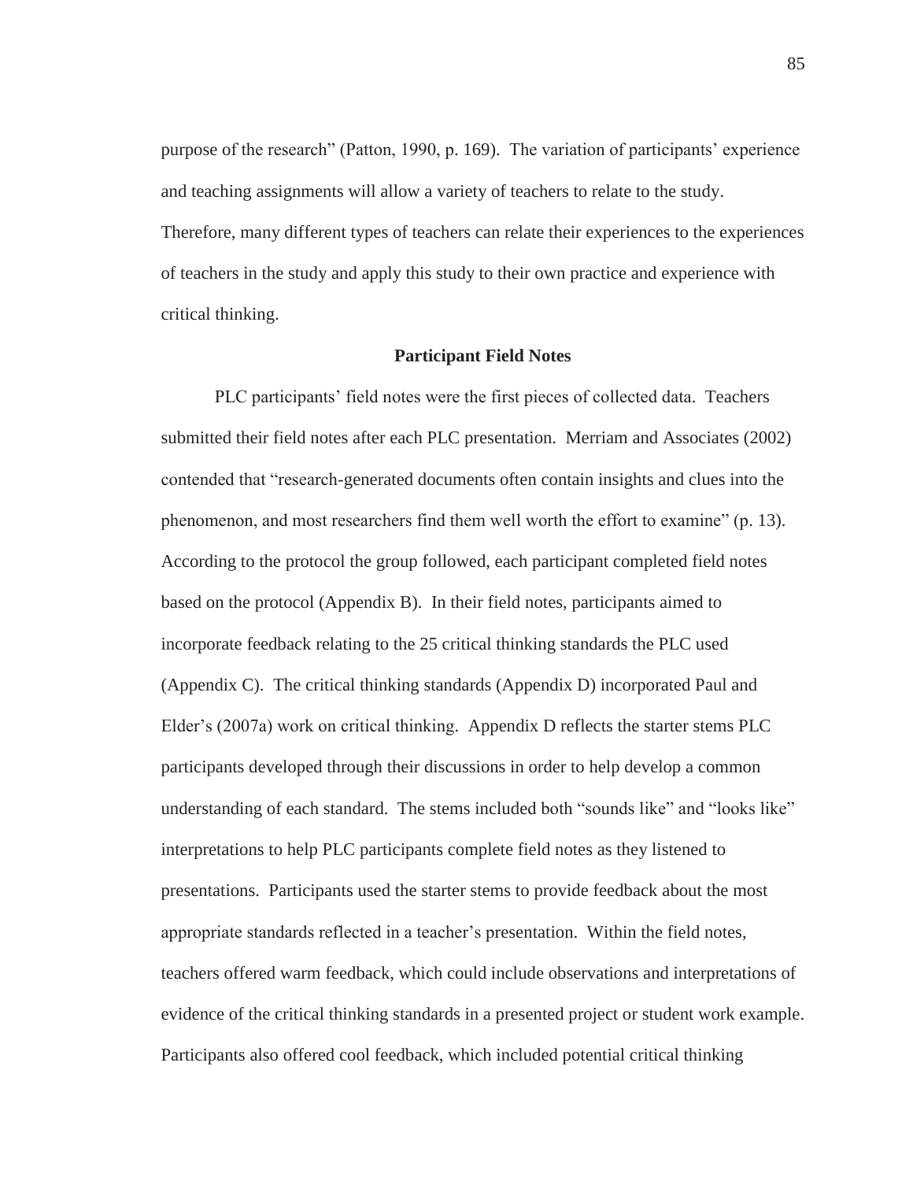purpose of the research" (Patton, 1990, p. 169). The variation of participants' experience and teaching assignments will allow a variety of teachers to relate to the study. Therefore, many different types of teachers can relate their experiences to the experiences of teachers in the study and apply this study to their own practice and experience with critical thinking.

## Participant Field Notes

PLC participants' field notes were the first pieces of collected data. Teachers submitted their field notes after each PLC presentation. Merriam and Associates (2002) contended that "research-generated documents often contain insights and clues into the phenomenon, and most researchers find them well worth the effort to examine" (p. 13). According to the protocol the group followed, each participant completed field notes based on the protocol (Appendix B). In their field notes, participants aimed to incorporate feedback relating to the 25 critical thinking standards the PLC used (Appendix C). The critical thinking standards (Appendix D) incorporated Paul and Elder's (2007a) work on critical thinking. Appendix D reflects the starter stems PLC participants developed through their discussions in order to help develop a common understanding of each standard. The stems included both "sounds like" and "looks like" interpretations to help PLC participants complete field notes as they listened to presentations. Participants used the starter stems to provide feedback about the most appropriate standards reflected in a teacher's presentation. Within the field notes, teachers offered warm feedback, which could include observations and interpretations of evidence of the critical thinking standards in a presented project or student work example. Participants also offered cool feedback, which included potential critical thinking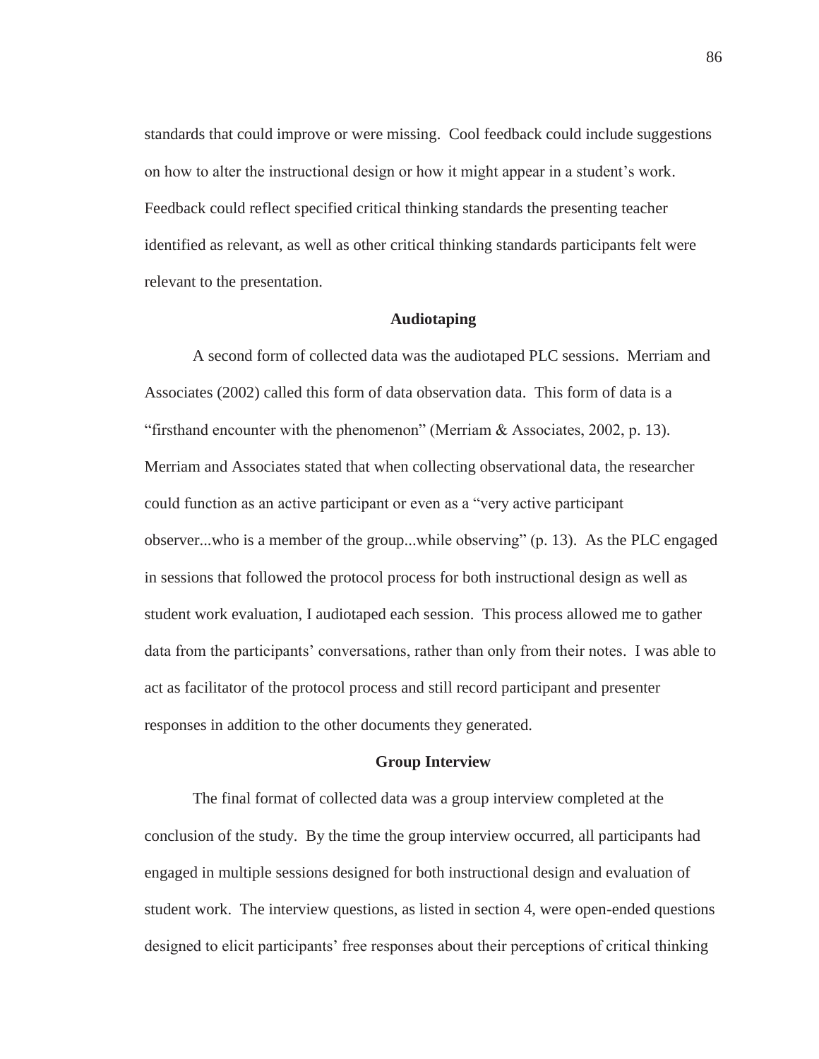standards that could improve or were missing. Cool feedback could include suggestions on how to alter the instructional design or how it might appear in a student's work. Feedback could reflect specified critical thinking standards the presenting teacher identified as relevant, as well as other critical thinking standards participants felt were relevant to the presentation.

### Audiotaping

A second form of collected data was the audiotaped PLC sessions. Merriam and Associates (2002) called this form of data observation data. This form of data is a "firsthand encounter with the phenomenon" (Merriam & Associates, 2002, p. 13). Merriam and Associates stated that when collecting observational data, the researcher could function as an active participant or even as a "very active participant observer...who is a member of the group...while observing" (p. 13). As the PLC engaged in sessions that followed the protocol process for both instructional design as well as student work evaluation, I audiotaped each session. This process allowed me to gather data from the participants' conversations, rather than only from their notes. I was able to act as facilitator of the protocol process and still record participant and presenter responses in addition to the other documents they generated.

### Group Interview

The final format of collected data was a group interview completed at the conclusion of the study. By the time the group interview occurred, all participants had engaged in multiple sessions designed for both instructional design and evaluation of student work. The interview questions, as listed in section 4, were open-ended questions designed to elicit participants' free responses about their perceptions of critical thinking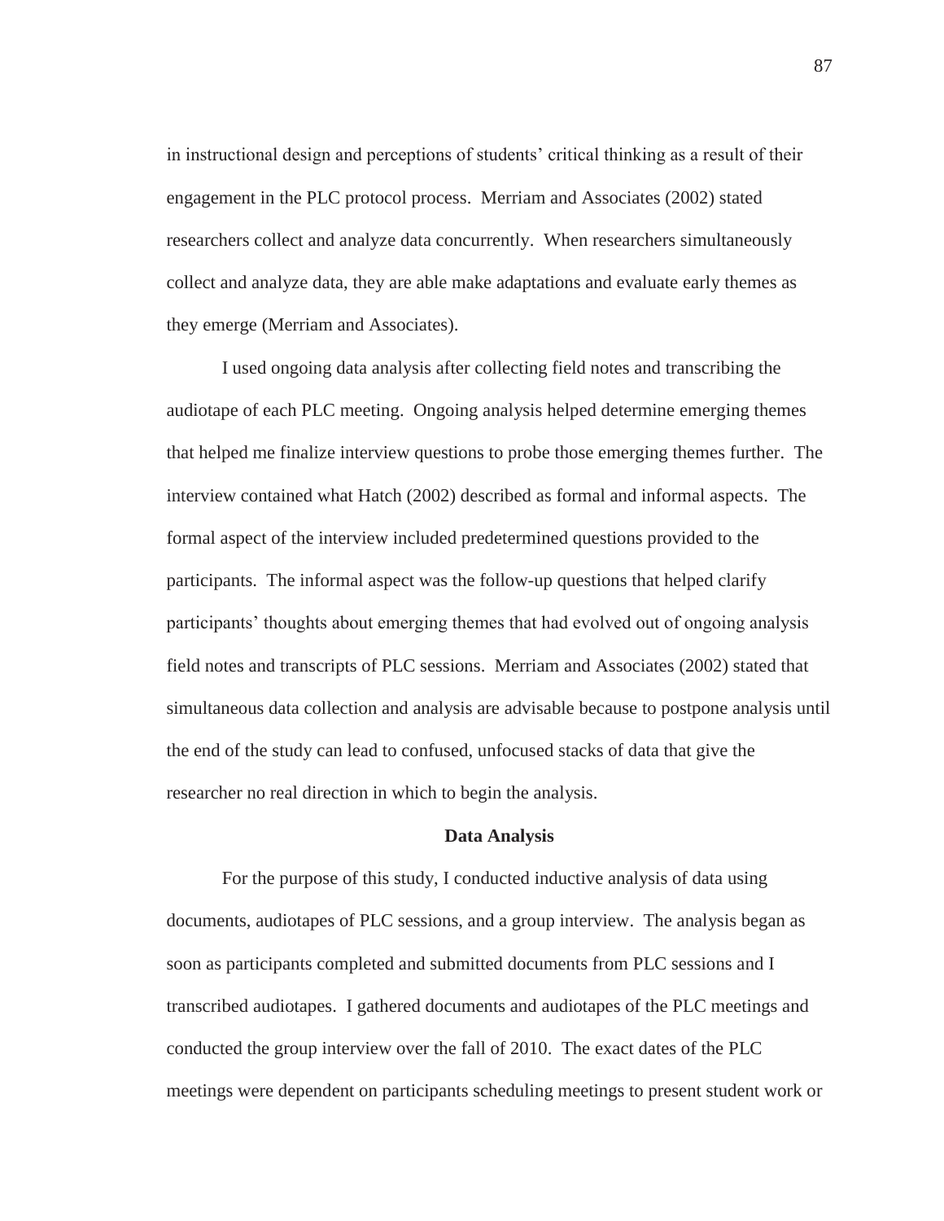in instructional design and perceptions of students' critical thinking as a result of their engagement in the PLC protocol process. Merriam and Associates (2002) stated researchers collect and analyze data concurrently. When researchers simultaneously collect and analyze data, they are able make adaptations and evaluate early themes as they emerge (Merriam and Associates).

I used ongoing data analysis after collecting field notes and transcribing the audiotape of each PLC meeting. Ongoing analysis helped determine emerging themes that helped me finalize interview questions to probe those emerging themes further. The interview contained what Hatch (2002) described as formal and informal aspects. The formal aspect of the interview included predetermined questions provided to the participants. The informal aspect was the follow-up questions that helped clarify participants' thoughts about emerging themes that had evolved out of ongoing analysis field notes and transcripts of PLC sessions. Merriam and Associates (2002) stated that simultaneous data collection and analysis are advisable because to postpone analysis until the end of the study can lead to confused, unfocused stacks of data that give the researcher no real direction in which to begin the analysis.

## Data Analysis

For the purpose of this study, I conducted inductive analysis of data using documents, audiotapes of PLC sessions, and a group interview. The analysis began as soon as participants completed and submitted documents from PLC sessions and I transcribed audiotapes. I gathered documents and audiotapes of the PLC meetings and conducted the group interview over the fall of 2010. The exact dates of the PLC meetings were dependent on participants scheduling meetings to present student work or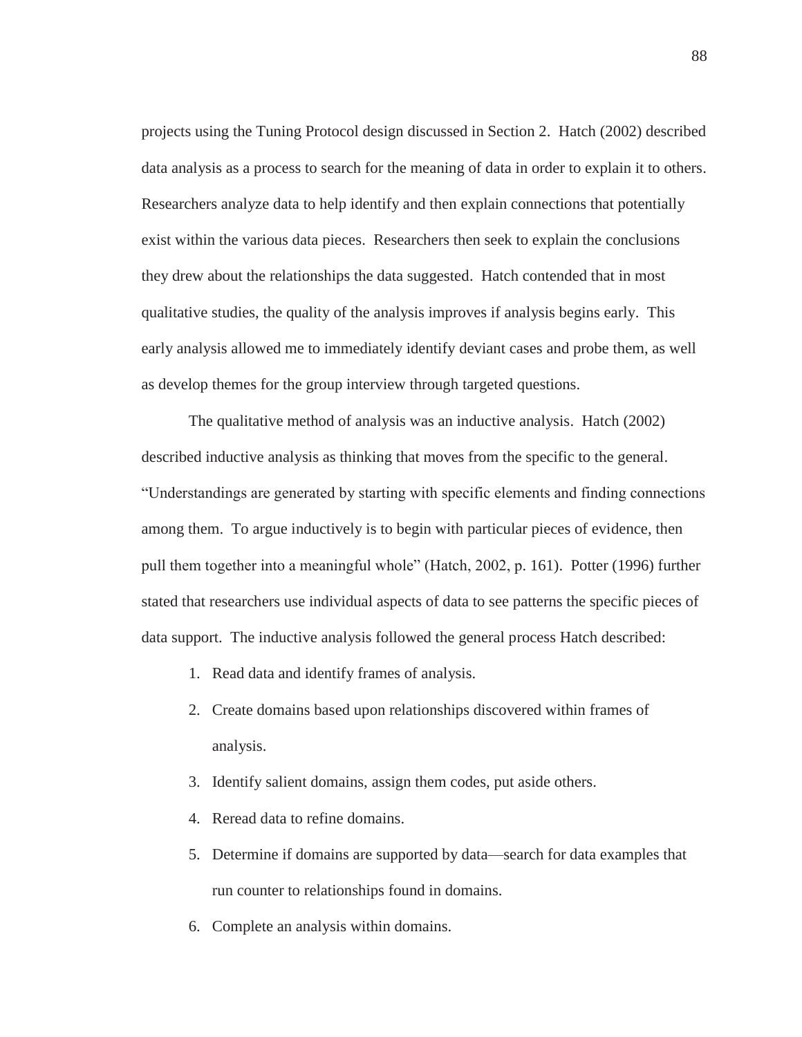projects using the Tuning Protocol design discussed in Section 2. Hatch (2002) described data analysis as a process to search for the meaning of data in order to explain it to others. Researchers analyze data to help identify and then explain connections that potentially exist within the various data pieces. Researchers then seek to explain the conclusions they drew about the relationships the data suggested. Hatch contended that in most qualitative studies, the quality of the analysis improves if analysis begins early. This early analysis allowed me to immediately identify deviant cases and probe them, as well as develop themes for the group interview through targeted questions.

The qualitative method of analysis was an inductive analysis. Hatch (2002) described inductive analysis as thinking that moves from the specific to the general. "Understandings are generated by starting with specific elements and finding connections among them. To argue inductively is to begin with particular pieces of evidence, then pull them together into a meaningful whole" (Hatch, 2002, p. 161). Potter (1996) further stated that researchers use individual aspects of data to see patterns the specific pieces of data support. The inductive analysis followed the general process Hatch described:

1. Read data and identify frames of analysis.
2. Create domains based upon relationships discovered within frames of analysis.
3. Identify salient domains, assign them codes, put aside others.
4. Reread data to refine domains.
5. Determine if domains are supported by data—search for data examples that run counter to relationships found in domains.
6. Complete an analysis within domains.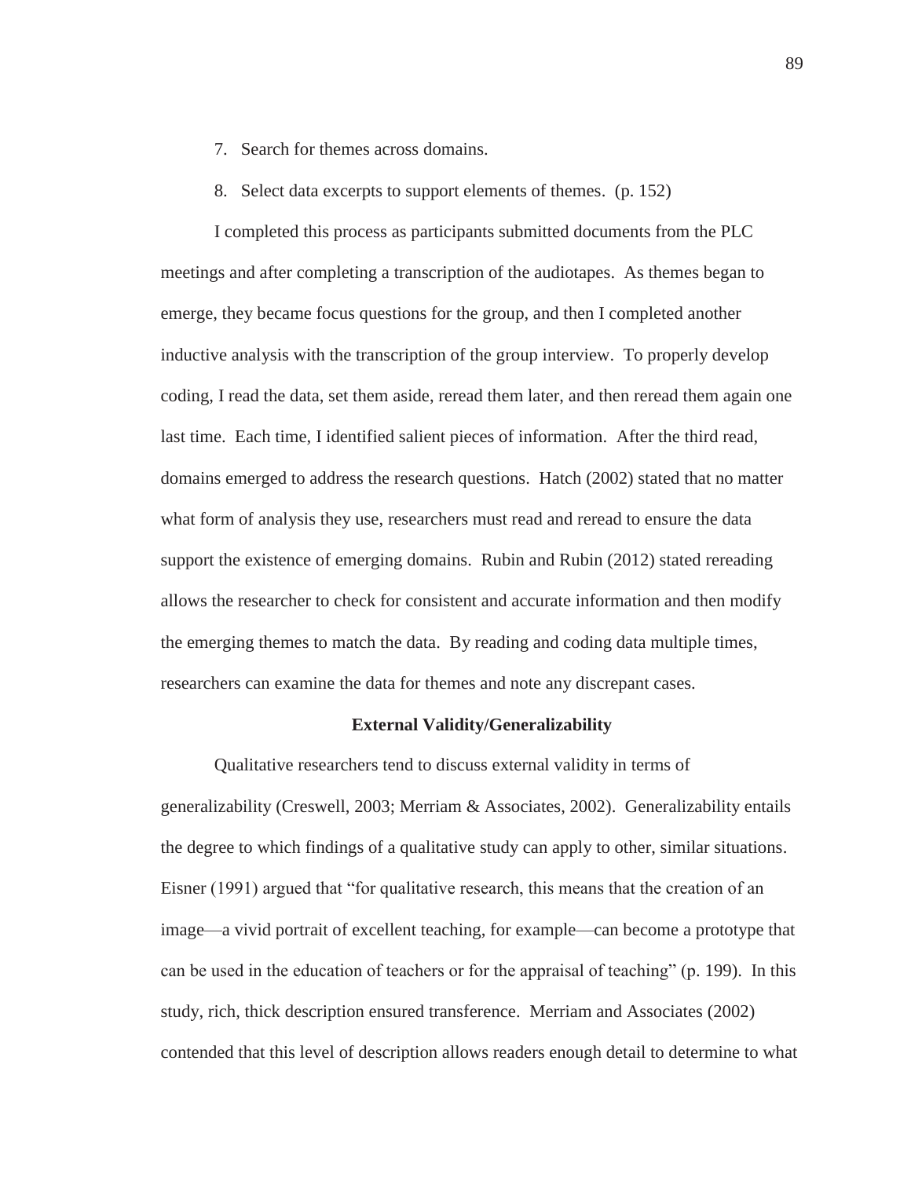7. Search for themes across domains.
8. Select data excerpts to support elements of themes. (p. 152)

I completed this process as participants submitted documents from the PLC meetings and after completing a transcription of the audiotapes. As themes began to emerge, they became focus questions for the group, and then I completed another inductive analysis with the transcription of the group interview. To properly develop coding, I read the data, set them aside, reread them later, and then reread them again one last time. Each time, I identified salient pieces of information. After the third read, domains emerged to address the research questions. Hatch (2002) stated that no matter what form of analysis they use, researchers must read and reread to ensure the data support the existence of emerging domains. Rubin and Rubin (2012) stated rereading allows the researcher to check for consistent and accurate information and then modify the emerging themes to match the data. By reading and coding data multiple times, researchers can examine the data for themes and note any discrepant cases.

## External Validity/Generalizability

Qualitative researchers tend to discuss external validity in terms of generalizability (Creswell, 2003; Merriam & Associates, 2002). Generalizability entails the degree to which findings of a qualitative study can apply to other, similar situations. Eisner (1991) argued that "for qualitative research, this means that the creation of an image—a vivid portrait of excellent teaching, for example—can become a prototype that can be used in the education of teachers or for the appraisal of teaching" (p. 199). In this study, rich, thick description ensured transference. Merriam and Associates (2002) contended that this level of description allows readers enough detail to determine to what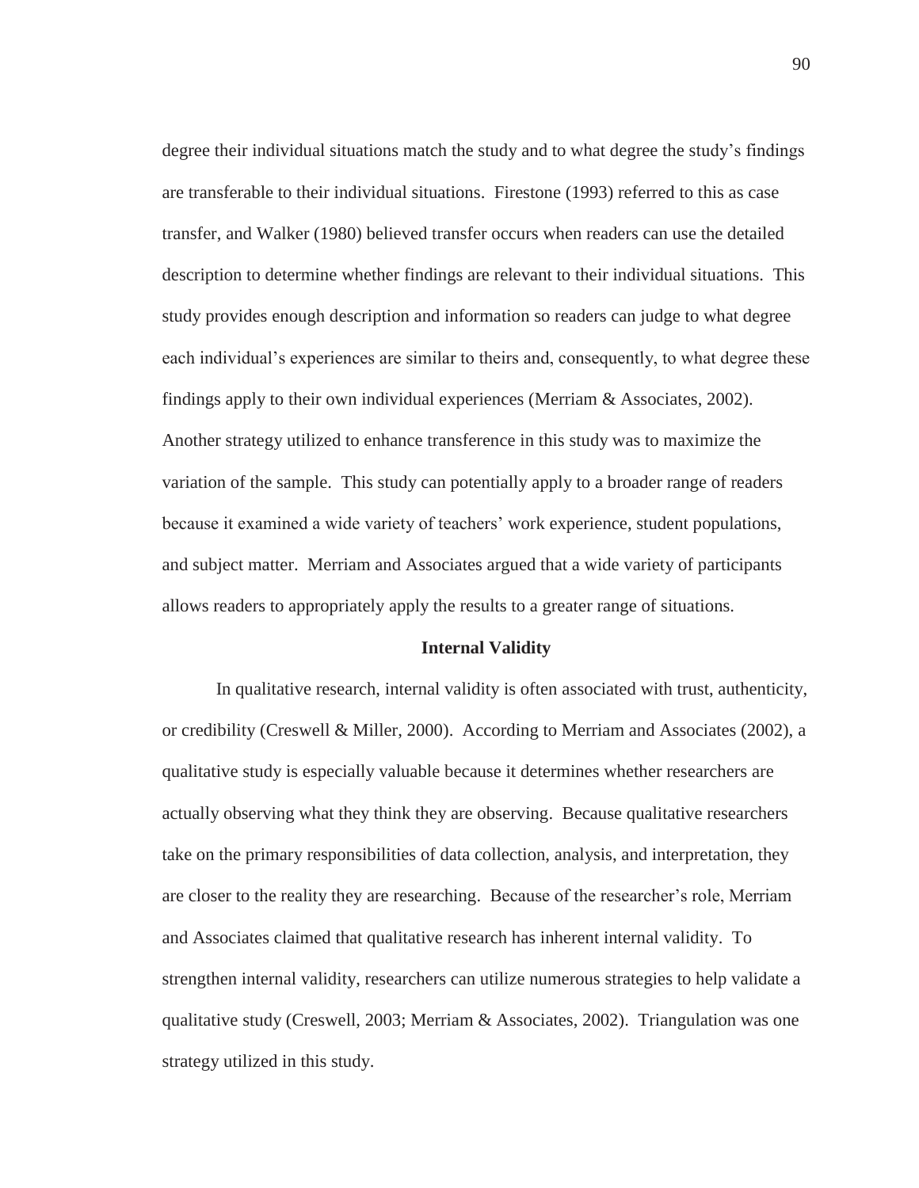degree their individual situations match the study and to what degree the study's findings are transferable to their individual situations. Firestone (1993) referred to this as case transfer, and Walker (1980) believed transfer occurs when readers can use the detailed description to determine whether findings are relevant to their individual situations. This study provides enough description and information so readers can judge to what degree each individual's experiences are similar to theirs and, consequently, to what degree these findings apply to their own individual experiences (Merriam & Associates, 2002). Another strategy utilized to enhance transference in this study was to maximize the variation of the sample. This study can potentially apply to a broader range of readers because it examined a wide variety of teachers' work experience, student populations, and subject matter. Merriam and Associates argued that a wide variety of participants allows readers to appropriately apply the results to a greater range of situations.

## Internal Validity

In qualitative research, internal validity is often associated with trust, authenticity, or credibility (Creswell & Miller, 2000). According to Merriam and Associates (2002), a qualitative study is especially valuable because it determines whether researchers are actually observing what they think they are observing. Because qualitative researchers take on the primary responsibilities of data collection, analysis, and interpretation, they are closer to the reality they are researching. Because of the researcher's role, Merriam and Associates claimed that qualitative research has inherent internal validity. To strengthen internal validity, researchers can utilize numerous strategies to help validate a qualitative study (Creswell, 2003; Merriam & Associates, 2002). Triangulation was one strategy utilized in this study.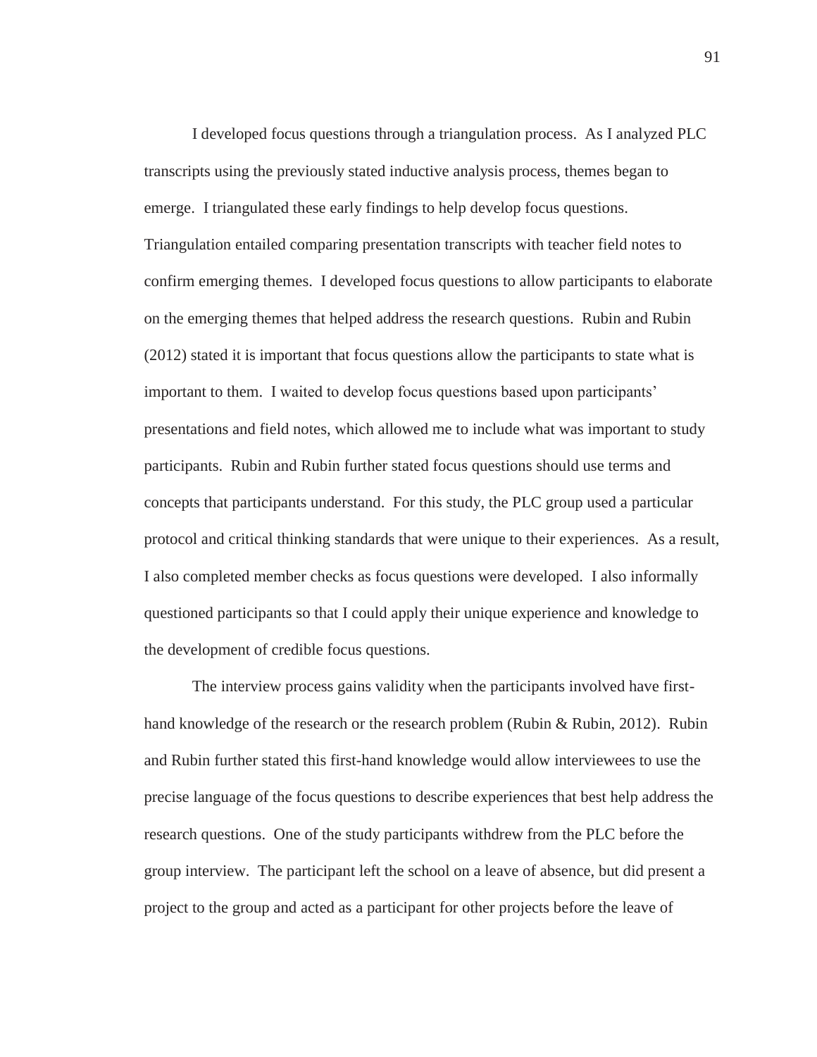I developed focus questions through a triangulation process. As I analyzed PLC transcripts using the previously stated inductive analysis process, themes began to emerge. I triangulated these early findings to help develop focus questions. Triangulation entailed comparing presentation transcripts with teacher field notes to confirm emerging themes. I developed focus questions to allow participants to elaborate on the emerging themes that helped address the research questions. Rubin and Rubin (2012) stated it is important that focus questions allow the participants to state what is important to them. I waited to develop focus questions based upon participants' presentations and field notes, which allowed me to include what was important to study participants. Rubin and Rubin further stated focus questions should use terms and concepts that participants understand. For this study, the PLC group used a particular protocol and critical thinking standards that were unique to their experiences. As a result, I also completed member checks as focus questions were developed. I also informally questioned participants so that I could apply their unique experience and knowledge to the development of credible focus questions.

The interview process gains validity when the participants involved have first-hand knowledge of the research or the research problem (Rubin & Rubin, 2012). Rubin and Rubin further stated this first-hand knowledge would allow interviewees to use the precise language of the focus questions to describe experiences that best help address the research questions. One of the study participants withdrew from the PLC before the group interview. The participant left the school on a leave of absence, but did present a project to the group and acted as a participant for other projects before the leave of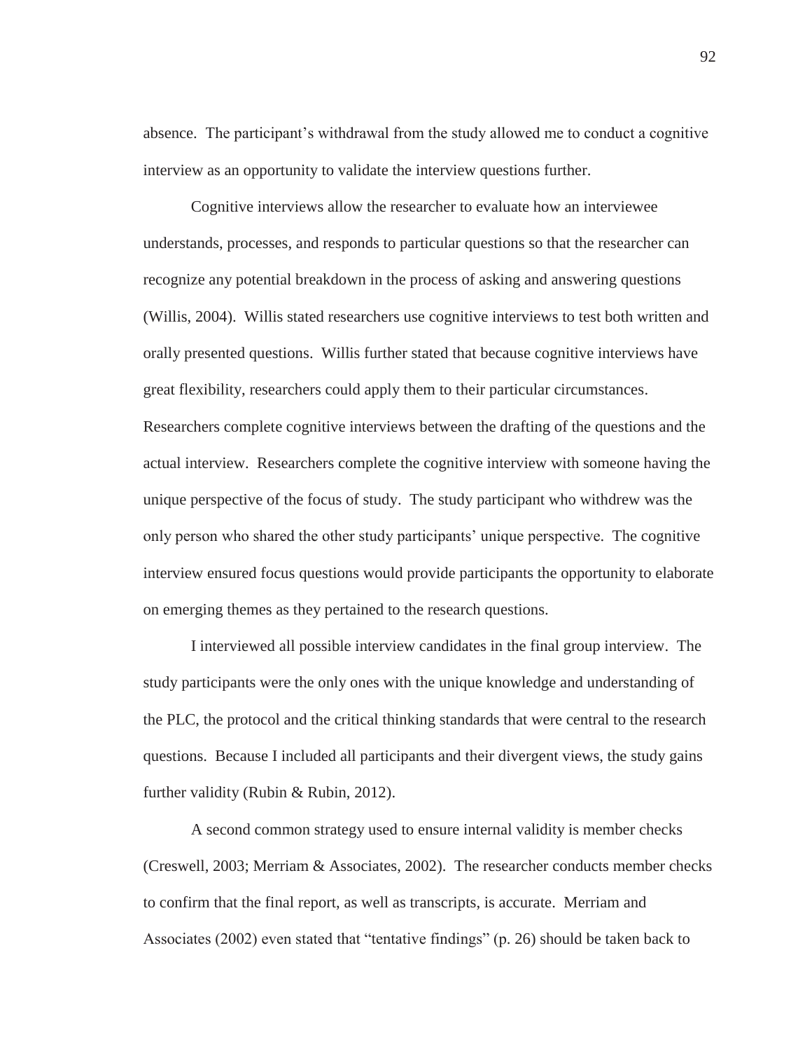absence. The participant's withdrawal from the study allowed me to conduct a cognitive interview as an opportunity to validate the interview questions further.

Cognitive interviews allow the researcher to evaluate how an interviewee understands, processes, and responds to particular questions so that the researcher can recognize any potential breakdown in the process of asking and answering questions (Willis, 2004). Willis stated researchers use cognitive interviews to test both written and orally presented questions. Willis further stated that because cognitive interviews have great flexibility, researchers could apply them to their particular circumstances. Researchers complete cognitive interviews between the drafting of the questions and the actual interview. Researchers complete the cognitive interview with someone having the unique perspective of the focus of study. The study participant who withdrew was the only person who shared the other study participants' unique perspective. The cognitive interview ensured focus questions would provide participants the opportunity to elaborate on emerging themes as they pertained to the research questions.

I interviewed all possible interview candidates in the final group interview. The study participants were the only ones with the unique knowledge and understanding of the PLC, the protocol and the critical thinking standards that were central to the research questions. Because I included all participants and their divergent views, the study gains further validity (Rubin & Rubin, 2012).

A second common strategy used to ensure internal validity is member checks (Creswell, 2003; Merriam & Associates, 2002). The researcher conducts member checks to confirm that the final report, as well as transcripts, is accurate. Merriam and Associates (2002) even stated that "tentative findings" (p. 26) should be taken back to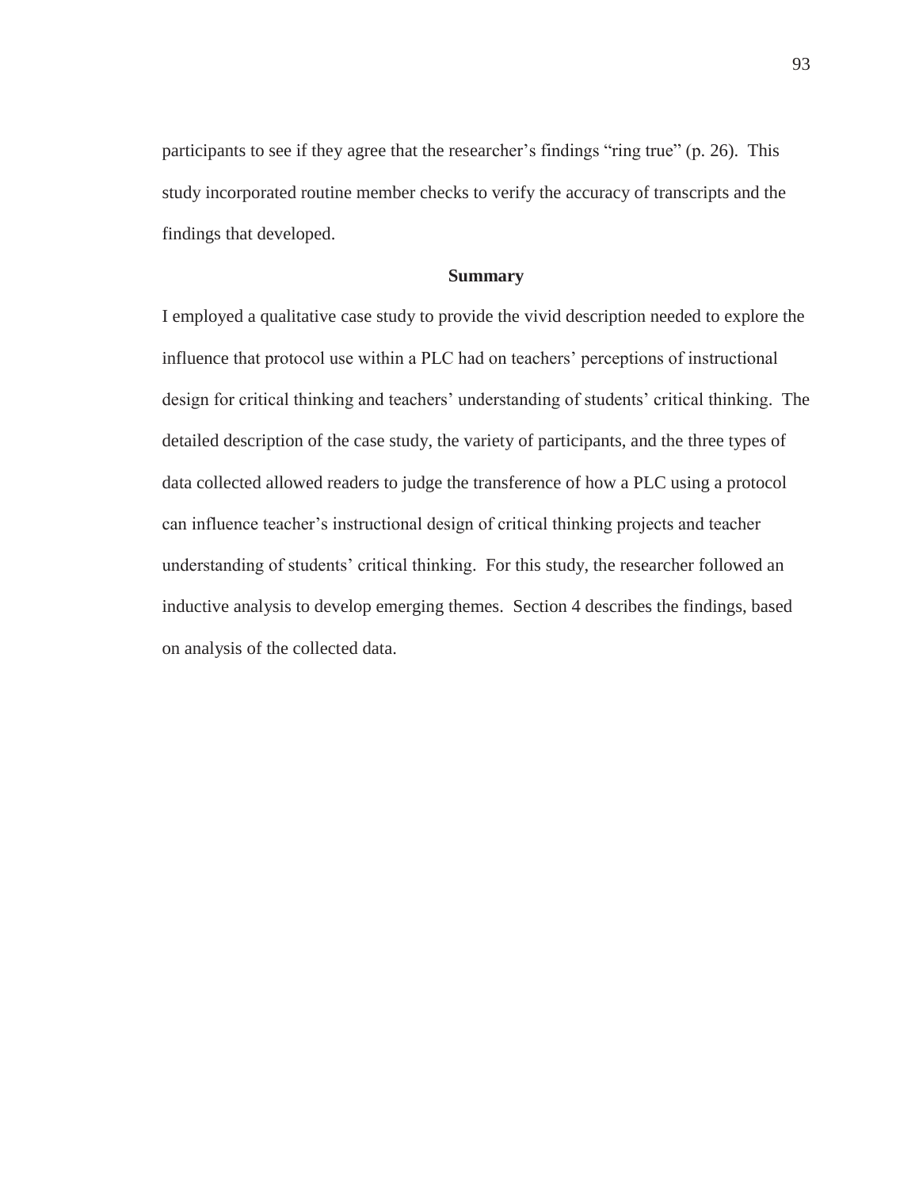participants to see if they agree that the researcher's findings "ring true" (p. 26). This study incorporated routine member checks to verify the accuracy of transcripts and the findings that developed.

## Summary

I employed a qualitative case study to provide the vivid description needed to explore the influence that protocol use within a PLC had on teachers' perceptions of instructional design for critical thinking and teachers' understanding of students' critical thinking. The detailed description of the case study, the variety of participants, and the three types of data collected allowed readers to judge the transference of how a PLC using a protocol can influence teacher's instructional design of critical thinking projects and teacher understanding of students' critical thinking. For this study, the researcher followed an inductive analysis to develop emerging themes. Section 4 describes the findings, based on analysis of the collected data.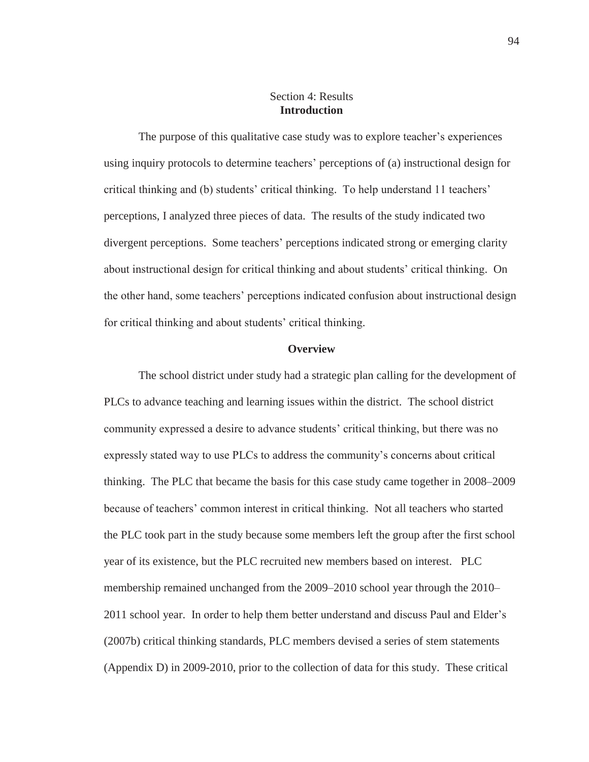# Section 4: Results

## Introduction

The purpose of this qualitative case study was to explore teacher's experiences using inquiry protocols to determine teachers' perceptions of (a) instructional design for critical thinking and (b) students' critical thinking. To help understand 11 teachers' perceptions, I analyzed three pieces of data. The results of the study indicated two divergent perceptions. Some teachers' perceptions indicated strong or emerging clarity about instructional design for critical thinking and about students' critical thinking. On the other hand, some teachers' perceptions indicated confusion about instructional design for critical thinking and about students' critical thinking.

## Overview

The school district under study had a strategic plan calling for the development of PLCs to advance teaching and learning issues within the district. The school district community expressed a desire to advance students' critical thinking, but there was no expressly stated way to use PLCs to address the community's concerns about critical thinking. The PLC that became the basis for this case study came together in 2008–2009 because of teachers' common interest in critical thinking. Not all teachers who started the PLC took part in the study because some members left the group after the first school year of its existence, but the PLC recruited new members based on interest. PLC membership remained unchanged from the 2009–2010 school year through the 2010–2011 school year. In order to help them better understand and discuss Paul and Elder's (2007b) critical thinking standards, PLC members devised a series of stem statements (Appendix D) in 2009-2010, prior to the collection of data for this study. These critical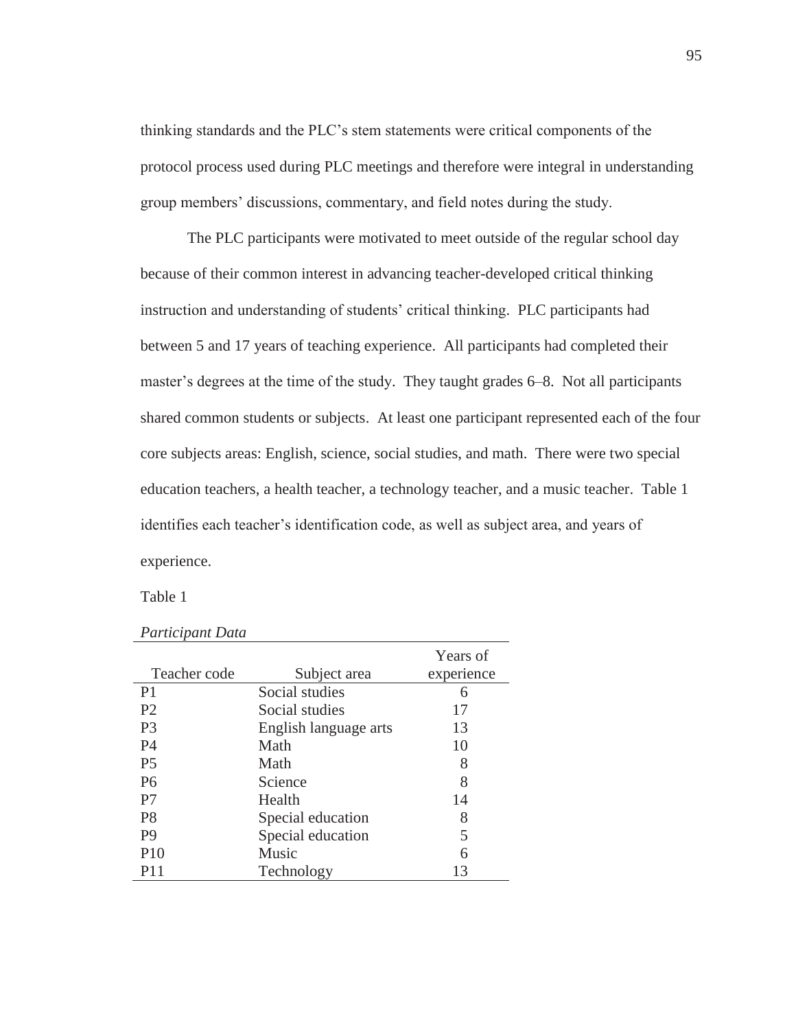thinking standards and the PLC's stem statements were critical components of the protocol process used during PLC meetings and therefore were integral in understanding group members' discussions, commentary, and field notes during the study.

The PLC participants were motivated to meet outside of the regular school day because of their common interest in advancing teacher-developed critical thinking instruction and understanding of students' critical thinking. PLC participants had between 5 and 17 years of teaching experience. All participants had completed their master's degrees at the time of the study. They taught grades 6–8. Not all participants shared common students or subjects. At least one participant represented each of the four core subjects areas: English, science, social studies, and math. There were two special education teachers, a health teacher, a technology teacher, and a music teacher. Table 1 identifies each teacher's identification code, as well as subject area, and years of experience.

Table 1

*Participant Data*

| Teacher code | Subject area | Years of experience |
|---|---|---|
| P1 | Social studies | 6 |
| P2 | Social studies | 17 |
| P3 | English language arts | 13 |
| P4 | Math | 10 |
| P5 | Math | 8 |
| P6 | Science | 8 |
| P7 | Health | 14 |
| P8 | Special education | 8 |
| P9 | Special education | 5 |
| P10 | Music | 6 |
| P11 | Technology | 13 |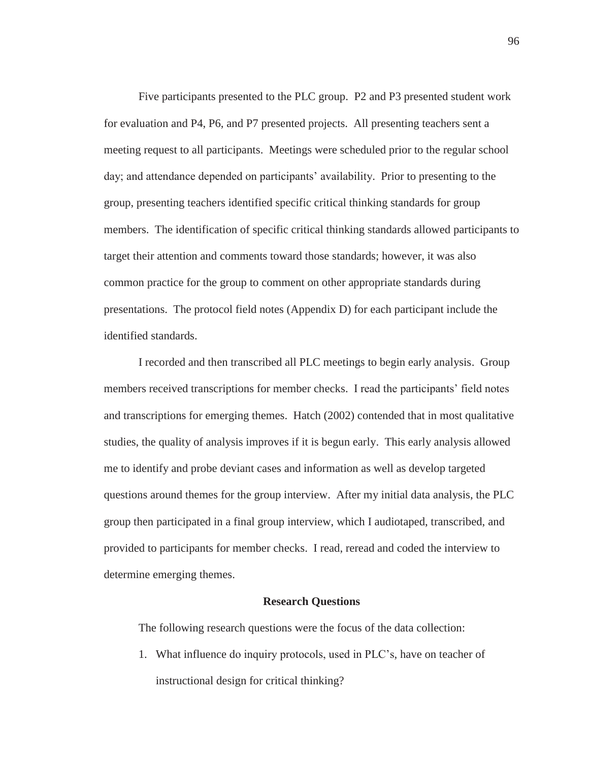Five participants presented to the PLC group. P2 and P3 presented student work for evaluation and P4, P6, and P7 presented projects. All presenting teachers sent a meeting request to all participants. Meetings were scheduled prior to the regular school day; and attendance depended on participants' availability. Prior to presenting to the group, presenting teachers identified specific critical thinking standards for group members. The identification of specific critical thinking standards allowed participants to target their attention and comments toward those standards; however, it was also common practice for the group to comment on other appropriate standards during presentations. The protocol field notes (Appendix D) for each participant include the identified standards.

I recorded and then transcribed all PLC meetings to begin early analysis. Group members received transcriptions for member checks. I read the participants' field notes and transcriptions for emerging themes. Hatch (2002) contended that in most qualitative studies, the quality of analysis improves if it is begun early. This early analysis allowed me to identify and probe deviant cases and information as well as develop targeted questions around themes for the group interview. After my initial data analysis, the PLC group then participated in a final group interview, which I audiotaped, transcribed, and provided to participants for member checks. I read, reread and coded the interview to determine emerging themes.

## Research Questions

The following research questions were the focus of the data collection:

1. What influence do inquiry protocols, used in PLC's, have on teacher of instructional design for critical thinking?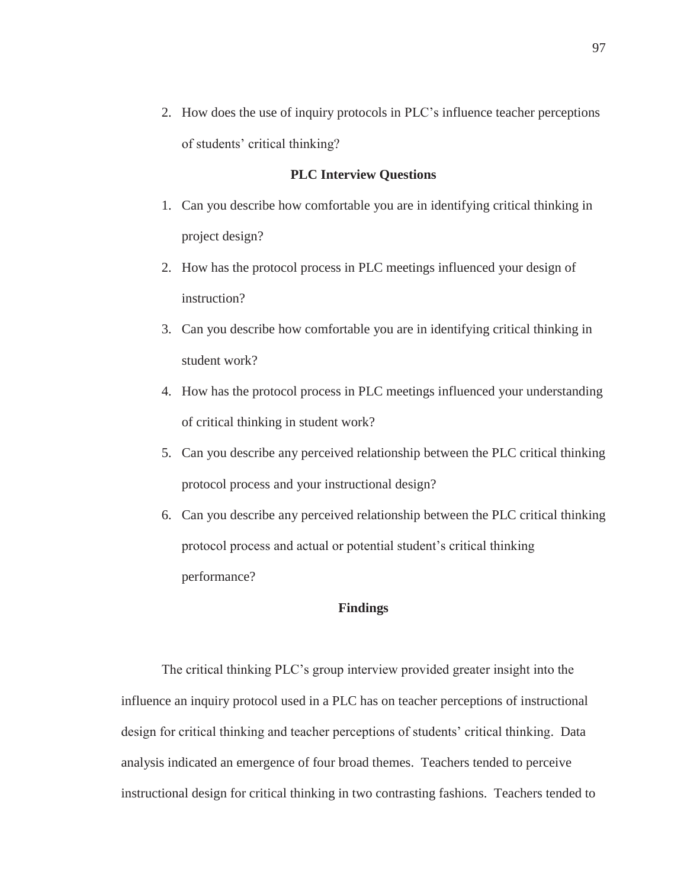2. How does the use of inquiry protocols in PLC's influence teacher perceptions of students' critical thinking?

**PLC Interview Questions**

1. Can you describe how comfortable you are in identifying critical thinking in project design?
2. How has the protocol process in PLC meetings influenced your design of instruction?
3. Can you describe how comfortable you are in identifying critical thinking in student work?
4. How has the protocol process in PLC meetings influenced your understanding of critical thinking in student work?
5. Can you describe any perceived relationship between the PLC critical thinking protocol process and your instructional design?
6. Can you describe any perceived relationship between the PLC critical thinking protocol process and actual or potential student's critical thinking performance?

## Findings

The critical thinking PLC's group interview provided greater insight into the influence an inquiry protocol used in a PLC has on teacher perceptions of instructional design for critical thinking and teacher perceptions of students' critical thinking. Data analysis indicated an emergence of four broad themes. Teachers tended to perceive instructional design for critical thinking in two contrasting fashions. Teachers tended to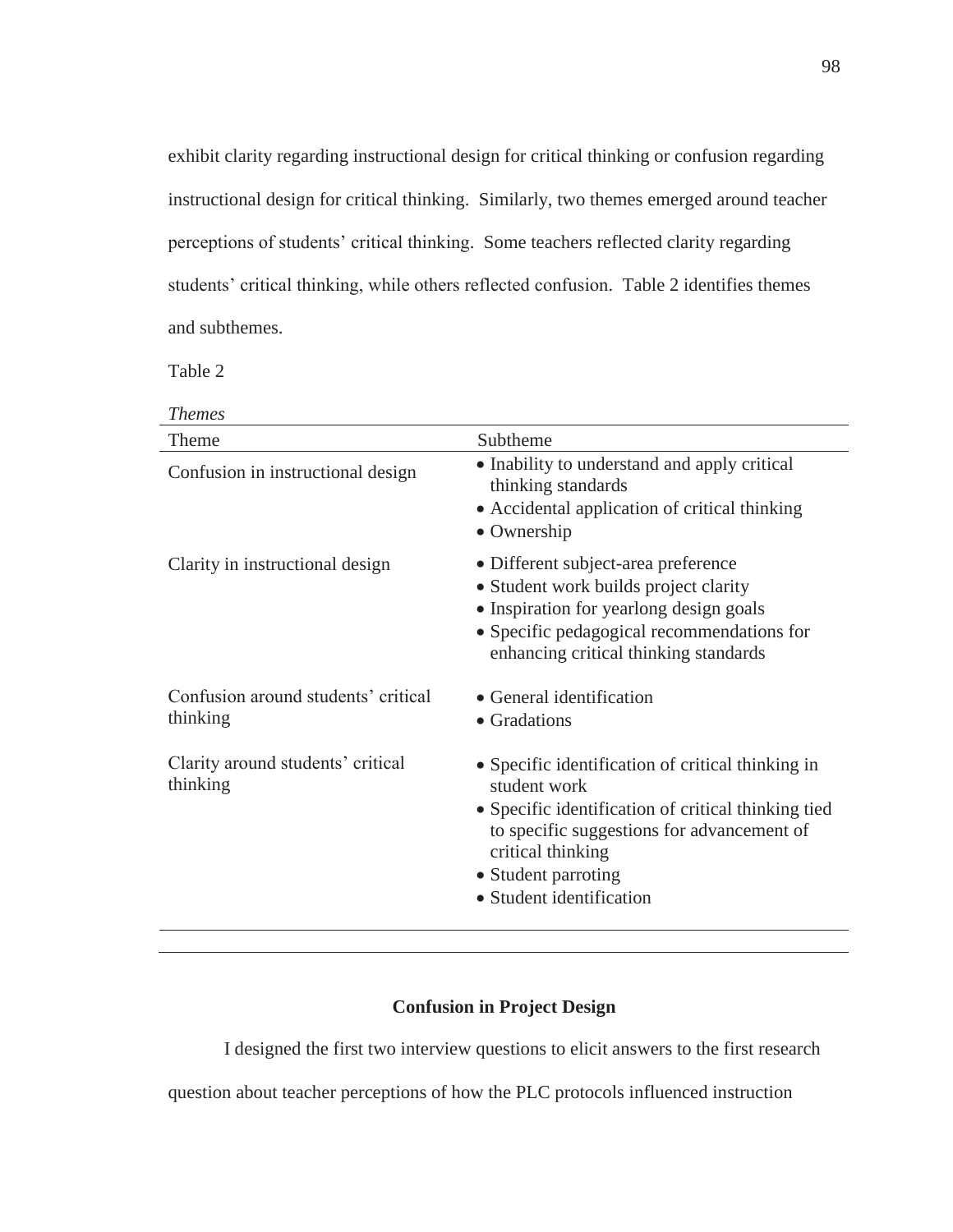exhibit clarity regarding instructional design for critical thinking or confusion regarding instructional design for critical thinking. Similarly, two themes emerged around teacher perceptions of students' critical thinking. Some teachers reflected clarity regarding students' critical thinking, while others reflected confusion. Table 2 identifies themes and subthemes.

Table 2

*Themes*

| Theme | Subtheme |
|---|---|
| Confusion in instructional design | • Inability to understand and apply critical thinking standards<br>• Accidental application of critical thinking<br>• Ownership |
| Clarity in instructional design | • Different subject-area preference<br>• Student work builds project clarity<br>• Inspiration for yearlong design goals<br>• Specific pedagogical recommendations for enhancing critical thinking standards |
| Confusion around students' critical thinking | • General identification<br>• Gradations |
| Clarity around students' critical thinking | • Specific identification of critical thinking in student work<br>• Specific identification of critical thinking tied to specific suggestions for advancement of critical thinking<br>• Student parroting<br>• Student identification |

**Confusion in Project Design**

I designed the first two interview questions to elicit answers to the first research question about teacher perceptions of how the PLC protocols influenced instruction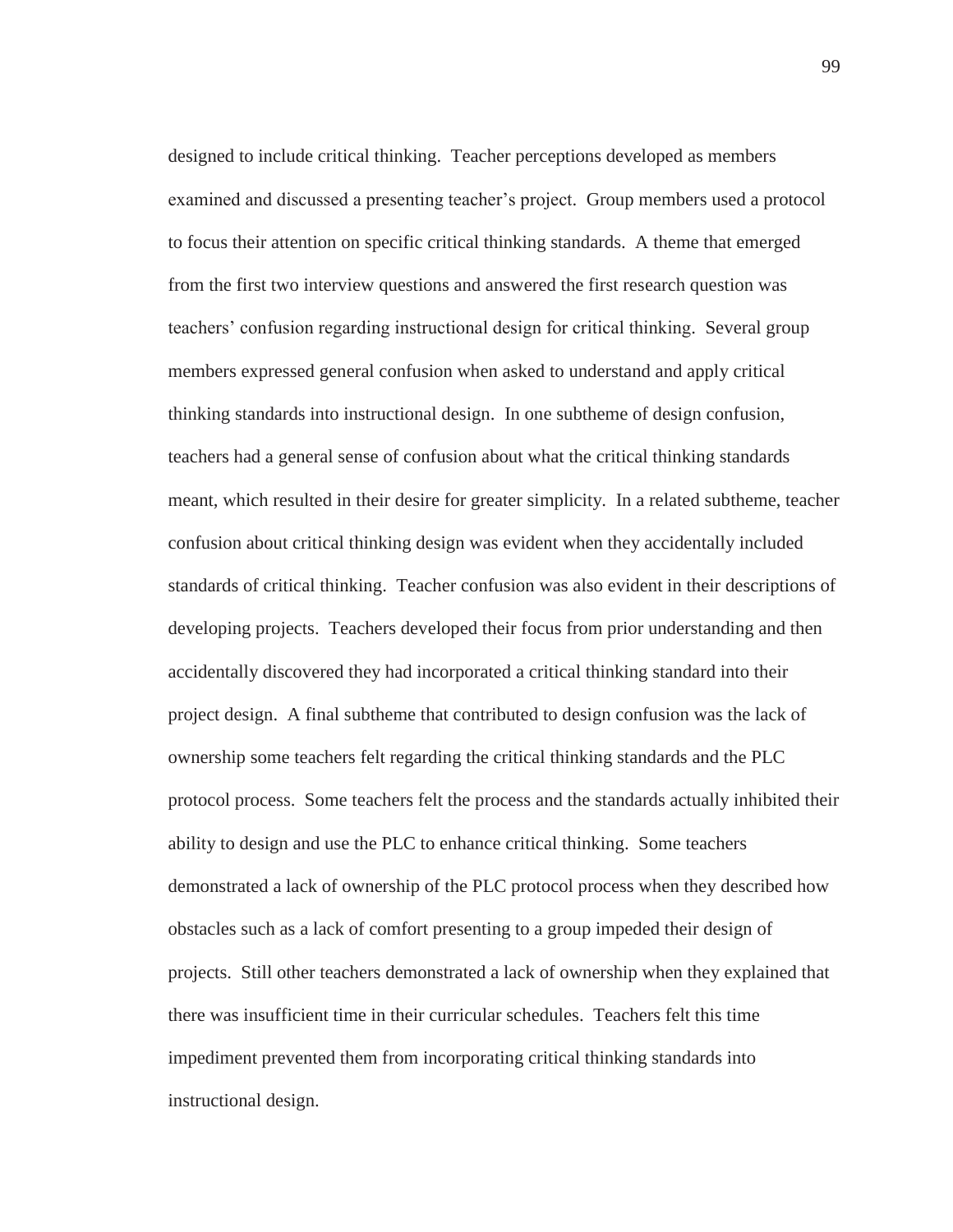designed to include critical thinking. Teacher perceptions developed as members examined and discussed a presenting teacher's project. Group members used a protocol to focus their attention on specific critical thinking standards. A theme that emerged from the first two interview questions and answered the first research question was teachers' confusion regarding instructional design for critical thinking. Several group members expressed general confusion when asked to understand and apply critical thinking standards into instructional design. In one subtheme of design confusion, teachers had a general sense of confusion about what the critical thinking standards meant, which resulted in their desire for greater simplicity. In a related subtheme, teacher confusion about critical thinking design was evident when they accidentally included standards of critical thinking. Teacher confusion was also evident in their descriptions of developing projects. Teachers developed their focus from prior understanding and then accidentally discovered they had incorporated a critical thinking standard into their project design. A final subtheme that contributed to design confusion was the lack of ownership some teachers felt regarding the critical thinking standards and the PLC protocol process. Some teachers felt the process and the standards actually inhibited their ability to design and use the PLC to enhance critical thinking. Some teachers demonstrated a lack of ownership of the PLC protocol process when they described how obstacles such as a lack of comfort presenting to a group impeded their design of projects. Still other teachers demonstrated a lack of ownership when they explained that there was insufficient time in their curricular schedules. Teachers felt this time impediment prevented them from incorporating critical thinking standards into instructional design.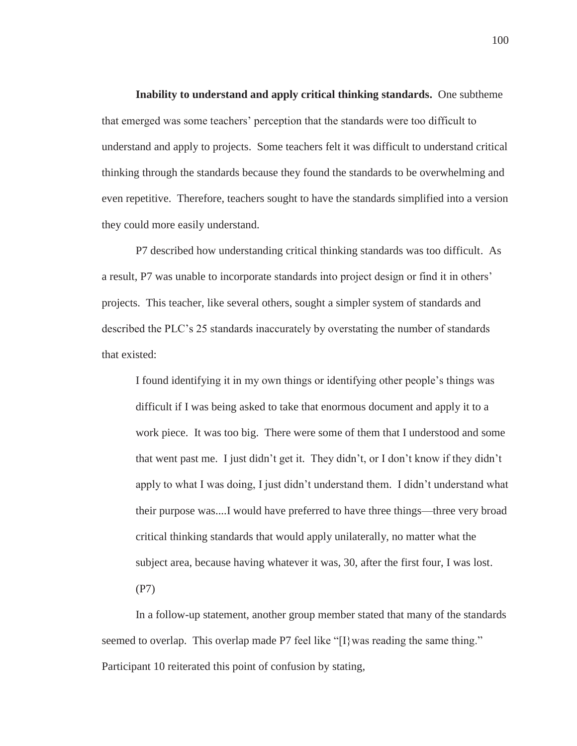**Inability to understand and apply critical thinking standards.** One subtheme that emerged was some teachers' perception that the standards were too difficult to understand and apply to projects. Some teachers felt it was difficult to understand critical thinking through the standards because they found the standards to be overwhelming and even repetitive. Therefore, teachers sought to have the standards simplified into a version they could more easily understand.

P7 described how understanding critical thinking standards was too difficult. As a result, P7 was unable to incorporate standards into project design or find it in others' projects. This teacher, like several others, sought a simpler system of standards and described the PLC's 25 standards inaccurately by overstating the number of standards that existed:

> I found identifying it in my own things or identifying other people's things was difficult if I was being asked to take that enormous document and apply it to a work piece. It was too big. There were some of them that I understood and some that went past me. I just didn't get it. They didn't, or I don't know if they didn't apply to what I was doing, I just didn't understand them. I didn't understand what their purpose was....I would have preferred to have three things—three very broad critical thinking standards that would apply unilaterally, no matter what the subject area, because having whatever it was, 30, after the first four, I was lost. (P7)

In a follow-up statement, another group member stated that many of the standards seemed to overlap. This overlap made P7 feel like "[I}was reading the same thing." Participant 10 reiterated this point of confusion by stating,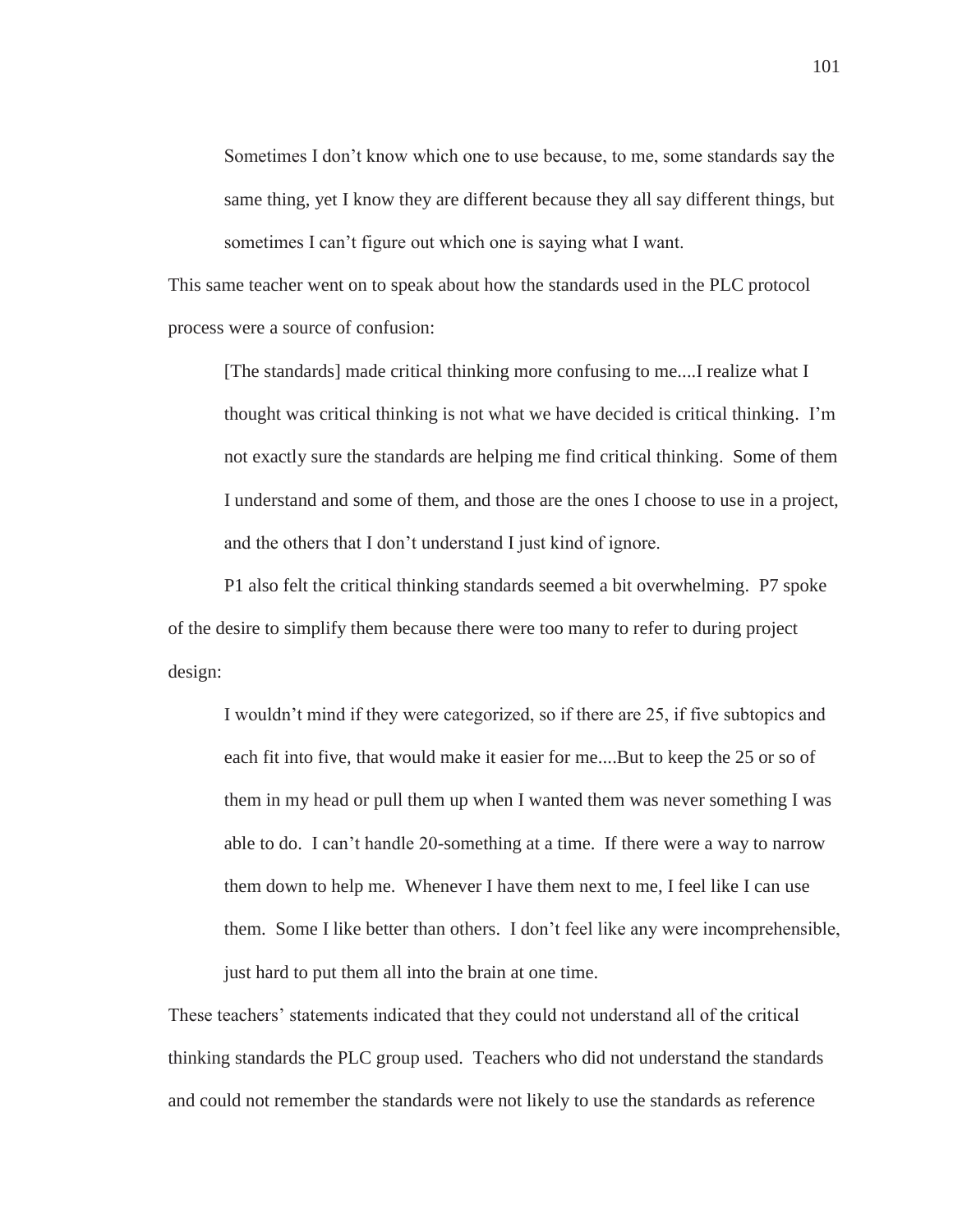> Sometimes I don't know which one to use because, to me, some standards say the same thing, yet I know they are different because they all say different things, but sometimes I can't figure out which one is saying what I want.

This same teacher went on to speak about how the standards used in the PLC protocol process were a source of confusion:

> [The standards] made critical thinking more confusing to me....I realize what I thought was critical thinking is not what we have decided is critical thinking. I'm not exactly sure the standards are helping me find critical thinking. Some of them I understand and some of them, and those are the ones I choose to use in a project, and the others that I don't understand I just kind of ignore.

P1 also felt the critical thinking standards seemed a bit overwhelming. P7 spoke of the desire to simplify them because there were too many to refer to during project design:

> I wouldn't mind if they were categorized, so if there are 25, if five subtopics and each fit into five, that would make it easier for me....But to keep the 25 or so of them in my head or pull them up when I wanted them was never something I was able to do. I can't handle 20-something at a time. If there were a way to narrow them down to help me. Whenever I have them next to me, I feel like I can use them. Some I like better than others. I don't feel like any were incomprehensible, just hard to put them all into the brain at one time.

These teachers' statements indicated that they could not understand all of the critical thinking standards the PLC group used. Teachers who did not understand the standards and could not remember the standards were not likely to use the standards as reference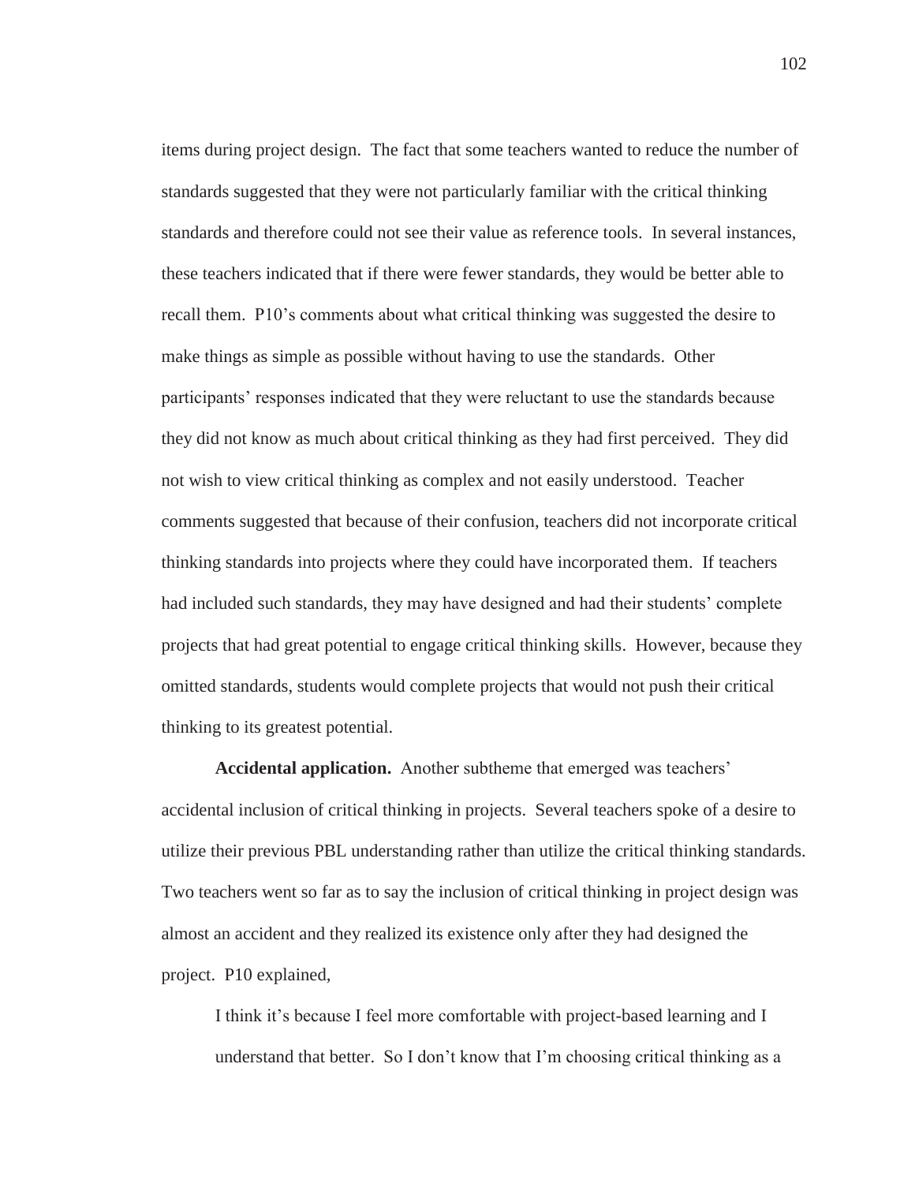items during project design. The fact that some teachers wanted to reduce the number of standards suggested that they were not particularly familiar with the critical thinking standards and therefore could not see their value as reference tools. In several instances, these teachers indicated that if there were fewer standards, they would be better able to recall them. P10's comments about what critical thinking was suggested the desire to make things as simple as possible without having to use the standards. Other participants' responses indicated that they were reluctant to use the standards because they did not know as much about critical thinking as they had first perceived. They did not wish to view critical thinking as complex and not easily understood. Teacher comments suggested that because of their confusion, teachers did not incorporate critical thinking standards into projects where they could have incorporated them. If teachers had included such standards, they may have designed and had their students' complete projects that had great potential to engage critical thinking skills. However, because they omitted standards, students would complete projects that would not push their critical thinking to its greatest potential.

**Accidental application.** Another subtheme that emerged was teachers' accidental inclusion of critical thinking in projects. Several teachers spoke of a desire to utilize their previous PBL understanding rather than utilize the critical thinking standards. Two teachers went so far as to say the inclusion of critical thinking in project design was almost an accident and they realized its existence only after they had designed the project. P10 explained,

> I think it's because I feel more comfortable with project-based learning and I understand that better. So I don't know that I'm choosing critical thinking as a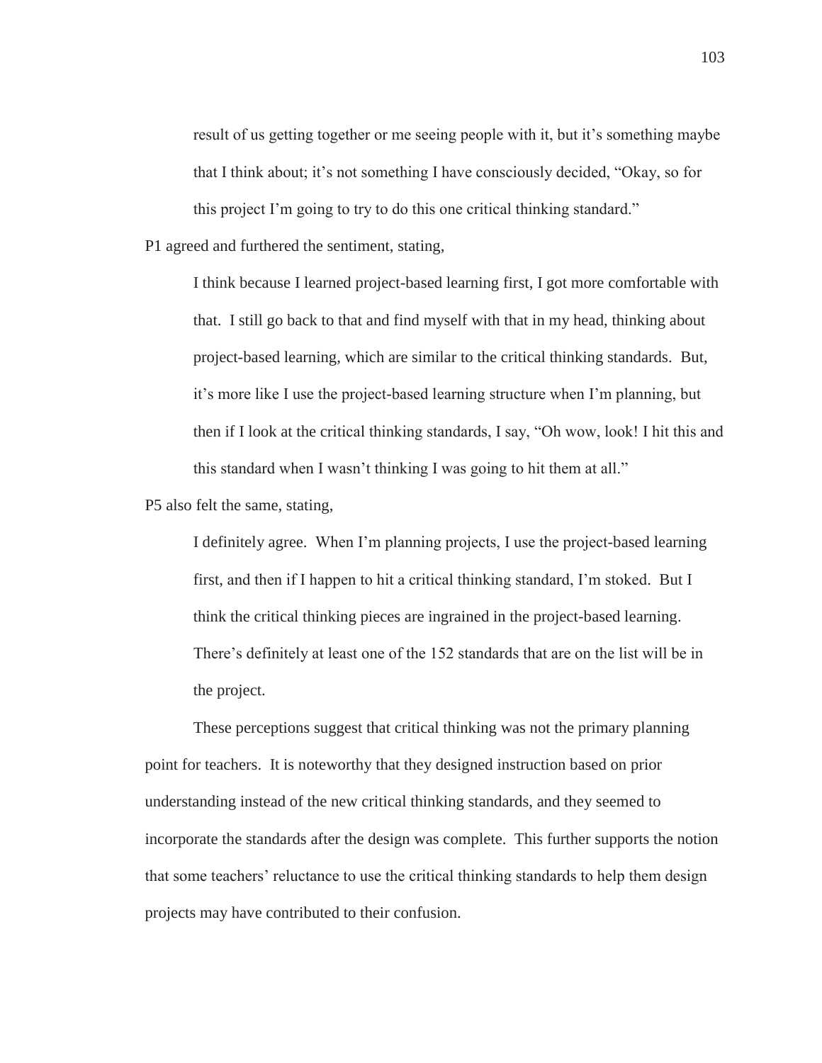> result of us getting together or me seeing people with it, but it's something maybe that I think about; it's not something I have consciously decided, "Okay, so for this project I'm going to try to do this one critical thinking standard."

P1 agreed and furthered the sentiment, stating,

> I think because I learned project-based learning first, I got more comfortable with that. I still go back to that and find myself with that in my head, thinking about project-based learning, which are similar to the critical thinking standards. But, it's more like I use the project-based learning structure when I'm planning, but then if I look at the critical thinking standards, I say, "Oh wow, look! I hit this and this standard when I wasn't thinking I was going to hit them at all."

P5 also felt the same, stating,

> I definitely agree. When I'm planning projects, I use the project-based learning first, and then if I happen to hit a critical thinking standard, I'm stoked. But I think the critical thinking pieces are ingrained in the project-based learning. There's definitely at least one of the 152 standards that are on the list will be in the project.

These perceptions suggest that critical thinking was not the primary planning point for teachers. It is noteworthy that they designed instruction based on prior understanding instead of the new critical thinking standards, and they seemed to incorporate the standards after the design was complete. This further supports the notion that some teachers' reluctance to use the critical thinking standards to help them design projects may have contributed to their confusion.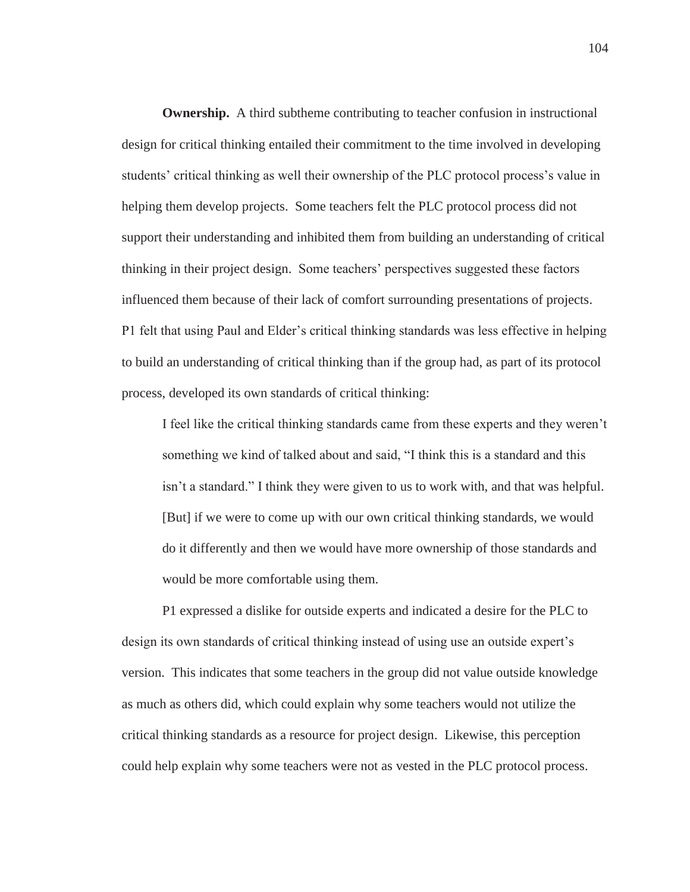**Ownership.** A third subtheme contributing to teacher confusion in instructional design for critical thinking entailed their commitment to the time involved in developing students' critical thinking as well their ownership of the PLC protocol process's value in helping them develop projects. Some teachers felt the PLC protocol process did not support their understanding and inhibited them from building an understanding of critical thinking in their project design. Some teachers' perspectives suggested these factors influenced them because of their lack of comfort surrounding presentations of projects. P1 felt that using Paul and Elder's critical thinking standards was less effective in helping to build an understanding of critical thinking than if the group had, as part of its protocol process, developed its own standards of critical thinking:

> I feel like the critical thinking standards came from these experts and they weren't something we kind of talked about and said, "I think this is a standard and this isn't a standard." I think they were given to us to work with, and that was helpful. [But] if we were to come up with our own critical thinking standards, we would do it differently and then we would have more ownership of those standards and would be more comfortable using them.

P1 expressed a dislike for outside experts and indicated a desire for the PLC to design its own standards of critical thinking instead of using use an outside expert's version. This indicates that some teachers in the group did not value outside knowledge as much as others did, which could explain why some teachers would not utilize the critical thinking standards as a resource for project design. Likewise, this perception could help explain why some teachers were not as vested in the PLC protocol process.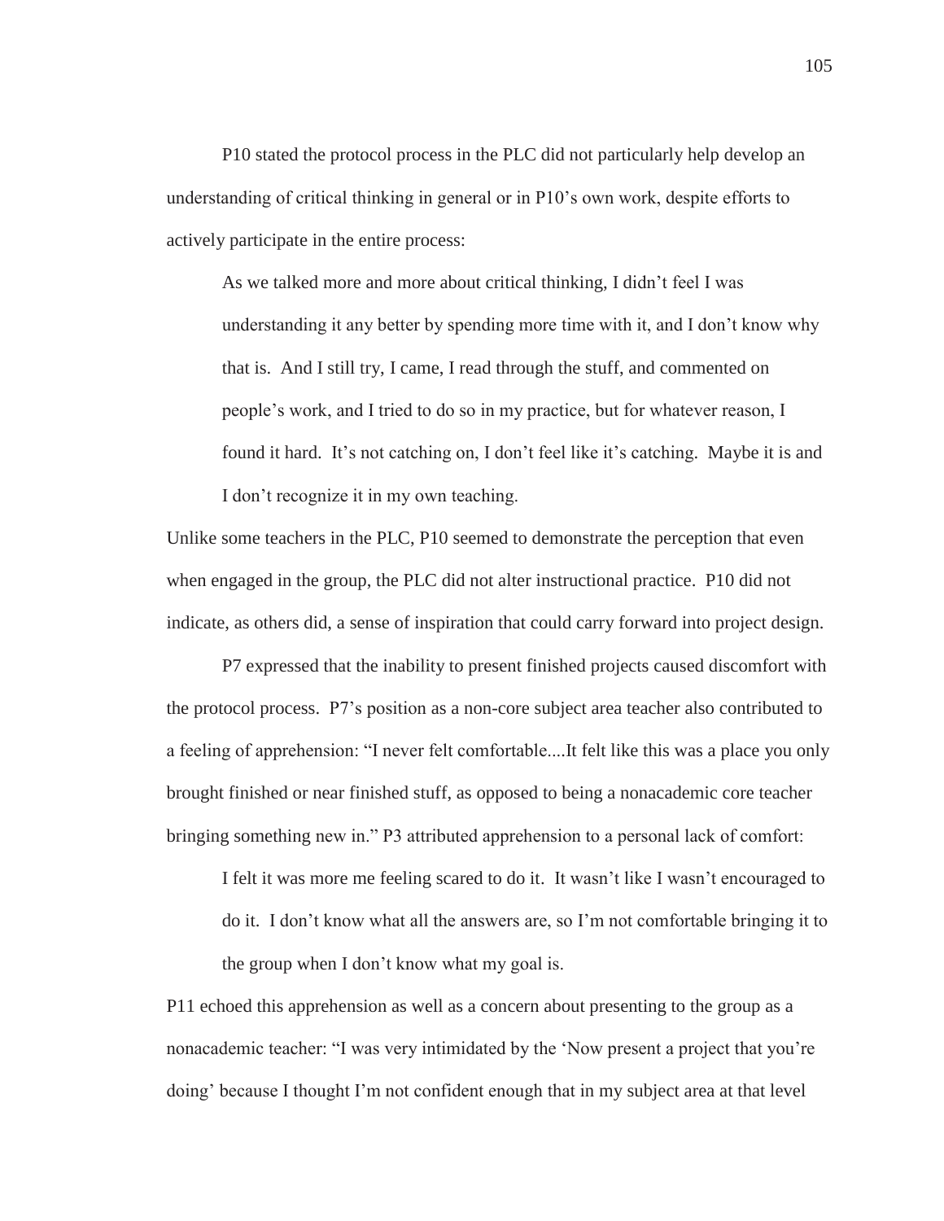P10 stated the protocol process in the PLC did not particularly help develop an understanding of critical thinking in general or in P10's own work, despite efforts to actively participate in the entire process:

> As we talked more and more about critical thinking, I didn't feel I was understanding it any better by spending more time with it, and I don't know why that is. And I still try, I came, I read through the stuff, and commented on people's work, and I tried to do so in my practice, but for whatever reason, I found it hard. It's not catching on, I don't feel like it's catching. Maybe it is and I don't recognize it in my own teaching.

Unlike some teachers in the PLC, P10 seemed to demonstrate the perception that even when engaged in the group, the PLC did not alter instructional practice. P10 did not indicate, as others did, a sense of inspiration that could carry forward into project design.

P7 expressed that the inability to present finished projects caused discomfort with the protocol process. P7's position as a non-core subject area teacher also contributed to a feeling of apprehension: "I never felt comfortable....It felt like this was a place you only brought finished or near finished stuff, as opposed to being a nonacademic core teacher bringing something new in." P3 attributed apprehension to a personal lack of comfort:

> I felt it was more me feeling scared to do it. It wasn't like I wasn't encouraged to do it. I don't know what all the answers are, so I'm not comfortable bringing it to the group when I don't know what my goal is.

P11 echoed this apprehension as well as a concern about presenting to the group as a nonacademic teacher: "I was very intimidated by the 'Now present a project that you're doing' because I thought I'm not confident enough that in my subject area at that level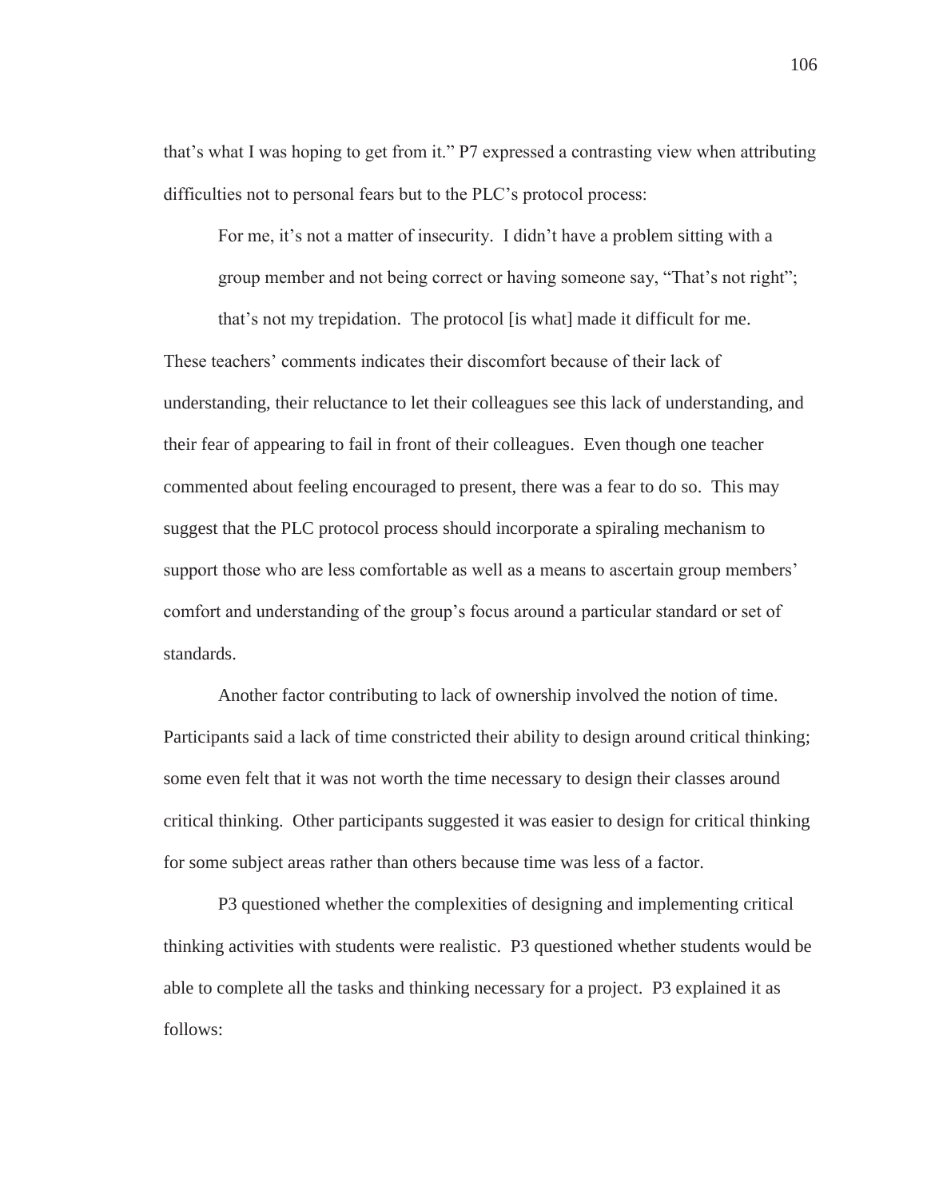that's what I was hoping to get from it." P7 expressed a contrasting view when attributing difficulties not to personal fears but to the PLC's protocol process:

> For me, it's not a matter of insecurity. I didn't have a problem sitting with a group member and not being correct or having someone say, "That's not right"; that's not my trepidation. The protocol [is what] made it difficult for me.

These teachers' comments indicates their discomfort because of their lack of understanding, their reluctance to let their colleagues see this lack of understanding, and their fear of appearing to fail in front of their colleagues. Even though one teacher commented about feeling encouraged to present, there was a fear to do so. This may suggest that the PLC protocol process should incorporate a spiraling mechanism to support those who are less comfortable as well as a means to ascertain group members' comfort and understanding of the group's focus around a particular standard or set of standards.

Another factor contributing to lack of ownership involved the notion of time. Participants said a lack of time constricted their ability to design around critical thinking; some even felt that it was not worth the time necessary to design their classes around critical thinking. Other participants suggested it was easier to design for critical thinking for some subject areas rather than others because time was less of a factor.

P3 questioned whether the complexities of designing and implementing critical thinking activities with students were realistic. P3 questioned whether students would be able to complete all the tasks and thinking necessary for a project. P3 explained it as follows: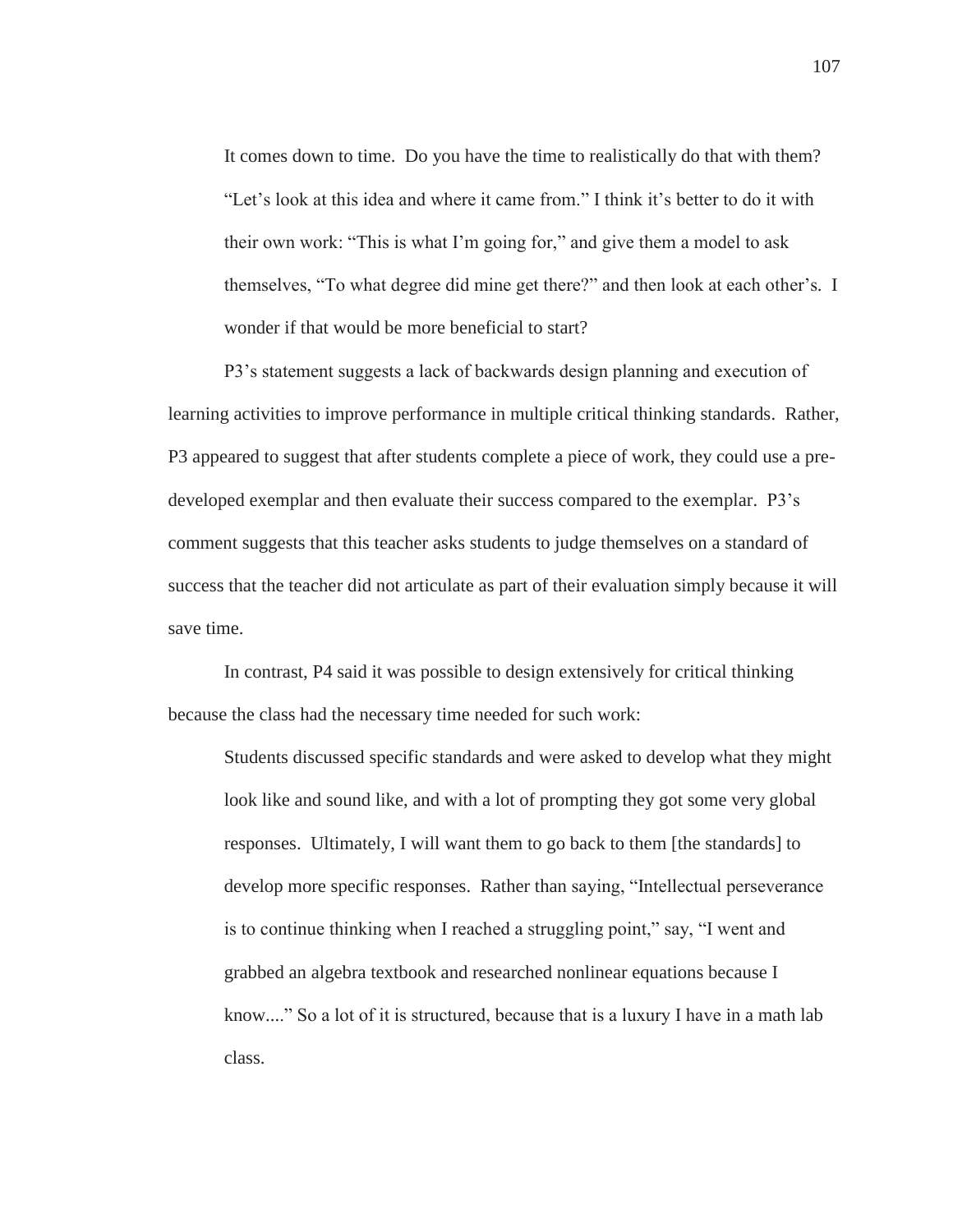> It comes down to time. Do you have the time to realistically do that with them? "Let's look at this idea and where it came from." I think it's better to do it with their own work: "This is what I'm going for," and give them a model to ask themselves, "To what degree did mine get there?" and then look at each other's. I wonder if that would be more beneficial to start?

P3's statement suggests a lack of backwards design planning and execution of learning activities to improve performance in multiple critical thinking standards. Rather, P3 appeared to suggest that after students complete a piece of work, they could use a pre-developed exemplar and then evaluate their success compared to the exemplar. P3's comment suggests that this teacher asks students to judge themselves on a standard of success that the teacher did not articulate as part of their evaluation simply because it will save time.

In contrast, P4 said it was possible to design extensively for critical thinking because the class had the necessary time needed for such work:

> Students discussed specific standards and were asked to develop what they might look like and sound like, and with a lot of prompting they got some very global responses. Ultimately, I will want them to go back to them [the standards] to develop more specific responses. Rather than saying, "Intellectual perseverance is to continue thinking when I reached a struggling point," say, "I went and grabbed an algebra textbook and researched nonlinear equations because I know...." So a lot of it is structured, because that is a luxury I have in a math lab class.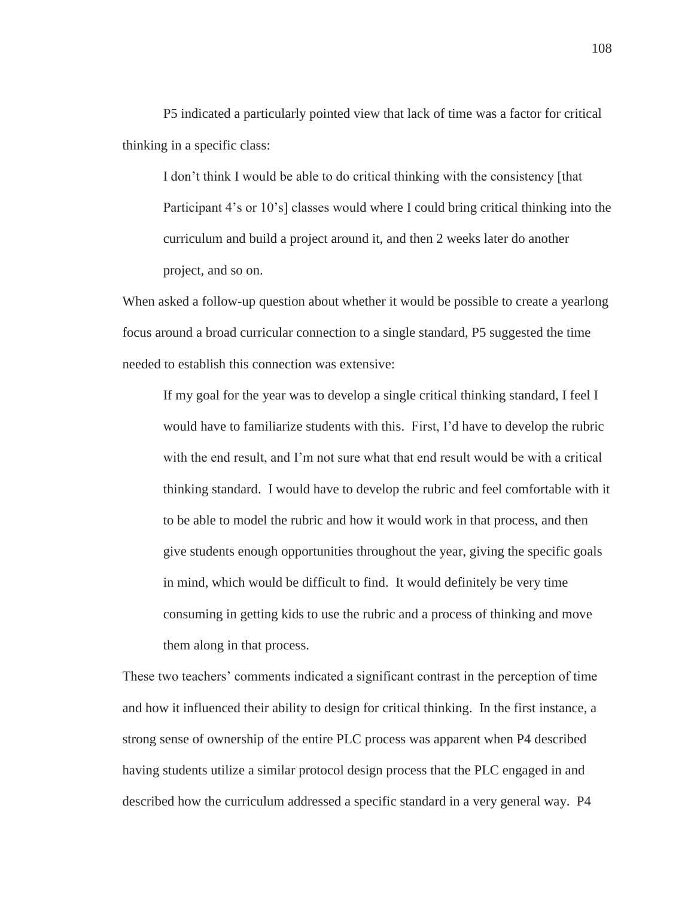P5 indicated a particularly pointed view that lack of time was a factor for critical thinking in a specific class:

> I don't think I would be able to do critical thinking with the consistency [that Participant 4's or 10's] classes would where I could bring critical thinking into the curriculum and build a project around it, and then 2 weeks later do another project, and so on.

When asked a follow-up question about whether it would be possible to create a yearlong focus around a broad curricular connection to a single standard, P5 suggested the time needed to establish this connection was extensive:

> If my goal for the year was to develop a single critical thinking standard, I feel I would have to familiarize students with this. First, I'd have to develop the rubric with the end result, and I'm not sure what that end result would be with a critical thinking standard. I would have to develop the rubric and feel comfortable with it to be able to model the rubric and how it would work in that process, and then give students enough opportunities throughout the year, giving the specific goals in mind, which would be difficult to find. It would definitely be very time consuming in getting kids to use the rubric and a process of thinking and move them along in that process.

These two teachers' comments indicated a significant contrast in the perception of time and how it influenced their ability to design for critical thinking. In the first instance, a strong sense of ownership of the entire PLC process was apparent when P4 described having students utilize a similar protocol design process that the PLC engaged in and described how the curriculum addressed a specific standard in a very general way. P4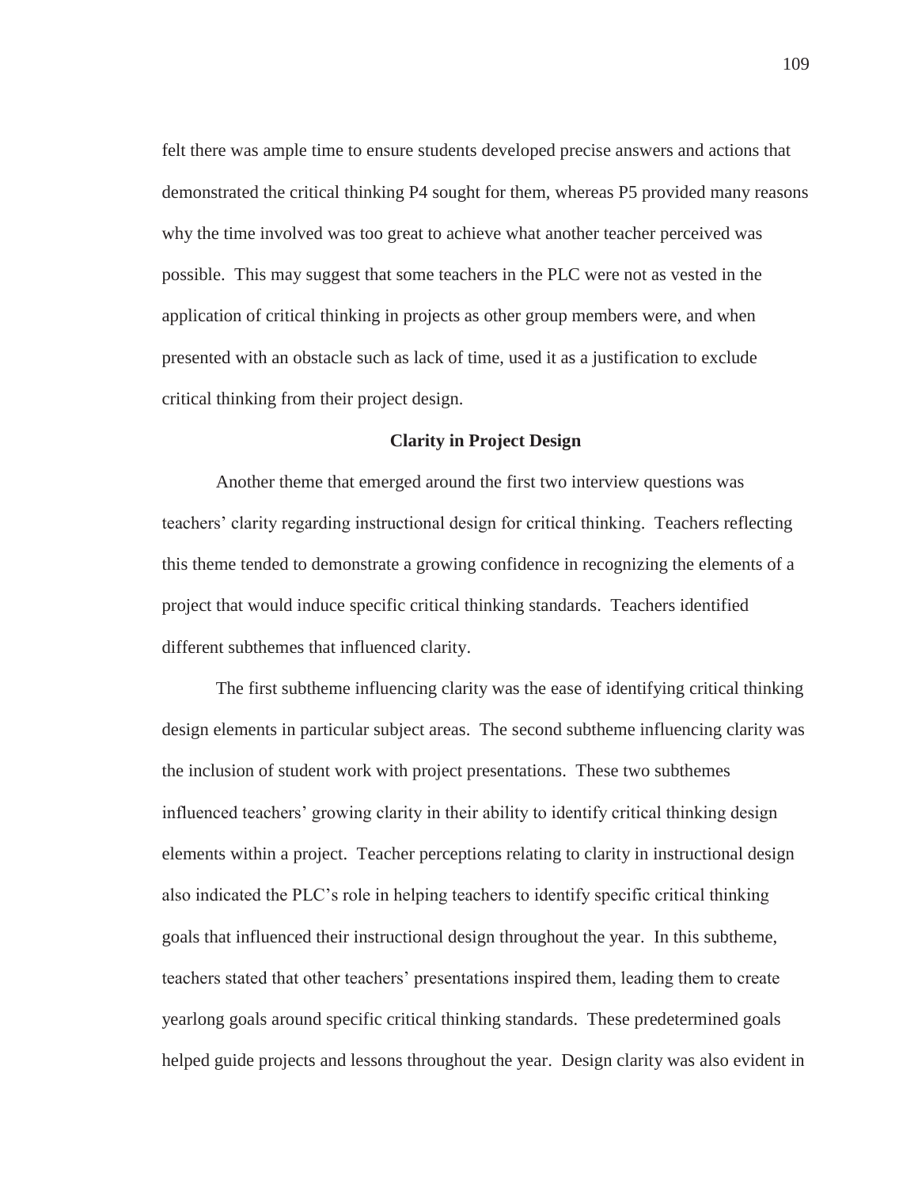felt there was ample time to ensure students developed precise answers and actions that demonstrated the critical thinking P4 sought for them, whereas P5 provided many reasons why the time involved was too great to achieve what another teacher perceived was possible. This may suggest that some teachers in the PLC were not as vested in the application of critical thinking in projects as other group members were, and when presented with an obstacle such as lack of time, used it as a justification to exclude critical thinking from their project design.

## Clarity in Project Design

Another theme that emerged around the first two interview questions was teachers' clarity regarding instructional design for critical thinking. Teachers reflecting this theme tended to demonstrate a growing confidence in recognizing the elements of a project that would induce specific critical thinking standards. Teachers identified different subthemes that influenced clarity.

The first subtheme influencing clarity was the ease of identifying critical thinking design elements in particular subject areas. The second subtheme influencing clarity was the inclusion of student work with project presentations. These two subthemes influenced teachers' growing clarity in their ability to identify critical thinking design elements within a project. Teacher perceptions relating to clarity in instructional design also indicated the PLC's role in helping teachers to identify specific critical thinking goals that influenced their instructional design throughout the year. In this subtheme, teachers stated that other teachers' presentations inspired them, leading them to create yearlong goals around specific critical thinking standards. These predetermined goals helped guide projects and lessons throughout the year. Design clarity was also evident in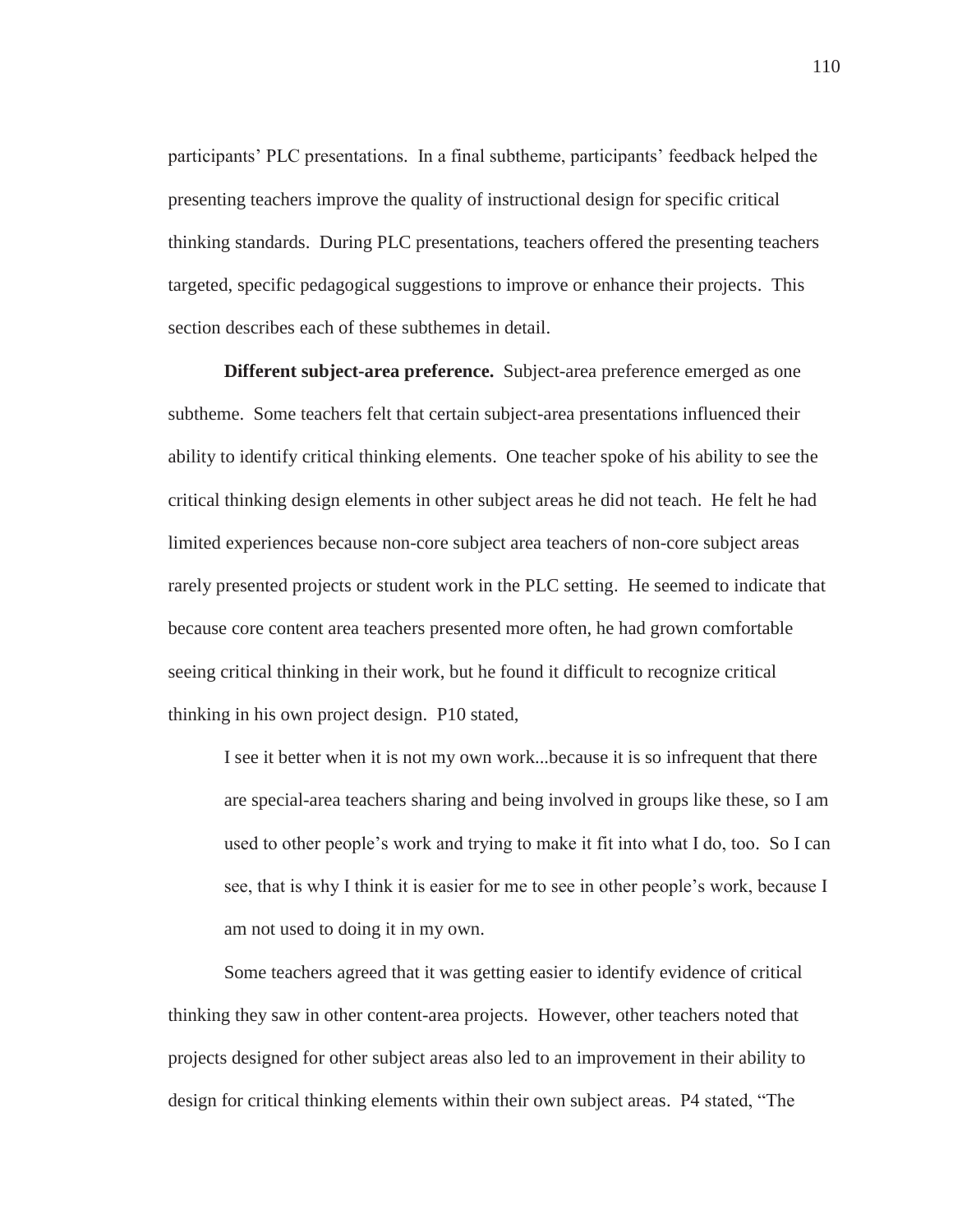participants' PLC presentations. In a final subtheme, participants' feedback helped the presenting teachers improve the quality of instructional design for specific critical thinking standards. During PLC presentations, teachers offered the presenting teachers targeted, specific pedagogical suggestions to improve or enhance their projects. This section describes each of these subthemes in detail.

**Different subject-area preference.** Subject-area preference emerged as one subtheme. Some teachers felt that certain subject-area presentations influenced their ability to identify critical thinking elements. One teacher spoke of his ability to see the critical thinking design elements in other subject areas he did not teach. He felt he had limited experiences because non-core subject area teachers of non-core subject areas rarely presented projects or student work in the PLC setting. He seemed to indicate that because core content area teachers presented more often, he had grown comfortable seeing critical thinking in their work, but he found it difficult to recognize critical thinking in his own project design. P10 stated,

> I see it better when it is not my own work...because it is so infrequent that there are special-area teachers sharing and being involved in groups like these, so I am used to other people's work and trying to make it fit into what I do, too. So I can see, that is why I think it is easier for me to see in other people's work, because I am not used to doing it in my own.

Some teachers agreed that it was getting easier to identify evidence of critical thinking they saw in other content-area projects. However, other teachers noted that projects designed for other subject areas also led to an improvement in their ability to design for critical thinking elements within their own subject areas. P4 stated, "The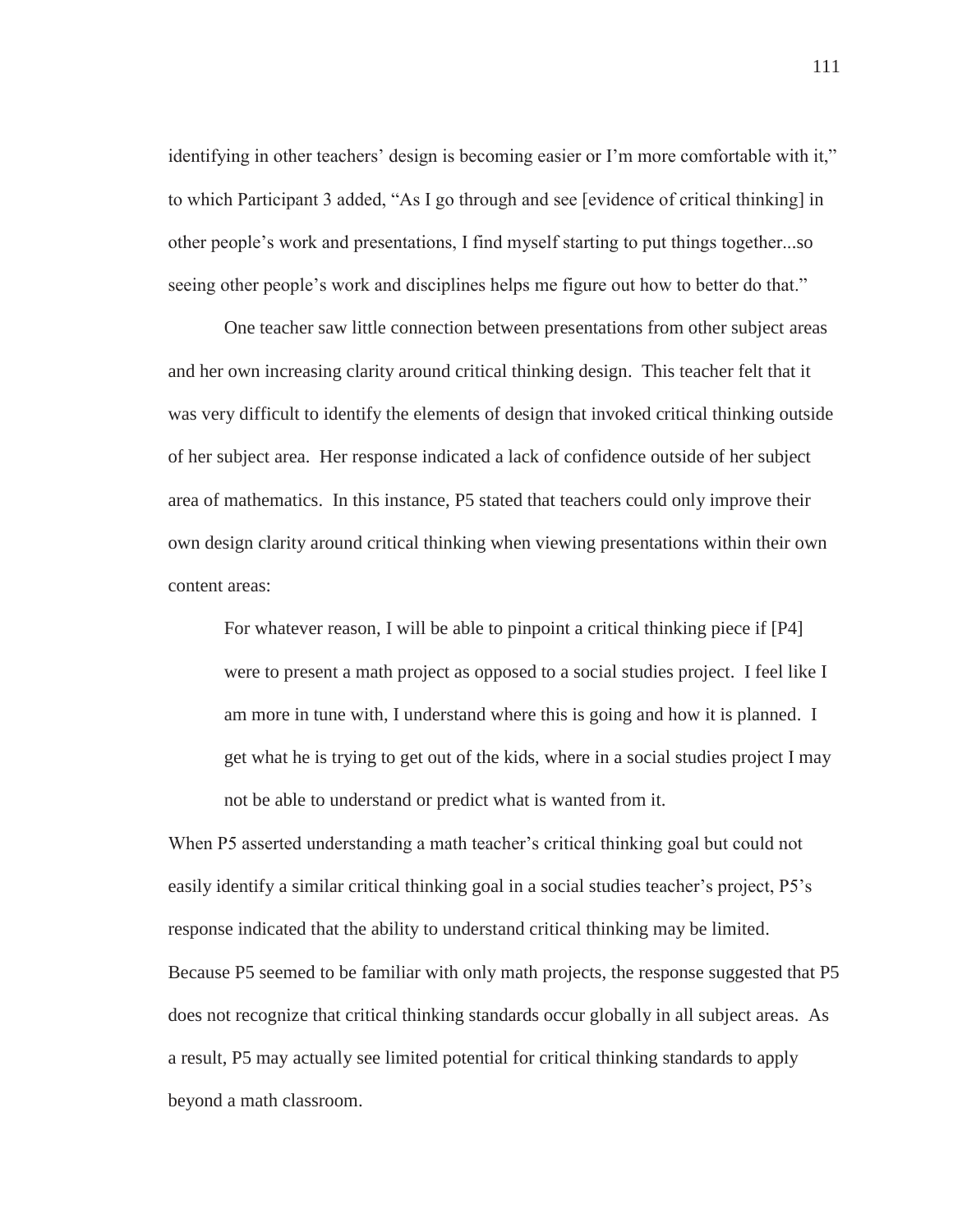identifying in other teachers' design is becoming easier or I'm more comfortable with it," to which Participant 3 added, "As I go through and see [evidence of critical thinking] in other people's work and presentations, I find myself starting to put things together...so seeing other people's work and disciplines helps me figure out how to better do that."

One teacher saw little connection between presentations from other subject areas and her own increasing clarity around critical thinking design. This teacher felt that it was very difficult to identify the elements of design that invoked critical thinking outside of her subject area. Her response indicated a lack of confidence outside of her subject area of mathematics. In this instance, P5 stated that teachers could only improve their own design clarity around critical thinking when viewing presentations within their own content areas:

> For whatever reason, I will be able to pinpoint a critical thinking piece if [P4] were to present a math project as opposed to a social studies project. I feel like I am more in tune with, I understand where this is going and how it is planned. I get what he is trying to get out of the kids, where in a social studies project I may not be able to understand or predict what is wanted from it.

When P5 asserted understanding a math teacher's critical thinking goal but could not easily identify a similar critical thinking goal in a social studies teacher's project, P5's response indicated that the ability to understand critical thinking may be limited. Because P5 seemed to be familiar with only math projects, the response suggested that P5 does not recognize that critical thinking standards occur globally in all subject areas. As a result, P5 may actually see limited potential for critical thinking standards to apply beyond a math classroom.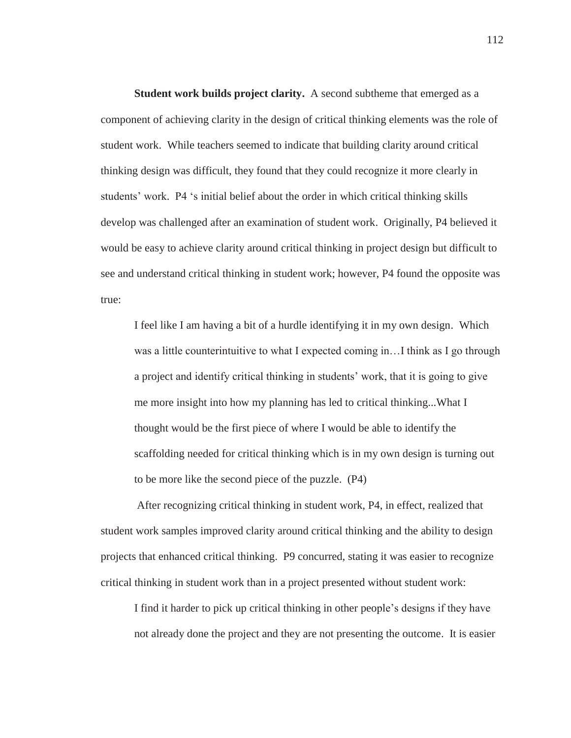**Student work builds project clarity.** A second subtheme that emerged as a component of achieving clarity in the design of critical thinking elements was the role of student work. While teachers seemed to indicate that building clarity around critical thinking design was difficult, they found that they could recognize it more clearly in students' work. P4 's initial belief about the order in which critical thinking skills develop was challenged after an examination of student work. Originally, P4 believed it would be easy to achieve clarity around critical thinking in project design but difficult to see and understand critical thinking in student work; however, P4 found the opposite was true:

> I feel like I am having a bit of a hurdle identifying it in my own design. Which was a little counterintuitive to what I expected coming in…I think as I go through a project and identify critical thinking in students' work, that it is going to give me more insight into how my planning has led to critical thinking...What I thought would be the first piece of where I would be able to identify the scaffolding needed for critical thinking which is in my own design is turning out to be more like the second piece of the puzzle. (P4)

After recognizing critical thinking in student work, P4, in effect, realized that student work samples improved clarity around critical thinking and the ability to design projects that enhanced critical thinking. P9 concurred, stating it was easier to recognize critical thinking in student work than in a project presented without student work:

> I find it harder to pick up critical thinking in other people's designs if they have not already done the project and they are not presenting the outcome. It is easier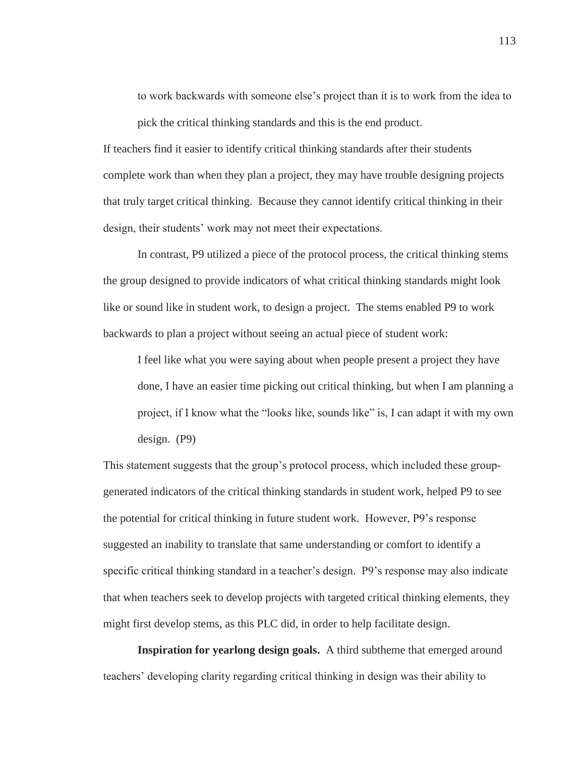> to work backwards with someone else's project than it is to work from the idea to pick the critical thinking standards and this is the end product.

If teachers find it easier to identify critical thinking standards after their students complete work than when they plan a project, they may have trouble designing projects that truly target critical thinking. Because they cannot identify critical thinking in their design, their students' work may not meet their expectations.

In contrast, P9 utilized a piece of the protocol process, the critical thinking stems the group designed to provide indicators of what critical thinking standards might look like or sound like in student work, to design a project. The stems enabled P9 to work backwards to plan a project without seeing an actual piece of student work:

> I feel like what you were saying about when people present a project they have done, I have an easier time picking out critical thinking, but when I am planning a project, if I know what the "looks like, sounds like" is, I can adapt it with my own design. (P9)

This statement suggests that the group's protocol process, which included these group-generated indicators of the critical thinking standards in student work, helped P9 to see the potential for critical thinking in future student work. However, P9's response suggested an inability to translate that same understanding or comfort to identify a specific critical thinking standard in a teacher's design. P9's response may also indicate that when teachers seek to develop projects with targeted critical thinking elements, they might first develop stems, as this PLC did, in order to help facilitate design.

**Inspiration for yearlong design goals.** A third subtheme that emerged around teachers' developing clarity regarding critical thinking in design was their ability to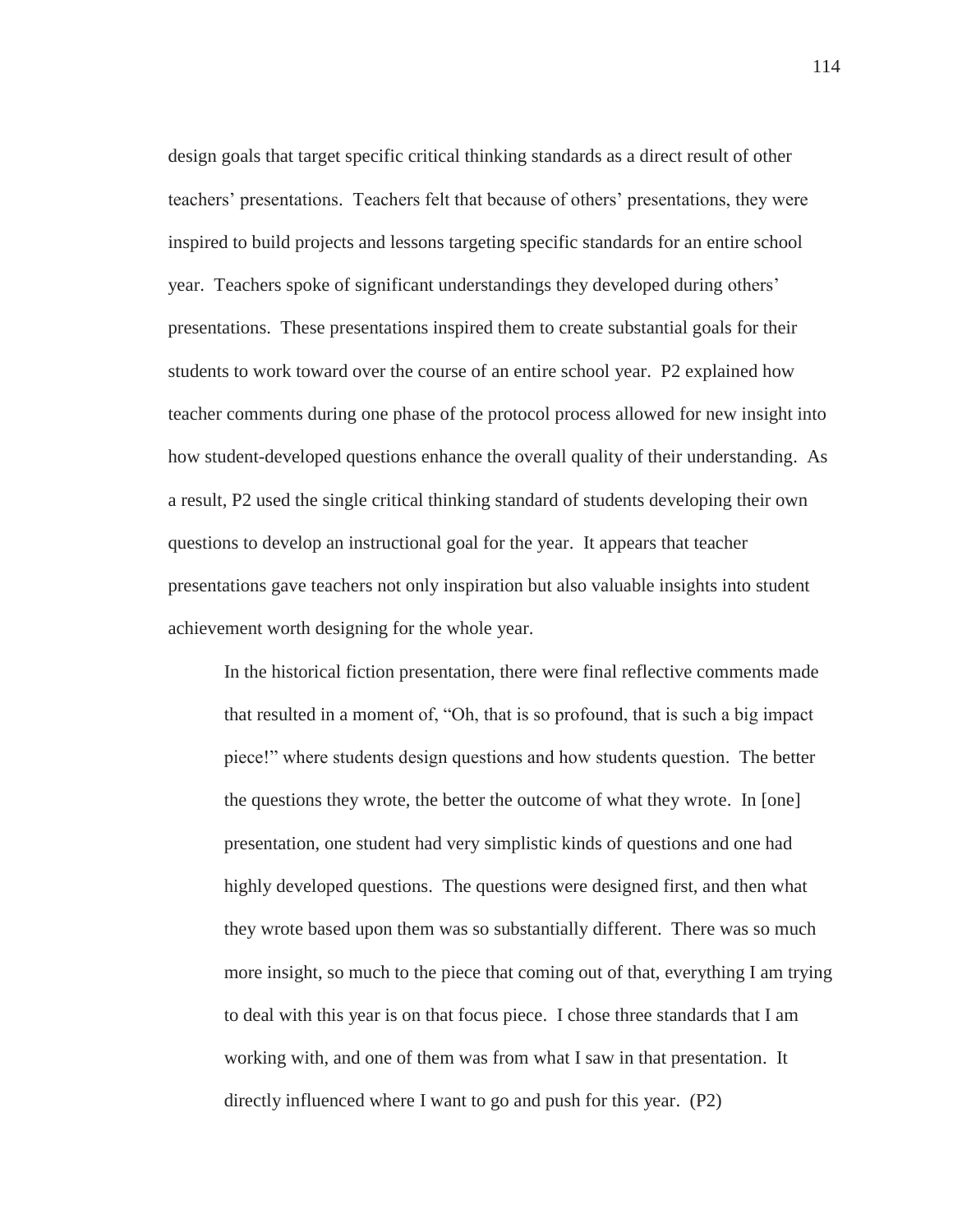design goals that target specific critical thinking standards as a direct result of other teachers' presentations. Teachers felt that because of others' presentations, they were inspired to build projects and lessons targeting specific standards for an entire school year. Teachers spoke of significant understandings they developed during others' presentations. These presentations inspired them to create substantial goals for their students to work toward over the course of an entire school year. P2 explained how teacher comments during one phase of the protocol process allowed for new insight into how student-developed questions enhance the overall quality of their understanding. As a result, P2 used the single critical thinking standard of students developing their own questions to develop an instructional goal for the year. It appears that teacher presentations gave teachers not only inspiration but also valuable insights into student achievement worth designing for the whole year.

> In the historical fiction presentation, there were final reflective comments made that resulted in a moment of, "Oh, that is so profound, that is such a big impact piece!" where students design questions and how students question. The better the questions they wrote, the better the outcome of what they wrote. In [one] presentation, one student had very simplistic kinds of questions and one had highly developed questions. The questions were designed first, and then what they wrote based upon them was so substantially different. There was so much more insight, so much to the piece that coming out of that, everything I am trying to deal with this year is on that focus piece. I chose three standards that I am working with, and one of them was from what I saw in that presentation. It directly influenced where I want to go and push for this year. (P2)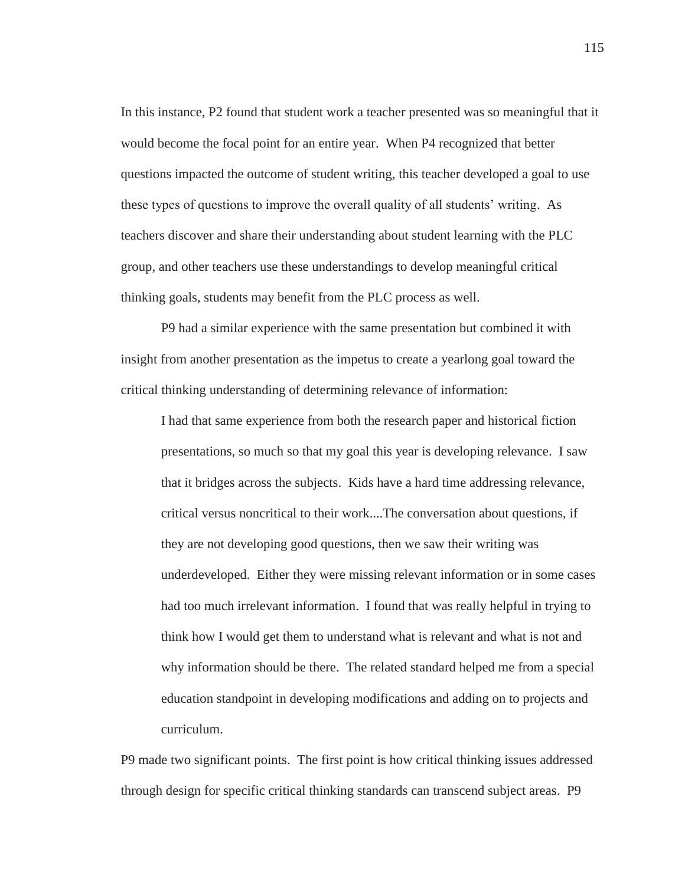In this instance, P2 found that student work a teacher presented was so meaningful that it would become the focal point for an entire year. When P4 recognized that better questions impacted the outcome of student writing, this teacher developed a goal to use these types of questions to improve the overall quality of all students' writing. As teachers discover and share their understanding about student learning with the PLC group, and other teachers use these understandings to develop meaningful critical thinking goals, students may benefit from the PLC process as well.

P9 had a similar experience with the same presentation but combined it with insight from another presentation as the impetus to create a yearlong goal toward the critical thinking understanding of determining relevance of information:

> I had that same experience from both the research paper and historical fiction presentations, so much so that my goal this year is developing relevance. I saw that it bridges across the subjects. Kids have a hard time addressing relevance, critical versus noncritical to their work....The conversation about questions, if they are not developing good questions, then we saw their writing was underdeveloped. Either they were missing relevant information or in some cases had too much irrelevant information. I found that was really helpful in trying to think how I would get them to understand what is relevant and what is not and why information should be there. The related standard helped me from a special education standpoint in developing modifications and adding on to projects and curriculum.

P9 made two significant points. The first point is how critical thinking issues addressed through design for specific critical thinking standards can transcend subject areas. P9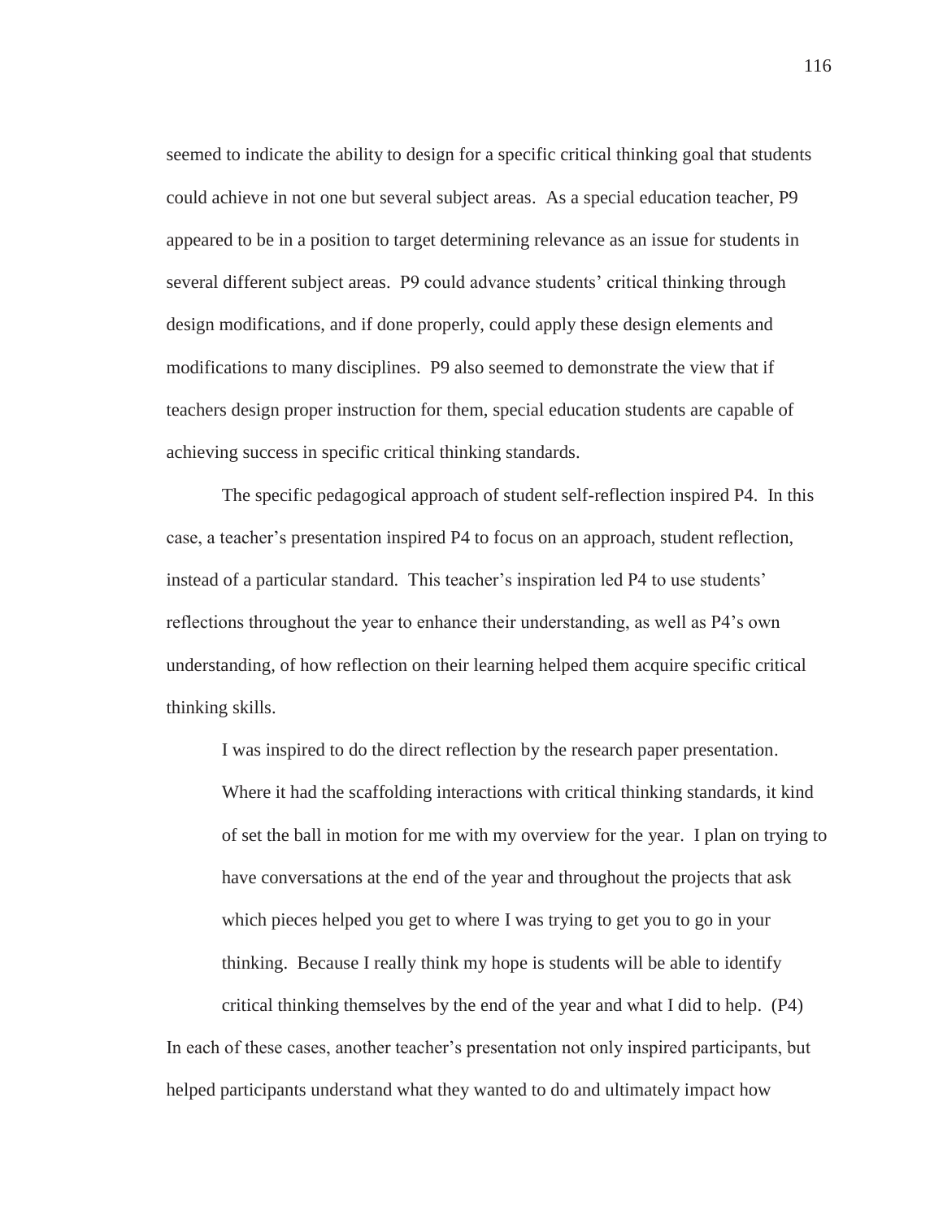seemed to indicate the ability to design for a specific critical thinking goal that students could achieve in not one but several subject areas. As a special education teacher, P9 appeared to be in a position to target determining relevance as an issue for students in several different subject areas. P9 could advance students' critical thinking through design modifications, and if done properly, could apply these design elements and modifications to many disciplines. P9 also seemed to demonstrate the view that if teachers design proper instruction for them, special education students are capable of achieving success in specific critical thinking standards.

The specific pedagogical approach of student self-reflection inspired P4. In this case, a teacher's presentation inspired P4 to focus on an approach, student reflection, instead of a particular standard. This teacher's inspiration led P4 to use students' reflections throughout the year to enhance their understanding, as well as P4's own understanding, of how reflection on their learning helped them acquire specific critical thinking skills.

> I was inspired to do the direct reflection by the research paper presentation. Where it had the scaffolding interactions with critical thinking standards, it kind of set the ball in motion for me with my overview for the year. I plan on trying to have conversations at the end of the year and throughout the projects that ask which pieces helped you get to where I was trying to get you to go in your thinking. Because I really think my hope is students will be able to identify critical thinking themselves by the end of the year and what I did to help. (P4)

In each of these cases, another teacher's presentation not only inspired participants, but helped participants understand what they wanted to do and ultimately impact how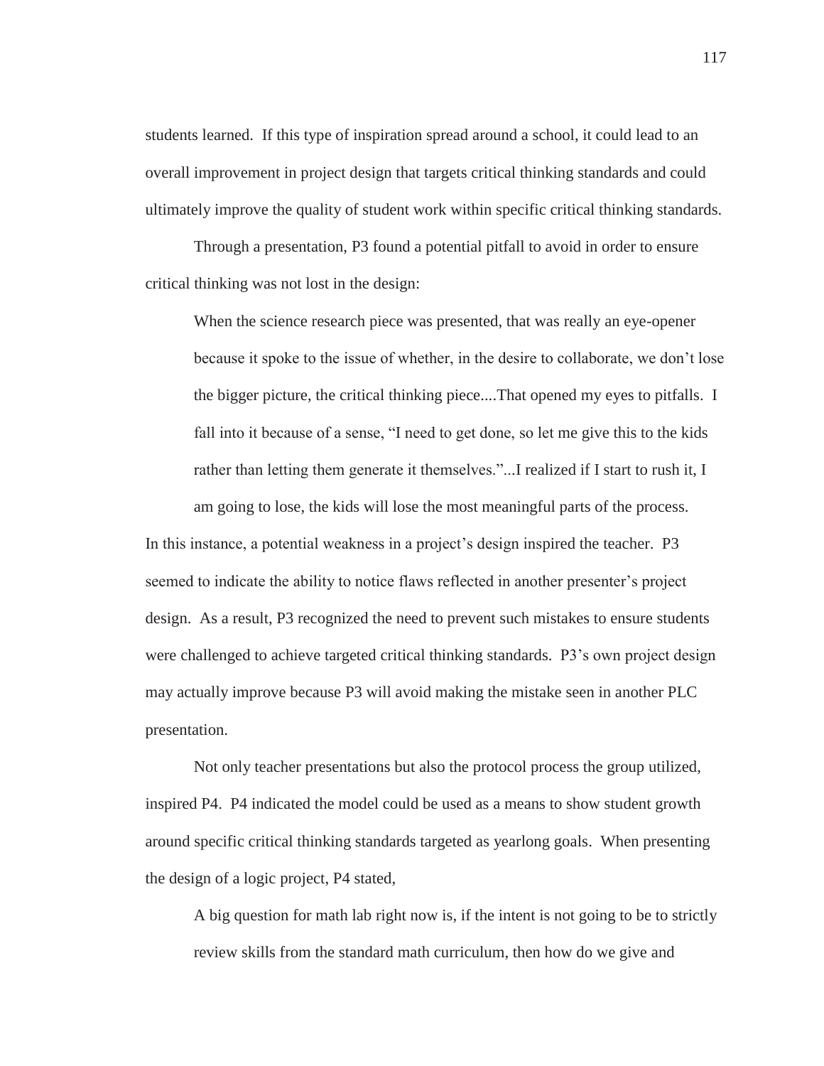students learned. If this type of inspiration spread around a school, it could lead to an overall improvement in project design that targets critical thinking standards and could ultimately improve the quality of student work within specific critical thinking standards.

Through a presentation, P3 found a potential pitfall to avoid in order to ensure critical thinking was not lost in the design:

> When the science research piece was presented, that was really an eye-opener because it spoke to the issue of whether, in the desire to collaborate, we don't lose the bigger picture, the critical thinking piece....That opened my eyes to pitfalls. I fall into it because of a sense, "I need to get done, so let me give this to the kids rather than letting them generate it themselves."...I realized if I start to rush it, I am going to lose, the kids will lose the most meaningful parts of the process.

In this instance, a potential weakness in a project's design inspired the teacher. P3 seemed to indicate the ability to notice flaws reflected in another presenter's project design. As a result, P3 recognized the need to prevent such mistakes to ensure students were challenged to achieve targeted critical thinking standards. P3's own project design may actually improve because P3 will avoid making the mistake seen in another PLC presentation.

Not only teacher presentations but also the protocol process the group utilized, inspired P4. P4 indicated the model could be used as a means to show student growth around specific critical thinking standards targeted as yearlong goals. When presenting the design of a logic project, P4 stated,

> A big question for math lab right now is, if the intent is not going to be to strictly review skills from the standard math curriculum, then how do we give and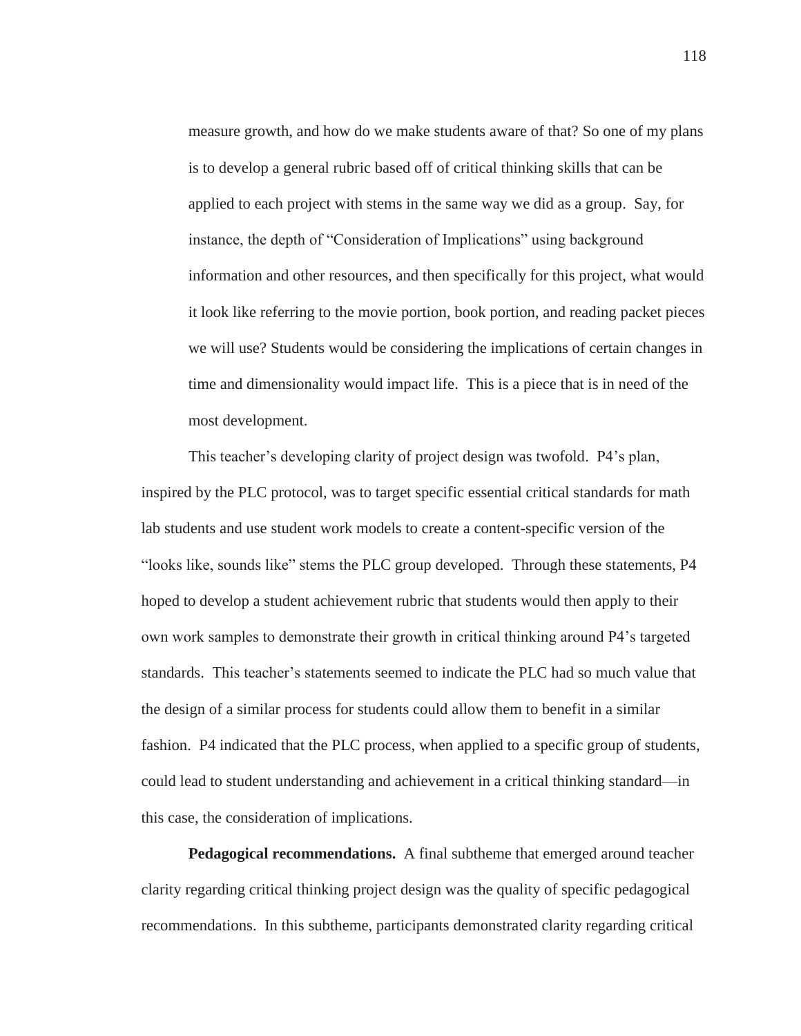> measure growth, and how do we make students aware of that? So one of my plans is to develop a general rubric based off of critical thinking skills that can be applied to each project with stems in the same way we did as a group. Say, for instance, the depth of "Consideration of Implications" using background information and other resources, and then specifically for this project, what would it look like referring to the movie portion, book portion, and reading packet pieces we will use? Students would be considering the implications of certain changes in time and dimensionality would impact life. This is a piece that is in need of the most development.

This teacher's developing clarity of project design was twofold. P4's plan, inspired by the PLC protocol, was to target specific essential critical standards for math lab students and use student work models to create a content-specific version of the "looks like, sounds like" stems the PLC group developed. Through these statements, P4 hoped to develop a student achievement rubric that students would then apply to their own work samples to demonstrate their growth in critical thinking around P4's targeted standards. This teacher's statements seemed to indicate the PLC had so much value that the design of a similar process for students could allow them to benefit in a similar fashion. P4 indicated that the PLC process, when applied to a specific group of students, could lead to student understanding and achievement in a critical thinking standard—in this case, the consideration of implications.

**Pedagogical recommendations.** A final subtheme that emerged around teacher clarity regarding critical thinking project design was the quality of specific pedagogical recommendations. In this subtheme, participants demonstrated clarity regarding critical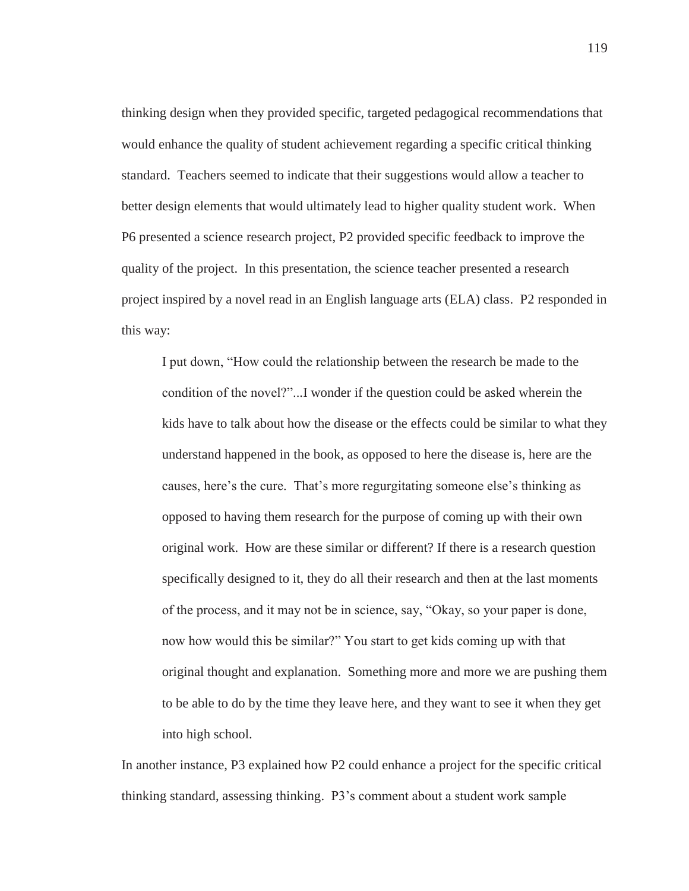thinking design when they provided specific, targeted pedagogical recommendations that would enhance the quality of student achievement regarding a specific critical thinking standard. Teachers seemed to indicate that their suggestions would allow a teacher to better design elements that would ultimately lead to higher quality student work. When P6 presented a science research project, P2 provided specific feedback to improve the quality of the project. In this presentation, the science teacher presented a research project inspired by a novel read in an English language arts (ELA) class. P2 responded in this way:

> I put down, "How could the relationship between the research be made to the condition of the novel?"...I wonder if the question could be asked wherein the kids have to talk about how the disease or the effects could be similar to what they understand happened in the book, as opposed to here the disease is, here are the causes, here's the cure. That's more regurgitating someone else's thinking as opposed to having them research for the purpose of coming up with their own original work. How are these similar or different? If there is a research question specifically designed to it, they do all their research and then at the last moments of the process, and it may not be in science, say, "Okay, so your paper is done, now how would this be similar?" You start to get kids coming up with that original thought and explanation. Something more and more we are pushing them to be able to do by the time they leave here, and they want to see it when they get into high school.

In another instance, P3 explained how P2 could enhance a project for the specific critical thinking standard, assessing thinking. P3's comment about a student work sample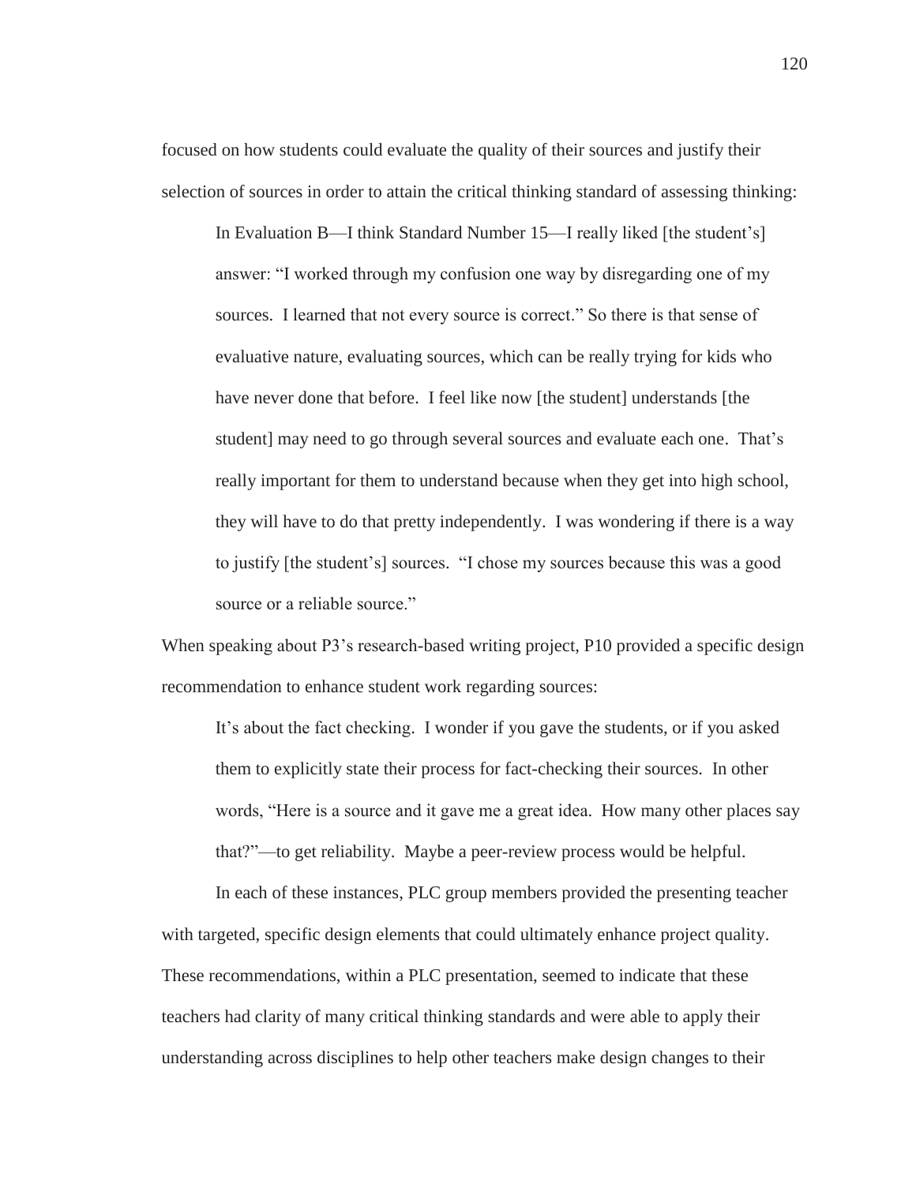focused on how students could evaluate the quality of their sources and justify their selection of sources in order to attain the critical thinking standard of assessing thinking:

> In Evaluation B—I think Standard Number 15—I really liked [the student's] answer: "I worked through my confusion one way by disregarding one of my sources. I learned that not every source is correct." So there is that sense of evaluative nature, evaluating sources, which can be really trying for kids who have never done that before. I feel like now [the student] understands [the student] may need to go through several sources and evaluate each one. That's really important for them to understand because when they get into high school, they will have to do that pretty independently. I was wondering if there is a way to justify [the student's] sources. "I chose my sources because this was a good source or a reliable source."

When speaking about P3's research-based writing project, P10 provided a specific design recommendation to enhance student work regarding sources:

> It's about the fact checking. I wonder if you gave the students, or if you asked them to explicitly state their process for fact-checking their sources. In other words, "Here is a source and it gave me a great idea. How many other places say that?"—to get reliability. Maybe a peer-review process would be helpful.

In each of these instances, PLC group members provided the presenting teacher with targeted, specific design elements that could ultimately enhance project quality. These recommendations, within a PLC presentation, seemed to indicate that these teachers had clarity of many critical thinking standards and were able to apply their understanding across disciplines to help other teachers make design changes to their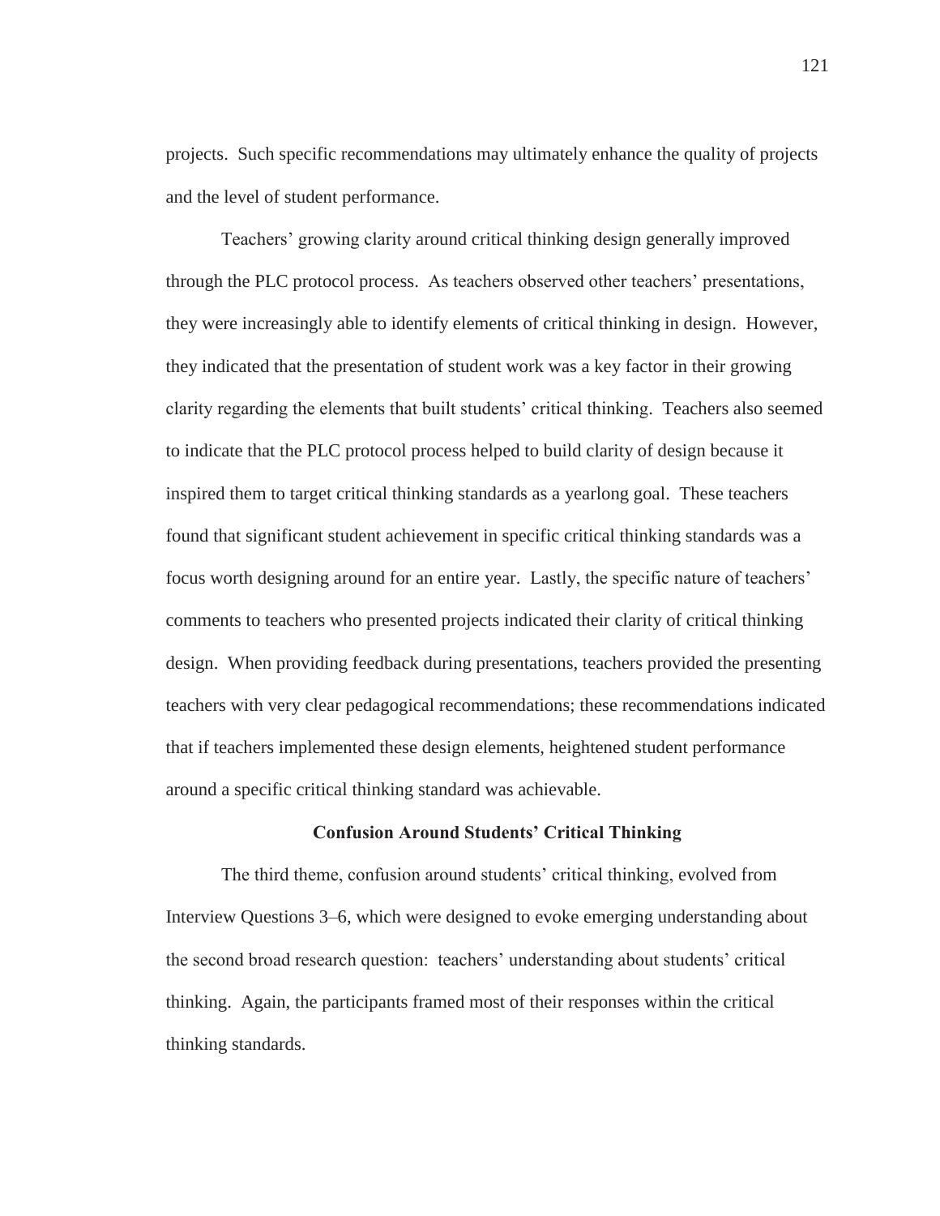projects. Such specific recommendations may ultimately enhance the quality of projects and the level of student performance.

Teachers' growing clarity around critical thinking design generally improved through the PLC protocol process. As teachers observed other teachers' presentations, they were increasingly able to identify elements of critical thinking in design. However, they indicated that the presentation of student work was a key factor in their growing clarity regarding the elements that built students' critical thinking. Teachers also seemed to indicate that the PLC protocol process helped to build clarity of design because it inspired them to target critical thinking standards as a yearlong goal. These teachers found that significant student achievement in specific critical thinking standards was a focus worth designing around for an entire year. Lastly, the specific nature of teachers' comments to teachers who presented projects indicated their clarity of critical thinking design. When providing feedback during presentations, teachers provided the presenting teachers with very clear pedagogical recommendations; these recommendations indicated that if teachers implemented these design elements, heightened student performance around a specific critical thinking standard was achievable.

### Confusion Around Students' Critical Thinking

The third theme, confusion around students' critical thinking, evolved from Interview Questions 3–6, which were designed to evoke emerging understanding about the second broad research question: teachers' understanding about students' critical thinking. Again, the participants framed most of their responses within the critical thinking standards.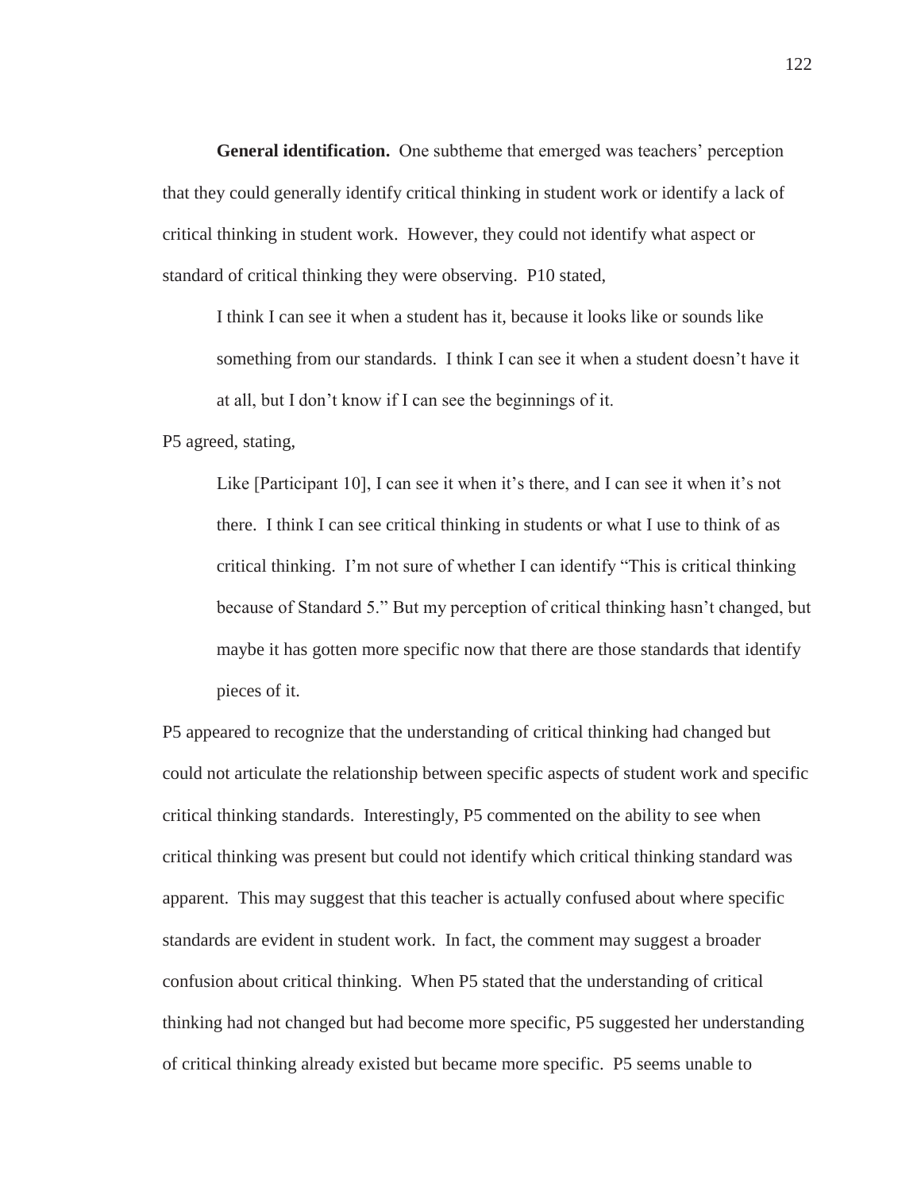**General identification.** One subtheme that emerged was teachers' perception that they could generally identify critical thinking in student work or identify a lack of critical thinking in student work. However, they could not identify what aspect or standard of critical thinking they were observing. P10 stated,

> I think I can see it when a student has it, because it looks like or sounds like something from our standards. I think I can see it when a student doesn't have it at all, but I don't know if I can see the beginnings of it.

P5 agreed, stating,

> Like [Participant 10], I can see it when it's there, and I can see it when it's not there. I think I can see critical thinking in students or what I use to think of as critical thinking. I'm not sure of whether I can identify "This is critical thinking because of Standard 5." But my perception of critical thinking hasn't changed, but maybe it has gotten more specific now that there are those standards that identify pieces of it.

P5 appeared to recognize that the understanding of critical thinking had changed but could not articulate the relationship between specific aspects of student work and specific critical thinking standards. Interestingly, P5 commented on the ability to see when critical thinking was present but could not identify which critical thinking standard was apparent. This may suggest that this teacher is actually confused about where specific standards are evident in student work. In fact, the comment may suggest a broader confusion about critical thinking. When P5 stated that the understanding of critical thinking had not changed but had become more specific, P5 suggested her understanding of critical thinking already existed but became more specific. P5 seems unable to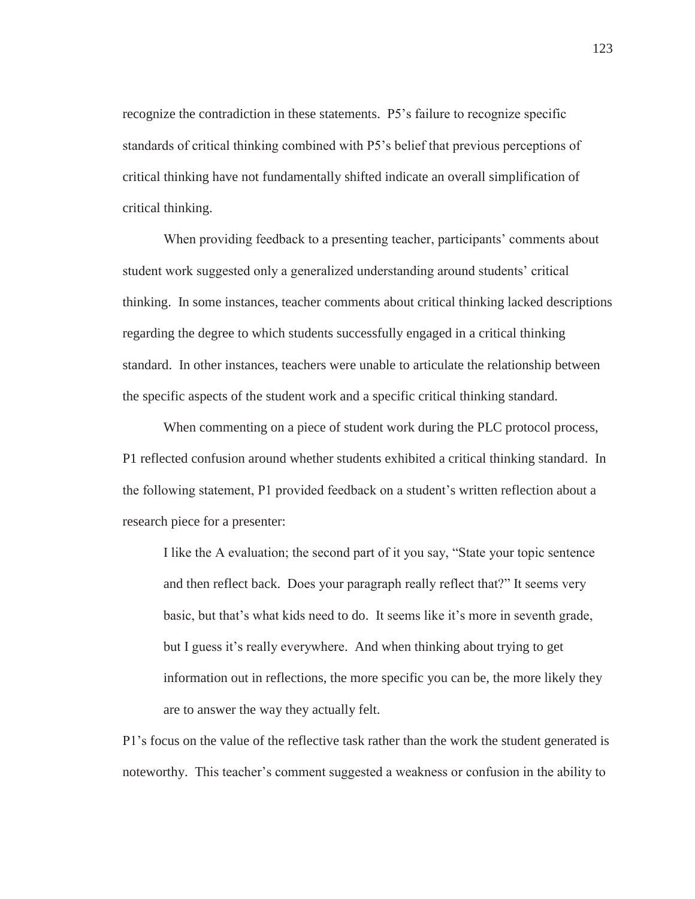recognize the contradiction in these statements. P5's failure to recognize specific standards of critical thinking combined with P5's belief that previous perceptions of critical thinking have not fundamentally shifted indicate an overall simplification of critical thinking.

When providing feedback to a presenting teacher, participants' comments about student work suggested only a generalized understanding around students' critical thinking. In some instances, teacher comments about critical thinking lacked descriptions regarding the degree to which students successfully engaged in a critical thinking standard. In other instances, teachers were unable to articulate the relationship between the specific aspects of the student work and a specific critical thinking standard.

When commenting on a piece of student work during the PLC protocol process, P1 reflected confusion around whether students exhibited a critical thinking standard. In the following statement, P1 provided feedback on a student's written reflection about a research piece for a presenter:

> I like the A evaluation; the second part of it you say, "State your topic sentence and then reflect back. Does your paragraph really reflect that?" It seems very basic, but that's what kids need to do. It seems like it's more in seventh grade, but I guess it's really everywhere. And when thinking about trying to get information out in reflections, the more specific you can be, the more likely they are to answer the way they actually felt.

P1's focus on the value of the reflective task rather than the work the student generated is noteworthy. This teacher's comment suggested a weakness or confusion in the ability to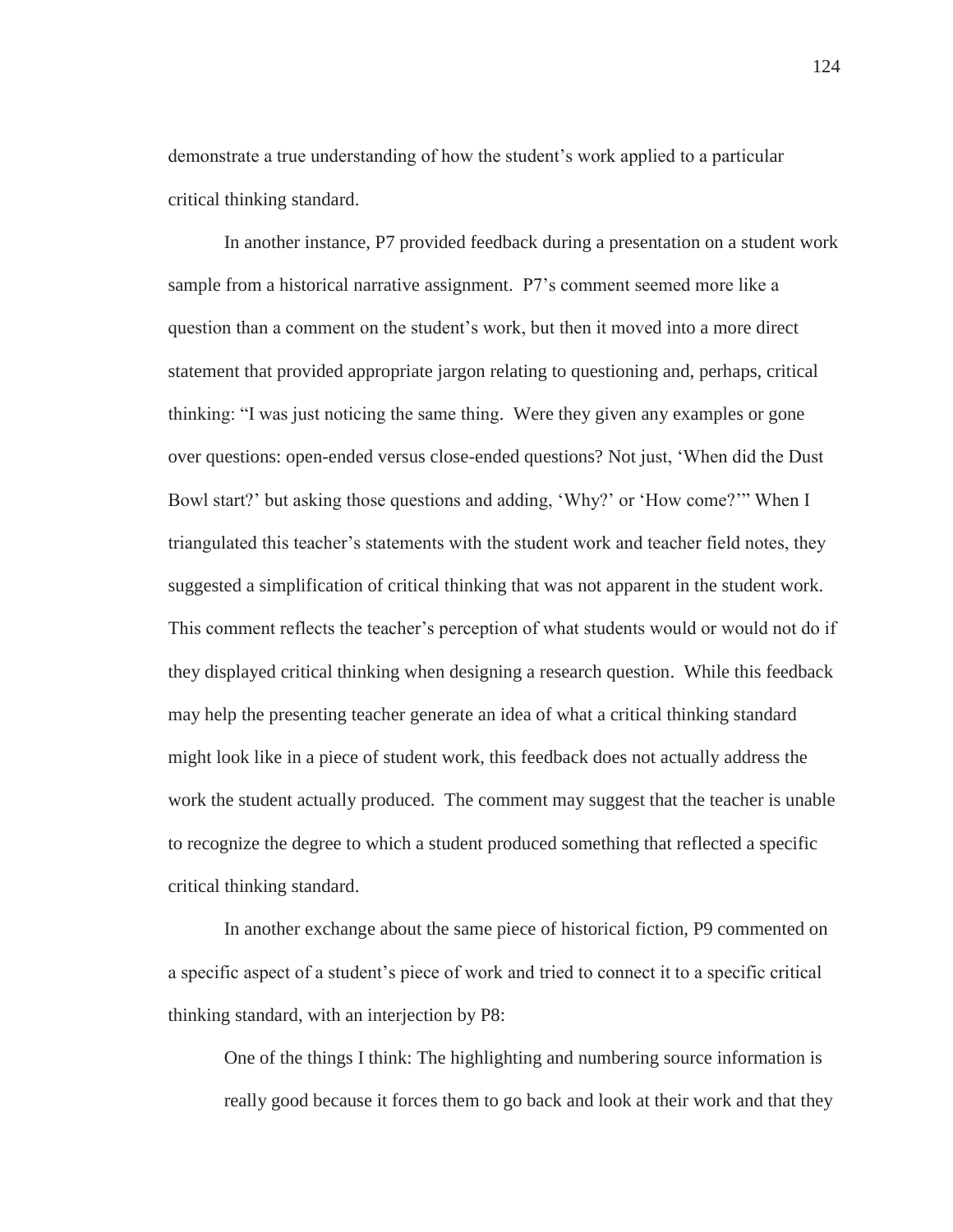demonstrate a true understanding of how the student's work applied to a particular critical thinking standard.

In another instance, P7 provided feedback during a presentation on a student work sample from a historical narrative assignment. P7's comment seemed more like a question than a comment on the student's work, but then it moved into a more direct statement that provided appropriate jargon relating to questioning and, perhaps, critical thinking: "I was just noticing the same thing. Were they given any examples or gone over questions: open-ended versus close-ended questions? Not just, 'When did the Dust Bowl start?' but asking those questions and adding, 'Why?' or 'How come?'" When I triangulated this teacher's statements with the student work and teacher field notes, they suggested a simplification of critical thinking that was not apparent in the student work. This comment reflects the teacher's perception of what students would or would not do if they displayed critical thinking when designing a research question. While this feedback may help the presenting teacher generate an idea of what a critical thinking standard might look like in a piece of student work, this feedback does not actually address the work the student actually produced. The comment may suggest that the teacher is unable to recognize the degree to which a student produced something that reflected a specific critical thinking standard.

In another exchange about the same piece of historical fiction, P9 commented on a specific aspect of a student's piece of work and tried to connect it to a specific critical thinking standard, with an interjection by P8:

> One of the things I think: The highlighting and numbering source information is really good because it forces them to go back and look at their work and that they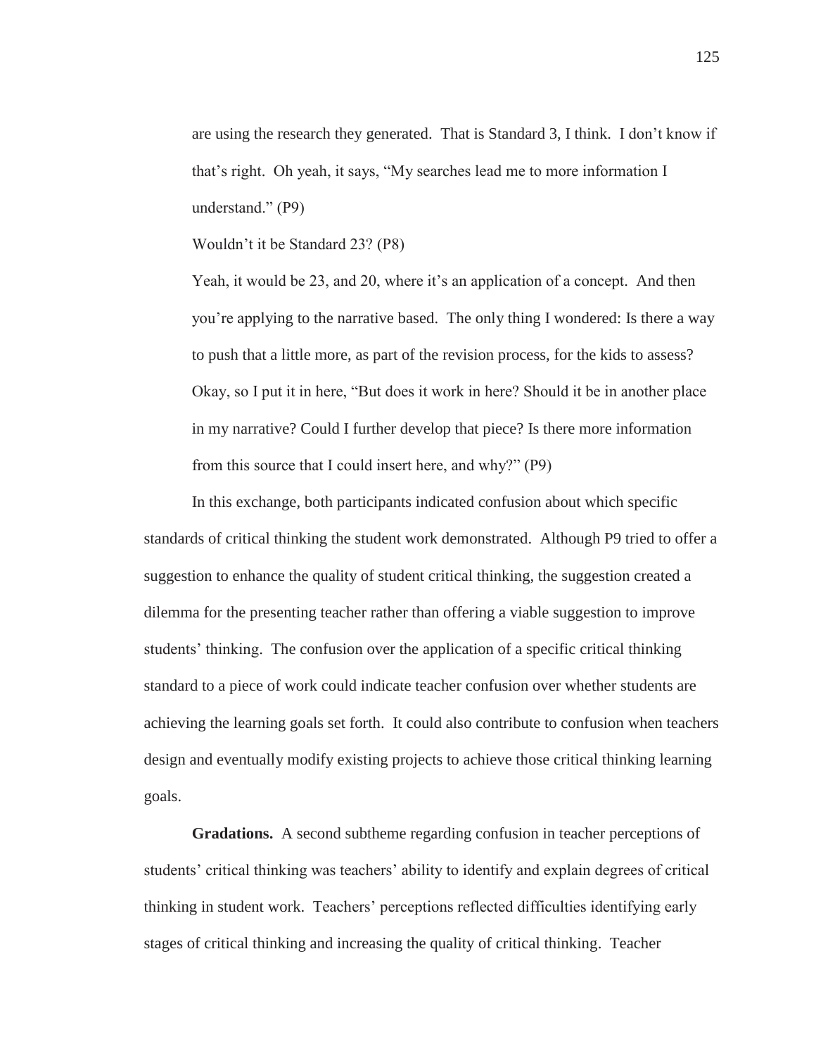are using the research they generated. That is Standard 3, I think. I don't know if that's right. Oh yeah, it says, "My searches lead me to more information I understand." (P9)

Wouldn't it be Standard 23? (P8)

Yeah, it would be 23, and 20, where it's an application of a concept. And then you're applying to the narrative based. The only thing I wondered: Is there a way to push that a little more, as part of the revision process, for the kids to assess? Okay, so I put it in here, "But does it work in here? Should it be in another place in my narrative? Could I further develop that piece? Is there more information from this source that I could insert here, and why?" (P9)

In this exchange, both participants indicated confusion about which specific standards of critical thinking the student work demonstrated. Although P9 tried to offer a suggestion to enhance the quality of student critical thinking, the suggestion created a dilemma for the presenting teacher rather than offering a viable suggestion to improve students' thinking. The confusion over the application of a specific critical thinking standard to a piece of work could indicate teacher confusion over whether students are achieving the learning goals set forth. It could also contribute to confusion when teachers design and eventually modify existing projects to achieve those critical thinking learning goals.

**Gradations.** A second subtheme regarding confusion in teacher perceptions of students' critical thinking was teachers' ability to identify and explain degrees of critical thinking in student work. Teachers' perceptions reflected difficulties identifying early stages of critical thinking and increasing the quality of critical thinking. Teacher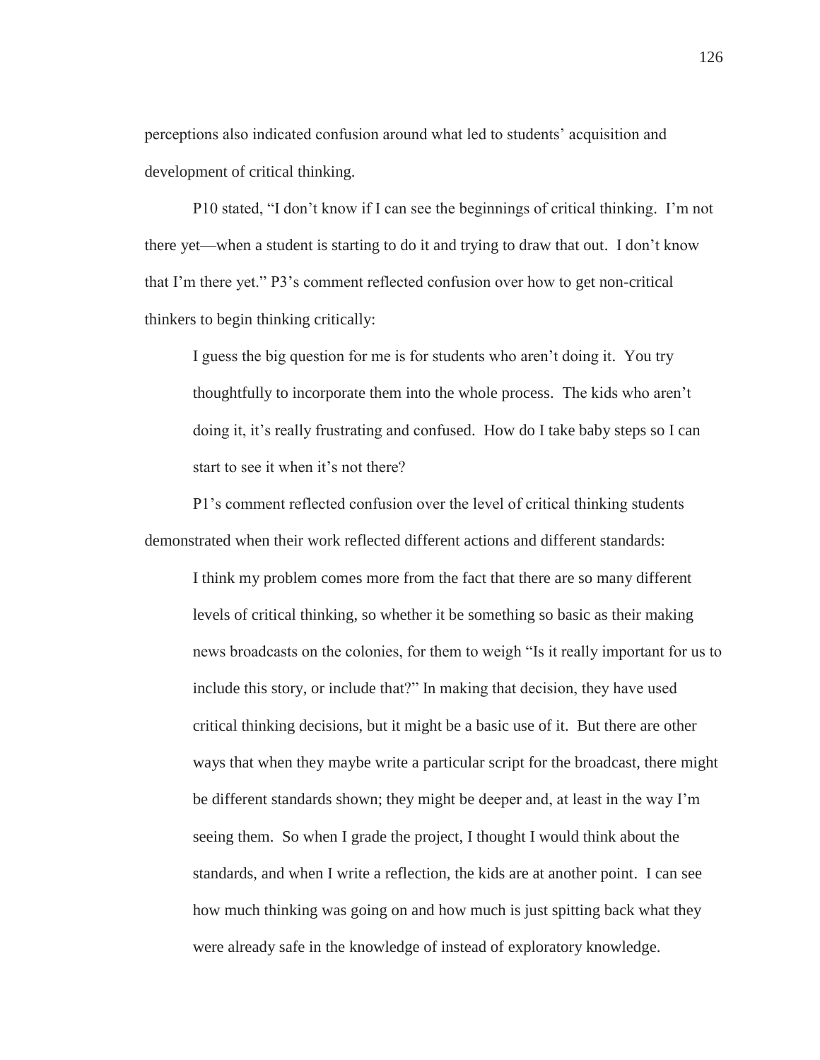perceptions also indicated confusion around what led to students' acquisition and development of critical thinking.

P10 stated, "I don't know if I can see the beginnings of critical thinking. I'm not there yet—when a student is starting to do it and trying to draw that out. I don't know that I'm there yet." P3's comment reflected confusion over how to get non-critical thinkers to begin thinking critically:

> I guess the big question for me is for students who aren't doing it. You try thoughtfully to incorporate them into the whole process. The kids who aren't doing it, it's really frustrating and confused. How do I take baby steps so I can start to see it when it's not there?

P1's comment reflected confusion over the level of critical thinking students demonstrated when their work reflected different actions and different standards:

> I think my problem comes more from the fact that there are so many different levels of critical thinking, so whether it be something so basic as their making news broadcasts on the colonies, for them to weigh "Is it really important for us to include this story, or include that?" In making that decision, they have used critical thinking decisions, but it might be a basic use of it. But there are other ways that when they maybe write a particular script for the broadcast, there might be different standards shown; they might be deeper and, at least in the way I'm seeing them. So when I grade the project, I thought I would think about the standards, and when I write a reflection, the kids are at another point. I can see how much thinking was going on and how much is just spitting back what they were already safe in the knowledge of instead of exploratory knowledge.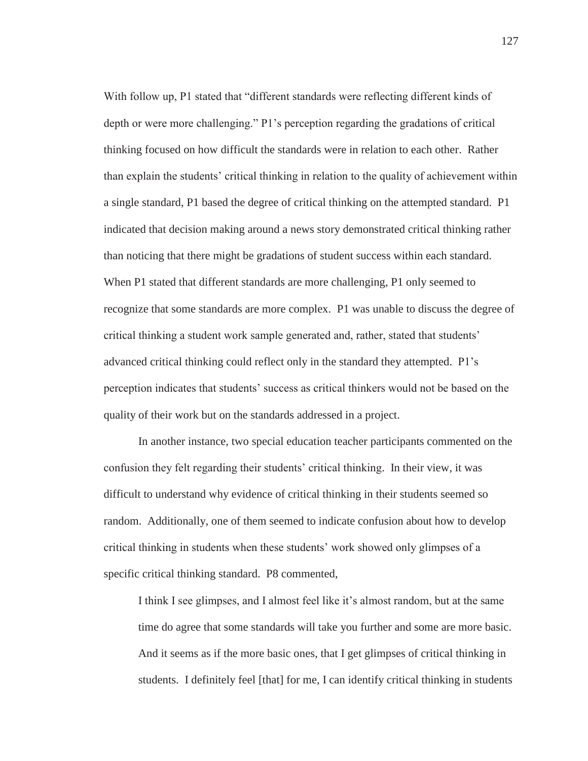With follow up, P1 stated that "different standards were reflecting different kinds of depth or were more challenging." P1's perception regarding the gradations of critical thinking focused on how difficult the standards were in relation to each other. Rather than explain the students' critical thinking in relation to the quality of achievement within a single standard, P1 based the degree of critical thinking on the attempted standard. P1 indicated that decision making around a news story demonstrated critical thinking rather than noticing that there might be gradations of student success within each standard. When P1 stated that different standards are more challenging, P1 only seemed to recognize that some standards are more complex. P1 was unable to discuss the degree of critical thinking a student work sample generated and, rather, stated that students' advanced critical thinking could reflect only in the standard they attempted. P1's perception indicates that students' success as critical thinkers would not be based on the quality of their work but on the standards addressed in a project.

In another instance, two special education teacher participants commented on the confusion they felt regarding their students' critical thinking. In their view, it was difficult to understand why evidence of critical thinking in their students seemed so random. Additionally, one of them seemed to indicate confusion about how to develop critical thinking in students when these students' work showed only glimpses of a specific critical thinking standard. P8 commented,

> I think I see glimpses, and I almost feel like it's almost random, but at the same time do agree that some standards will take you further and some are more basic. And it seems as if the more basic ones, that I get glimpses of critical thinking in students. I definitely feel [that] for me, I can identify critical thinking in students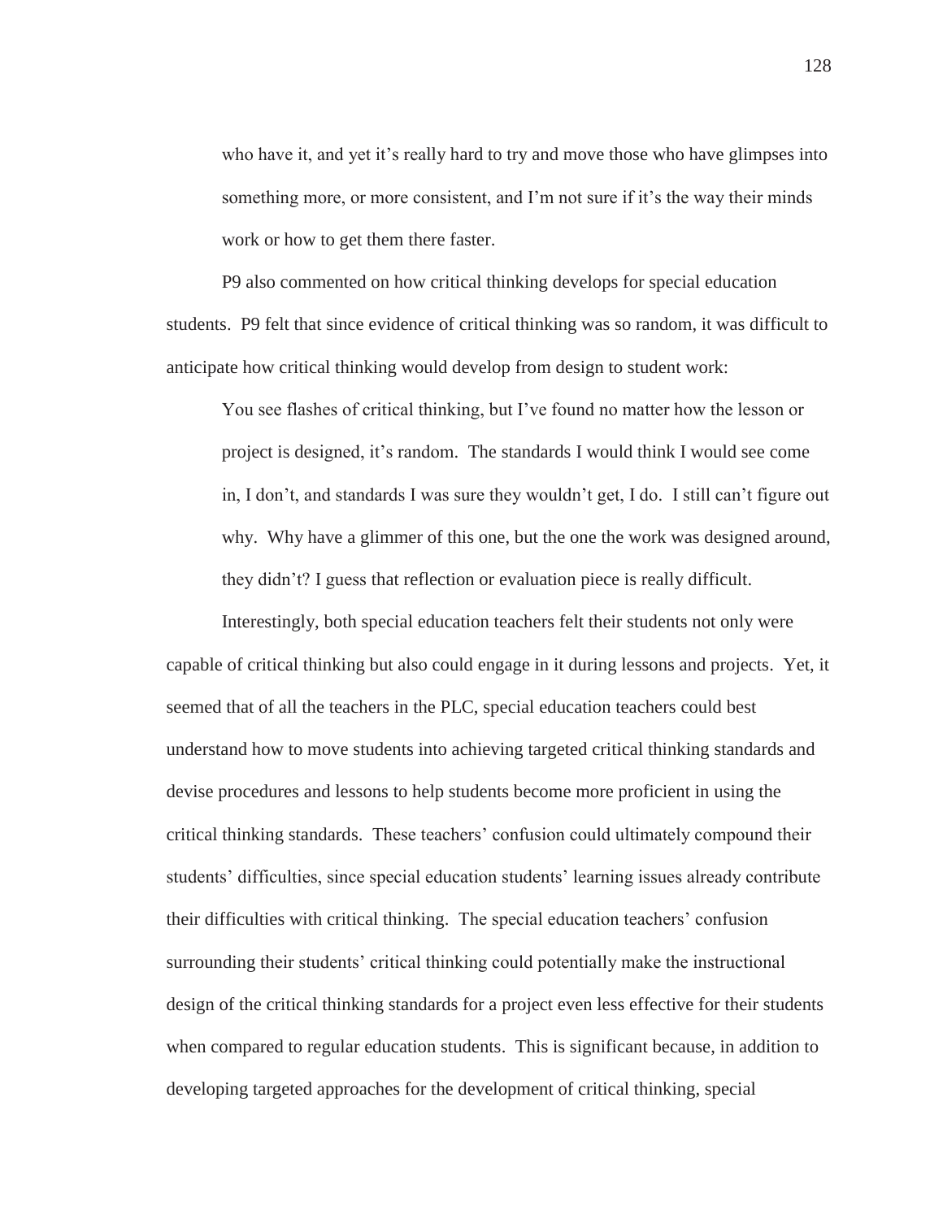who have it, and yet it's really hard to try and move those who have glimpses into something more, or more consistent, and I'm not sure if it's the way their minds work or how to get them there faster.

P9 also commented on how critical thinking develops for special education students. P9 felt that since evidence of critical thinking was so random, it was difficult to anticipate how critical thinking would develop from design to student work:

> You see flashes of critical thinking, but I've found no matter how the lesson or project is designed, it's random. The standards I would think I would see come in, I don't, and standards I was sure they wouldn't get, I do. I still can't figure out why. Why have a glimmer of this one, but the one the work was designed around, they didn't? I guess that reflection or evaluation piece is really difficult.

Interestingly, both special education teachers felt their students not only were capable of critical thinking but also could engage in it during lessons and projects. Yet, it seemed that of all the teachers in the PLC, special education teachers could best understand how to move students into achieving targeted critical thinking standards and devise procedures and lessons to help students become more proficient in using the critical thinking standards. These teachers' confusion could ultimately compound their students' difficulties, since special education students' learning issues already contribute their difficulties with critical thinking. The special education teachers' confusion surrounding their students' critical thinking could potentially make the instructional design of the critical thinking standards for a project even less effective for their students when compared to regular education students. This is significant because, in addition to developing targeted approaches for the development of critical thinking, special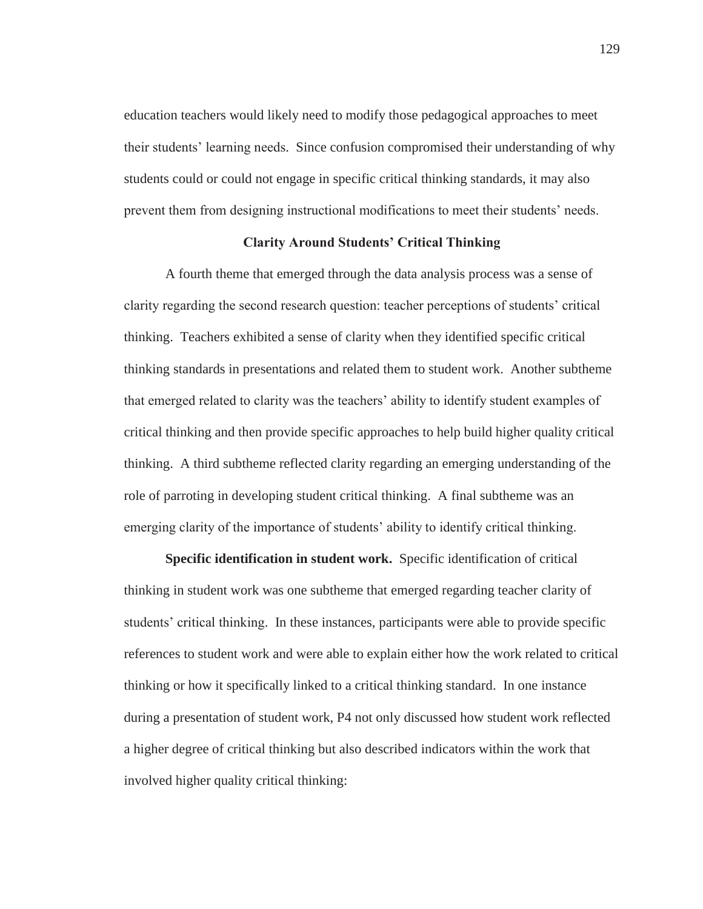education teachers would likely need to modify those pedagogical approaches to meet their students' learning needs. Since confusion compromised their understanding of why students could or could not engage in specific critical thinking standards, it may also prevent them from designing instructional modifications to meet their students' needs.

## Clarity Around Students' Critical Thinking

A fourth theme that emerged through the data analysis process was a sense of clarity regarding the second research question: teacher perceptions of students' critical thinking. Teachers exhibited a sense of clarity when they identified specific critical thinking standards in presentations and related them to student work. Another subtheme that emerged related to clarity was the teachers' ability to identify student examples of critical thinking and then provide specific approaches to help build higher quality critical thinking. A third subtheme reflected clarity regarding an emerging understanding of the role of parroting in developing student critical thinking. A final subtheme was an emerging clarity of the importance of students' ability to identify critical thinking.

**Specific identification in student work.** Specific identification of critical thinking in student work was one subtheme that emerged regarding teacher clarity of students' critical thinking. In these instances, participants were able to provide specific references to student work and were able to explain either how the work related to critical thinking or how it specifically linked to a critical thinking standard. In one instance during a presentation of student work, P4 not only discussed how student work reflected a higher degree of critical thinking but also described indicators within the work that involved higher quality critical thinking: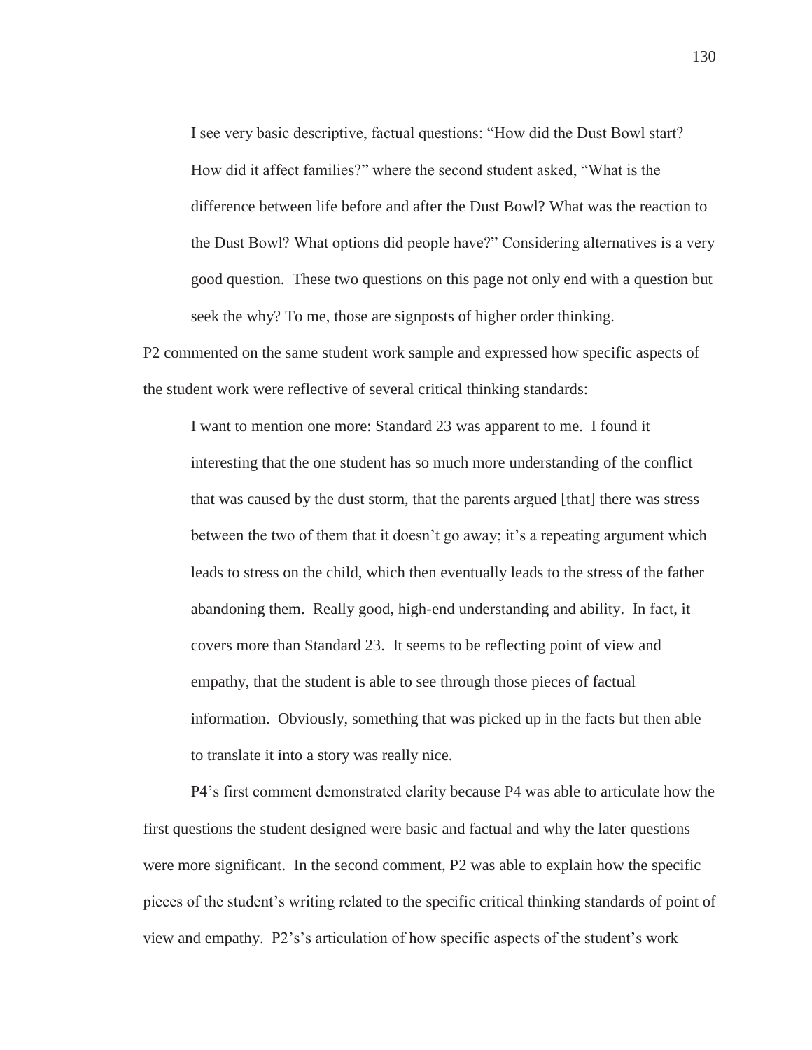> I see very basic descriptive, factual questions: "How did the Dust Bowl start? How did it affect families?" where the second student asked, "What is the difference between life before and after the Dust Bowl? What was the reaction to the Dust Bowl? What options did people have?" Considering alternatives is a very good question. These two questions on this page not only end with a question but seek the why? To me, those are signposts of higher order thinking.

P2 commented on the same student work sample and expressed how specific aspects of the student work were reflective of several critical thinking standards:

> I want to mention one more: Standard 23 was apparent to me. I found it interesting that the one student has so much more understanding of the conflict that was caused by the dust storm, that the parents argued [that] there was stress between the two of them that it doesn't go away; it's a repeating argument which leads to stress on the child, which then eventually leads to the stress of the father abandoning them. Really good, high-end understanding and ability. In fact, it covers more than Standard 23. It seems to be reflecting point of view and empathy, that the student is able to see through those pieces of factual information. Obviously, something that was picked up in the facts but then able to translate it into a story was really nice.

P4's first comment demonstrated clarity because P4 was able to articulate how the first questions the student designed were basic and factual and why the later questions were more significant. In the second comment, P2 was able to explain how the specific pieces of the student's writing related to the specific critical thinking standards of point of view and empathy. P2's's articulation of how specific aspects of the student's work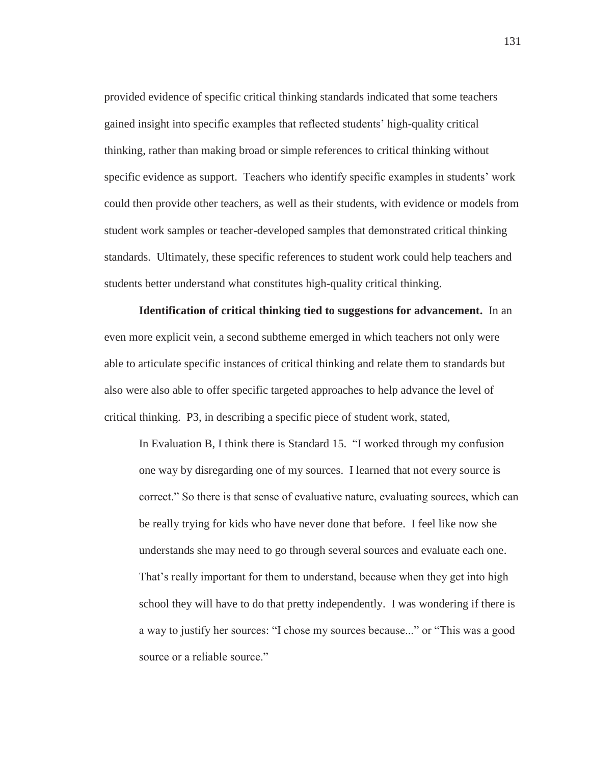provided evidence of specific critical thinking standards indicated that some teachers gained insight into specific examples that reflected students' high-quality critical thinking, rather than making broad or simple references to critical thinking without specific evidence as support. Teachers who identify specific examples in students' work could then provide other teachers, as well as their students, with evidence or models from student work samples or teacher-developed samples that demonstrated critical thinking standards. Ultimately, these specific references to student work could help teachers and students better understand what constitutes high-quality critical thinking.

**Identification of critical thinking tied to suggestions for advancement.** In an even more explicit vein, a second subtheme emerged in which teachers not only were able to articulate specific instances of critical thinking and relate them to standards but also were also able to offer specific targeted approaches to help advance the level of critical thinking. P3, in describing a specific piece of student work, stated,

> In Evaluation B, I think there is Standard 15. "I worked through my confusion one way by disregarding one of my sources. I learned that not every source is correct." So there is that sense of evaluative nature, evaluating sources, which can be really trying for kids who have never done that before. I feel like now she understands she may need to go through several sources and evaluate each one. That's really important for them to understand, because when they get into high school they will have to do that pretty independently. I was wondering if there is a way to justify her sources: "I chose my sources because..." or "This was a good source or a reliable source."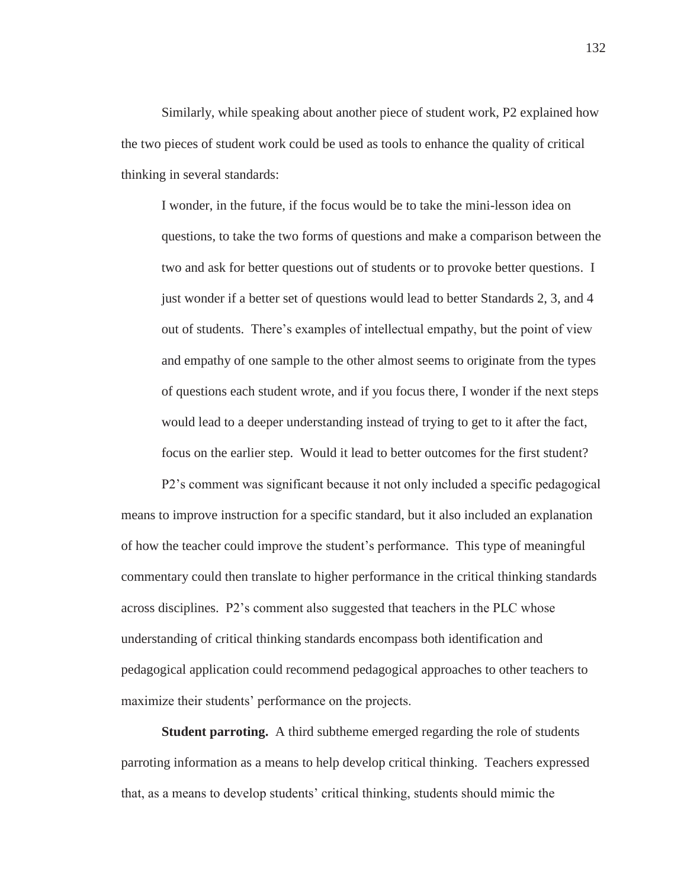Similarly, while speaking about another piece of student work, P2 explained how the two pieces of student work could be used as tools to enhance the quality of critical thinking in several standards:

> I wonder, in the future, if the focus would be to take the mini-lesson idea on questions, to take the two forms of questions and make a comparison between the two and ask for better questions out of students or to provoke better questions. I just wonder if a better set of questions would lead to better Standards 2, 3, and 4 out of students. There's examples of intellectual empathy, but the point of view and empathy of one sample to the other almost seems to originate from the types of questions each student wrote, and if you focus there, I wonder if the next steps would lead to a deeper understanding instead of trying to get to it after the fact, focus on the earlier step. Would it lead to better outcomes for the first student?

P2's comment was significant because it not only included a specific pedagogical means to improve instruction for a specific standard, but it also included an explanation of how the teacher could improve the student's performance. This type of meaningful commentary could then translate to higher performance in the critical thinking standards across disciplines. P2's comment also suggested that teachers in the PLC whose understanding of critical thinking standards encompass both identification and pedagogical application could recommend pedagogical approaches to other teachers to maximize their students' performance on the projects.

**Student parroting.** A third subtheme emerged regarding the role of students parroting information as a means to help develop critical thinking. Teachers expressed that, as a means to develop students' critical thinking, students should mimic the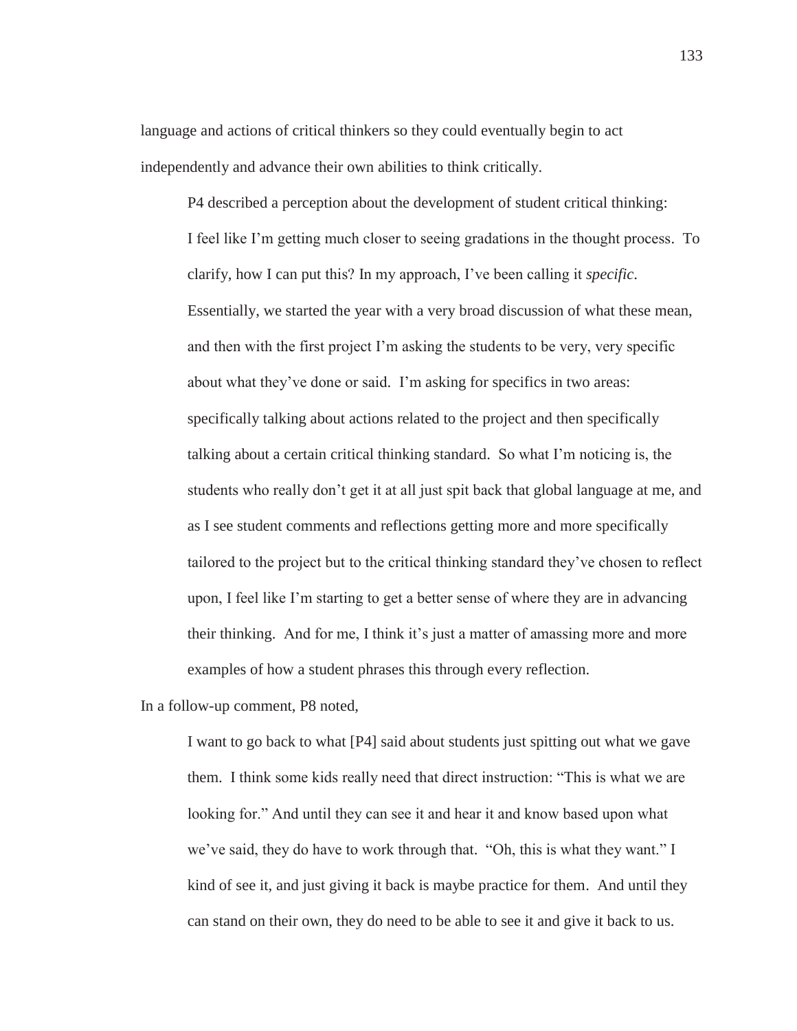language and actions of critical thinkers so they could eventually begin to act independently and advance their own abilities to think critically.

P4 described a perception about the development of student critical thinking:

> I feel like I'm getting much closer to seeing gradations in the thought process. To clarify, how I can put this? In my approach, I've been calling it *specific*. Essentially, we started the year with a very broad discussion of what these mean, and then with the first project I'm asking the students to be very, very specific about what they've done or said. I'm asking for specifics in two areas: specifically talking about actions related to the project and then specifically talking about a certain critical thinking standard. So what I'm noticing is, the students who really don't get it at all just spit back that global language at me, and as I see student comments and reflections getting more and more specifically tailored to the project but to the critical thinking standard they've chosen to reflect upon, I feel like I'm starting to get a better sense of where they are in advancing their thinking. And for me, I think it's just a matter of amassing more and more examples of how a student phrases this through every reflection.

In a follow-up comment, P8 noted,

> I want to go back to what [P4] said about students just spitting out what we gave them. I think some kids really need that direct instruction: "This is what we are looking for." And until they can see it and hear it and know based upon what we've said, they do have to work through that. "Oh, this is what they want." I kind of see it, and just giving it back is maybe practice for them. And until they can stand on their own, they do need to be able to see it and give it back to us.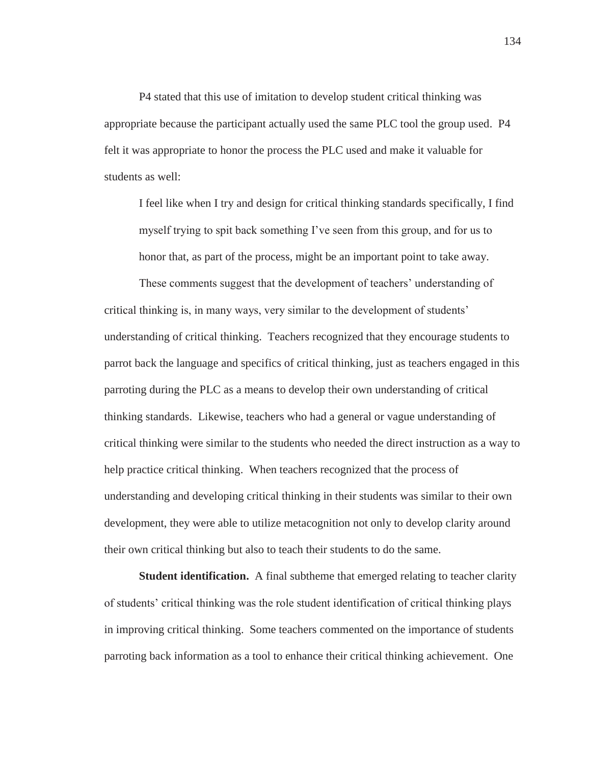P4 stated that this use of imitation to develop student critical thinking was appropriate because the participant actually used the same PLC tool the group used. P4 felt it was appropriate to honor the process the PLC used and make it valuable for students as well:

> I feel like when I try and design for critical thinking standards specifically, I find myself trying to spit back something I've seen from this group, and for us to honor that, as part of the process, might be an important point to take away.

These comments suggest that the development of teachers' understanding of critical thinking is, in many ways, very similar to the development of students' understanding of critical thinking. Teachers recognized that they encourage students to parrot back the language and specifics of critical thinking, just as teachers engaged in this parroting during the PLC as a means to develop their own understanding of critical thinking standards. Likewise, teachers who had a general or vague understanding of critical thinking were similar to the students who needed the direct instruction as a way to help practice critical thinking. When teachers recognized that the process of understanding and developing critical thinking in their students was similar to their own development, they were able to utilize metacognition not only to develop clarity around their own critical thinking but also to teach their students to do the same.

**Student identification.** A final subtheme that emerged relating to teacher clarity of students' critical thinking was the role student identification of critical thinking plays in improving critical thinking. Some teachers commented on the importance of students parroting back information as a tool to enhance their critical thinking achievement. One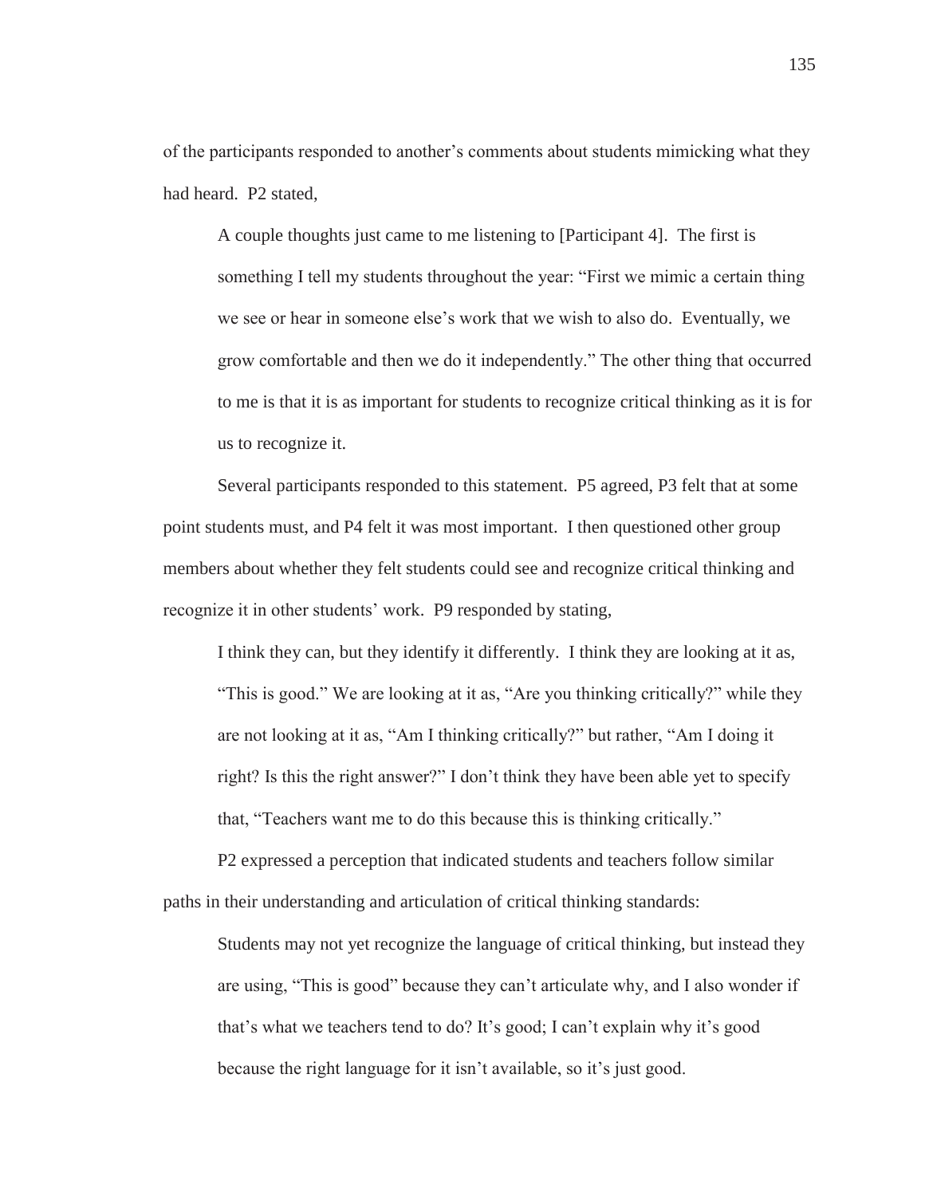of the participants responded to another's comments about students mimicking what they had heard. P2 stated,

> A couple thoughts just came to me listening to [Participant 4]. The first is something I tell my students throughout the year: "First we mimic a certain thing we see or hear in someone else's work that we wish to also do. Eventually, we grow comfortable and then we do it independently." The other thing that occurred to me is that it is as important for students to recognize critical thinking as it is for us to recognize it.

Several participants responded to this statement. P5 agreed, P3 felt that at some point students must, and P4 felt it was most important. I then questioned other group members about whether they felt students could see and recognize critical thinking and recognize it in other students' work. P9 responded by stating,

> I think they can, but they identify it differently. I think they are looking at it as, "This is good." We are looking at it as, "Are you thinking critically?" while they are not looking at it as, "Am I thinking critically?" but rather, "Am I doing it right? Is this the right answer?" I don't think they have been able yet to specify that, "Teachers want me to do this because this is thinking critically."

P2 expressed a perception that indicated students and teachers follow similar paths in their understanding and articulation of critical thinking standards:

> Students may not yet recognize the language of critical thinking, but instead they are using, "This is good" because they can't articulate why, and I also wonder if that's what we teachers tend to do? It's good; I can't explain why it's good because the right language for it isn't available, so it's just good.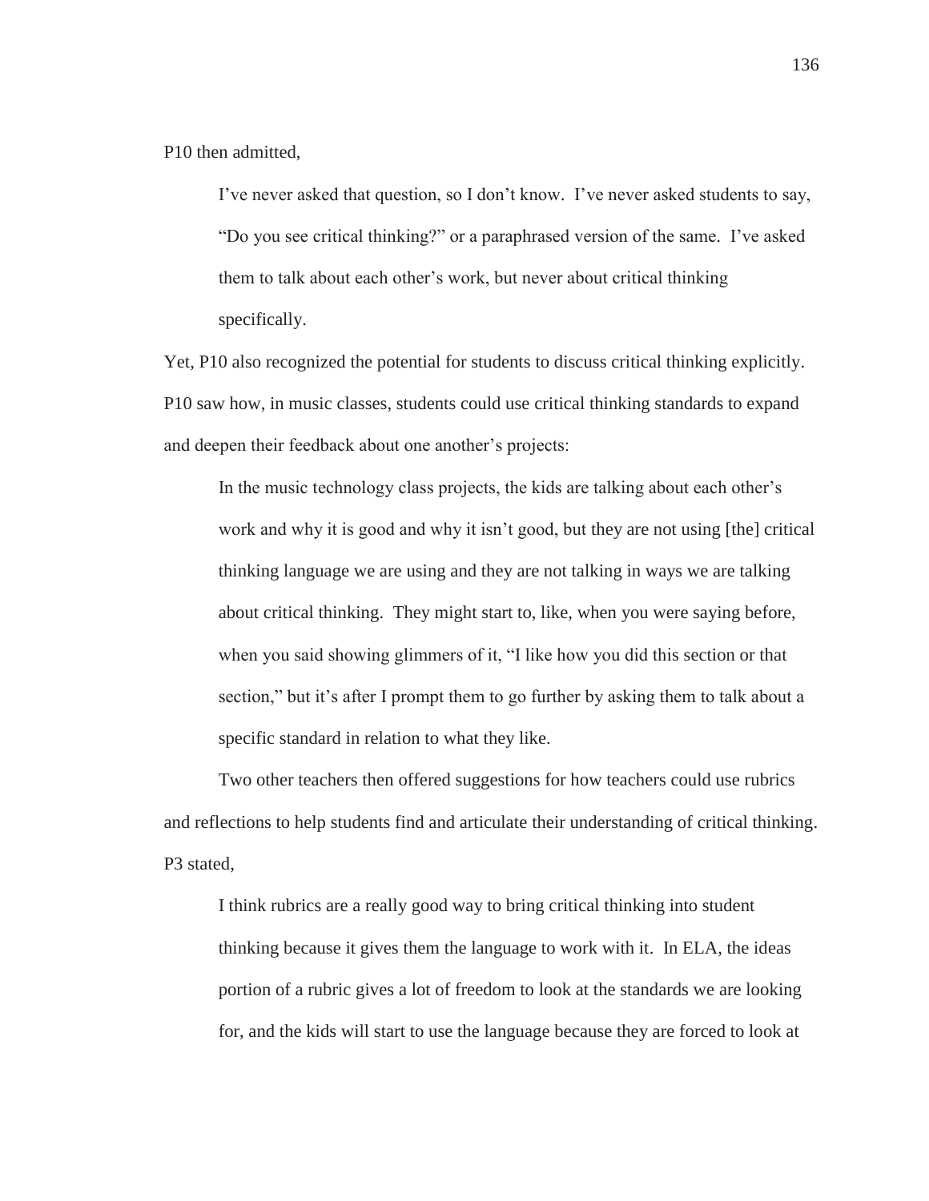P10 then admitted,

> I've never asked that question, so I don't know. I've never asked students to say, "Do you see critical thinking?" or a paraphrased version of the same. I've asked them to talk about each other's work, but never about critical thinking specifically.

Yet, P10 also recognized the potential for students to discuss critical thinking explicitly. P10 saw how, in music classes, students could use critical thinking standards to expand and deepen their feedback about one another's projects:

> In the music technology class projects, the kids are talking about each other's work and why it is good and why it isn't good, but they are not using [the] critical thinking language we are using and they are not talking in ways we are talking about critical thinking. They might start to, like, when you were saying before, when you said showing glimmers of it, "I like how you did this section or that section," but it's after I prompt them to go further by asking them to talk about a specific standard in relation to what they like.

Two other teachers then offered suggestions for how teachers could use rubrics and reflections to help students find and articulate their understanding of critical thinking. P3 stated,

> I think rubrics are a really good way to bring critical thinking into student thinking because it gives them the language to work with it. In ELA, the ideas portion of a rubric gives a lot of freedom to look at the standards we are looking for, and the kids will start to use the language because they are forced to look at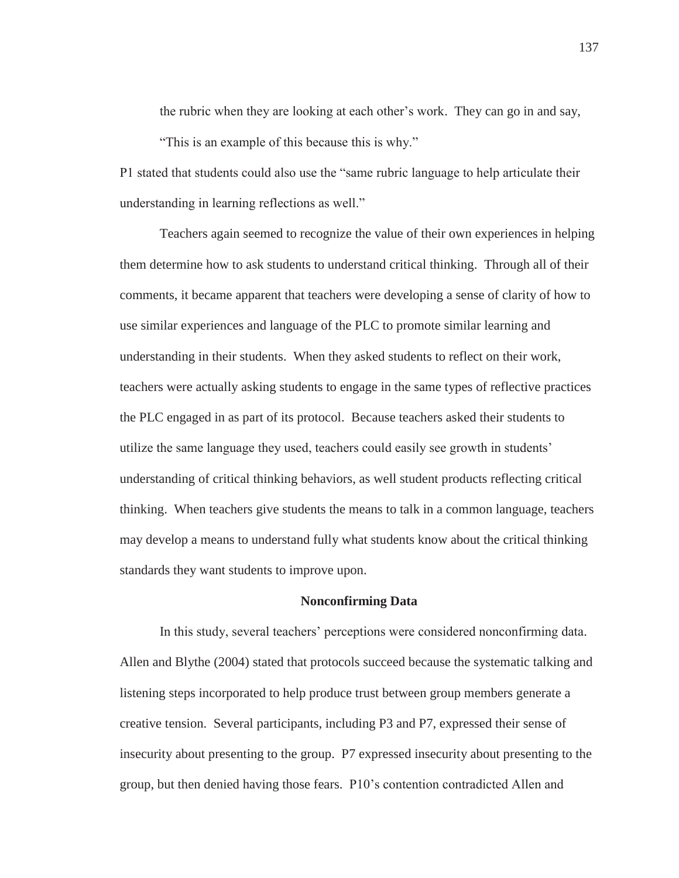the rubric when they are looking at each other's work. They can go in and say, "This is an example of this because this is why."

P1 stated that students could also use the "same rubric language to help articulate their understanding in learning reflections as well."

Teachers again seemed to recognize the value of their own experiences in helping them determine how to ask students to understand critical thinking. Through all of their comments, it became apparent that teachers were developing a sense of clarity of how to use similar experiences and language of the PLC to promote similar learning and understanding in their students. When they asked students to reflect on their work, teachers were actually asking students to engage in the same types of reflective practices the PLC engaged in as part of its protocol. Because teachers asked their students to utilize the same language they used, teachers could easily see growth in students' understanding of critical thinking behaviors, as well student products reflecting critical thinking. When teachers give students the means to talk in a common language, teachers may develop a means to understand fully what students know about the critical thinking standards they want students to improve upon.

**Nonconfirming Data**

In this study, several teachers' perceptions were considered nonconfirming data. Allen and Blythe (2004) stated that protocols succeed because the systematic talking and listening steps incorporated to help produce trust between group members generate a creative tension. Several participants, including P3 and P7, expressed their sense of insecurity about presenting to the group. P7 expressed insecurity about presenting to the group, but then denied having those fears. P10's contention contradicted Allen and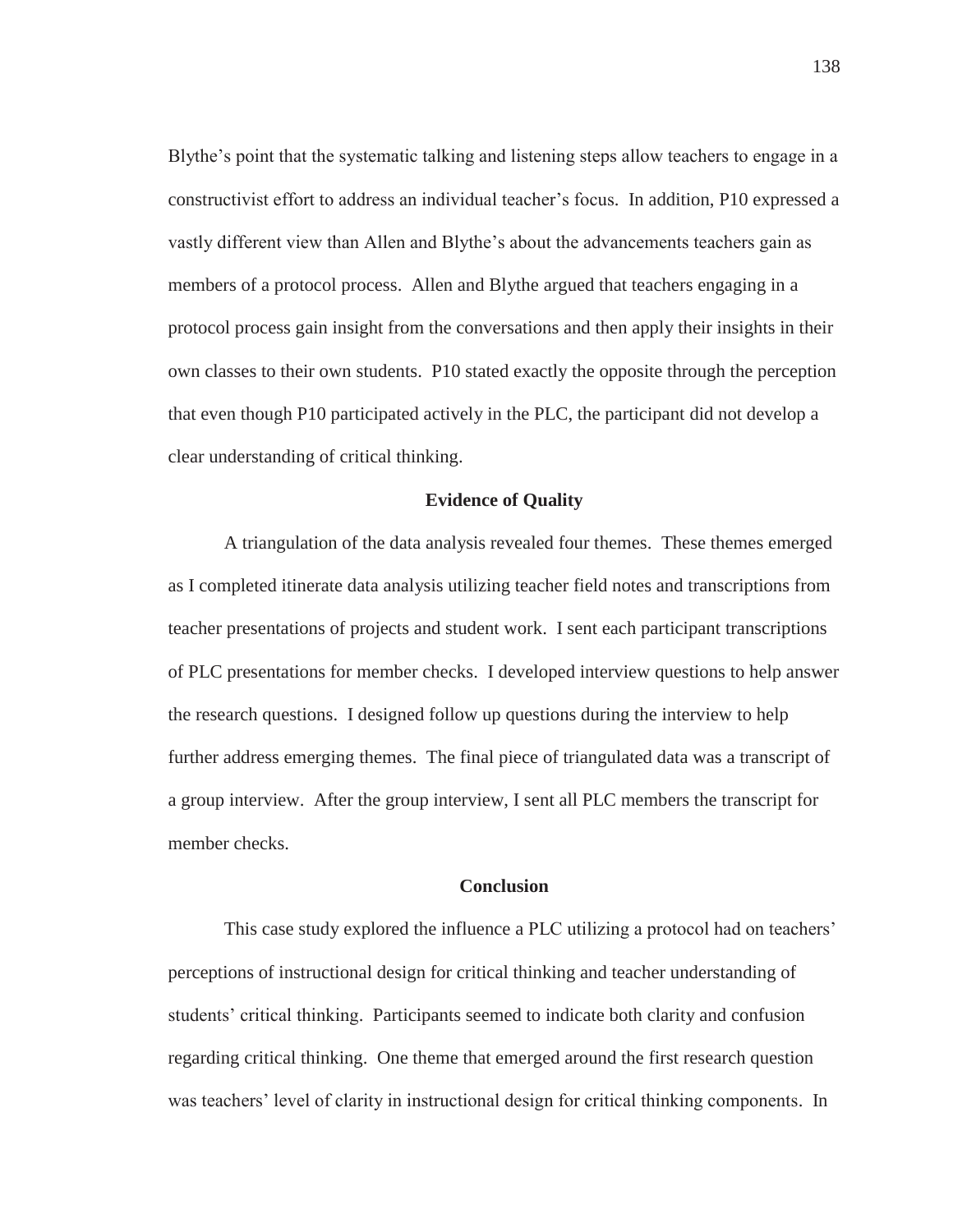Blythe's point that the systematic talking and listening steps allow teachers to engage in a constructivist effort to address an individual teacher's focus. In addition, P10 expressed a vastly different view than Allen and Blythe's about the advancements teachers gain as members of a protocol process. Allen and Blythe argued that teachers engaging in a protocol process gain insight from the conversations and then apply their insights in their own classes to their own students. P10 stated exactly the opposite through the perception that even though P10 participated actively in the PLC, the participant did not develop a clear understanding of critical thinking.

## Evidence of Quality

A triangulation of the data analysis revealed four themes. These themes emerged as I completed itinerate data analysis utilizing teacher field notes and transcriptions from teacher presentations of projects and student work. I sent each participant transcriptions of PLC presentations for member checks. I developed interview questions to help answer the research questions. I designed follow up questions during the interview to help further address emerging themes. The final piece of triangulated data was a transcript of a group interview. After the group interview, I sent all PLC members the transcript for member checks.

## Conclusion

This case study explored the influence a PLC utilizing a protocol had on teachers' perceptions of instructional design for critical thinking and teacher understanding of students' critical thinking. Participants seemed to indicate both clarity and confusion regarding critical thinking. One theme that emerged around the first research question was teachers' level of clarity in instructional design for critical thinking components. In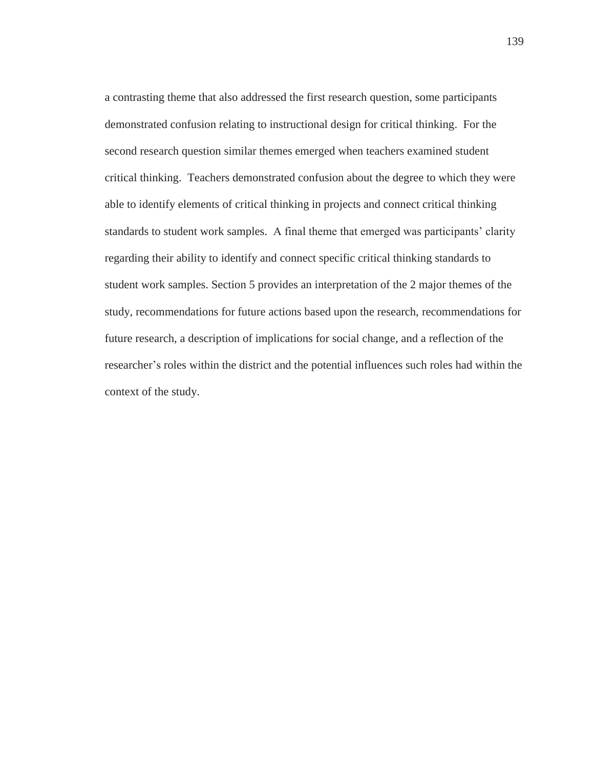a contrasting theme that also addressed the first research question, some participants demonstrated confusion relating to instructional design for critical thinking. For the second research question similar themes emerged when teachers examined student critical thinking. Teachers demonstrated confusion about the degree to which they were able to identify elements of critical thinking in projects and connect critical thinking standards to student work samples. A final theme that emerged was participants' clarity regarding their ability to identify and connect specific critical thinking standards to student work samples. Section 5 provides an interpretation of the 2 major themes of the study, recommendations for future actions based upon the research, recommendations for future research, a description of implications for social change, and a reflection of the researcher's roles within the district and the potential influences such roles had within the context of the study.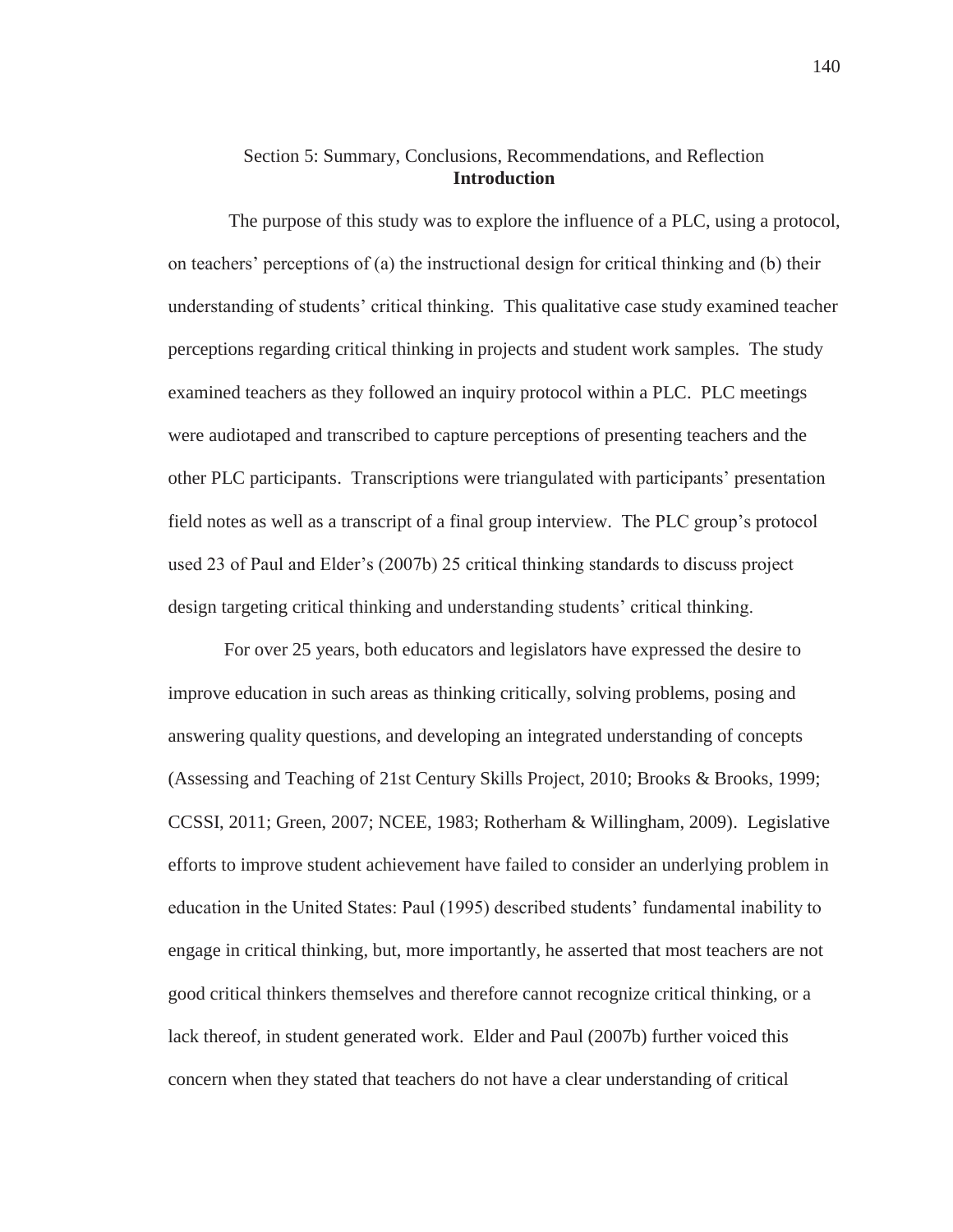## Section 5: Summary, Conclusions, Recommendations, and Reflection

### Introduction

The purpose of this study was to explore the influence of a PLC, using a protocol, on teachers' perceptions of (a) the instructional design for critical thinking and (b) their understanding of students' critical thinking. This qualitative case study examined teacher perceptions regarding critical thinking in projects and student work samples. The study examined teachers as they followed an inquiry protocol within a PLC. PLC meetings were audiotaped and transcribed to capture perceptions of presenting teachers and the other PLC participants. Transcriptions were triangulated with participants' presentation field notes as well as a transcript of a final group interview. The PLC group's protocol used 23 of Paul and Elder's (2007b) 25 critical thinking standards to discuss project design targeting critical thinking and understanding students' critical thinking.

For over 25 years, both educators and legislators have expressed the desire to improve education in such areas as thinking critically, solving problems, posing and answering quality questions, and developing an integrated understanding of concepts (Assessing and Teaching of 21st Century Skills Project, 2010; Brooks & Brooks, 1999; CCSSI, 2011; Green, 2007; NCEE, 1983; Rotherham & Willingham, 2009). Legislative efforts to improve student achievement have failed to consider an underlying problem in education in the United States: Paul (1995) described students' fundamental inability to engage in critical thinking, but, more importantly, he asserted that most teachers are not good critical thinkers themselves and therefore cannot recognize critical thinking, or a lack thereof, in student generated work. Elder and Paul (2007b) further voiced this concern when they stated that teachers do not have a clear understanding of critical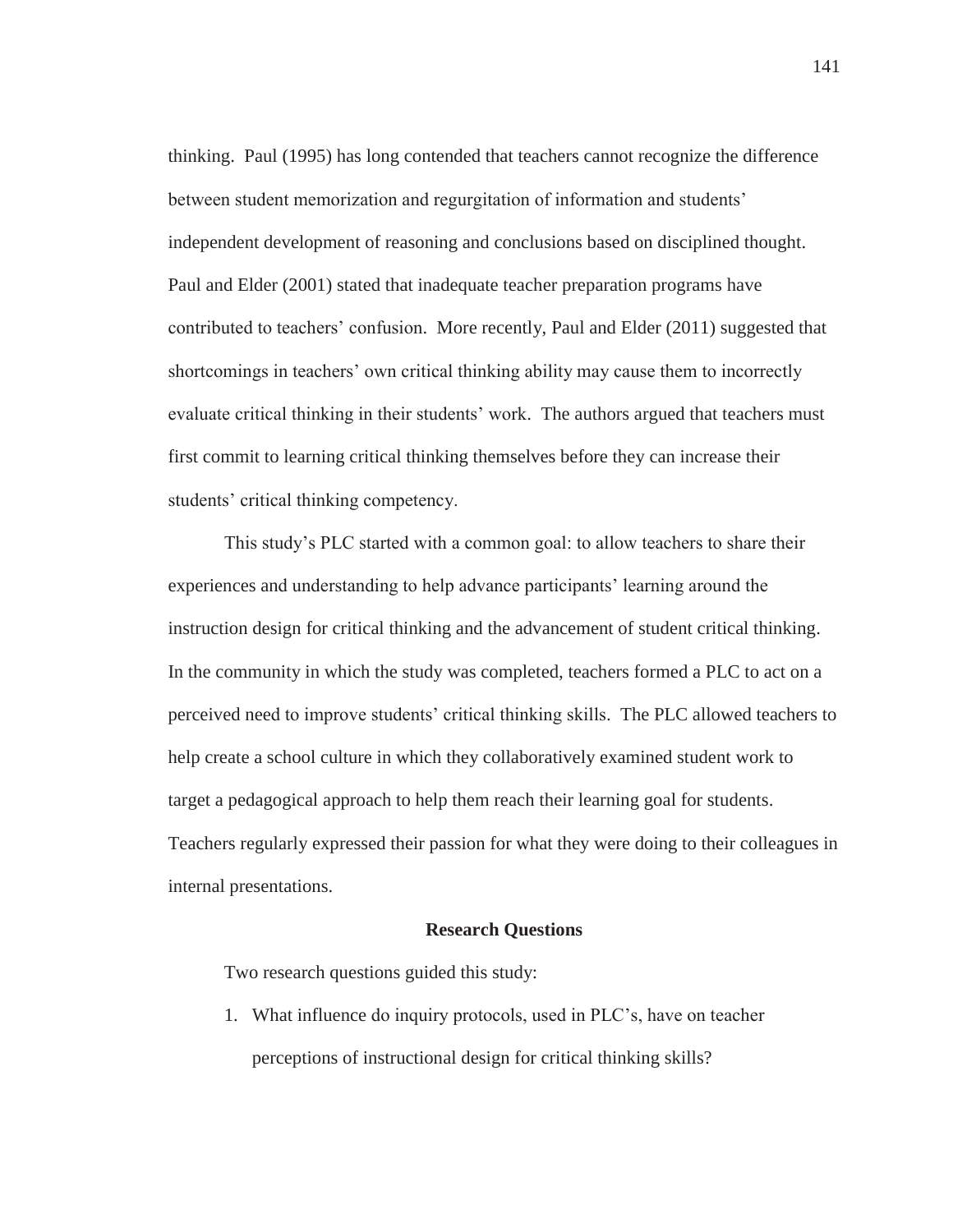thinking. Paul (1995) has long contended that teachers cannot recognize the difference between student memorization and regurgitation of information and students' independent development of reasoning and conclusions based on disciplined thought. Paul and Elder (2001) stated that inadequate teacher preparation programs have contributed to teachers' confusion. More recently, Paul and Elder (2011) suggested that shortcomings in teachers' own critical thinking ability may cause them to incorrectly evaluate critical thinking in their students' work. The authors argued that teachers must first commit to learning critical thinking themselves before they can increase their students' critical thinking competency.

This study's PLC started with a common goal: to allow teachers to share their experiences and understanding to help advance participants' learning around the instruction design for critical thinking and the advancement of student critical thinking. In the community in which the study was completed, teachers formed a PLC to act on a perceived need to improve students' critical thinking skills. The PLC allowed teachers to help create a school culture in which they collaboratively examined student work to target a pedagogical approach to help them reach their learning goal for students. Teachers regularly expressed their passion for what they were doing to their colleagues in internal presentations.

## Research Questions

Two research questions guided this study:

1. What influence do inquiry protocols, used in PLC's, have on teacher perceptions of instructional design for critical thinking skills?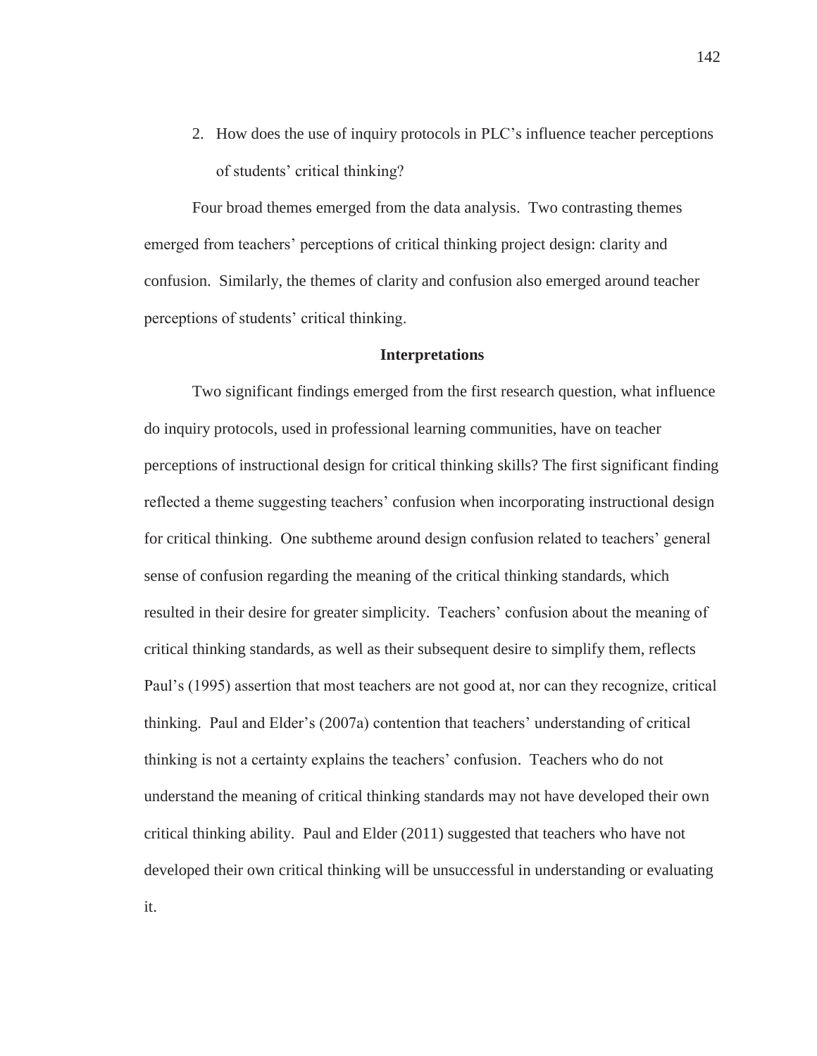2. How does the use of inquiry protocols in PLC's influence teacher perceptions of students' critical thinking?

Four broad themes emerged from the data analysis. Two contrasting themes emerged from teachers' perceptions of critical thinking project design: clarity and confusion. Similarly, the themes of clarity and confusion also emerged around teacher perceptions of students' critical thinking.

## Interpretations

Two significant findings emerged from the first research question, what influence do inquiry protocols, used in professional learning communities, have on teacher perceptions of instructional design for critical thinking skills? The first significant finding reflected a theme suggesting teachers' confusion when incorporating instructional design for critical thinking. One subtheme around design confusion related to teachers' general sense of confusion regarding the meaning of the critical thinking standards, which resulted in their desire for greater simplicity. Teachers' confusion about the meaning of critical thinking standards, as well as their subsequent desire to simplify them, reflects Paul's (1995) assertion that most teachers are not good at, nor can they recognize, critical thinking. Paul and Elder's (2007a) contention that teachers' understanding of critical thinking is not a certainty explains the teachers' confusion. Teachers who do not understand the meaning of critical thinking standards may not have developed their own critical thinking ability. Paul and Elder (2011) suggested that teachers who have not developed their own critical thinking will be unsuccessful in understanding or evaluating it.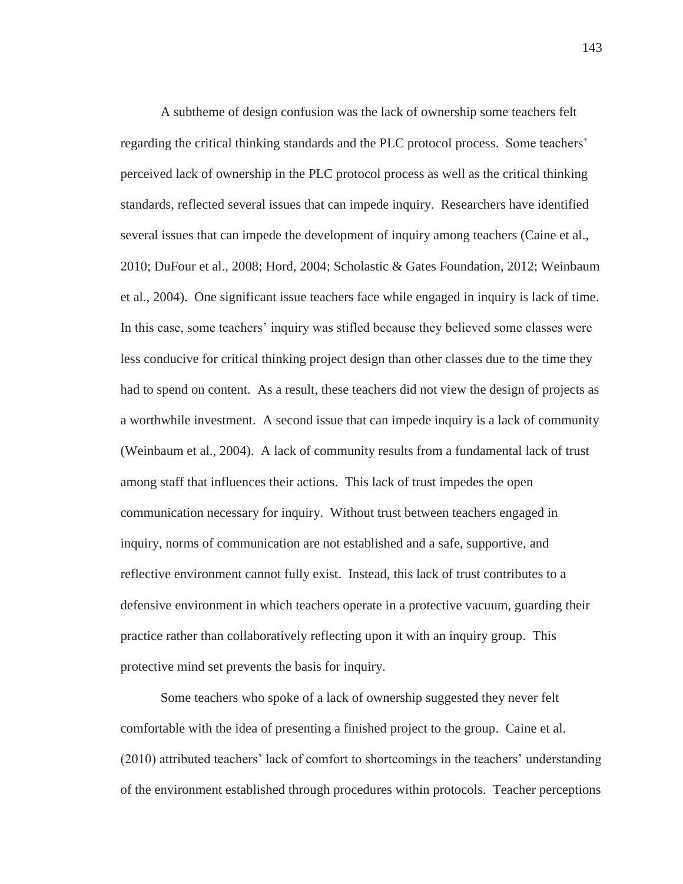A subtheme of design confusion was the lack of ownership some teachers felt regarding the critical thinking standards and the PLC protocol process. Some teachers' perceived lack of ownership in the PLC protocol process as well as the critical thinking standards, reflected several issues that can impede inquiry. Researchers have identified several issues that can impede the development of inquiry among teachers (Caine et al., 2010; DuFour et al., 2008; Hord, 2004; Scholastic & Gates Foundation, 2012; Weinbaum et al., 2004). One significant issue teachers face while engaged in inquiry is lack of time. In this case, some teachers' inquiry was stifled because they believed some classes were less conducive for critical thinking project design than other classes due to the time they had to spend on content. As a result, these teachers did not view the design of projects as a worthwhile investment. A second issue that can impede inquiry is a lack of community (Weinbaum et al., 2004). A lack of community results from a fundamental lack of trust among staff that influences their actions. This lack of trust impedes the open communication necessary for inquiry. Without trust between teachers engaged in inquiry, norms of communication are not established and a safe, supportive, and reflective environment cannot fully exist. Instead, this lack of trust contributes to a defensive environment in which teachers operate in a protective vacuum, guarding their practice rather than collaboratively reflecting upon it with an inquiry group. This protective mind set prevents the basis for inquiry.

Some teachers who spoke of a lack of ownership suggested they never felt comfortable with the idea of presenting a finished project to the group. Caine et al. (2010) attributed teachers' lack of comfort to shortcomings in the teachers' understanding of the environment established through procedures within protocols. Teacher perceptions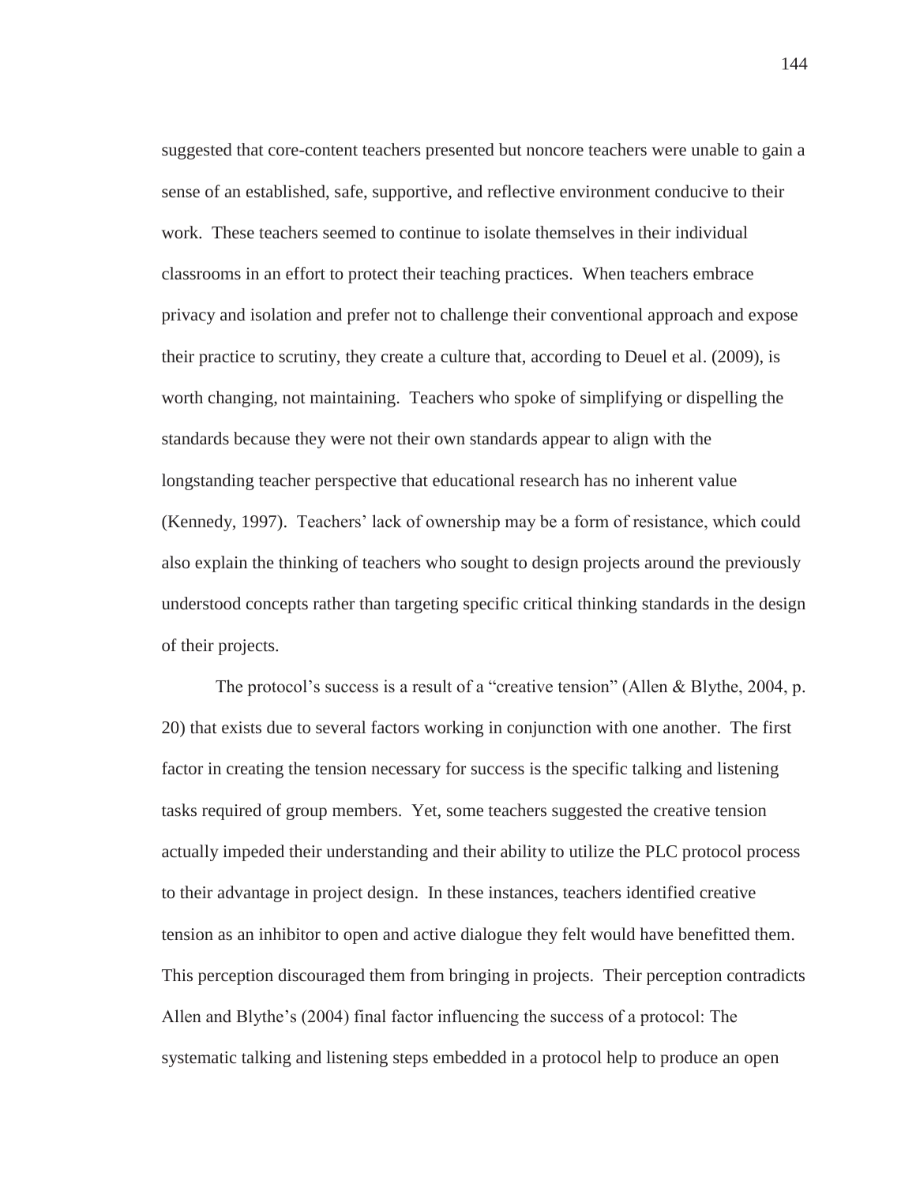suggested that core-content teachers presented but noncore teachers were unable to gain a sense of an established, safe, supportive, and reflective environment conducive to their work. These teachers seemed to continue to isolate themselves in their individual classrooms in an effort to protect their teaching practices. When teachers embrace privacy and isolation and prefer not to challenge their conventional approach and expose their practice to scrutiny, they create a culture that, according to Deuel et al. (2009), is worth changing, not maintaining. Teachers who spoke of simplifying or dispelling the standards because they were not their own standards appear to align with the longstanding teacher perspective that educational research has no inherent value (Kennedy, 1997). Teachers' lack of ownership may be a form of resistance, which could also explain the thinking of teachers who sought to design projects around the previously understood concepts rather than targeting specific critical thinking standards in the design of their projects.

The protocol's success is a result of a "creative tension" (Allen & Blythe, 2004, p. 20) that exists due to several factors working in conjunction with one another. The first factor in creating the tension necessary for success is the specific talking and listening tasks required of group members. Yet, some teachers suggested the creative tension actually impeded their understanding and their ability to utilize the PLC protocol process to their advantage in project design. In these instances, teachers identified creative tension as an inhibitor to open and active dialogue they felt would have benefitted them. This perception discouraged them from bringing in projects. Their perception contradicts Allen and Blythe's (2004) final factor influencing the success of a protocol: The systematic talking and listening steps embedded in a protocol help to produce an open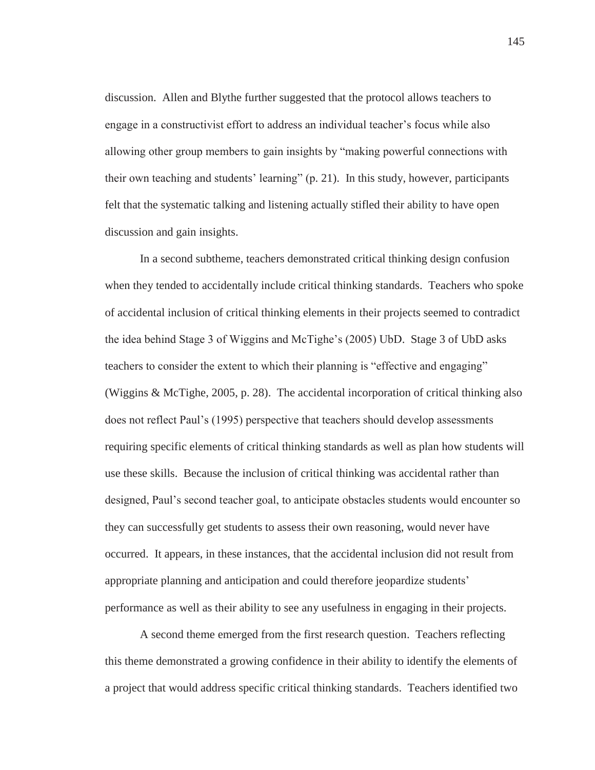discussion. Allen and Blythe further suggested that the protocol allows teachers to engage in a constructivist effort to address an individual teacher's focus while also allowing other group members to gain insights by "making powerful connections with their own teaching and students' learning" (p. 21). In this study, however, participants felt that the systematic talking and listening actually stifled their ability to have open discussion and gain insights.

In a second subtheme, teachers demonstrated critical thinking design confusion when they tended to accidentally include critical thinking standards. Teachers who spoke of accidental inclusion of critical thinking elements in their projects seemed to contradict the idea behind Stage 3 of Wiggins and McTighe's (2005) UbD. Stage 3 of UbD asks teachers to consider the extent to which their planning is "effective and engaging" (Wiggins & McTighe, 2005, p. 28). The accidental incorporation of critical thinking also does not reflect Paul's (1995) perspective that teachers should develop assessments requiring specific elements of critical thinking standards as well as plan how students will use these skills. Because the inclusion of critical thinking was accidental rather than designed, Paul's second teacher goal, to anticipate obstacles students would encounter so they can successfully get students to assess their own reasoning, would never have occurred. It appears, in these instances, that the accidental inclusion did not result from appropriate planning and anticipation and could therefore jeopardize students' performance as well as their ability to see any usefulness in engaging in their projects.

A second theme emerged from the first research question. Teachers reflecting this theme demonstrated a growing confidence in their ability to identify the elements of a project that would address specific critical thinking standards. Teachers identified two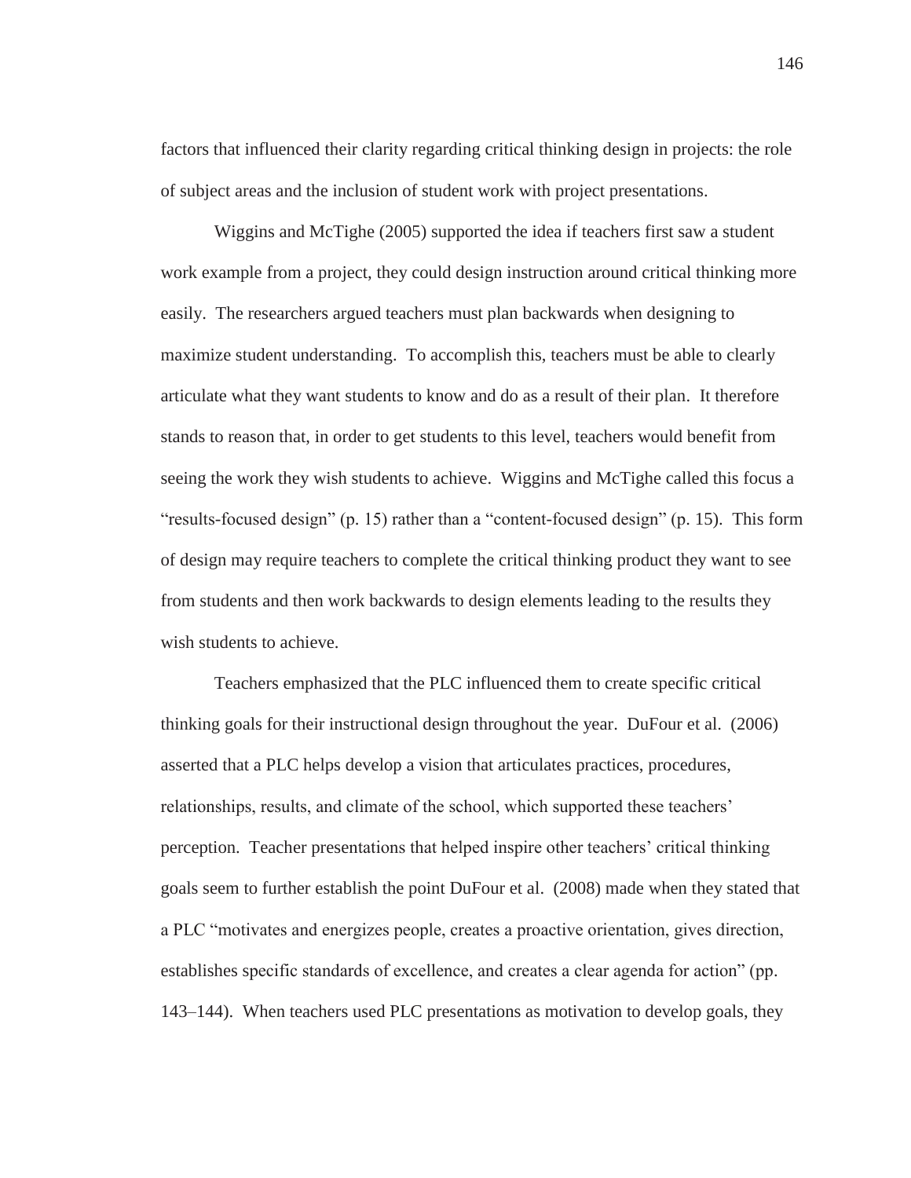factors that influenced their clarity regarding critical thinking design in projects: the role of subject areas and the inclusion of student work with project presentations.

Wiggins and McTighe (2005) supported the idea if teachers first saw a student work example from a project, they could design instruction around critical thinking more easily. The researchers argued teachers must plan backwards when designing to maximize student understanding. To accomplish this, teachers must be able to clearly articulate what they want students to know and do as a result of their plan. It therefore stands to reason that, in order to get students to this level, teachers would benefit from seeing the work they wish students to achieve. Wiggins and McTighe called this focus a "results-focused design" (p. 15) rather than a "content-focused design" (p. 15). This form of design may require teachers to complete the critical thinking product they want to see from students and then work backwards to design elements leading to the results they wish students to achieve.

Teachers emphasized that the PLC influenced them to create specific critical thinking goals for their instructional design throughout the year. DuFour et al. (2006) asserted that a PLC helps develop a vision that articulates practices, procedures, relationships, results, and climate of the school, which supported these teachers' perception. Teacher presentations that helped inspire other teachers' critical thinking goals seem to further establish the point DuFour et al. (2008) made when they stated that a PLC "motivates and energizes people, creates a proactive orientation, gives direction, establishes specific standards of excellence, and creates a clear agenda for action" (pp. 143–144). When teachers used PLC presentations as motivation to develop goals, they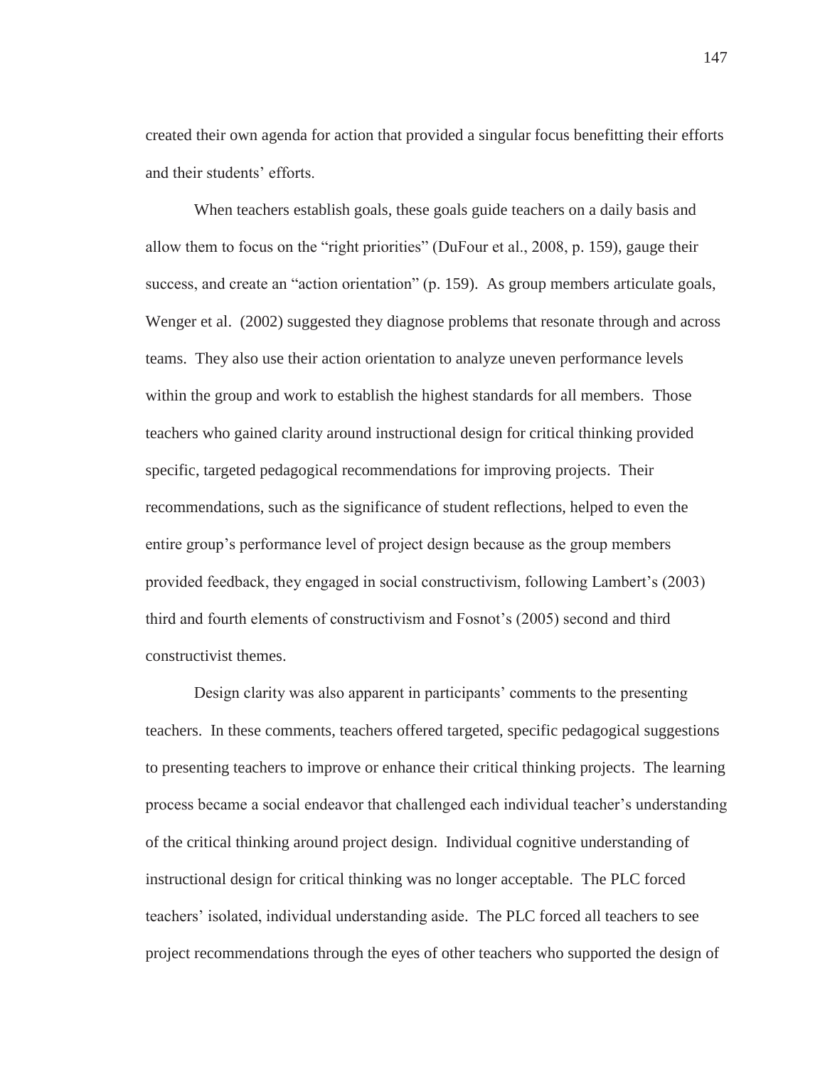created their own agenda for action that provided a singular focus benefitting their efforts and their students' efforts.

When teachers establish goals, these goals guide teachers on a daily basis and allow them to focus on the "right priorities" (DuFour et al., 2008, p. 159), gauge their success, and create an "action orientation" (p. 159). As group members articulate goals, Wenger et al. (2002) suggested they diagnose problems that resonate through and across teams. They also use their action orientation to analyze uneven performance levels within the group and work to establish the highest standards for all members. Those teachers who gained clarity around instructional design for critical thinking provided specific, targeted pedagogical recommendations for improving projects. Their recommendations, such as the significance of student reflections, helped to even the entire group's performance level of project design because as the group members provided feedback, they engaged in social constructivism, following Lambert's (2003) third and fourth elements of constructivism and Fosnot's (2005) second and third constructivist themes.

Design clarity was also apparent in participants' comments to the presenting teachers. In these comments, teachers offered targeted, specific pedagogical suggestions to presenting teachers to improve or enhance their critical thinking projects. The learning process became a social endeavor that challenged each individual teacher's understanding of the critical thinking around project design. Individual cognitive understanding of instructional design for critical thinking was no longer acceptable. The PLC forced teachers' isolated, individual understanding aside. The PLC forced all teachers to see project recommendations through the eyes of other teachers who supported the design of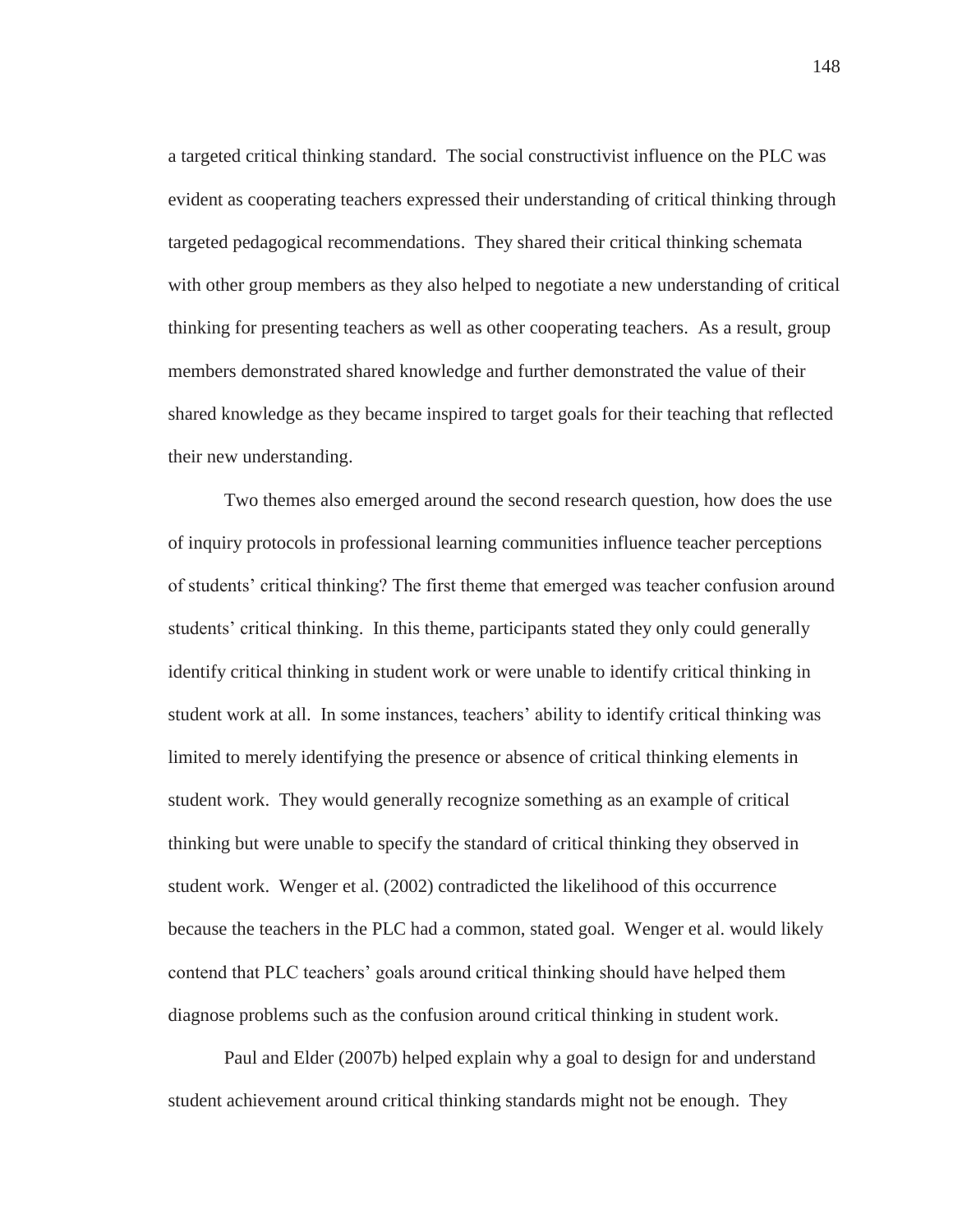a targeted critical thinking standard. The social constructivist influence on the PLC was evident as cooperating teachers expressed their understanding of critical thinking through targeted pedagogical recommendations. They shared their critical thinking schemata with other group members as they also helped to negotiate a new understanding of critical thinking for presenting teachers as well as other cooperating teachers. As a result, group members demonstrated shared knowledge and further demonstrated the value of their shared knowledge as they became inspired to target goals for their teaching that reflected their new understanding.

Two themes also emerged around the second research question, how does the use of inquiry protocols in professional learning communities influence teacher perceptions of students' critical thinking? The first theme that emerged was teacher confusion around students' critical thinking. In this theme, participants stated they only could generally identify critical thinking in student work or were unable to identify critical thinking in student work at all. In some instances, teachers' ability to identify critical thinking was limited to merely identifying the presence or absence of critical thinking elements in student work. They would generally recognize something as an example of critical thinking but were unable to specify the standard of critical thinking they observed in student work. Wenger et al. (2002) contradicted the likelihood of this occurrence because the teachers in the PLC had a common, stated goal. Wenger et al. would likely contend that PLC teachers' goals around critical thinking should have helped them diagnose problems such as the confusion around critical thinking in student work.

Paul and Elder (2007b) helped explain why a goal to design for and understand student achievement around critical thinking standards might not be enough. They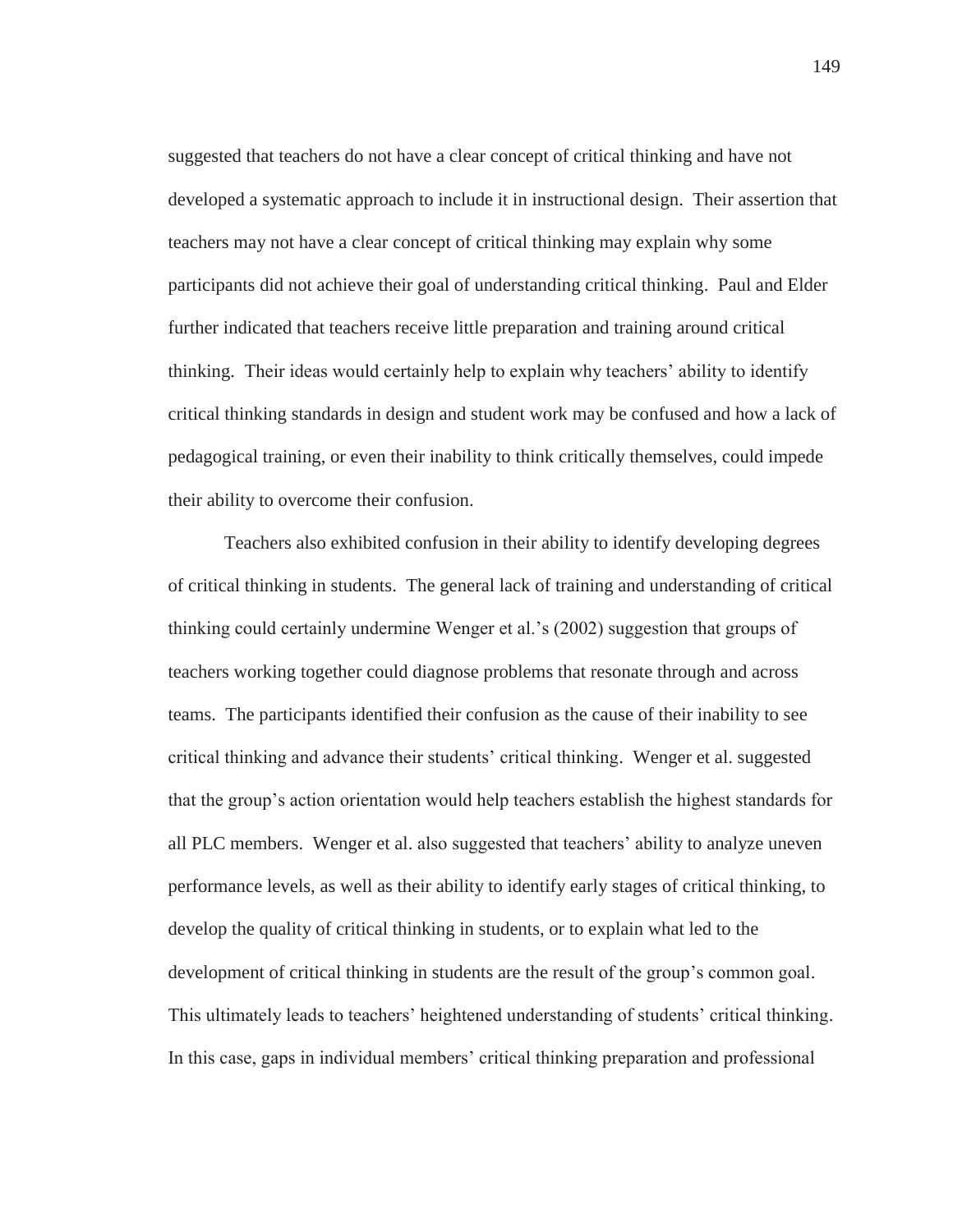suggested that teachers do not have a clear concept of critical thinking and have not developed a systematic approach to include it in instructional design. Their assertion that teachers may not have a clear concept of critical thinking may explain why some participants did not achieve their goal of understanding critical thinking. Paul and Elder further indicated that teachers receive little preparation and training around critical thinking. Their ideas would certainly help to explain why teachers' ability to identify critical thinking standards in design and student work may be confused and how a lack of pedagogical training, or even their inability to think critically themselves, could impede their ability to overcome their confusion.

Teachers also exhibited confusion in their ability to identify developing degrees of critical thinking in students. The general lack of training and understanding of critical thinking could certainly undermine Wenger et al.'s (2002) suggestion that groups of teachers working together could diagnose problems that resonate through and across teams. The participants identified their confusion as the cause of their inability to see critical thinking and advance their students' critical thinking. Wenger et al. suggested that the group's action orientation would help teachers establish the highest standards for all PLC members. Wenger et al. also suggested that teachers' ability to analyze uneven performance levels, as well as their ability to identify early stages of critical thinking, to develop the quality of critical thinking in students, or to explain what led to the development of critical thinking in students are the result of the group's common goal. This ultimately leads to teachers' heightened understanding of students' critical thinking. In this case, gaps in individual members' critical thinking preparation and professional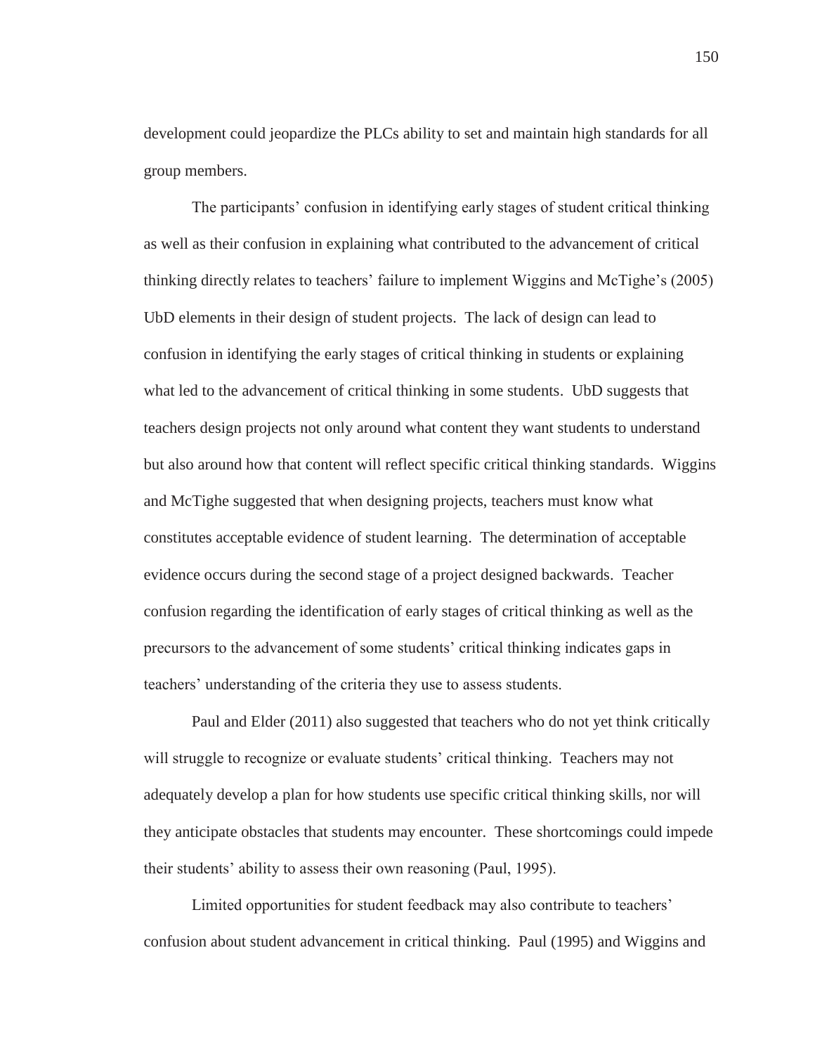development could jeopardize the PLCs ability to set and maintain high standards for all group members.

The participants' confusion in identifying early stages of student critical thinking as well as their confusion in explaining what contributed to the advancement of critical thinking directly relates to teachers' failure to implement Wiggins and McTighe's (2005) UbD elements in their design of student projects. The lack of design can lead to confusion in identifying the early stages of critical thinking in students or explaining what led to the advancement of critical thinking in some students. UbD suggests that teachers design projects not only around what content they want students to understand but also around how that content will reflect specific critical thinking standards. Wiggins and McTighe suggested that when designing projects, teachers must know what constitutes acceptable evidence of student learning. The determination of acceptable evidence occurs during the second stage of a project designed backwards. Teacher confusion regarding the identification of early stages of critical thinking as well as the precursors to the advancement of some students' critical thinking indicates gaps in teachers' understanding of the criteria they use to assess students.

Paul and Elder (2011) also suggested that teachers who do not yet think critically will struggle to recognize or evaluate students' critical thinking. Teachers may not adequately develop a plan for how students use specific critical thinking skills, nor will they anticipate obstacles that students may encounter. These shortcomings could impede their students' ability to assess their own reasoning (Paul, 1995).

Limited opportunities for student feedback may also contribute to teachers' confusion about student advancement in critical thinking. Paul (1995) and Wiggins and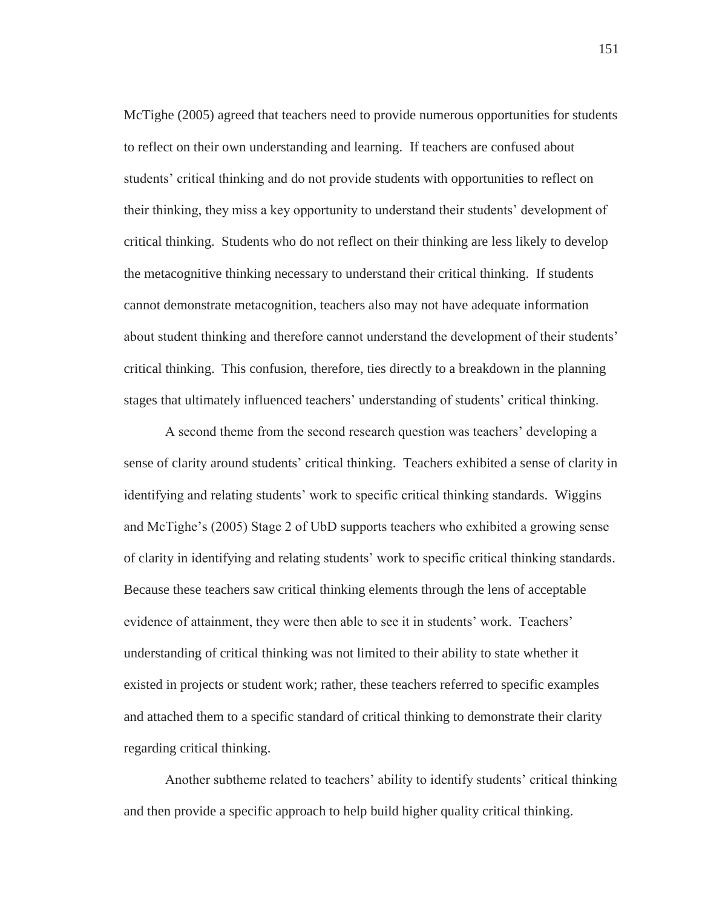McTighe (2005) agreed that teachers need to provide numerous opportunities for students to reflect on their own understanding and learning. If teachers are confused about students' critical thinking and do not provide students with opportunities to reflect on their thinking, they miss a key opportunity to understand their students' development of critical thinking. Students who do not reflect on their thinking are less likely to develop the metacognitive thinking necessary to understand their critical thinking. If students cannot demonstrate metacognition, teachers also may not have adequate information about student thinking and therefore cannot understand the development of their students' critical thinking. This confusion, therefore, ties directly to a breakdown in the planning stages that ultimately influenced teachers' understanding of students' critical thinking.

A second theme from the second research question was teachers' developing a sense of clarity around students' critical thinking. Teachers exhibited a sense of clarity in identifying and relating students' work to specific critical thinking standards. Wiggins and McTighe's (2005) Stage 2 of UbD supports teachers who exhibited a growing sense of clarity in identifying and relating students' work to specific critical thinking standards. Because these teachers saw critical thinking elements through the lens of acceptable evidence of attainment, they were then able to see it in students' work. Teachers' understanding of critical thinking was not limited to their ability to state whether it existed in projects or student work; rather, these teachers referred to specific examples and attached them to a specific standard of critical thinking to demonstrate their clarity regarding critical thinking.

Another subtheme related to teachers' ability to identify students' critical thinking and then provide a specific approach to help build higher quality critical thinking.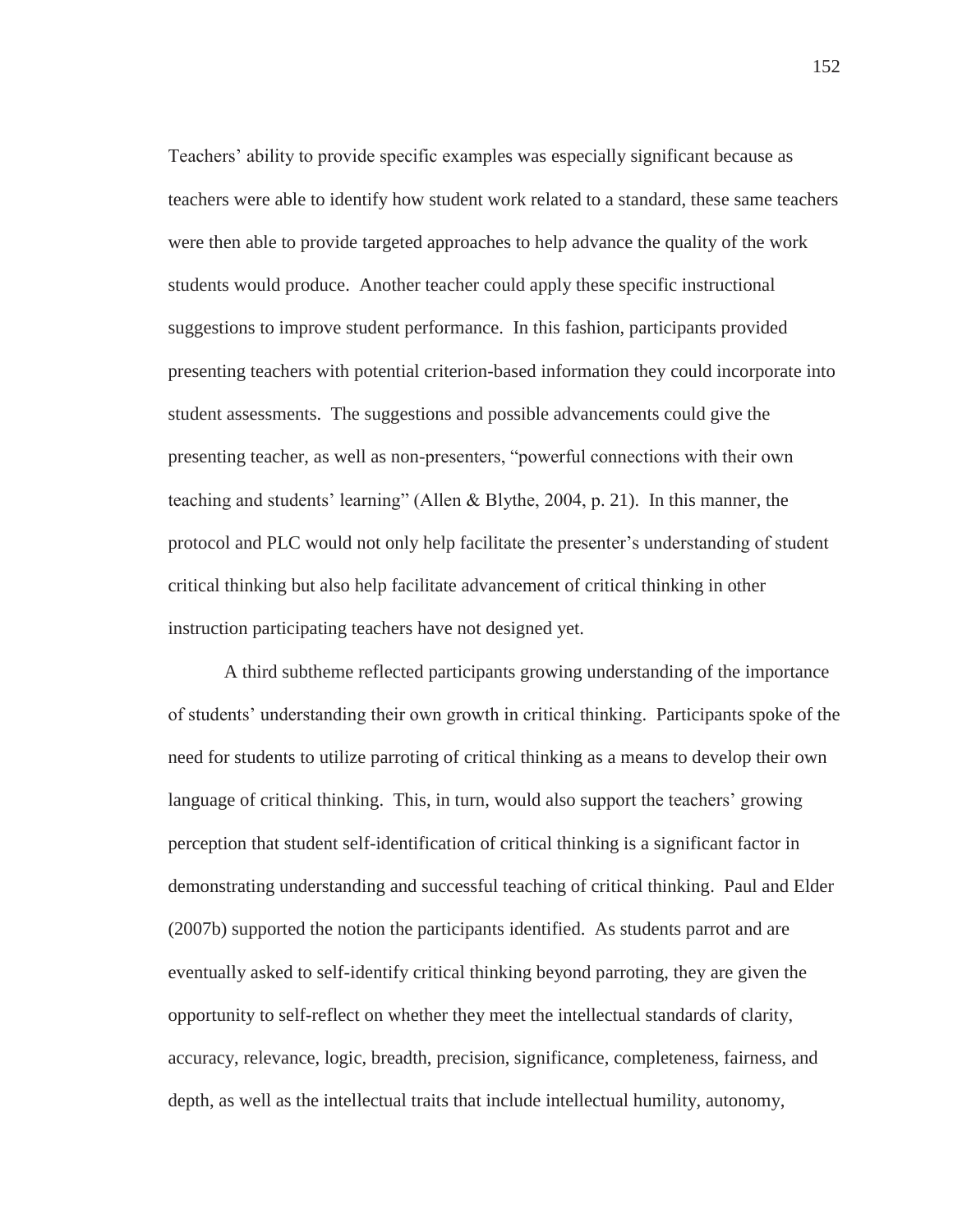Teachers' ability to provide specific examples was especially significant because as teachers were able to identify how student work related to a standard, these same teachers were then able to provide targeted approaches to help advance the quality of the work students would produce. Another teacher could apply these specific instructional suggestions to improve student performance. In this fashion, participants provided presenting teachers with potential criterion-based information they could incorporate into student assessments. The suggestions and possible advancements could give the presenting teacher, as well as non-presenters, "powerful connections with their own teaching and students' learning" (Allen & Blythe, 2004, p. 21). In this manner, the protocol and PLC would not only help facilitate the presenter's understanding of student critical thinking but also help facilitate advancement of critical thinking in other instruction participating teachers have not designed yet.

A third subtheme reflected participants growing understanding of the importance of students' understanding their own growth in critical thinking. Participants spoke of the need for students to utilize parroting of critical thinking as a means to develop their own language of critical thinking. This, in turn, would also support the teachers' growing perception that student self-identification of critical thinking is a significant factor in demonstrating understanding and successful teaching of critical thinking. Paul and Elder (2007b) supported the notion the participants identified. As students parrot and are eventually asked to self-identify critical thinking beyond parroting, they are given the opportunity to self-reflect on whether they meet the intellectual standards of clarity, accuracy, relevance, logic, breadth, precision, significance, completeness, fairness, and depth, as well as the intellectual traits that include intellectual humility, autonomy,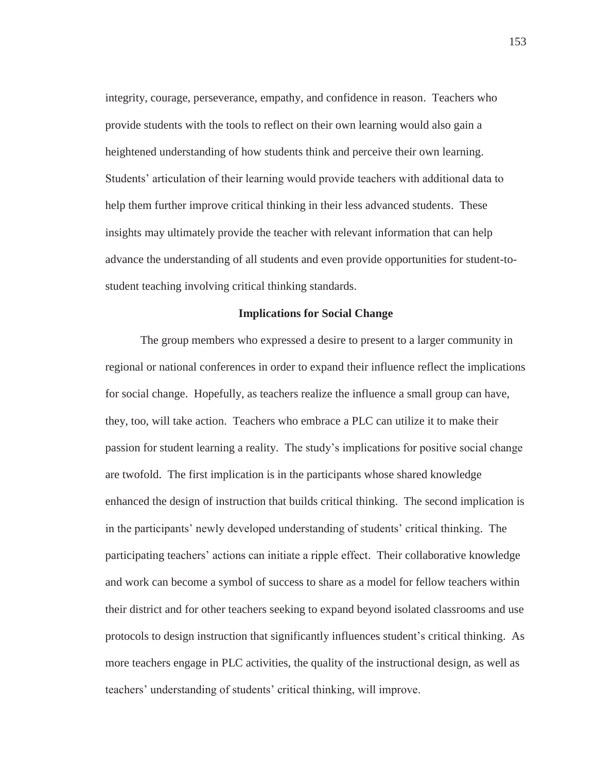integrity, courage, perseverance, empathy, and confidence in reason. Teachers who provide students with the tools to reflect on their own learning would also gain a heightened understanding of how students think and perceive their own learning. Students' articulation of their learning would provide teachers with additional data to help them further improve critical thinking in their less advanced students. These insights may ultimately provide the teacher with relevant information that can help advance the understanding of all students and even provide opportunities for student-to-student teaching involving critical thinking standards.

## Implications for Social Change

The group members who expressed a desire to present to a larger community in regional or national conferences in order to expand their influence reflect the implications for social change. Hopefully, as teachers realize the influence a small group can have, they, too, will take action. Teachers who embrace a PLC can utilize it to make their passion for student learning a reality. The study's implications for positive social change are twofold. The first implication is in the participants whose shared knowledge enhanced the design of instruction that builds critical thinking. The second implication is in the participants' newly developed understanding of students' critical thinking. The participating teachers' actions can initiate a ripple effect. Their collaborative knowledge and work can become a symbol of success to share as a model for fellow teachers within their district and for other teachers seeking to expand beyond isolated classrooms and use protocols to design instruction that significantly influences student's critical thinking. As more teachers engage in PLC activities, the quality of the instructional design, as well as teachers' understanding of students' critical thinking, will improve.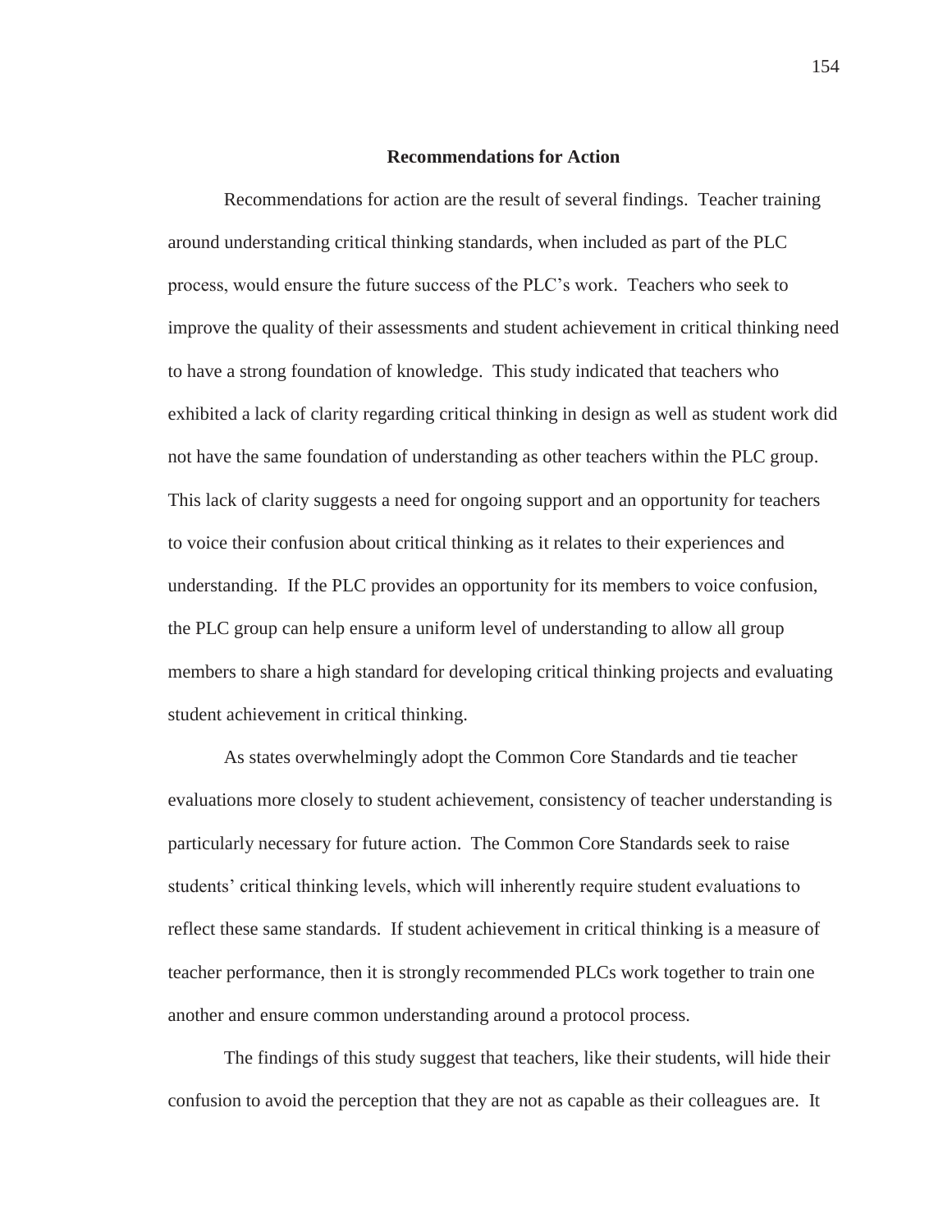## Recommendations for Action

Recommendations for action are the result of several findings. Teacher training around understanding critical thinking standards, when included as part of the PLC process, would ensure the future success of the PLC's work. Teachers who seek to improve the quality of their assessments and student achievement in critical thinking need to have a strong foundation of knowledge. This study indicated that teachers who exhibited a lack of clarity regarding critical thinking in design as well as student work did not have the same foundation of understanding as other teachers within the PLC group. This lack of clarity suggests a need for ongoing support and an opportunity for teachers to voice their confusion about critical thinking as it relates to their experiences and understanding. If the PLC provides an opportunity for its members to voice confusion, the PLC group can help ensure a uniform level of understanding to allow all group members to share a high standard for developing critical thinking projects and evaluating student achievement in critical thinking.

As states overwhelmingly adopt the Common Core Standards and tie teacher evaluations more closely to student achievement, consistency of teacher understanding is particularly necessary for future action. The Common Core Standards seek to raise students' critical thinking levels, which will inherently require student evaluations to reflect these same standards. If student achievement in critical thinking is a measure of teacher performance, then it is strongly recommended PLCs work together to train one another and ensure common understanding around a protocol process.

The findings of this study suggest that teachers, like their students, will hide their confusion to avoid the perception that they are not as capable as their colleagues are. It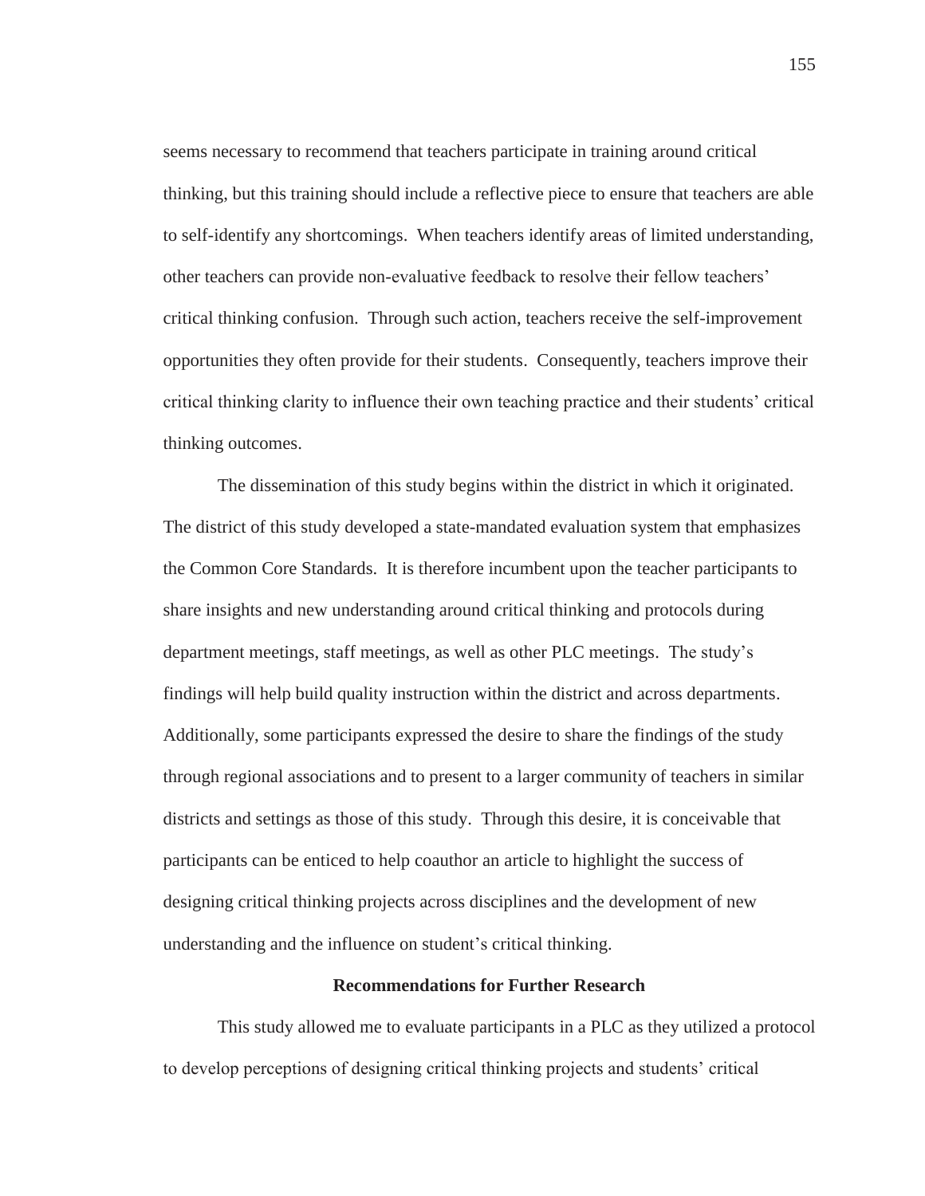seems necessary to recommend that teachers participate in training around critical thinking, but this training should include a reflective piece to ensure that teachers are able to self-identify any shortcomings. When teachers identify areas of limited understanding, other teachers can provide non-evaluative feedback to resolve their fellow teachers' critical thinking confusion. Through such action, teachers receive the self-improvement opportunities they often provide for their students. Consequently, teachers improve their critical thinking clarity to influence their own teaching practice and their students' critical thinking outcomes.

The dissemination of this study begins within the district in which it originated. The district of this study developed a state-mandated evaluation system that emphasizes the Common Core Standards. It is therefore incumbent upon the teacher participants to share insights and new understanding around critical thinking and protocols during department meetings, staff meetings, as well as other PLC meetings. The study's findings will help build quality instruction within the district and across departments. Additionally, some participants expressed the desire to share the findings of the study through regional associations and to present to a larger community of teachers in similar districts and settings as those of this study. Through this desire, it is conceivable that participants can be enticed to help coauthor an article to highlight the success of designing critical thinking projects across disciplines and the development of new understanding and the influence on student's critical thinking.

## Recommendations for Further Research

This study allowed me to evaluate participants in a PLC as they utilized a protocol to develop perceptions of designing critical thinking projects and students' critical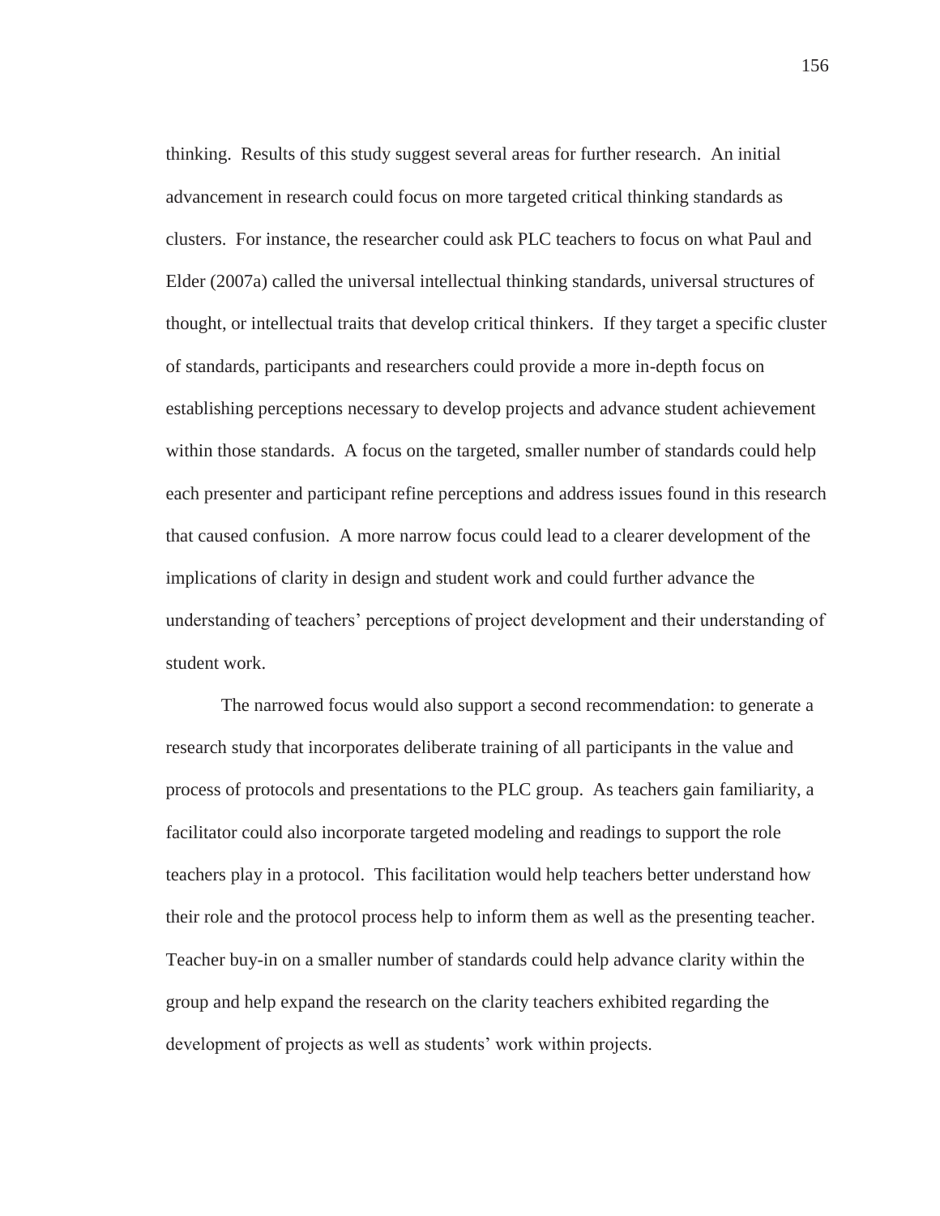thinking. Results of this study suggest several areas for further research. An initial advancement in research could focus on more targeted critical thinking standards as clusters. For instance, the researcher could ask PLC teachers to focus on what Paul and Elder (2007a) called the universal intellectual thinking standards, universal structures of thought, or intellectual traits that develop critical thinkers. If they target a specific cluster of standards, participants and researchers could provide a more in-depth focus on establishing perceptions necessary to develop projects and advance student achievement within those standards. A focus on the targeted, smaller number of standards could help each presenter and participant refine perceptions and address issues found in this research that caused confusion. A more narrow focus could lead to a clearer development of the implications of clarity in design and student work and could further advance the understanding of teachers' perceptions of project development and their understanding of student work.

The narrowed focus would also support a second recommendation: to generate a research study that incorporates deliberate training of all participants in the value and process of protocols and presentations to the PLC group. As teachers gain familiarity, a facilitator could also incorporate targeted modeling and readings to support the role teachers play in a protocol. This facilitation would help teachers better understand how their role and the protocol process help to inform them as well as the presenting teacher. Teacher buy-in on a smaller number of standards could help advance clarity within the group and help expand the research on the clarity teachers exhibited regarding the development of projects as well as students' work within projects.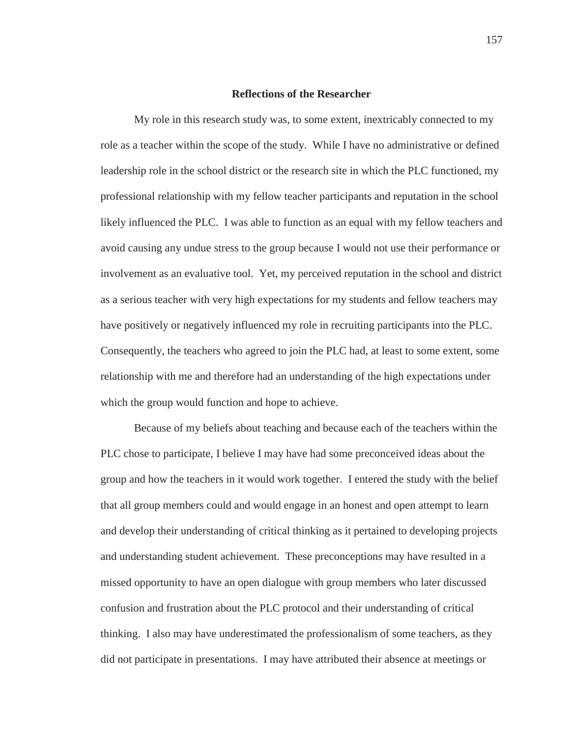## Reflections of the Researcher

My role in this research study was, to some extent, inextricably connected to my role as a teacher within the scope of the study. While I have no administrative or defined leadership role in the school district or the research site in which the PLC functioned, my professional relationship with my fellow teacher participants and reputation in the school likely influenced the PLC. I was able to function as an equal with my fellow teachers and avoid causing any undue stress to the group because I would not use their performance or involvement as an evaluative tool. Yet, my perceived reputation in the school and district as a serious teacher with very high expectations for my students and fellow teachers may have positively or negatively influenced my role in recruiting participants into the PLC. Consequently, the teachers who agreed to join the PLC had, at least to some extent, some relationship with me and therefore had an understanding of the high expectations under which the group would function and hope to achieve.

Because of my beliefs about teaching and because each of the teachers within the PLC chose to participate, I believe I may have had some preconceived ideas about the group and how the teachers in it would work together. I entered the study with the belief that all group members could and would engage in an honest and open attempt to learn and develop their understanding of critical thinking as it pertained to developing projects and understanding student achievement. These preconceptions may have resulted in a missed opportunity to have an open dialogue with group members who later discussed confusion and frustration about the PLC protocol and their understanding of critical thinking. I also may have underestimated the professionalism of some teachers, as they did not participate in presentations. I may have attributed their absence at meetings or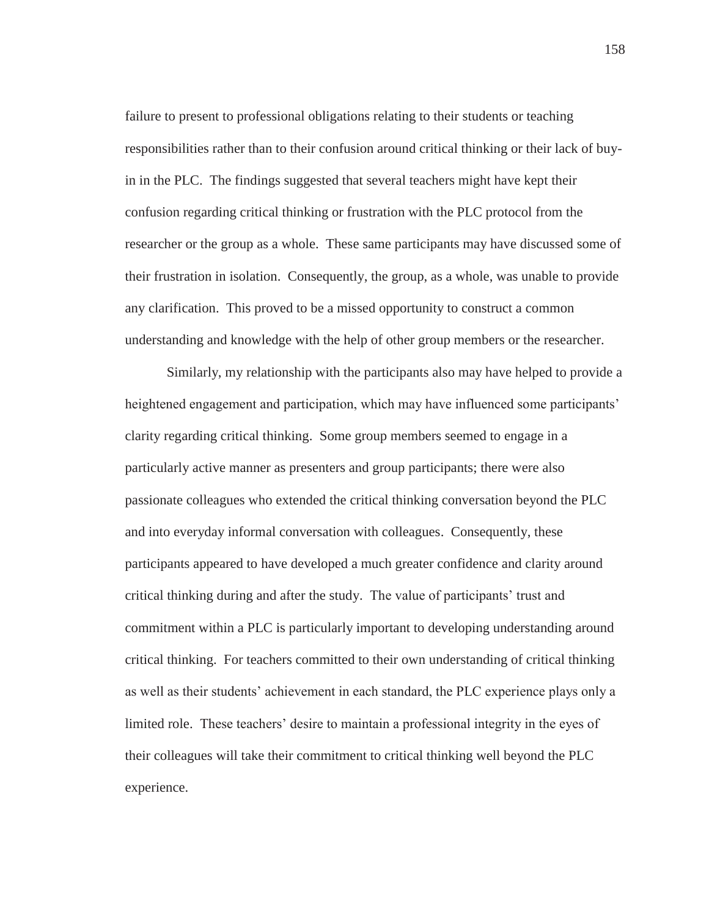failure to present to professional obligations relating to their students or teaching responsibilities rather than to their confusion around critical thinking or their lack of buy-in in the PLC. The findings suggested that several teachers might have kept their confusion regarding critical thinking or frustration with the PLC protocol from the researcher or the group as a whole. These same participants may have discussed some of their frustration in isolation. Consequently, the group, as a whole, was unable to provide any clarification. This proved to be a missed opportunity to construct a common understanding and knowledge with the help of other group members or the researcher.

Similarly, my relationship with the participants also may have helped to provide a heightened engagement and participation, which may have influenced some participants' clarity regarding critical thinking. Some group members seemed to engage in a particularly active manner as presenters and group participants; there were also passionate colleagues who extended the critical thinking conversation beyond the PLC and into everyday informal conversation with colleagues. Consequently, these participants appeared to have developed a much greater confidence and clarity around critical thinking during and after the study. The value of participants' trust and commitment within a PLC is particularly important to developing understanding around critical thinking. For teachers committed to their own understanding of critical thinking as well as their students' achievement in each standard, the PLC experience plays only a limited role. These teachers' desire to maintain a professional integrity in the eyes of their colleagues will take their commitment to critical thinking well beyond the PLC experience.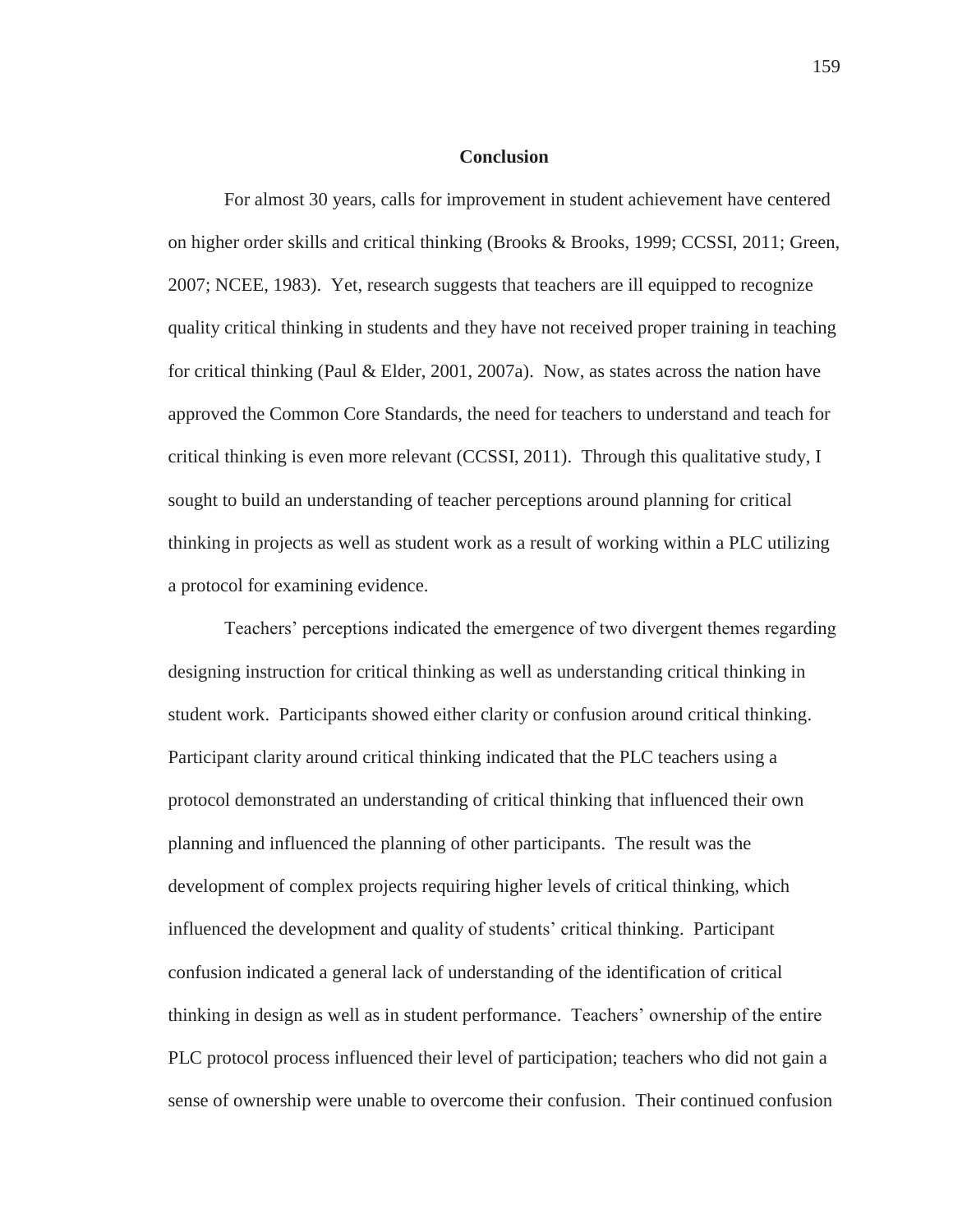## Conclusion

For almost 30 years, calls for improvement in student achievement have centered on higher order skills and critical thinking (Brooks & Brooks, 1999; CCSSI, 2011; Green, 2007; NCEE, 1983). Yet, research suggests that teachers are ill equipped to recognize quality critical thinking in students and they have not received proper training in teaching for critical thinking (Paul & Elder, 2001, 2007a). Now, as states across the nation have approved the Common Core Standards, the need for teachers to understand and teach for critical thinking is even more relevant (CCSSI, 2011). Through this qualitative study, I sought to build an understanding of teacher perceptions around planning for critical thinking in projects as well as student work as a result of working within a PLC utilizing a protocol for examining evidence.

Teachers' perceptions indicated the emergence of two divergent themes regarding designing instruction for critical thinking as well as understanding critical thinking in student work. Participants showed either clarity or confusion around critical thinking. Participant clarity around critical thinking indicated that the PLC teachers using a protocol demonstrated an understanding of critical thinking that influenced their own planning and influenced the planning of other participants. The result was the development of complex projects requiring higher levels of critical thinking, which influenced the development and quality of students' critical thinking. Participant confusion indicated a general lack of understanding of the identification of critical thinking in design as well as in student performance. Teachers' ownership of the entire PLC protocol process influenced their level of participation; teachers who did not gain a sense of ownership were unable to overcome their confusion. Their continued confusion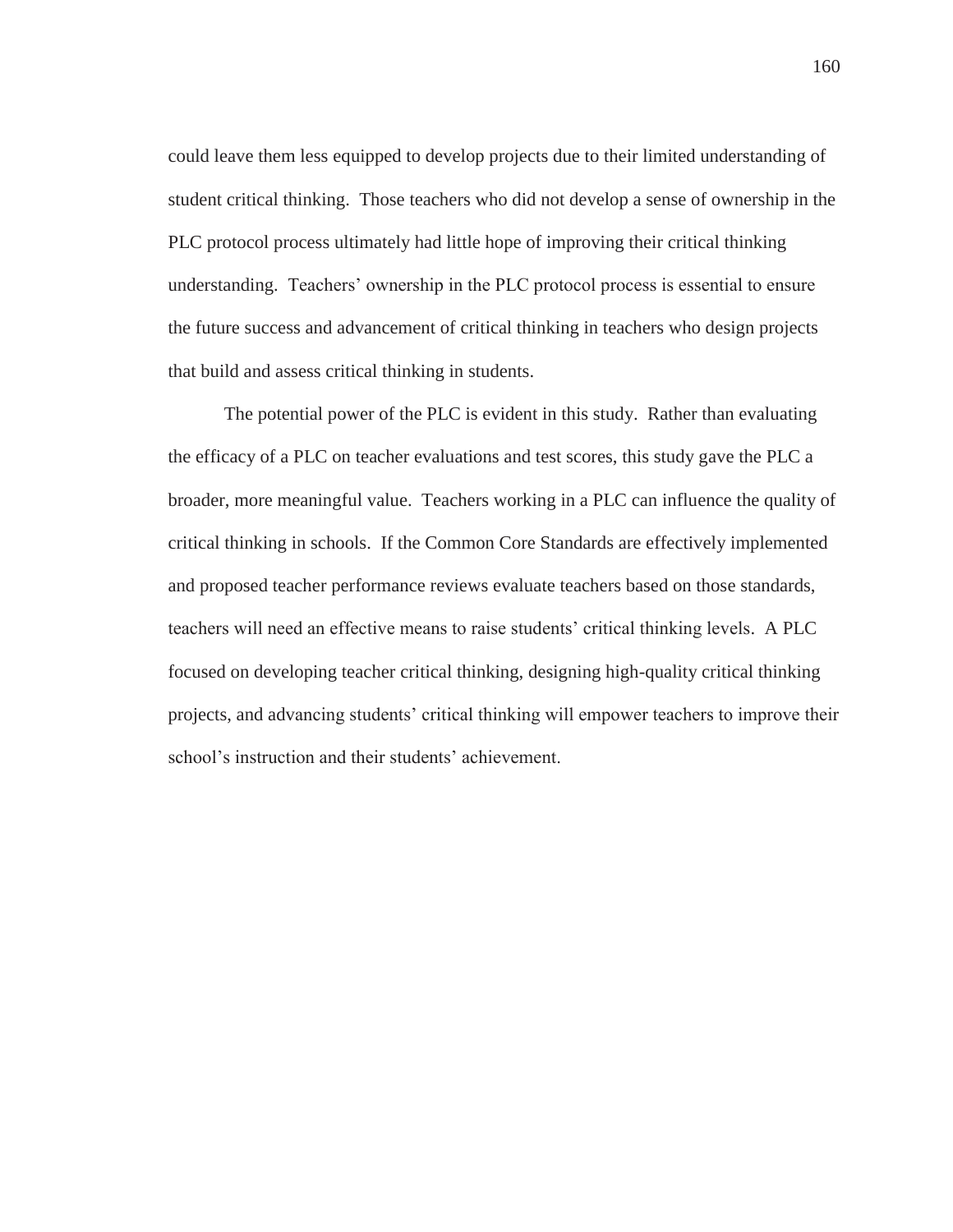could leave them less equipped to develop projects due to their limited understanding of student critical thinking. Those teachers who did not develop a sense of ownership in the PLC protocol process ultimately had little hope of improving their critical thinking understanding. Teachers' ownership in the PLC protocol process is essential to ensure the future success and advancement of critical thinking in teachers who design projects that build and assess critical thinking in students.

The potential power of the PLC is evident in this study. Rather than evaluating the efficacy of a PLC on teacher evaluations and test scores, this study gave the PLC a broader, more meaningful value. Teachers working in a PLC can influence the quality of critical thinking in schools. If the Common Core Standards are effectively implemented and proposed teacher performance reviews evaluate teachers based on those standards, teachers will need an effective means to raise students' critical thinking levels. A PLC focused on developing teacher critical thinking, designing high-quality critical thinking projects, and advancing students' critical thinking will empower teachers to improve their school's instruction and their students' achievement.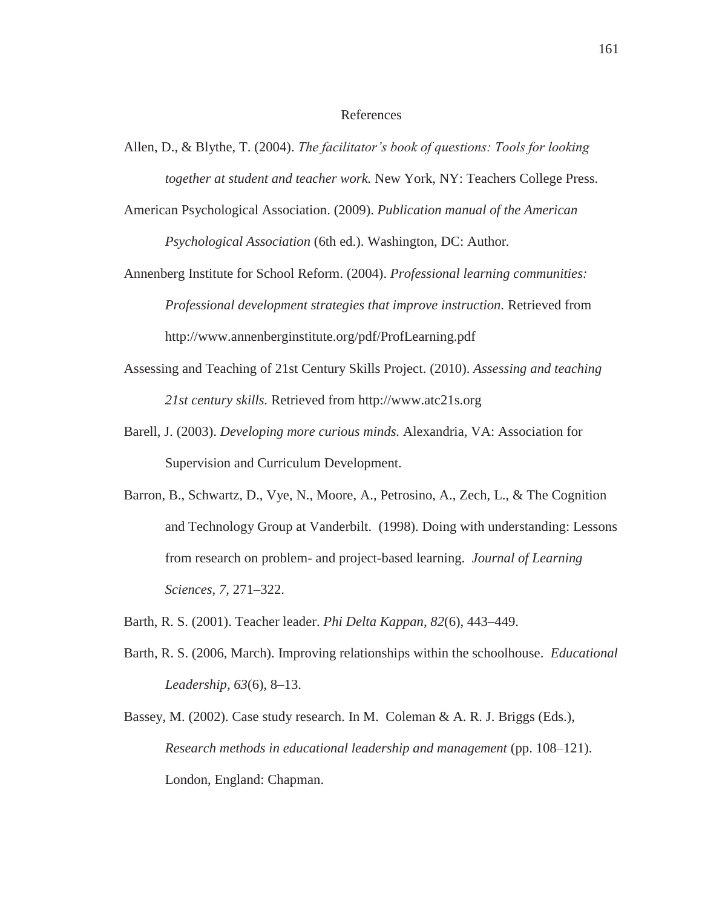# References

Allen, D., & Blythe, T. (2004). *The facilitator's book of questions: Tools for looking together at student and teacher work.* New York, NY: Teachers College Press.

American Psychological Association. (2009). *Publication manual of the American Psychological Association* (6th ed.). Washington, DC: Author.

Annenberg Institute for School Reform. (2004). *Professional learning communities: Professional development strategies that improve instruction.* Retrieved from http://www.annenberginstitute.org/pdf/ProfLearning.pdf

Assessing and Teaching of 21st Century Skills Project. (2010). *Assessing and teaching 21st century skills.* Retrieved from http://www.atc21s.org

Barell, J. (2003). *Developing more curious minds.* Alexandria, VA: Association for Supervision and Curriculum Development.

Barron, B., Schwartz, D., Vye, N., Moore, A., Petrosino, A., Zech, L., & The Cognition and Technology Group at Vanderbilt. (1998). Doing with understanding: Lessons from research on problem- and project-based learning. *Journal of Learning Sciences, 7,* 271–322.

Barth, R. S. (2001). Teacher leader. *Phi Delta Kappan, 82*(6), 443–449.

Barth, R. S. (2006, March). Improving relationships within the schoolhouse. *Educational Leadership, 63*(6), 8–13.

Bassey, M. (2002). Case study research. In M. Coleman & A. R. J. Briggs (Eds.), *Research methods in educational leadership and management* (pp. 108–121). London, England: Chapman.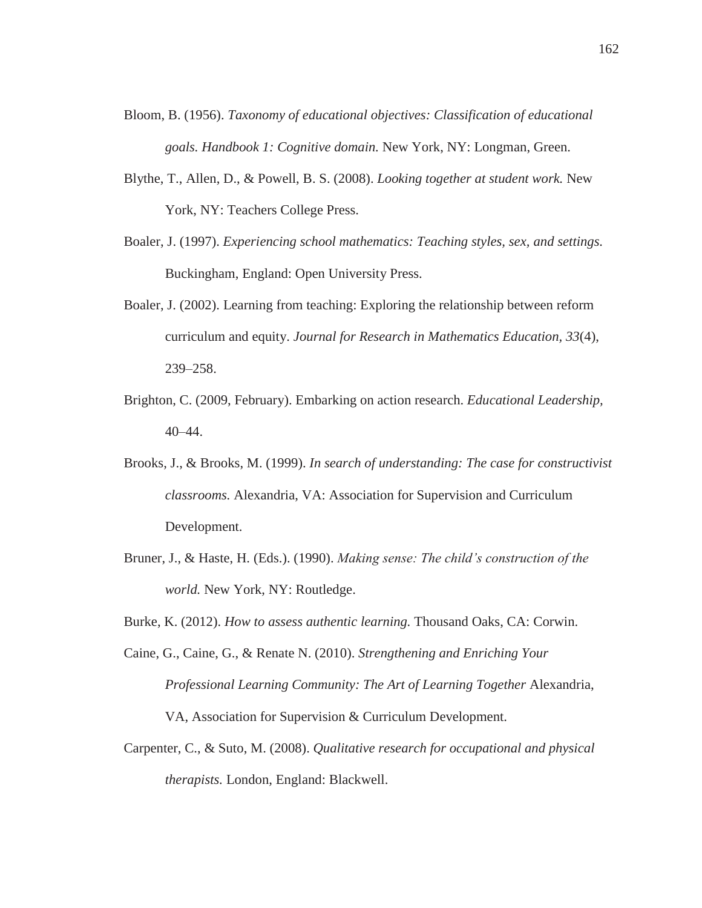Bloom, B. (1956). *Taxonomy of educational objectives: Classification of educational goals. Handbook 1: Cognitive domain.* New York, NY: Longman, Green.

Blythe, T., Allen, D., & Powell, B. S. (2008). *Looking together at student work.* New York, NY: Teachers College Press.

Boaler, J. (1997). *Experiencing school mathematics: Teaching styles, sex, and settings.* Buckingham, England: Open University Press.

Boaler, J. (2002). Learning from teaching: Exploring the relationship between reform curriculum and equity. *Journal for Research in Mathematics Education, 33*(4), 239–258.

Brighton, C. (2009, February). Embarking on action research. *Educational Leadership,* 40–44.

Brooks, J., & Brooks, M. (1999). *In search of understanding: The case for constructivist classrooms.* Alexandria, VA: Association for Supervision and Curriculum Development.

Bruner, J., & Haste, H. (Eds.). (1990). *Making sense: The child's construction of the world.* New York, NY: Routledge.

Burke, K. (2012). *How to assess authentic learning.* Thousand Oaks, CA: Corwin.

Caine, G., Caine, G., & Renate N. (2010). *Strengthening and Enriching Your Professional Learning Community: The Art of Learning Together* Alexandria, VA, Association for Supervision & Curriculum Development.

Carpenter, C., & Suto, M. (2008). *Qualitative research for occupational and physical therapists.* London, England: Blackwell.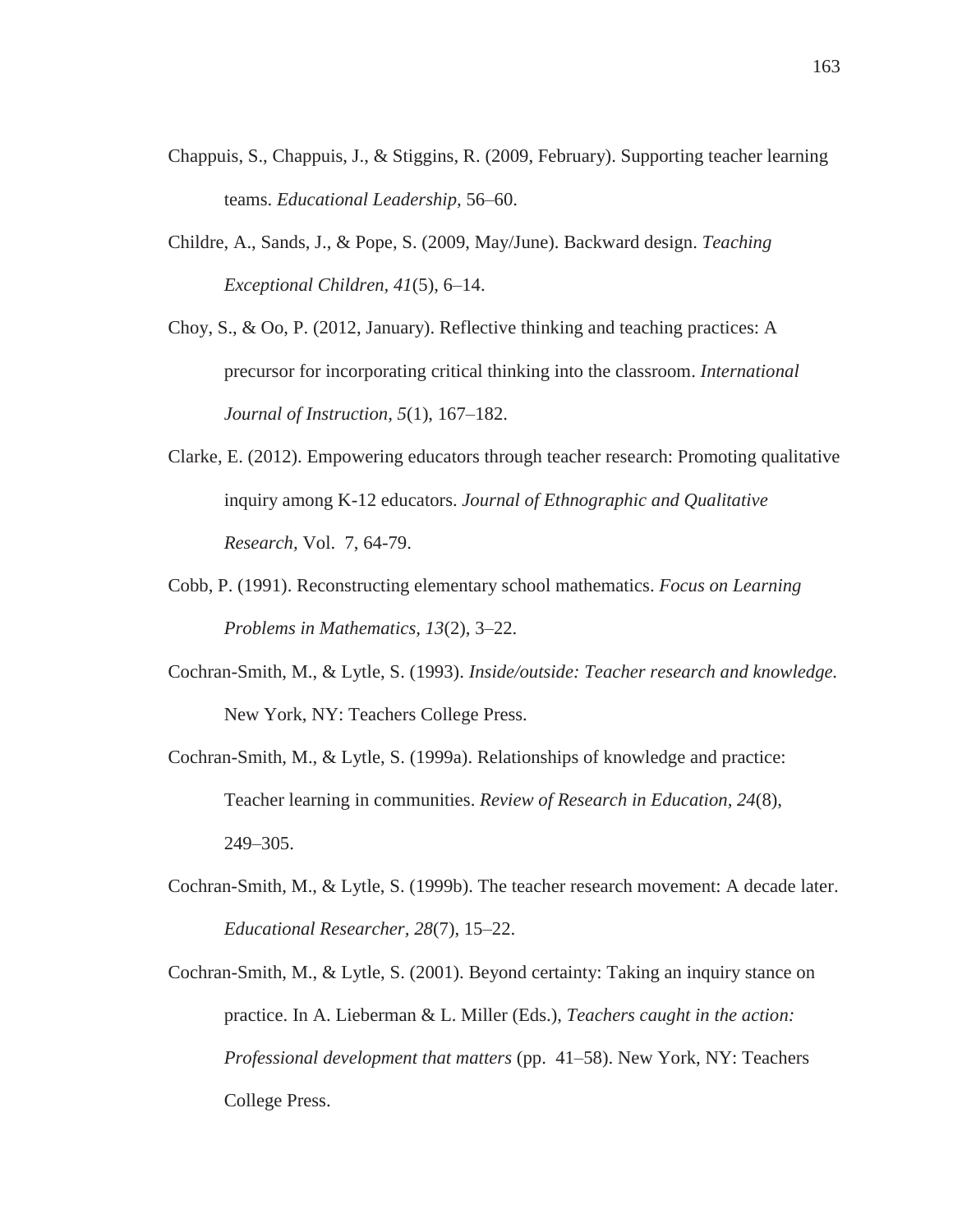Chappuis, S., Chappuis, J., & Stiggins, R. (2009, February). Supporting teacher learning teams. *Educational Leadership,* 56–60.

Childre, A., Sands, J., & Pope, S. (2009, May/June). Backward design. *Teaching Exceptional Children, 41*(5), 6–14.

Choy, S., & Oo, P. (2012, January). Reflective thinking and teaching practices: A precursor for incorporating critical thinking into the classroom. *International Journal of Instruction, 5*(1), 167–182.

Clarke, E. (2012). Empowering educators through teacher research: Promoting qualitative inquiry among K-12 educators. *Journal of Ethnographic and Qualitative Research,* Vol. 7, 64-79.

Cobb, P. (1991). Reconstructing elementary school mathematics. *Focus on Learning Problems in Mathematics, 13*(2), 3–22.

Cochran-Smith, M., & Lytle, S. (1993). *Inside/outside: Teacher research and knowledge.* New York, NY: Teachers College Press.

Cochran-Smith, M., & Lytle, S. (1999a). Relationships of knowledge and practice: Teacher learning in communities. *Review of Research in Education, 24*(8), 249–305.

Cochran-Smith, M., & Lytle, S. (1999b). The teacher research movement: A decade later. *Educational Researcher, 28*(7), 15–22.

Cochran-Smith, M., & Lytle, S. (2001). Beyond certainty: Taking an inquiry stance on practice. In A. Lieberman & L. Miller (Eds.), *Teachers caught in the action: Professional development that matters* (pp. 41–58). New York, NY: Teachers College Press.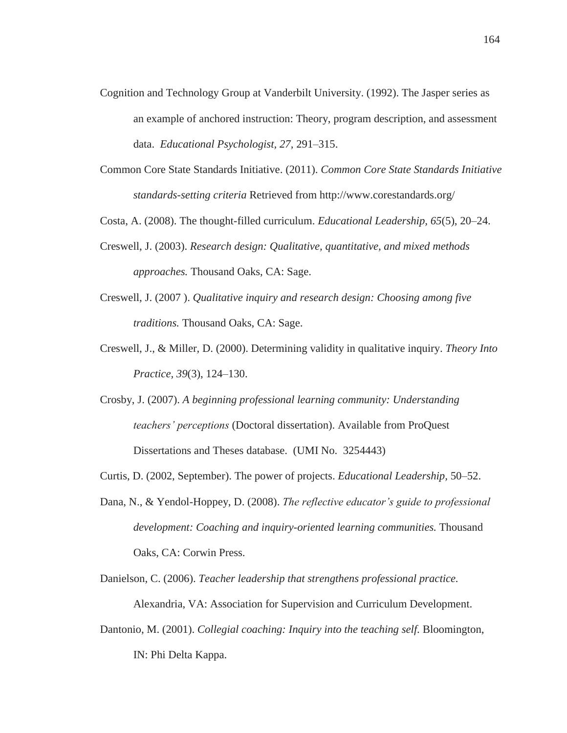Cognition and Technology Group at Vanderbilt University. (1992). The Jasper series as an example of anchored instruction: Theory, program description, and assessment data. *Educational Psychologist*, *27*, 291–315.

Common Core State Standards Initiative. (2011). *Common Core State Standards Initiative standards-setting criteria* Retrieved from http://www.corestandards.org/

Costa, A. (2008). The thought-filled curriculum. *Educational Leadership*, *65*(5), 20–24.

Creswell, J. (2003). *Research design: Qualitative, quantitative, and mixed methods approaches.* Thousand Oaks, CA: Sage.

Creswell, J. (2007 ). *Qualitative inquiry and research design: Choosing among five traditions.* Thousand Oaks, CA: Sage.

Creswell, J., & Miller, D. (2000). Determining validity in qualitative inquiry. *Theory Into Practice*, *39*(3), 124–130.

Crosby, J. (2007). *A beginning professional learning community: Understanding teachers' perceptions* (Doctoral dissertation). Available from ProQuest Dissertations and Theses database. (UMI No. 3254443)

Curtis, D. (2002, September). The power of projects. *Educational Leadership,* 50–52.

Dana, N., & Yendol-Hoppey, D. (2008). *The reflective educator's guide to professional development: Coaching and inquiry-oriented learning communities.* Thousand Oaks, CA: Corwin Press.

Danielson, C. (2006). *Teacher leadership that strengthens professional practice.* Alexandria, VA: Association for Supervision and Curriculum Development.

Dantonio, M. (2001). *Collegial coaching: Inquiry into the teaching self*. Bloomington, IN: Phi Delta Kappa.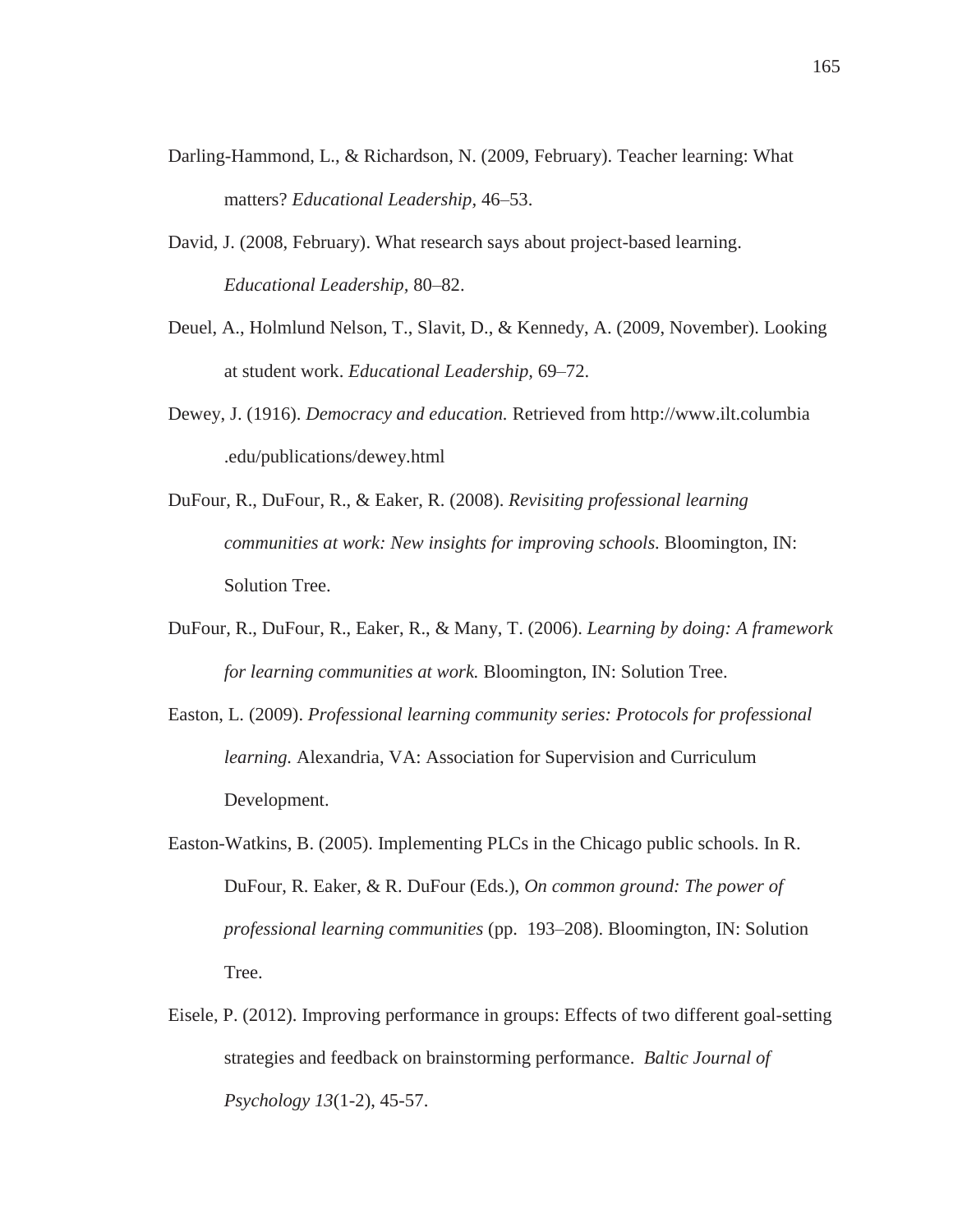Darling-Hammond, L., & Richardson, N. (2009, February). Teacher learning: What matters? *Educational Leadership*, 46–53.

David, J. (2008, February). What research says about project-based learning. *Educational Leadership,* 80–82.

Deuel, A., Holmlund Nelson, T., Slavit, D., & Kennedy, A. (2009, November). Looking at student work. *Educational Leadership*, 69–72.

Dewey, J. (1916). *Democracy and education.* Retrieved from http://www.ilt.columbia .edu/publications/dewey.html

DuFour, R., DuFour, R., & Eaker, R. (2008). *Revisiting professional learning communities at work: New insights for improving schools.* Bloomington, IN: Solution Tree.

DuFour, R., DuFour, R., Eaker, R., & Many, T. (2006). *Learning by doing: A framework for learning communities at work.* Bloomington, IN: Solution Tree.

Easton, L. (2009). *Professional learning community series: Protocols for professional learning.* Alexandria, VA: Association for Supervision and Curriculum Development.

Easton-Watkins, B. (2005). Implementing PLCs in the Chicago public schools. In R. DuFour, R. Eaker, & R. DuFour (Eds.), *On common ground: The power of professional learning communities* (pp. 193–208). Bloomington, IN: Solution Tree.

Eisele, P. (2012). Improving performance in groups: Effects of two different goal-setting strategies and feedback on brainstorming performance. *Baltic Journal of Psychology 13*(1-2), 45-57.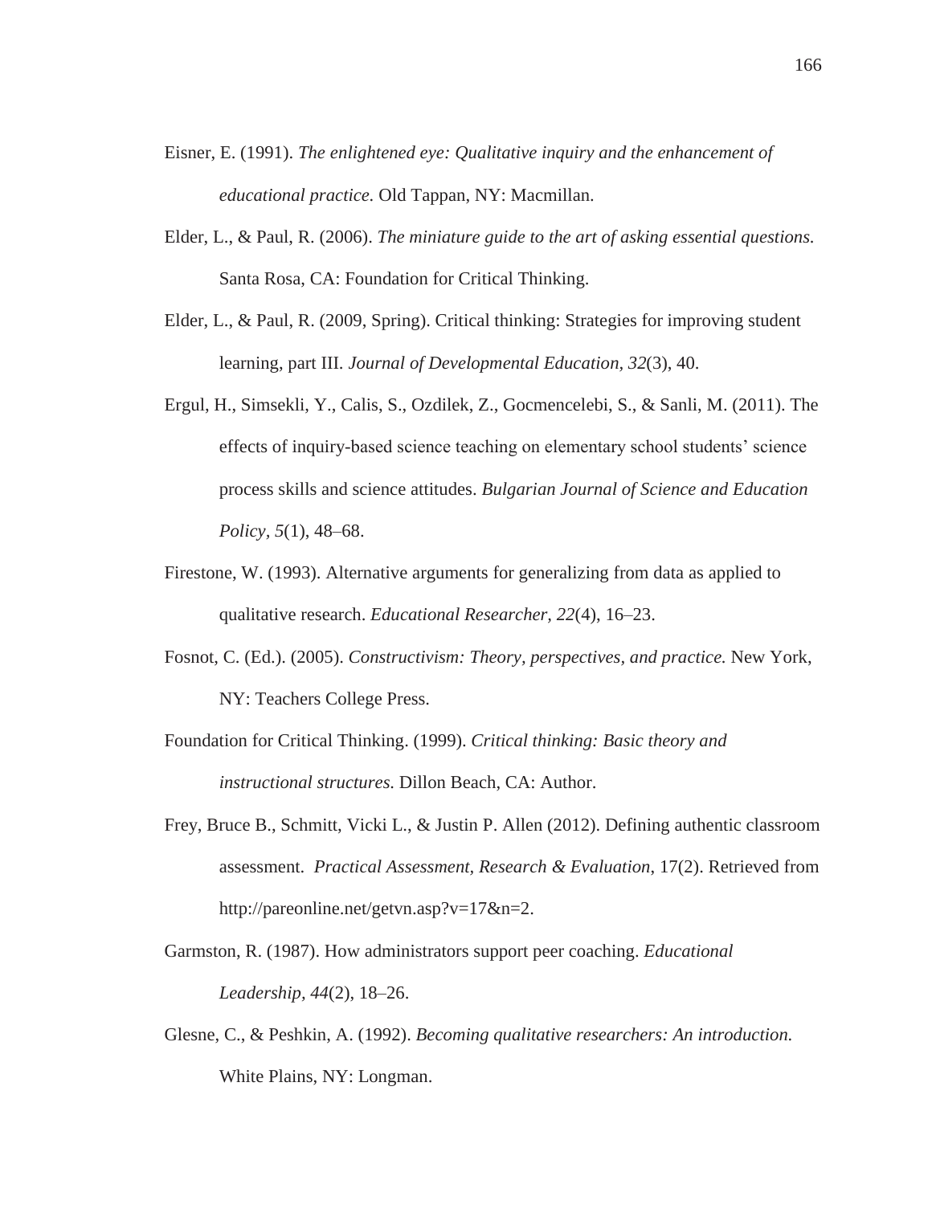Eisner, E. (1991). *The enlightened eye: Qualitative inquiry and the enhancement of educational practice.* Old Tappan, NY: Macmillan.

Elder, L., & Paul, R. (2006). *The miniature guide to the art of asking essential questions.* Santa Rosa, CA: Foundation for Critical Thinking.

Elder, L., & Paul, R. (2009, Spring). Critical thinking: Strategies for improving student learning, part III. *Journal of Developmental Education, 32*(3), 40.

Ergul, H., Simsekli, Y., Calis, S., Ozdilek, Z., Gocmencelebi, S., & Sanli, M. (2011). The effects of inquiry-based science teaching on elementary school students' science process skills and science attitudes. *Bulgarian Journal of Science and Education Policy, 5*(1), 48–68.

Firestone, W. (1993). Alternative arguments for generalizing from data as applied to qualitative research. *Educational Researcher, 22*(4), 16–23.

Fosnot, C. (Ed.). (2005). *Constructivism: Theory, perspectives, and practice.* New York, NY: Teachers College Press.

Foundation for Critical Thinking. (1999). *Critical thinking: Basic theory and instructional structures.* Dillon Beach, CA: Author.

Frey, Bruce B., Schmitt, Vicki L., & Justin P. Allen (2012). Defining authentic classroom assessment. *Practical Assessment, Research & Evaluation,* 17(2). Retrieved from http://pareonline.net/getvn.asp?v=17&n=2.

Garmston, R. (1987). How administrators support peer coaching. *Educational Leadership, 44*(2), 18–26.

Glesne, C., & Peshkin, A. (1992). *Becoming qualitative researchers: An introduction.* White Plains, NY: Longman.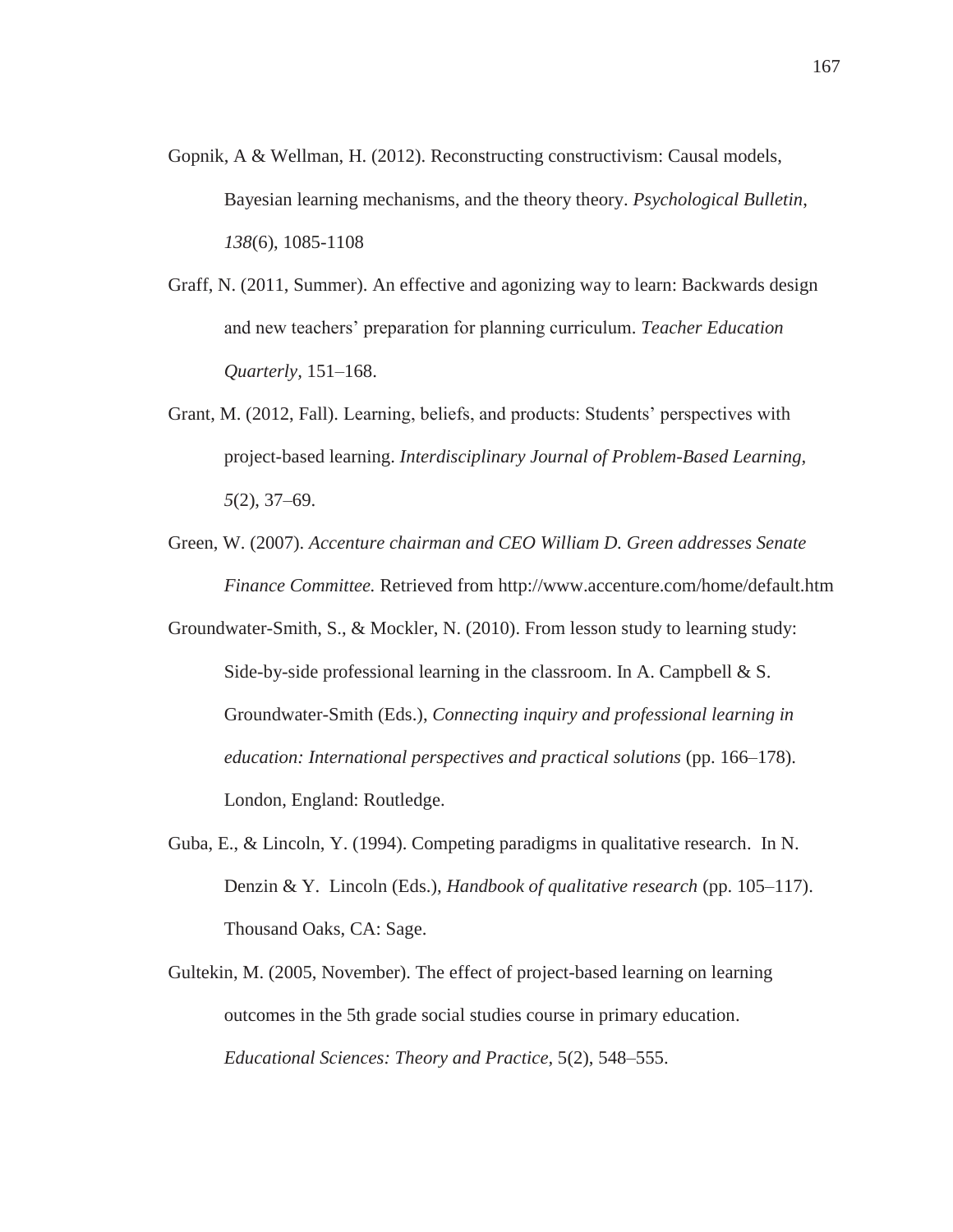Gopnik, A & Wellman, H. (2012). Reconstructing constructivism: Causal models, Bayesian learning mechanisms, and the theory theory. *Psychological Bulletin*, *138*(6), 1085-1108

Graff, N. (2011, Summer). An effective and agonizing way to learn: Backwards design and new teachers' preparation for planning curriculum. *Teacher Education Quarterly*, 151–168.

Grant, M. (2012, Fall). Learning, beliefs, and products: Students' perspectives with project-based learning. *Interdisciplinary Journal of Problem-Based Learning, 5*(2), 37–69.

Green, W. (2007). *Accenture chairman and CEO William D. Green addresses Senate Finance Committee.* Retrieved from http://www.accenture.com/home/default.htm

Groundwater-Smith, S., & Mockler, N. (2010). From lesson study to learning study: Side-by-side professional learning in the classroom. In A. Campbell & S. Groundwater-Smith (Eds.), *Connecting inquiry and professional learning in education: International perspectives and practical solutions* (pp. 166–178). London, England: Routledge.

Guba, E., & Lincoln, Y. (1994). Competing paradigms in qualitative research. In N. Denzin & Y. Lincoln (Eds.), *Handbook of qualitative research* (pp. 105–117). Thousand Oaks, CA: Sage.

Gultekin, M. (2005, November). The effect of project-based learning on learning outcomes in the 5th grade social studies course in primary education. *Educational Sciences: Theory and Practice*, 5(2), 548–555.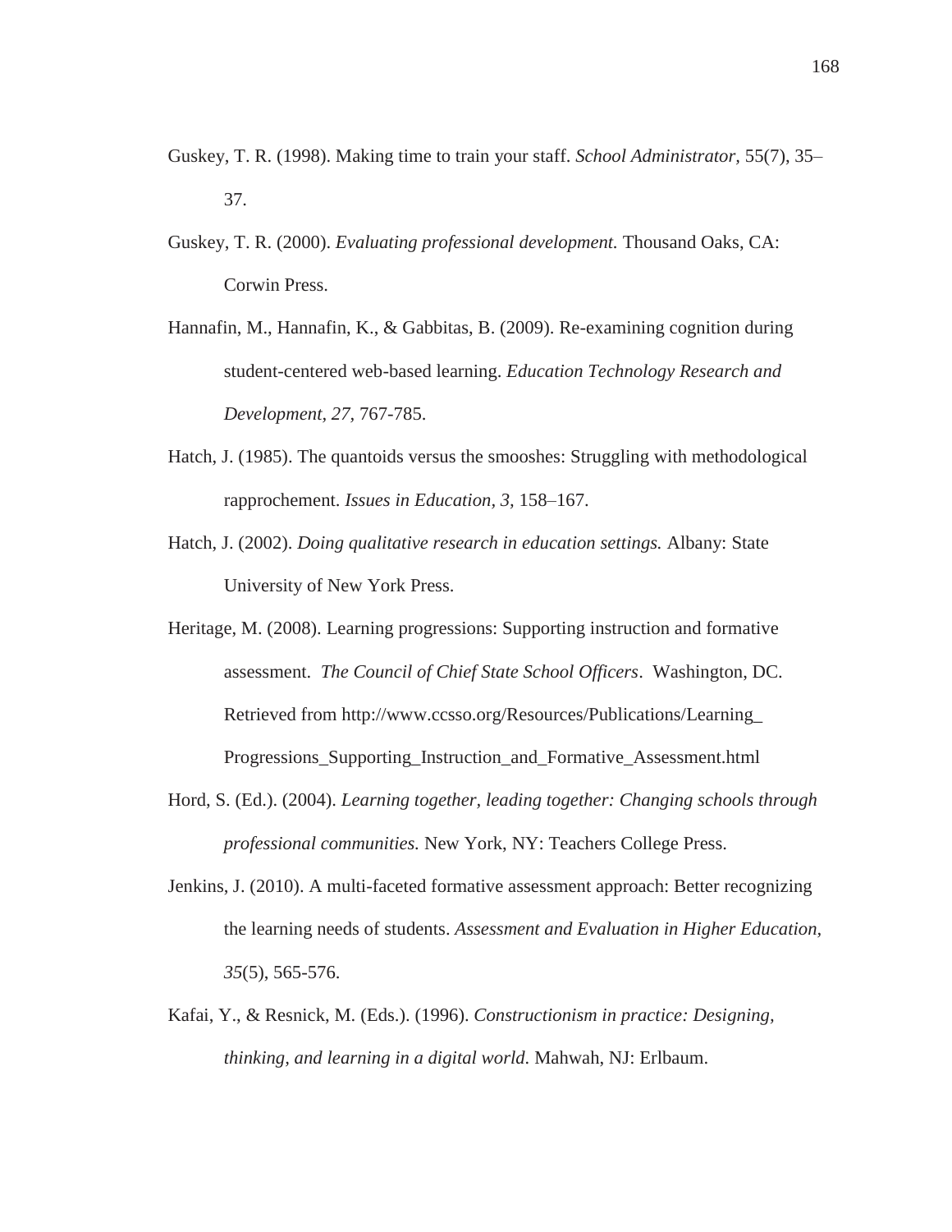Guskey, T. R. (1998). Making time to train your staff. *School Administrator,* 55(7), 35–37.

Guskey, T. R. (2000). *Evaluating professional development.* Thousand Oaks, CA: Corwin Press.

Hannafin, M., Hannafin, K., & Gabbitas, B. (2009). Re-examining cognition during student-centered web-based learning. *Education Technology Research and Development, 27,* 767-785.

Hatch, J. (1985). The quantoids versus the smooshes: Struggling with methodological rapprochement. *Issues in Education, 3,* 158–167.

Hatch, J. (2002). *Doing qualitative research in education settings.* Albany: State University of New York Press.

Heritage, M. (2008). Learning progressions: Supporting instruction and formative assessment. *The Council of Chief State School Officers*. Washington, DC. Retrieved from http://www.ccsso.org/Resources/Publications/Learning_Progressions_Supporting_Instruction_and_Formative_Assessment.html

Hord, S. (Ed.). (2004). *Learning together, leading together: Changing schools through professional communities.* New York, NY: Teachers College Press.

Jenkins, J. (2010). A multi-faceted formative assessment approach: Better recognizing the learning needs of students. *Assessment and Evaluation in Higher Education, 35*(5), 565-576.

Kafai, Y., & Resnick, M. (Eds.). (1996). *Constructionism in practice: Designing, thinking, and learning in a digital world*. Mahwah, NJ: Erlbaum.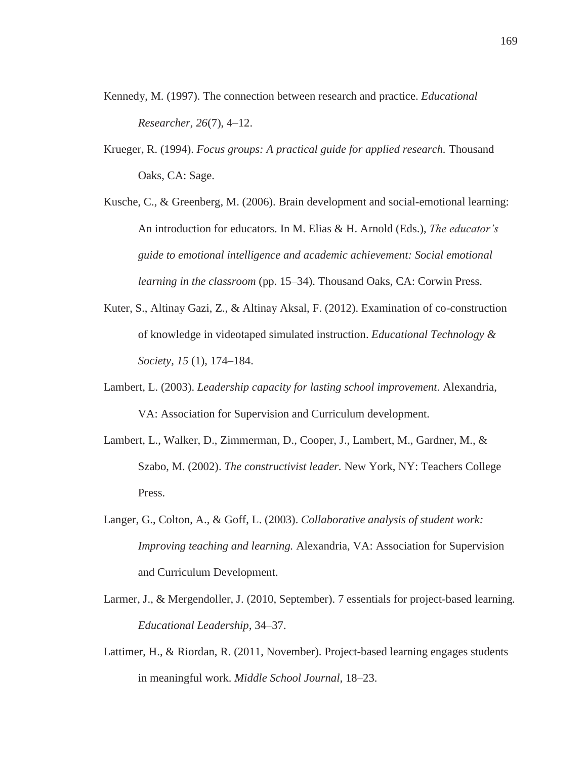Kennedy, M. (1997). The connection between research and practice. *Educational Researcher, 26*(7), 4–12.

Krueger, R. (1994). *Focus groups: A practical guide for applied research.* Thousand Oaks, CA: Sage.

Kusche, C., & Greenberg, M. (2006). Brain development and social-emotional learning: An introduction for educators. In M. Elias & H. Arnold (Eds.), *The educator's guide to emotional intelligence and academic achievement: Social emotional learning in the classroom* (pp. 15–34). Thousand Oaks, CA: Corwin Press.

Kuter, S., Altinay Gazi, Z., & Altinay Aksal, F. (2012). Examination of co-construction of knowledge in videotaped simulated instruction. *Educational Technology & Society, 15* (1), 174–184.

Lambert, L. (2003). *Leadership capacity for lasting school improvement.* Alexandria, VA: Association for Supervision and Curriculum development.

Lambert, L., Walker, D., Zimmerman, D., Cooper, J., Lambert, M., Gardner, M., & Szabo, M. (2002). *The constructivist leader.* New York, NY: Teachers College Press.

Langer, G., Colton, A., & Goff, L. (2003). *Collaborative analysis of student work: Improving teaching and learning.* Alexandria, VA: Association for Supervision and Curriculum Development.

Larmer, J., & Mergendoller, J. (2010, September). 7 essentials for project-based learning. *Educational Leadership,* 34–37.

Lattimer, H., & Riordan, R. (2011, November). Project-based learning engages students in meaningful work. *Middle School Journal,* 18–23.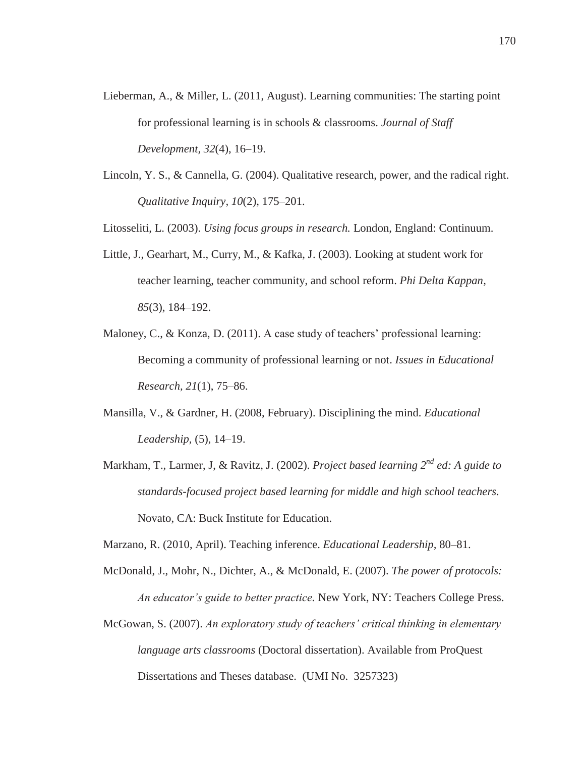Lieberman, A., & Miller, L. (2011, August). Learning communities: The starting point for professional learning is in schools & classrooms. *Journal of Staff Development*, *32*(4), 16–19.

Lincoln, Y. S., & Cannella, G. (2004). Qualitative research, power, and the radical right. *Qualitative Inquiry*, *10*(2), 175–201.

Litosseliti, L. (2003). *Using focus groups in research.* London, England: Continuum.

Little, J., Gearhart, M., Curry, M., & Kafka, J. (2003). Looking at student work for teacher learning, teacher community, and school reform. *Phi Delta Kappan, 85*(3), 184–192.

Maloney, C., & Konza, D. (2011). A case study of teachers' professional learning: Becoming a community of professional learning or not. *Issues in Educational Research*, *21*(1), 75–86.

Mansilla, V., & Gardner, H. (2008, February). Disciplining the mind. *Educational Leadership,* (5), 14–19.

Markham, T., Larmer, J, & Ravitz, J. (2002). *Project based learning 2nd ed: A guide to standards-focused project based learning for middle and high school teachers.* Novato, CA: Buck Institute for Education.

Marzano, R. (2010, April). Teaching inference. *Educational Leadership,* 80–81.

McDonald, J., Mohr, N., Dichter, A., & McDonald, E. (2007). *The power of protocols: An educator's guide to better practice.* New York, NY: Teachers College Press.

McGowan, S. (2007). *An exploratory study of teachers' critical thinking in elementary language arts classrooms* (Doctoral dissertation). Available from ProQuest Dissertations and Theses database. (UMI No. 3257323)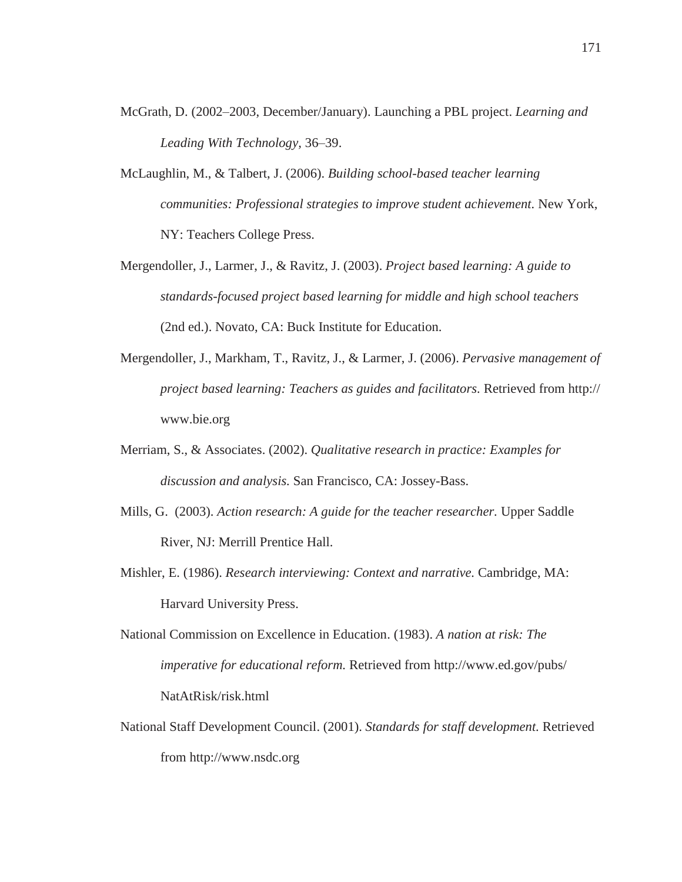McGrath, D. (2002–2003, December/January). Launching a PBL project. *Learning and Leading With Technology*, 36–39.

McLaughlin, M., & Talbert, J. (2006). *Building school-based teacher learning communities: Professional strategies to improve student achievement*. New York, NY: Teachers College Press.

Mergendoller, J., Larmer, J., & Ravitz, J. (2003). *Project based learning: A guide to standards-focused project based learning for middle and high school teachers* (2nd ed.). Novato, CA: Buck Institute for Education.

Mergendoller, J., Markham, T., Ravitz, J., & Larmer, J. (2006). *Pervasive management of project based learning: Teachers as guides and facilitators*. Retrieved from http://www.bie.org

Merriam, S., & Associates. (2002). *Qualitative research in practice: Examples for discussion and analysis.* San Francisco, CA: Jossey-Bass.

Mills, G. (2003). *Action research: A guide for the teacher researcher.* Upper Saddle River, NJ: Merrill Prentice Hall.

Mishler, E. (1986). *Research interviewing: Context and narrative.* Cambridge, MA: Harvard University Press.

National Commission on Excellence in Education. (1983). *A nation at risk: The imperative for educational reform.* Retrieved from http://www.ed.gov/pubs/NatAtRisk/risk.html

National Staff Development Council. (2001). *Standards for staff development.* Retrieved from http://www.nsdc.org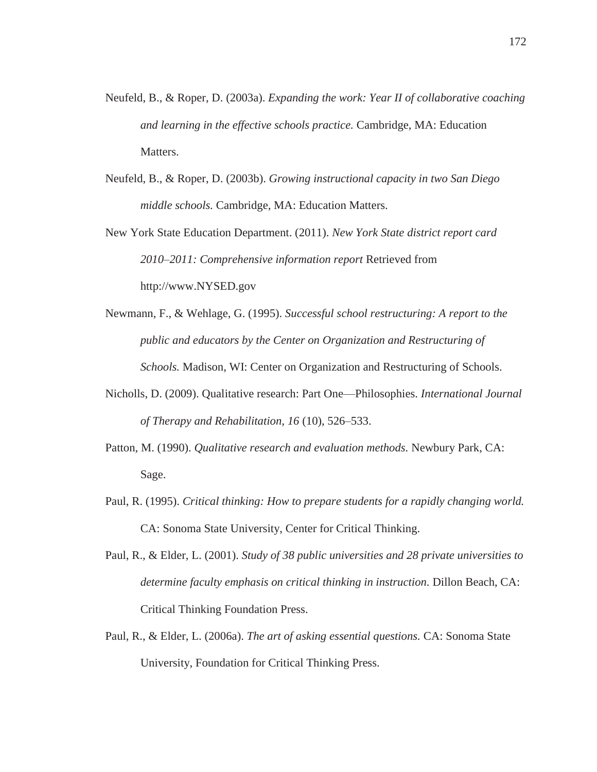Neufeld, B., & Roper, D. (2003a). *Expanding the work: Year II of collaborative coaching and learning in the effective schools practice.* Cambridge, MA: Education Matters.

Neufeld, B., & Roper, D. (2003b). *Growing instructional capacity in two San Diego middle schools.* Cambridge, MA: Education Matters.

New York State Education Department. (2011). *New York State district report card 2010–2011: Comprehensive information report* Retrieved from http://www.NYSED.gov

Newmann, F., & Wehlage, G. (1995). *Successful school restructuring: A report to the public and educators by the Center on Organization and Restructuring of Schools.* Madison, WI: Center on Organization and Restructuring of Schools.

Nicholls, D. (2009). Qualitative research: Part One—Philosophies. *International Journal of Therapy and Rehabilitation, 16* (10), 526–533.

Patton, M. (1990). *Qualitative research and evaluation methods.* Newbury Park, CA: Sage.

Paul, R. (1995). *Critical thinking: How to prepare students for a rapidly changing world.* CA: Sonoma State University, Center for Critical Thinking.

Paul, R., & Elder, L. (2001). *Study of 38 public universities and 28 private universities to determine faculty emphasis on critical thinking in instruction.* Dillon Beach, CA: Critical Thinking Foundation Press.

Paul, R., & Elder, L. (2006a). *The art of asking essential questions.* CA: Sonoma State University, Foundation for Critical Thinking Press.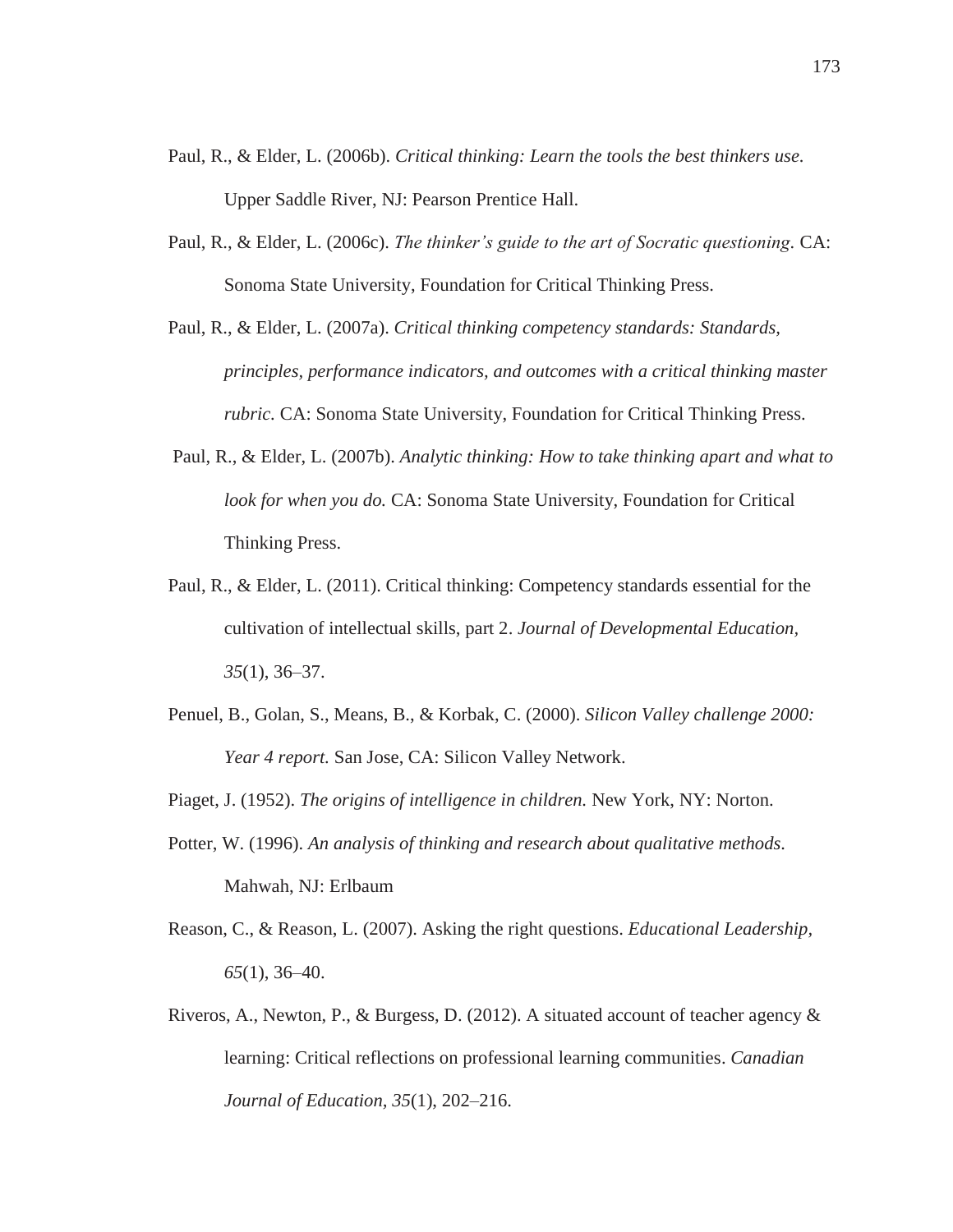Paul, R., & Elder, L. (2006b). *Critical thinking: Learn the tools the best thinkers use*. Upper Saddle River, NJ: Pearson Prentice Hall.

Paul, R., & Elder, L. (2006c). *The thinker's guide to the art of Socratic questioning*. CA: Sonoma State University, Foundation for Critical Thinking Press.

Paul, R., & Elder, L. (2007a). *Critical thinking competency standards: Standards, principles, performance indicators, and outcomes with a critical thinking master rubric.* CA: Sonoma State University, Foundation for Critical Thinking Press.

Paul, R., & Elder, L. (2007b). *Analytic thinking: How to take thinking apart and what to look for when you do.* CA: Sonoma State University, Foundation for Critical Thinking Press.

Paul, R., & Elder, L. (2011). Critical thinking: Competency standards essential for the cultivation of intellectual skills, part 2. *Journal of Developmental Education, 35*(1), 36–37.

Penuel, B., Golan, S., Means, B., & Korbak, C. (2000). *Silicon Valley challenge 2000: Year 4 report.* San Jose, CA: Silicon Valley Network.

Piaget, J. (1952). *The origins of intelligence in children.* New York, NY: Norton.

Potter, W. (1996). *An analysis of thinking and research about qualitative methods.* Mahwah, NJ: Erlbaum

Reason, C., & Reason, L. (2007). Asking the right questions. *Educational Leadership, 65*(1), 36–40.

Riveros, A., Newton, P., & Burgess, D. (2012). A situated account of teacher agency & learning: Critical reflections on professional learning communities. *Canadian Journal of Education, 35*(1), 202–216.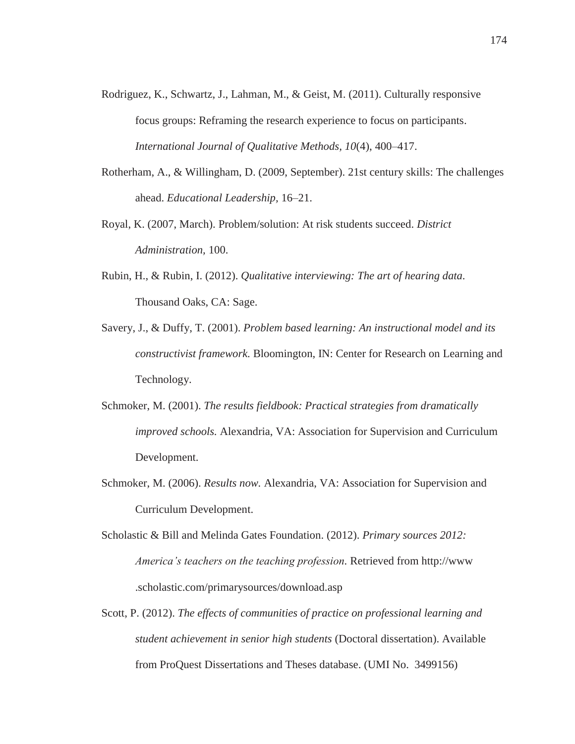Rodriguez, K., Schwartz, J., Lahman, M., & Geist, M. (2011). Culturally responsive focus groups: Reframing the research experience to focus on participants. *International Journal of Qualitative Methods, 10*(4), 400–417.

Rotherham, A., & Willingham, D. (2009, September). 21st century skills: The challenges ahead. *Educational Leadership*, 16–21.

Royal, K. (2007, March). Problem/solution: At risk students succeed. *District Administration,* 100.

Rubin, H., & Rubin, I. (2012). *Qualitative interviewing: The art of hearing data.* Thousand Oaks, CA: Sage.

Savery, J., & Duffy, T. (2001). *Problem based learning: An instructional model and its constructivist framework.* Bloomington, IN: Center for Research on Learning and Technology.

Schmoker, M. (2001). *The results fieldbook: Practical strategies from dramatically improved schools.* Alexandria, VA: Association for Supervision and Curriculum Development.

Schmoker, M. (2006). *Results now.* Alexandria, VA: Association for Supervision and Curriculum Development.

Scholastic & Bill and Melinda Gates Foundation. (2012). *Primary sources 2012: America's teachers on the teaching profession*. Retrieved from http://www.scholastic.com/primarysources/download.asp

Scott, P. (2012). *The effects of communities of practice on professional learning and student achievement in senior high students* (Doctoral dissertation). Available from ProQuest Dissertations and Theses database. (UMI No. 3499156)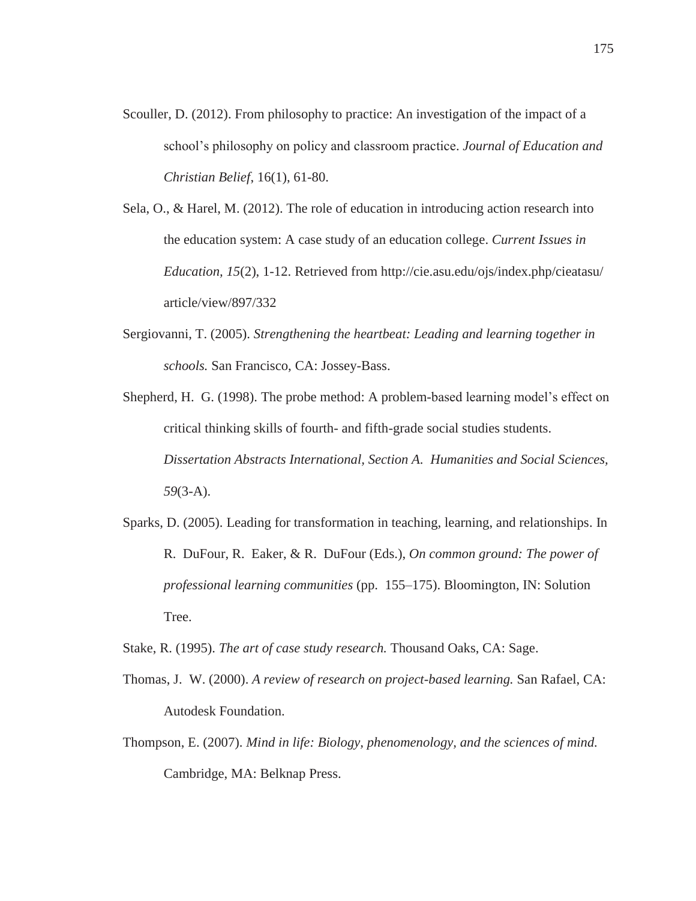Scouller, D. (2012). From philosophy to practice: An investigation of the impact of a school's philosophy on policy and classroom practice. *Journal of Education and Christian Belief*, 16(1), 61-80.

Sela, O., & Harel, M. (2012). The role of education in introducing action research into the education system: A case study of an education college. *Current Issues in Education, 15*(2), 1-12. Retrieved from http://cie.asu.edu/ojs/index.php/cieatasu/article/view/897/332

Sergiovanni, T. (2005). *Strengthening the heartbeat: Leading and learning together in schools.* San Francisco, CA: Jossey-Bass.

Shepherd, H. G. (1998). The probe method: A problem-based learning model's effect on critical thinking skills of fourth- and fifth-grade social studies students. *Dissertation Abstracts International, Section A. Humanities and Social Sciences, 59*(3-A).

Sparks, D. (2005). Leading for transformation in teaching, learning, and relationships. In R. DuFour, R. Eaker, & R. DuFour (Eds.), *On common ground: The power of professional learning communities* (pp. 155–175). Bloomington, IN: Solution Tree.

Stake, R. (1995). *The art of case study research.* Thousand Oaks, CA: Sage.

Thomas, J. W. (2000). *A review of research on project-based learning.* San Rafael, CA: Autodesk Foundation.

Thompson, E. (2007). *Mind in life: Biology, phenomenology, and the sciences of mind.* Cambridge, MA: Belknap Press.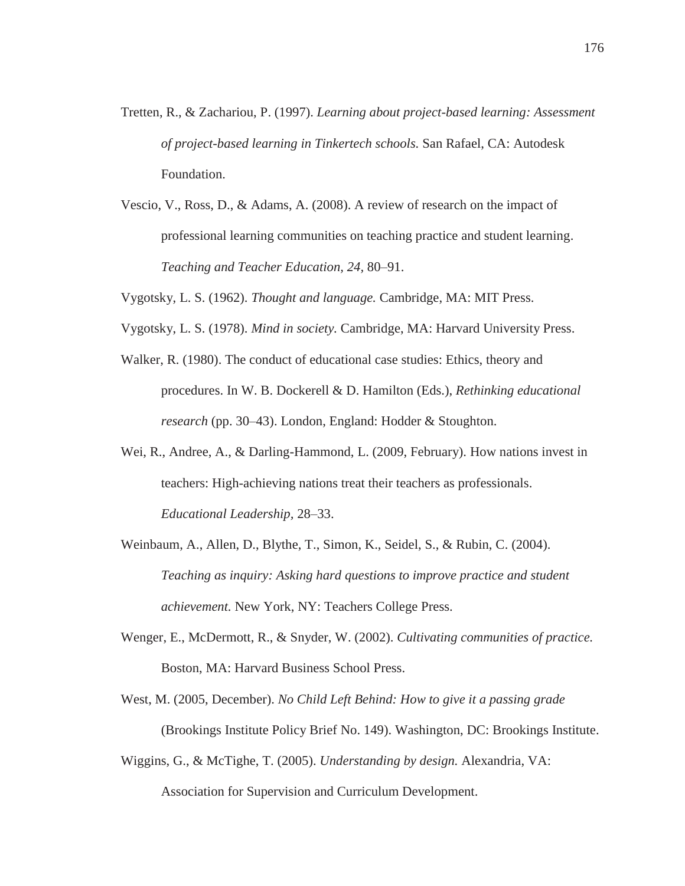Tretten, R., & Zachariou, P. (1997). *Learning about project-based learning: Assessment of project-based learning in Tinkertech schools.* San Rafael, CA: Autodesk Foundation.

Vescio, V., Ross, D., & Adams, A. (2008). A review of research on the impact of professional learning communities on teaching practice and student learning. *Teaching and Teacher Education, 24,* 80–91.

Vygotsky, L. S. (1962). *Thought and language.* Cambridge, MA: MIT Press.

Vygotsky, L. S. (1978). *Mind in society.* Cambridge, MA: Harvard University Press.

Walker, R. (1980). The conduct of educational case studies: Ethics, theory and procedures. In W. B. Dockerell & D. Hamilton (Eds.), *Rethinking educational research* (pp. 30–43). London, England: Hodder & Stoughton.

Wei, R., Andree, A., & Darling-Hammond, L. (2009, February). How nations invest in teachers: High-achieving nations treat their teachers as professionals. *Educational Leadership*, 28–33.

Weinbaum, A., Allen, D., Blythe, T., Simon, K., Seidel, S., & Rubin, C. (2004). *Teaching as inquiry: Asking hard questions to improve practice and student achievement.* New York, NY: Teachers College Press.

Wenger, E., McDermott, R., & Snyder, W. (2002). *Cultivating communities of practice.* Boston, MA: Harvard Business School Press.

West, M. (2005, December). *No Child Left Behind: How to give it a passing grade* (Brookings Institute Policy Brief No. 149). Washington, DC: Brookings Institute.

Wiggins, G., & McTighe, T. (2005). *Understanding by design.* Alexandria, VA: Association for Supervision and Curriculum Development.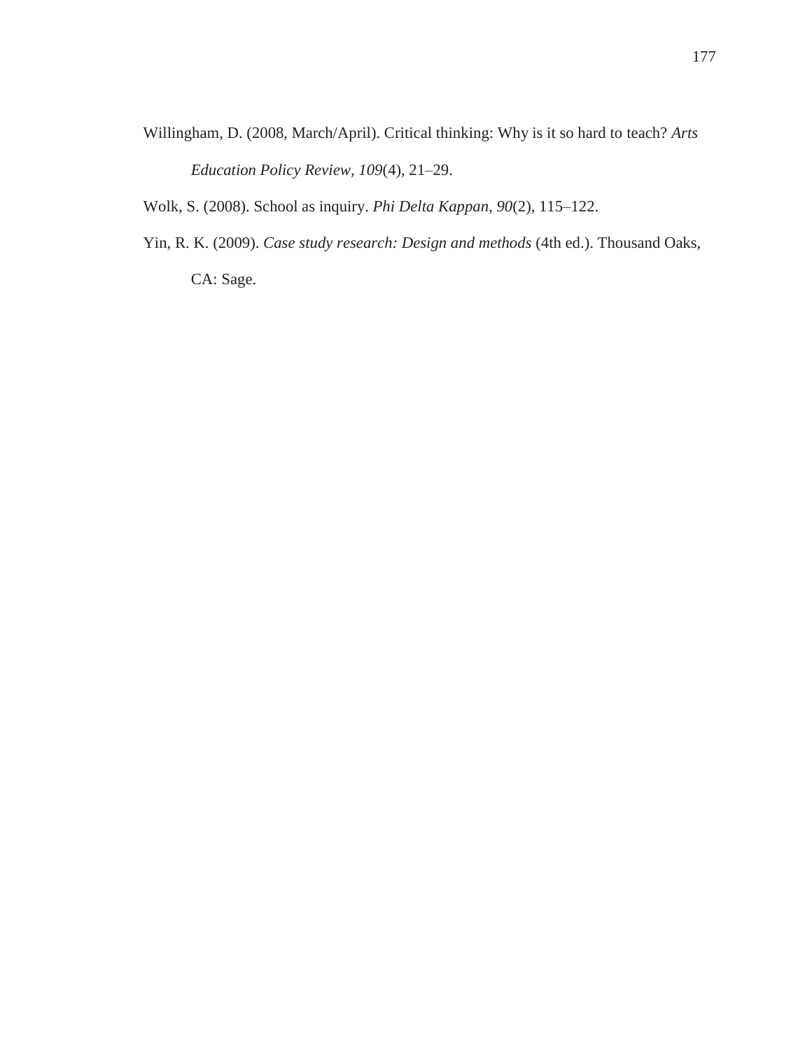Willingham, D. (2008, March/April). Critical thinking: Why is it so hard to teach? *Arts Education Policy Review, 109*(4), 21–29.

Wolk, S. (2008). School as inquiry. *Phi Delta Kappan, 90*(2), 115–122.

Yin, R. K. (2009). *Case study research: Design and methods* (4th ed.). Thousand Oaks, CA: Sage.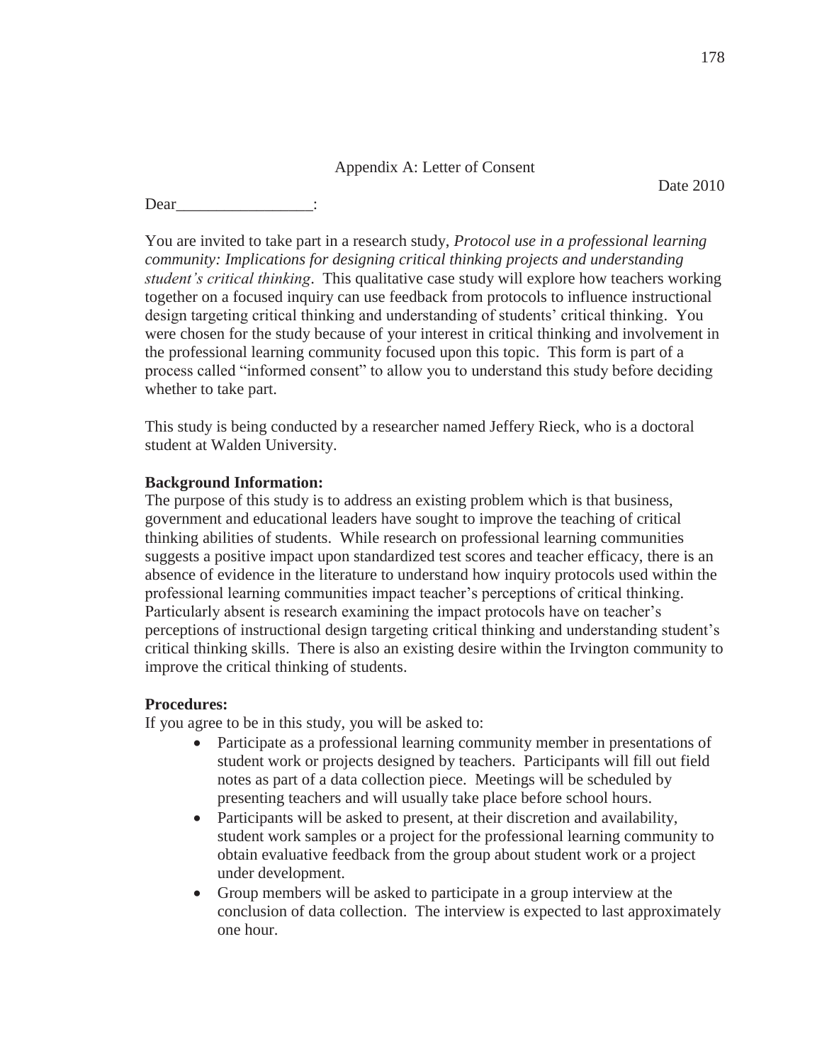## Appendix A: Letter of Consent

Date 2010

Dear_________________:

You are invited to take part in a research study, *Protocol use in a professional learning community: Implications for designing critical thinking projects and understanding student's critical thinking*. This qualitative case study will explore how teachers working together on a focused inquiry can use feedback from protocols to influence instructional design targeting critical thinking and understanding of students' critical thinking. You were chosen for the study because of your interest in critical thinking and involvement in the professional learning community focused upon this topic. This form is part of a process called "informed consent" to allow you to understand this study before deciding whether to take part.

This study is being conducted by a researcher named Jeffery Rieck, who is a doctoral student at Walden University.

**Background Information:**
The purpose of this study is to address an existing problem which is that business, government and educational leaders have sought to improve the teaching of critical thinking abilities of students. While research on professional learning communities suggests a positive impact upon standardized test scores and teacher efficacy, there is an absence of evidence in the literature to understand how inquiry protocols used within the professional learning communities impact teacher's perceptions of critical thinking. Particularly absent is research examining the impact protocols have on teacher's perceptions of instructional design targeting critical thinking and understanding student's critical thinking skills. There is also an existing desire within the Irvington community to improve the critical thinking of students.

**Procedures:**
If you agree to be in this study, you will be asked to:

- Participate as a professional learning community member in presentations of student work or projects designed by teachers. Participants will fill out field notes as part of a data collection piece. Meetings will be scheduled by presenting teachers and will usually take place before school hours.
- Participants will be asked to present, at their discretion and availability, student work samples or a project for the professional learning community to obtain evaluative feedback from the group about student work or a project under development.
- Group members will be asked to participate in a group interview at the conclusion of data collection. The interview is expected to last approximately one hour.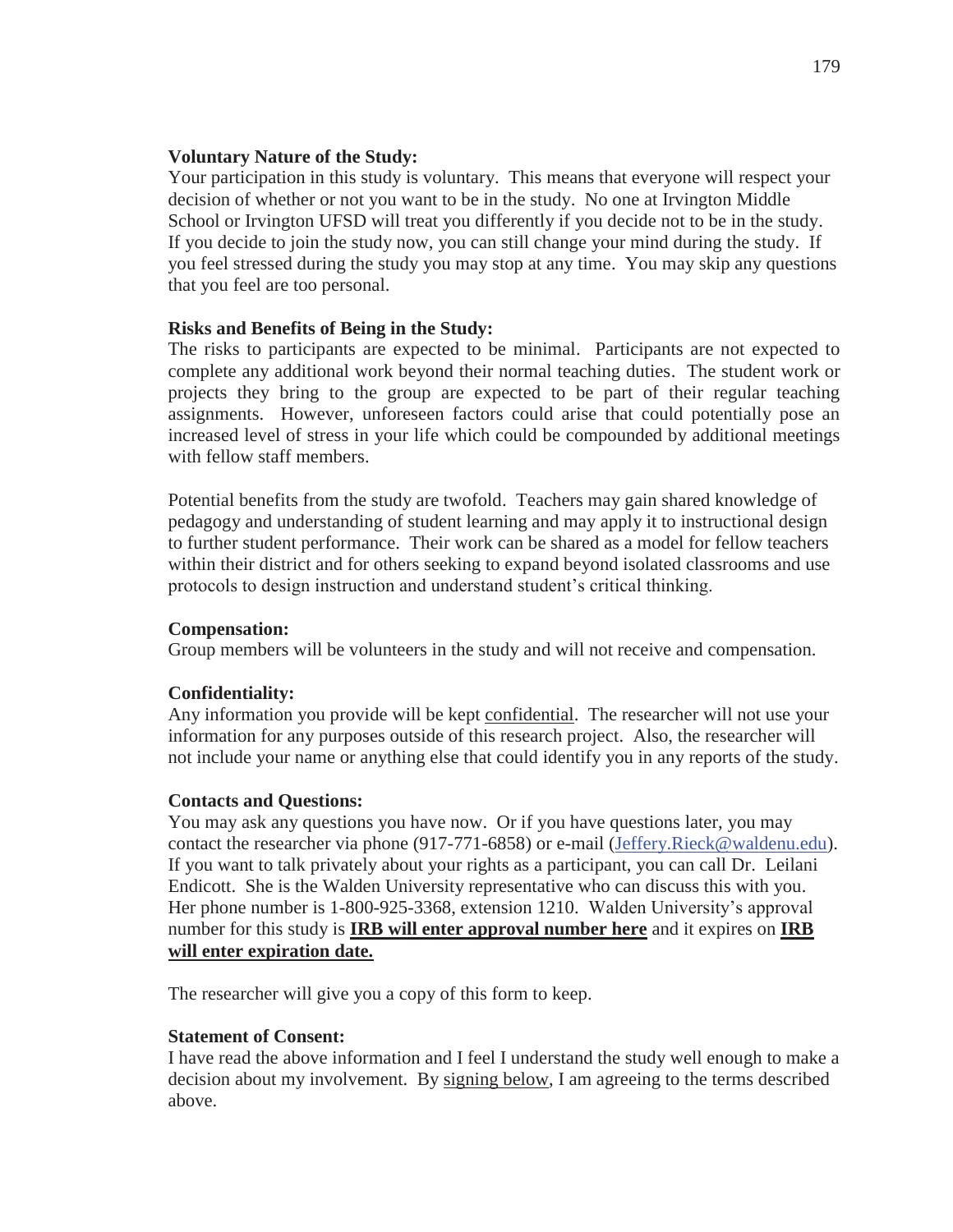**Voluntary Nature of the Study:**
Your participation in this study is voluntary. This means that everyone will respect your decision of whether or not you want to be in the study. No one at Irvington Middle School or Irvington UFSD will treat you differently if you decide not to be in the study. If you decide to join the study now, you can still change your mind during the study. If you feel stressed during the study you may stop at any time. You may skip any questions that you feel are too personal.

**Risks and Benefits of Being in the Study:**
The risks to participants are expected to be minimal. Participants are not expected to complete any additional work beyond their normal teaching duties. The student work or projects they bring to the group are expected to be part of their regular teaching assignments. However, unforeseen factors could arise that could potentially pose an increased level of stress in your life which could be compounded by additional meetings with fellow staff members.

Potential benefits from the study are twofold. Teachers may gain shared knowledge of pedagogy and understanding of student learning and may apply it to instructional design to further student performance. Their work can be shared as a model for fellow teachers within their district and for others seeking to expand beyond isolated classrooms and use protocols to design instruction and understand student's critical thinking.

**Compensation:**
Group members will be volunteers in the study and will not receive and compensation.

**Confidentiality:**
Any information you provide will be kept confidential. The researcher will not use your information for any purposes outside of this research project. Also, the researcher will not include your name or anything else that could identify you in any reports of the study.

**Contacts and Questions:**
You may ask any questions you have now. Or if you have questions later, you may contact the researcher via phone (917-771-6858) or e-mail (Jeffery.Rieck@waldenu.edu). If you want to talk privately about your rights as a participant, you can call Dr. Leilani Endicott. She is the Walden University representative who can discuss this with you. Her phone number is 1-800-925-3368, extension 1210. Walden University's approval number for this study is **IRB will enter approval number here** and it expires on **IRB will enter expiration date.**

The researcher will give you a copy of this form to keep.

**Statement of Consent:**
I have read the above information and I feel I understand the study well enough to make a decision about my involvement. By signing below, I am agreeing to the terms described above.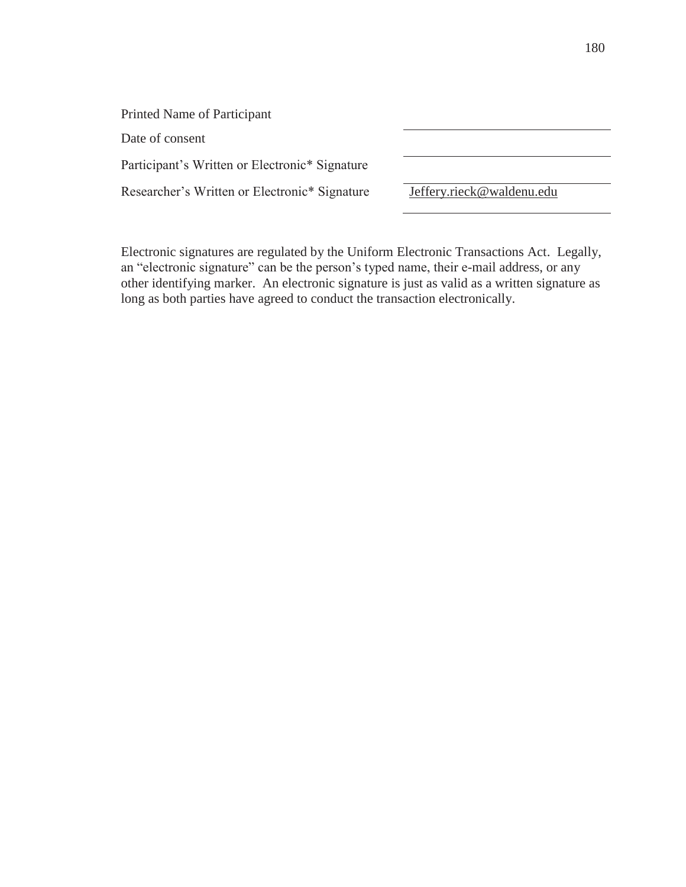| | |
|---|---|
| Printed Name of Participant | |
| Date of consent | |
| Participant’s Written or Electronic* Signature | |
| Researcher’s Written or Electronic* Signature | Jeffery.rieck@waldenu.edu |

Electronic signatures are regulated by the Uniform Electronic Transactions Act. Legally, an “electronic signature” can be the person’s typed name, their e-mail address, or any other identifying marker. An electronic signature is just as valid as a written signature as long as both parties have agreed to conduct the transaction electronically.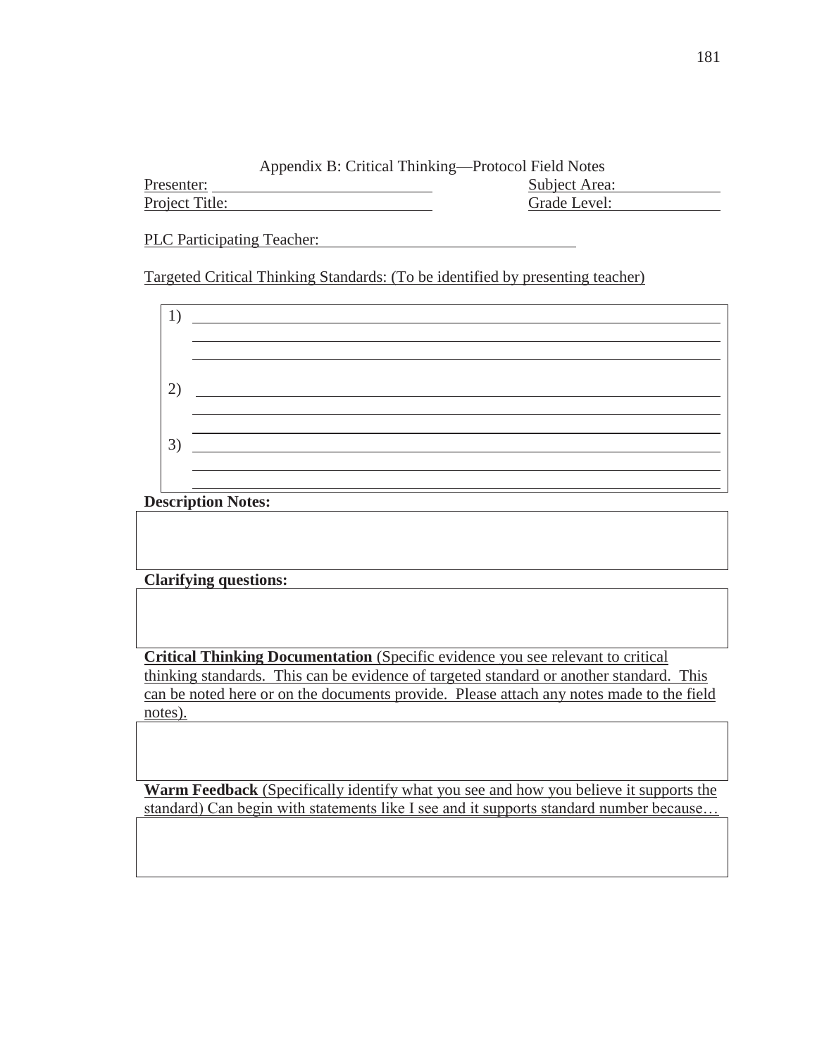Appendix B: Critical Thinking—Protocol Field Notes

Presenter: ____________________________ Subject Area: ____________

Project Title: _________________________ Grade Level: ____________

PLC Participating Teacher: ________________________________

Targeted Critical Thinking Standards: (To be identified by presenting teacher)

1) ____________________________________________________________

____________________________________________________________

____________________________________________________________

2) ____________________________________________________________

____________________________________________________________

____________________________________________________________

3) ____________________________________________________________

____________________________________________________________

____________________________________________________________

**Description Notes:**

**Clarifying questions:**

**Critical Thinking Documentation** (Specific evidence you see relevant to critical thinking standards. This can be evidence of targeted standard or another standard. This can be noted here or on the documents provide. Please attach any notes made to the field notes).

**Warm Feedback** (Specifically identify what you see and how you believe it supports the standard) Can begin with statements like I see and it supports standard number because…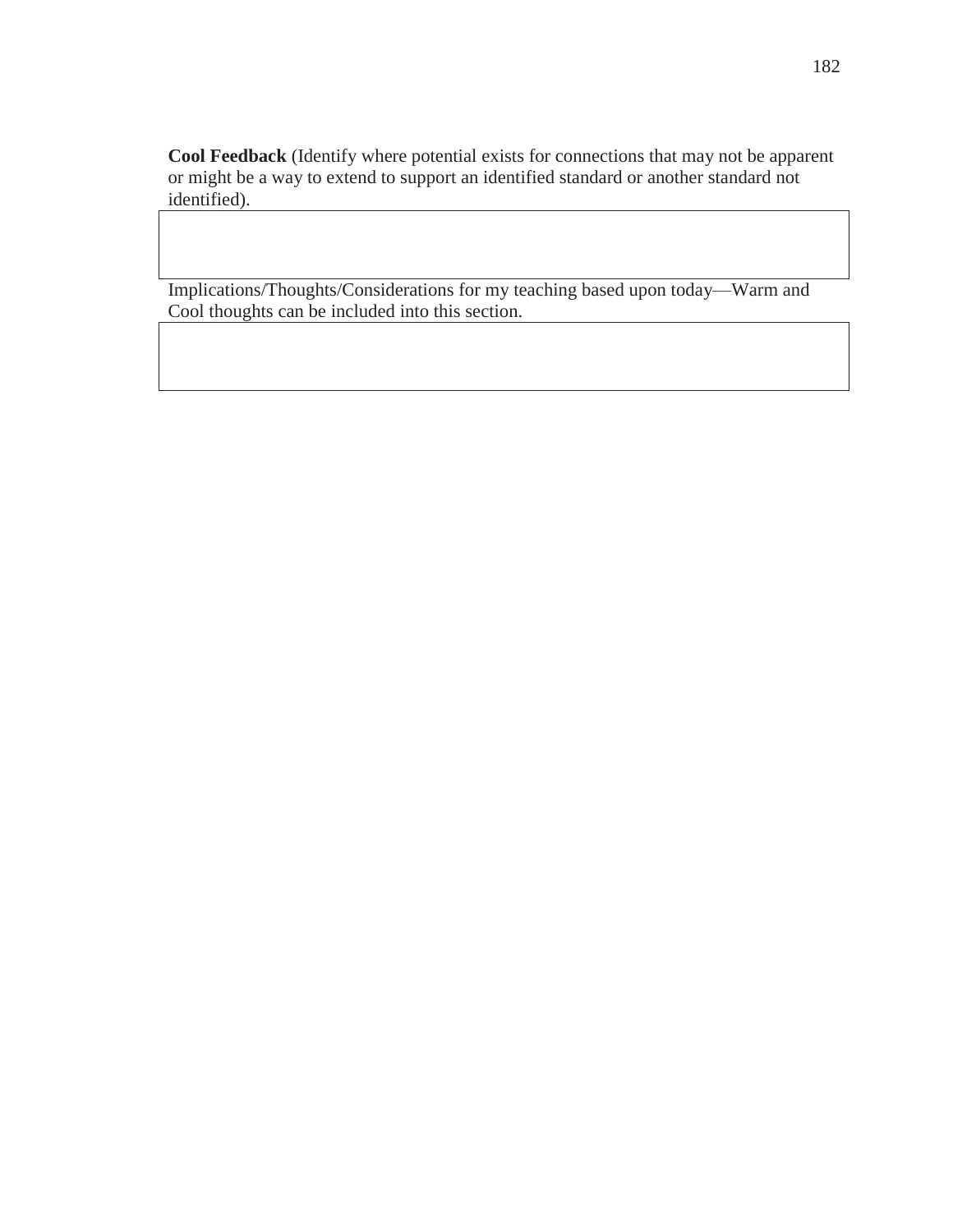**Cool Feedback** (Identify where potential exists for connections that may not be apparent or might be a way to extend to support an identified standard or another standard not identified).

| |
|---|
| |

Implications/Thoughts/Considerations for my teaching based upon today—Warm and Cool thoughts can be included into this section.

| |
|---|
| |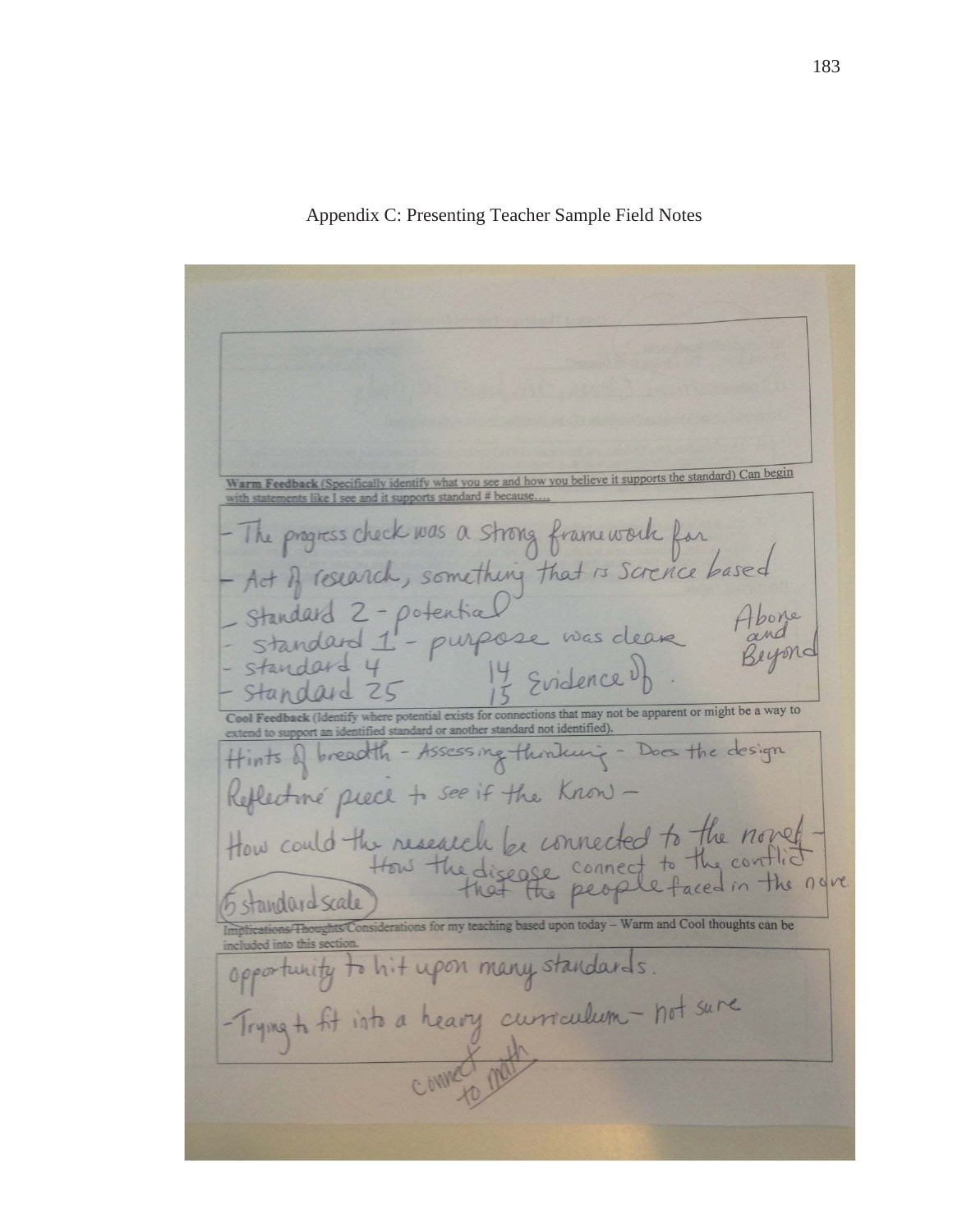# Appendix C: Presenting Teacher Sample Field Notes

**Warm Feedback** (Specifically identify what you see and how you believe it supports the standard) Can begin with statements like I see and it supports standard # because….

- The progress check was a strong framework for
- Act of research, something that is Science based
- Standard 2 - potential
- Standard 1 - purpose was clear
- Standard 4
- Standard 25

14
15 Evidence of.

Above and Beyond

**Cool Feedback** (Identify where potential exists for connections that may not be apparent or might be a way to extend to support an identified standard or another standard not identified).

Hints of breadth - Assessing thinking - Does the design

Reflective piece to see if the Know -

How could the research be connected to the novel - How the disease connect to the conflict that the people faced in the novel.

(5 standard scale)

Implications/Thoughts/Considerations for my teaching based upon today – Warm and Cool thoughts can be included into this section.

opportunity to hit upon many standards.

-Trying to fit into a heavy curriculum - not sure

connect to math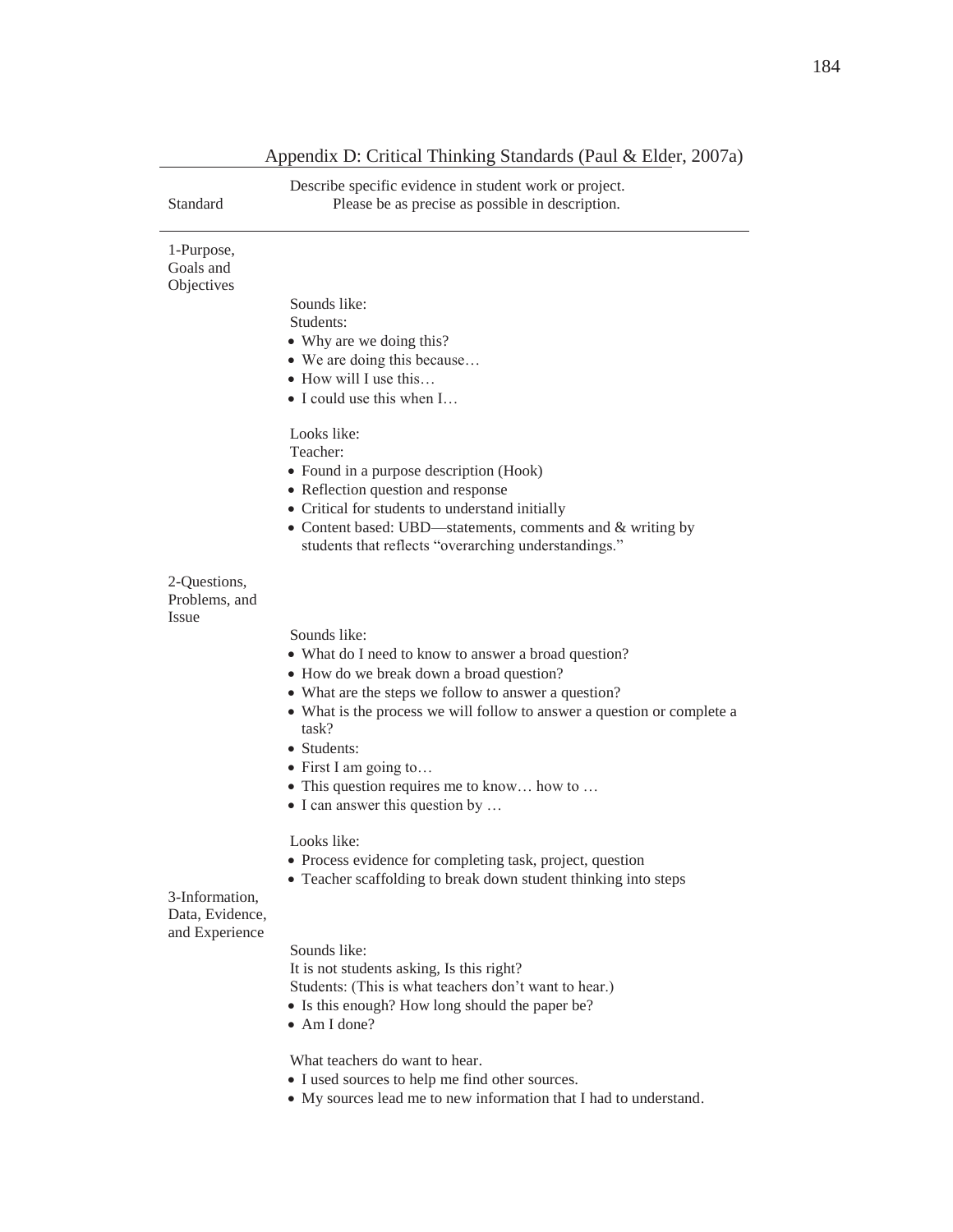## Appendix D: Critical Thinking Standards (Paul & Elder, 2007a)

| Standard | Describe specific evidence in student work or project. Please be as precise as possible in description. |
|---|---|
| 1-Purpose, Goals and Objectives | Sounds like:<br>Students:<br>• Why are we doing this?<br>• We are doing this because…<br>• How will I use this…<br>• I could use this when I…<br><br>Looks like:<br>Teacher:<br>• Found in a purpose description (Hook)<br>• Reflection question and response<br>• Critical for students to understand initially<br>• Content based: UBD—statements, comments and & writing by students that reflects "overarching understandings." |
| 2-Questions, Problems, and Issue | Sounds like:<br>• What do I need to know to answer a broad question?<br>• How do we break down a broad question?<br>• What are the steps we follow to answer a question?<br>• What is the process we will follow to answer a question or complete a task?<br>• Students:<br>• First I am going to…<br>• This question requires me to know… how to …<br>• I can answer this question by …<br><br>Looks like:<br>• Process evidence for completing task, project, question<br>• Teacher scaffolding to break down student thinking into steps |
| 3-Information, Data, Evidence, and Experience | Sounds like:<br>It is not students asking, Is this right?<br>Students: (This is what teachers don't want to hear.)<br>• Is this enough? How long should the paper be?<br>• Am I done?<br><br>What teachers do want to hear.<br>• I used sources to help me find other sources.<br>• My sources lead me to new information that I had to understand. |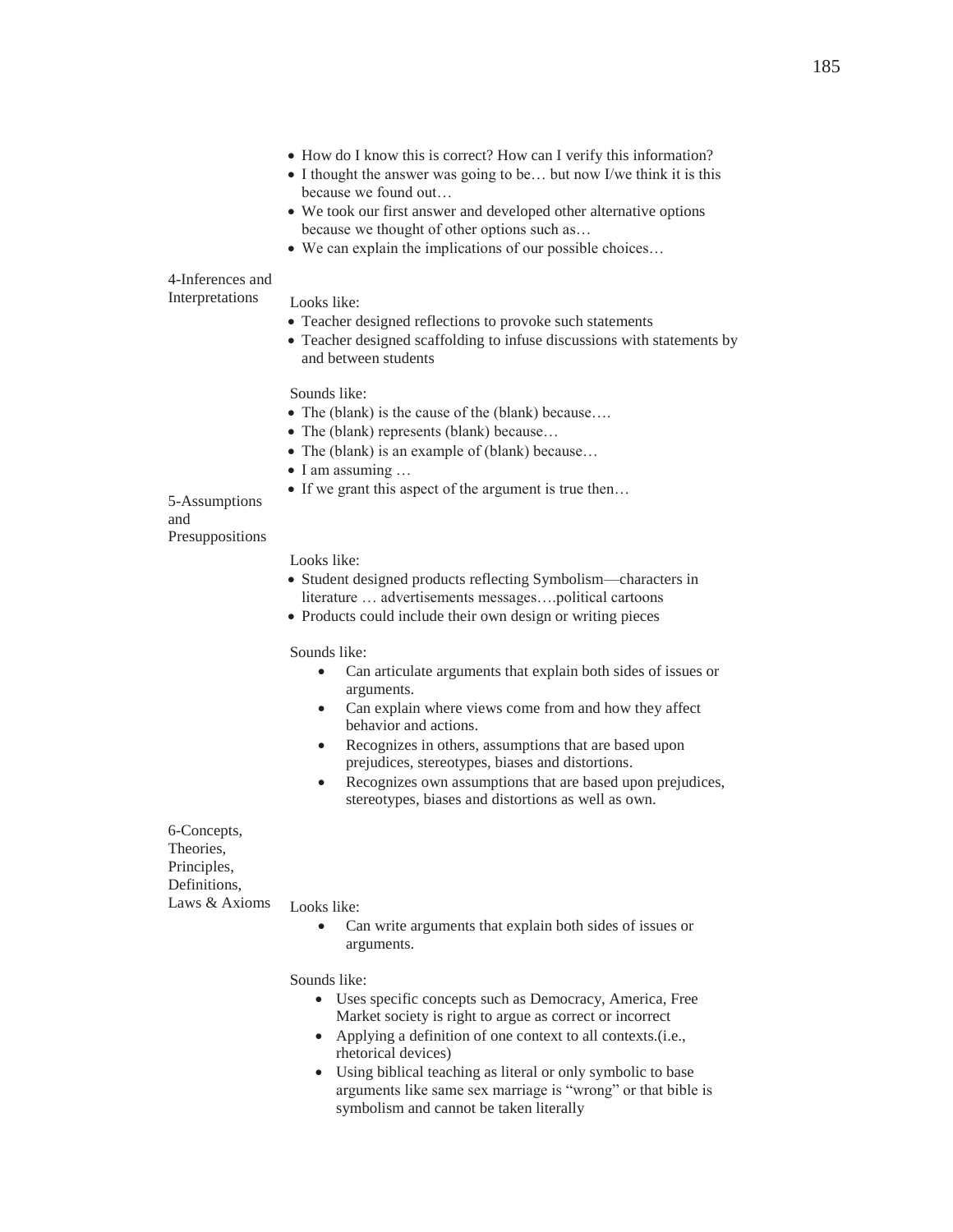- How do I know this is correct? How can I verify this information?
- I thought the answer was going to be… but now I/we think it is this because we found out…
- We took our first answer and developed other alternative options because we thought of other options such as…
- We can explain the implications of our possible choices…

4-Inferences and Interpretations

Looks like:

- Teacher designed reflections to provoke such statements
- Teacher designed scaffolding to infuse discussions with statements by and between students

Sounds like:

- The (blank) is the cause of the (blank) because….
- The (blank) represents (blank) because…
- The (blank) is an example of (blank) because…
- I am assuming …
- If we grant this aspect of the argument is true then…

5-Assumptions and Presuppositions

Looks like:

- Student designed products reflecting Symbolism—characters in literature … advertisements messages….political cartoons
- Products could include their own design or writing pieces

Sounds like:

- Can articulate arguments that explain both sides of issues or arguments.
- Can explain where views come from and how they affect behavior and actions.
- Recognizes in others, assumptions that are based upon prejudices, stereotypes, biases and distortions.
- Recognizes own assumptions that are based upon prejudices, stereotypes, biases and distortions as well as own.

6-Concepts, Theories, Principles, Definitions, Laws & Axioms

Looks like:

- Can write arguments that explain both sides of issues or arguments.

Sounds like:

- Uses specific concepts such as Democracy, America, Free Market society is right to argue as correct or incorrect
- Applying a definition of one context to all contexts.(i.e., rhetorical devices)
- Using biblical teaching as literal or only symbolic to base arguments like same sex marriage is "wrong" or that bible is symbolism and cannot be taken literally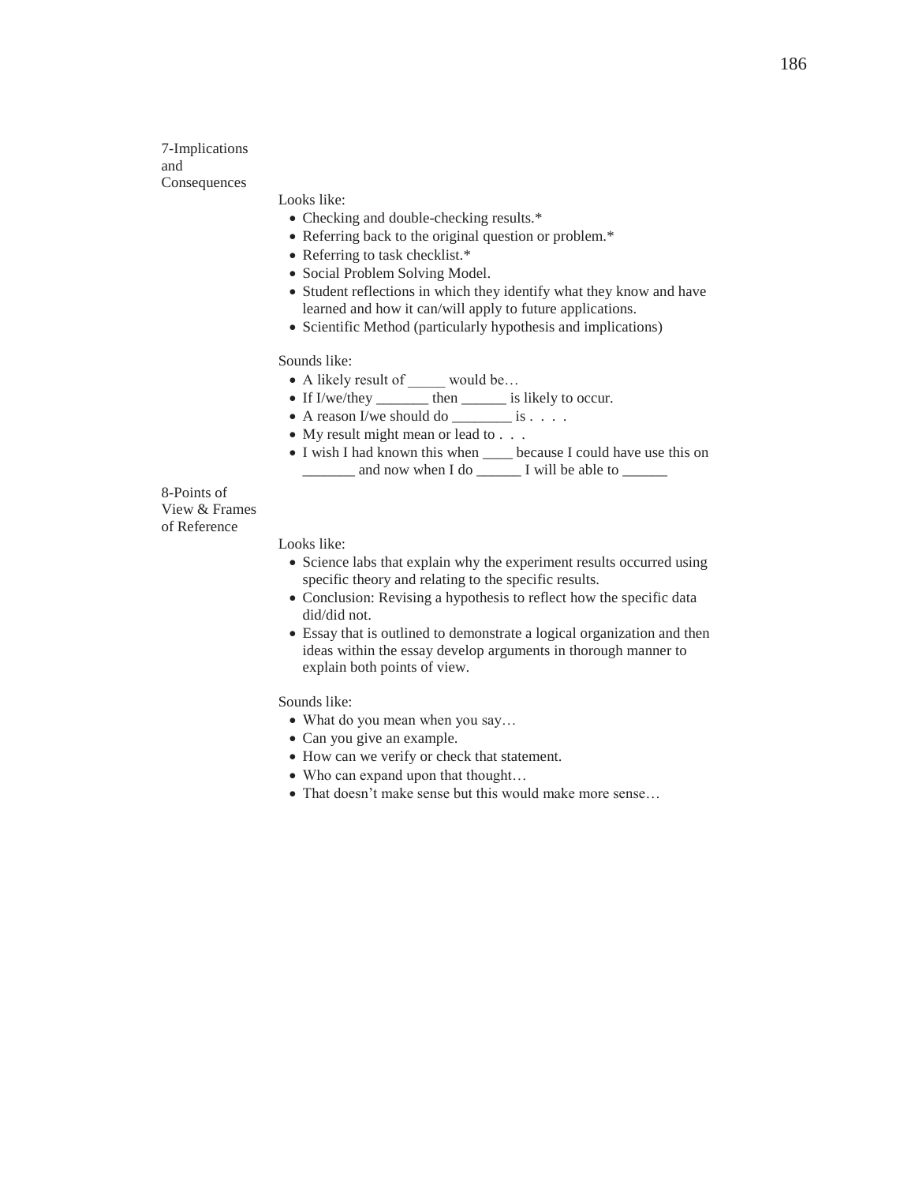7-Implications and Consequences

Looks like:

- Checking and double-checking results.*
- Referring back to the original question or problem.*
- Referring to task checklist.*
- Social Problem Solving Model.
- Student reflections in which they identify what they know and have learned and how it can/will apply to future applications.
- Scientific Method (particularly hypothesis and implications)

Sounds like:

- A likely result of _____ would be…
- If I/we/they _______ then ______ is likely to occur.
- A reason I/we should do ________ is . . . .
- My result might mean or lead to . . .
- I wish I had known this when ____ because I could have use this on _______ and now when I do ______ I will be able to ______

8-Points of View & Frames of Reference

Looks like:

- Science labs that explain why the experiment results occurred using specific theory and relating to the specific results.
- Conclusion: Revising a hypothesis to reflect how the specific data did/did not.
- Essay that is outlined to demonstrate a logical organization and then ideas within the essay develop arguments in thorough manner to explain both points of view.

Sounds like:

- What do you mean when you say…
- Can you give an example.
- How can we verify or check that statement.
- Who can expand upon that thought…
- That doesn't make sense but this would make more sense…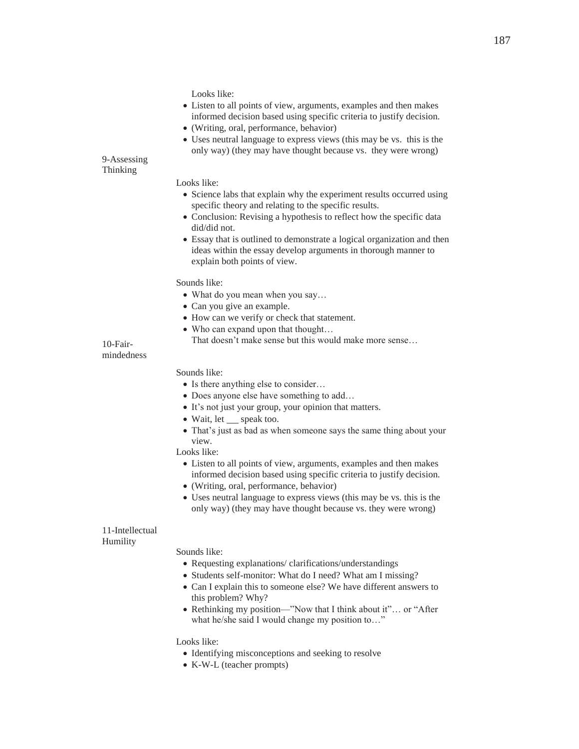Looks like:

- Listen to all points of view, arguments, examples and then makes informed decision based using specific criteria to justify decision.
- (Writing, oral, performance, behavior)
- Uses neutral language to express views (this may be vs. this is the only way) (they may have thought because vs. they were wrong)

9-Assessing Thinking

Looks like:

- Science labs that explain why the experiment results occurred using specific theory and relating to the specific results.
- Conclusion: Revising a hypothesis to reflect how the specific data did/did not.
- Essay that is outlined to demonstrate a logical organization and then ideas within the essay develop arguments in thorough manner to explain both points of view.

Sounds like:

- What do you mean when you say…
- Can you give an example.
- How can we verify or check that statement.
- Who can expand upon that thought…
  That doesn't make sense but this would make more sense…

10-Fair-mindedness

Sounds like:

- Is there anything else to consider…
- Does anyone else have something to add…
- It's not just your group, your opinion that matters.
- Wait, let ___ speak too.
- That's just as bad as when someone says the same thing about your view.

Looks like:

- Listen to all points of view, arguments, examples and then makes informed decision based using specific criteria to justify decision.
- (Writing, oral, performance, behavior)
- Uses neutral language to express views (this may be vs. this is the only way) (they may have thought because vs. they were wrong)

11-Intellectual Humility

Sounds like:

- Requesting explanations/ clarifications/understandings
- Students self-monitor: What do I need? What am I missing?
- Can I explain this to someone else? We have different answers to this problem? Why?
- Rethinking my position—"Now that I think about it"… or "After what he/she said I would change my position to…"

Looks like:

- Identifying misconceptions and seeking to resolve
- K-W-L (teacher prompts)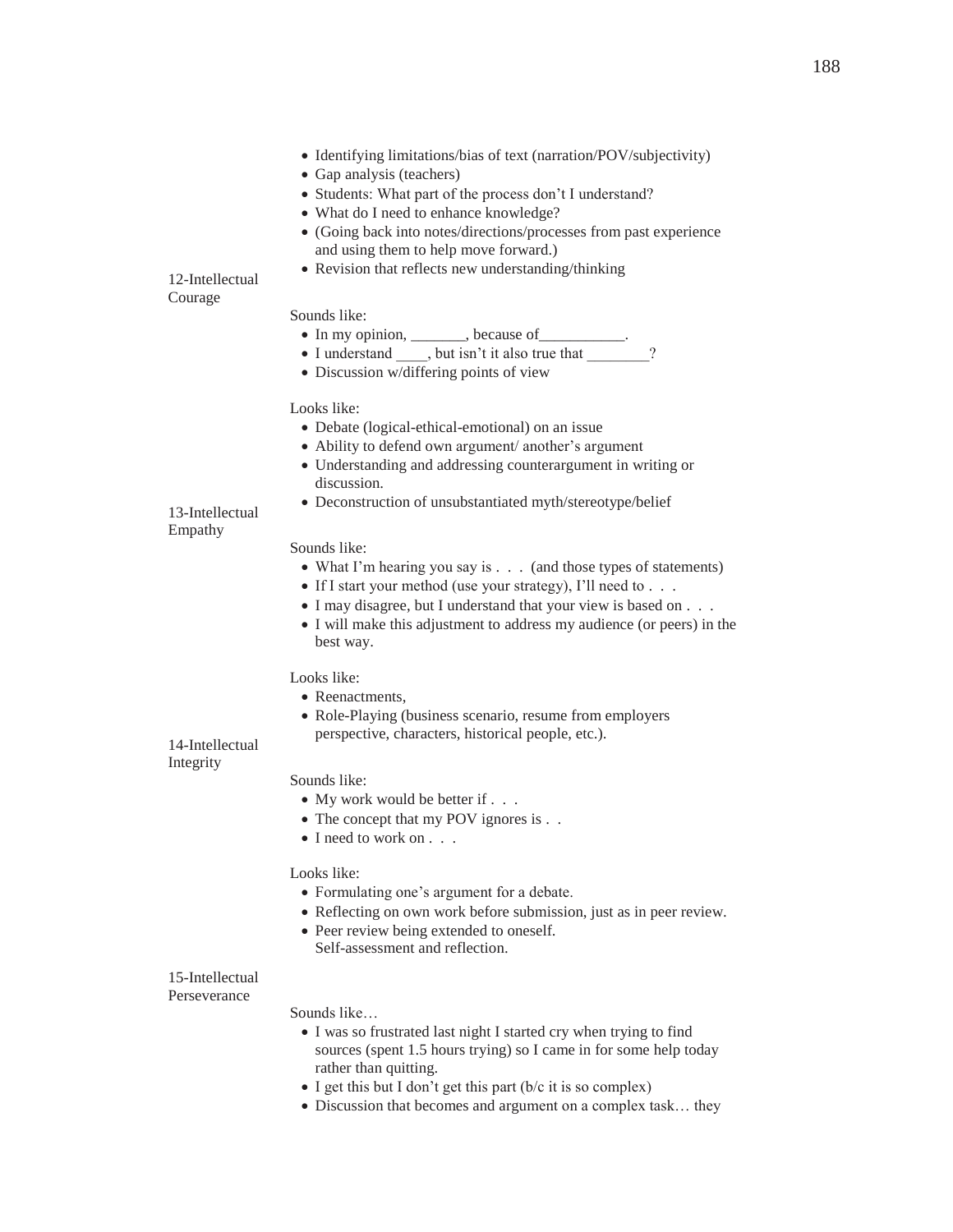- Identifying limitations/bias of text (narration/POV/subjectivity)
- Gap analysis (teachers)
- Students: What part of the process don't I understand?
- What do I need to enhance knowledge?
- (Going back into notes/directions/processes from past experience and using them to help move forward.)
- Revision that reflects new understanding/thinking

12-Intellectual Courage

Sounds like:

- In my opinion, _______, because of___________.
- I understand ____, but isn't it also true that ________?
- Discussion w/differing points of view

Looks like:

- Debate (logical-ethical-emotional) on an issue
- Ability to defend own argument/ another's argument
- Understanding and addressing counterargument in writing or discussion.
- Deconstruction of unsubstantiated myth/stereotype/belief

13-Intellectual Empathy

Sounds like:

- What I'm hearing you say is . . . (and those types of statements)
- If I start your method (use your strategy), I'll need to . . .
- I may disagree, but I understand that your view is based on . . .
- I will make this adjustment to address my audience (or peers) in the best way.

Looks like:

- Reenactments,
- Role-Playing (business scenario, resume from employers perspective, characters, historical people, etc.).

14-Intellectual Integrity

Sounds like:

- My work would be better if . . .
- The concept that my POV ignores is . .
- I need to work on . . .

Looks like:

- Formulating one's argument for a debate.
- Reflecting on own work before submission, just as in peer review.
- Peer review being extended to oneself.
  Self-assessment and reflection.

15-Intellectual Perseverance

Sounds like…

- I was so frustrated last night I started cry when trying to find sources (spent 1.5 hours trying) so I came in for some help today rather than quitting.
- I get this but I don't get this part (b/c it is so complex)
- Discussion that becomes and argument on a complex task… they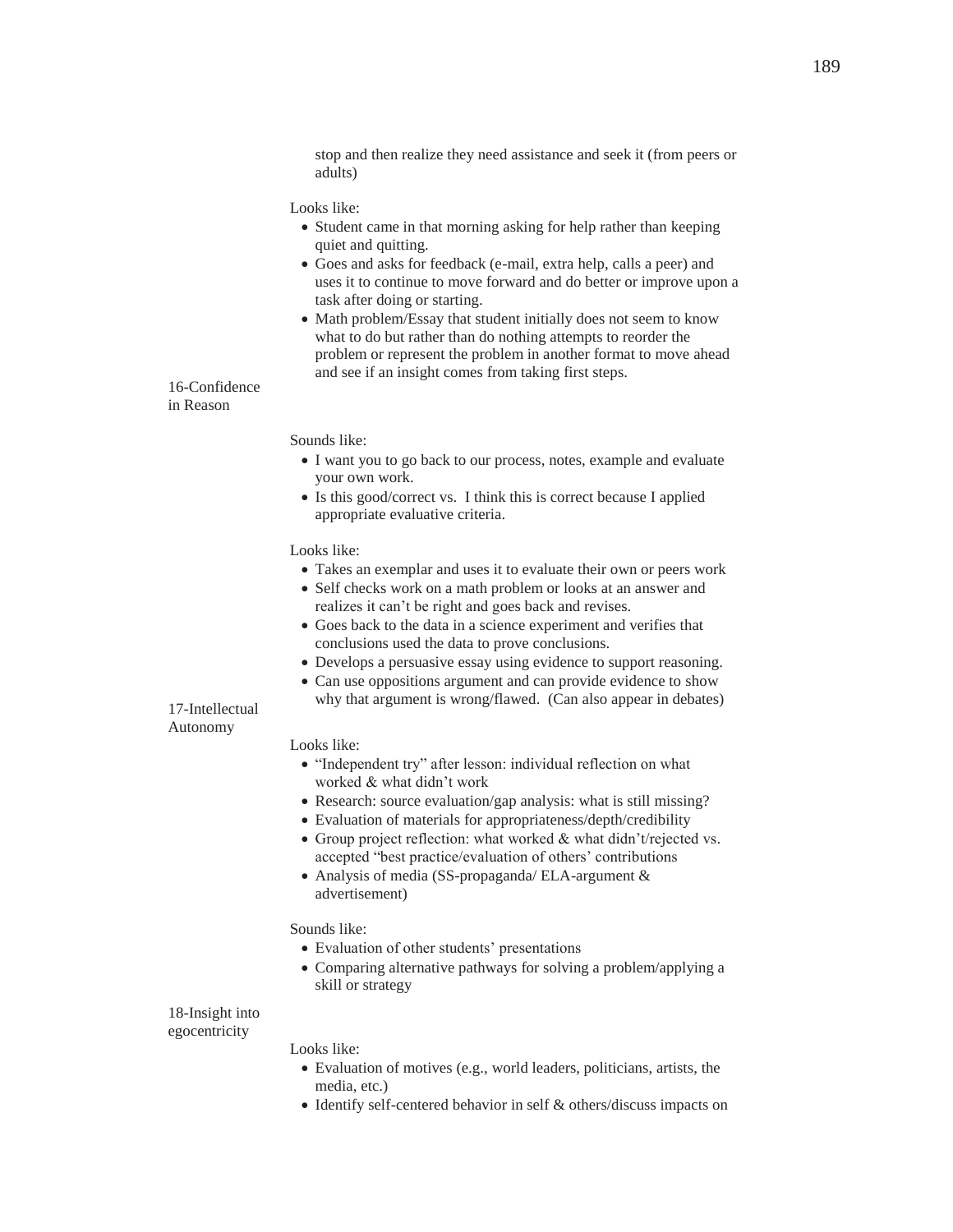stop and then realize they need assistance and seek it (from peers or adults)

Looks like:

- Student came in that morning asking for help rather than keeping quiet and quitting.
- Goes and asks for feedback (e-mail, extra help, calls a peer) and uses it to continue to move forward and do better or improve upon a task after doing or starting.
- Math problem/Essay that student initially does not seem to know what to do but rather than do nothing attempts to reorder the problem or represent the problem in another format to move ahead and see if an insight comes from taking first steps.

16-Confidence in Reason

Sounds like:

- I want you to go back to our process, notes, example and evaluate your own work.
- Is this good/correct vs. I think this is correct because I applied appropriate evaluative criteria.

Looks like:

- Takes an exemplar and uses it to evaluate their own or peers work
- Self checks work on a math problem or looks at an answer and realizes it can't be right and goes back and revises.
- Goes back to the data in a science experiment and verifies that conclusions used the data to prove conclusions.
- Develops a persuasive essay using evidence to support reasoning.
- Can use oppositions argument and can provide evidence to show why that argument is wrong/flawed. (Can also appear in debates)

17-Intellectual Autonomy

Looks like:

- "Independent try" after lesson: individual reflection on what worked & what didn't work
- Research: source evaluation/gap analysis: what is still missing?
- Evaluation of materials for appropriateness/depth/credibility
- Group project reflection: what worked & what didn't/rejected vs. accepted "best practice/evaluation of others' contributions
- Analysis of media (SS-propaganda/ ELA-argument & advertisement)

Sounds like:

- Evaluation of other students' presentations
- Comparing alternative pathways for solving a problem/applying a skill or strategy

18-Insight into egocentricity

Looks like:

- Evaluation of motives (e.g., world leaders, politicians, artists, the media, etc.)
- Identify self-centered behavior in self & others/discuss impacts on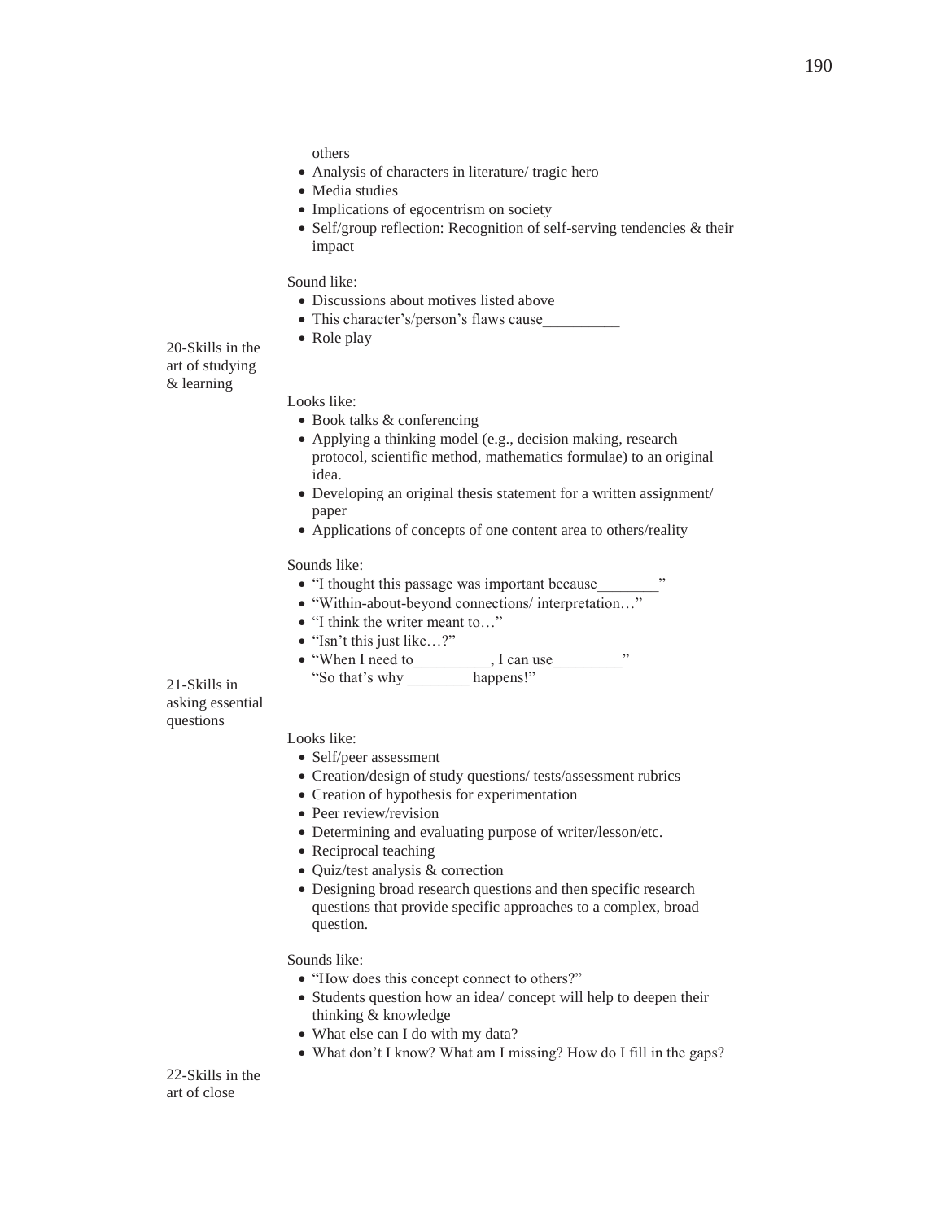others

- Analysis of characters in literature/ tragic hero
- Media studies
- Implications of egocentrism on society
- Self/group reflection: Recognition of self-serving tendencies & their impact

Sound like:

- Discussions about motives listed above
- This character's/person's flaws cause__________
- Role play

20-Skills in the art of studying & learning

Looks like:

- Book talks & conferencing
- Applying a thinking model (e.g., decision making, research protocol, scientific method, mathematics formulae) to an original idea.
- Developing an original thesis statement for a written assignment/ paper
- Applications of concepts of one content area to others/reality

Sounds like:

- "I thought this passage was important because________"
- "Within-about-beyond connections/ interpretation…"
- "I think the writer meant to…"
- "Isn't this just like…?"
- "When I need to__________, I can use_________"
  "So that's why ________ happens!"

21-Skills in asking essential questions

Looks like:

- Self/peer assessment
- Creation/design of study questions/ tests/assessment rubrics
- Creation of hypothesis for experimentation
- Peer review/revision
- Determining and evaluating purpose of writer/lesson/etc.
- Reciprocal teaching
- Quiz/test analysis & correction
- Designing broad research questions and then specific research questions that provide specific approaches to a complex, broad question.

Sounds like:

- "How does this concept connect to others?"
- Students question how an idea/ concept will help to deepen their thinking & knowledge
- What else can I do with my data?
- What don't I know? What am I missing? How do I fill in the gaps?

22-Skills in the art of close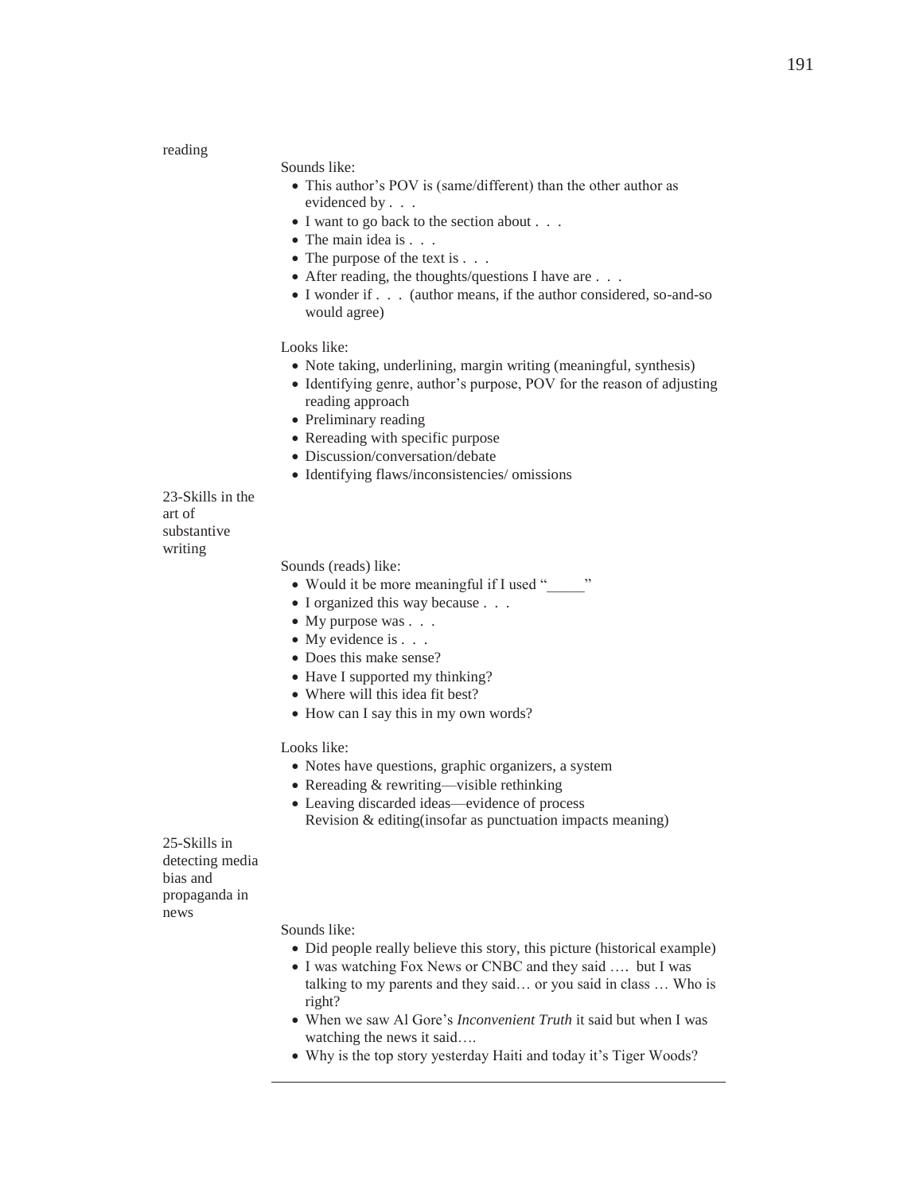reading

Sounds like:

- This author's POV is (same/different) than the other author as evidenced by . . .
- I want to go back to the section about . . .
- The main idea is . . .
- The purpose of the text is . . .
- After reading, the thoughts/questions I have are . . .
- I wonder if . . . (author means, if the author considered, so-and-so would agree)

Looks like:

- Note taking, underlining, margin writing (meaningful, synthesis)
- Identifying genre, author's purpose, POV for the reason of adjusting reading approach
- Preliminary reading
- Rereading with specific purpose
- Discussion/conversation/debate
- Identifying flaws/inconsistencies/ omissions

23-Skills in the art of substantive writing

Sounds (reads) like:

- Would it be more meaningful if I used "_____"
- I organized this way because . . .
- My purpose was . . .
- My evidence is . . .
- Does this make sense?
- Have I supported my thinking?
- Where will this idea fit best?
- How can I say this in my own words?

Looks like:

- Notes have questions, graphic organizers, a system
- Rereading & rewriting—visible rethinking
- Leaving discarded ideas—evidence of process
  Revision & editing(insofar as punctuation impacts meaning)

25-Skills in detecting media bias and propaganda in news

Sounds like:

- Did people really believe this story, this picture (historical example)
- I was watching Fox News or CNBC and they said …. but I was talking to my parents and they said… or you said in class … Who is right?
- When we saw Al Gore's *Inconvenient Truth* it said but when I was watching the news it said….
- Why is the top story yesterday Haiti and today it's Tiger Woods?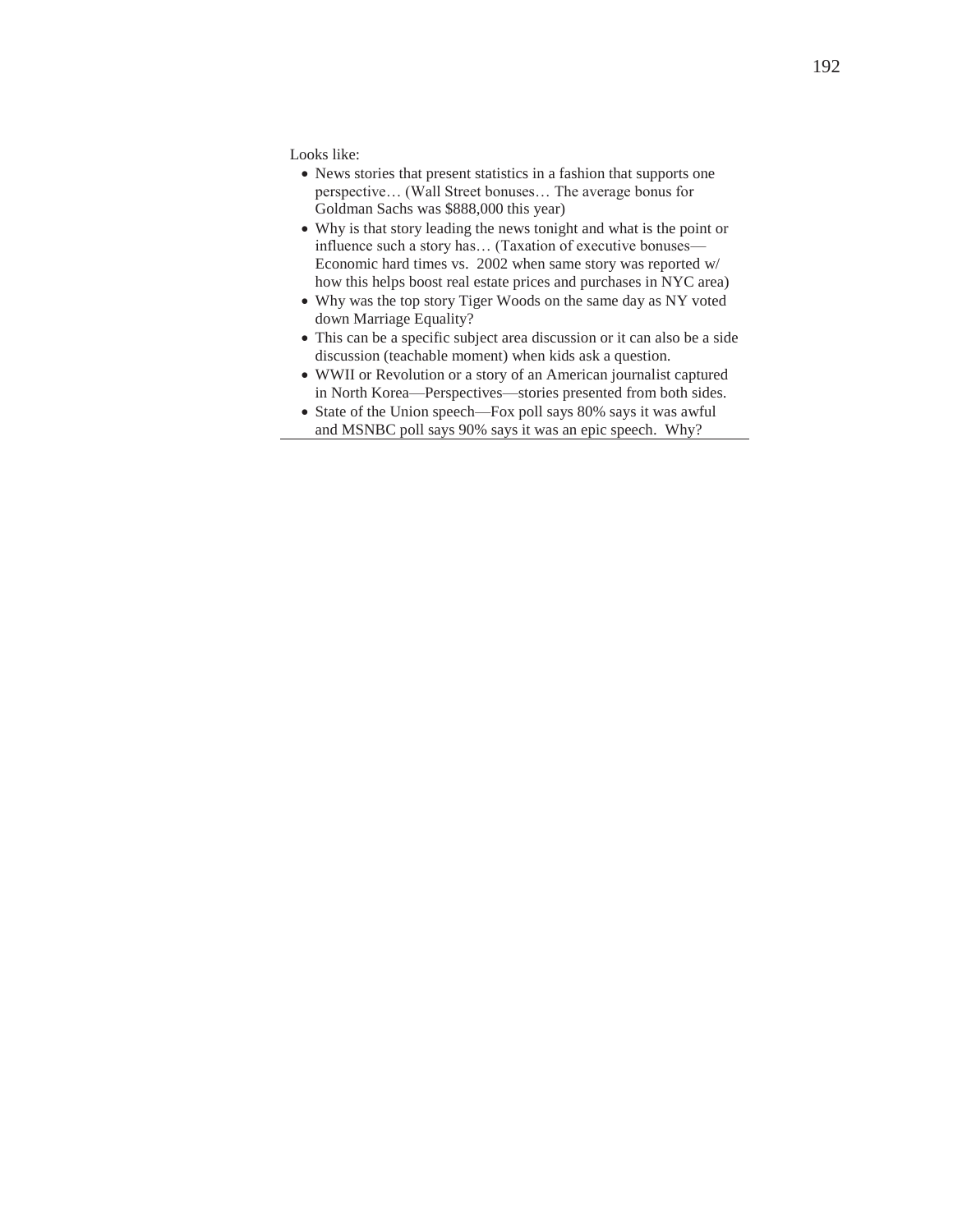Looks like:

- News stories that present statistics in a fashion that supports one perspective… (Wall Street bonuses… The average bonus for Goldman Sachs was $888,000 this year)
- Why is that story leading the news tonight and what is the point or influence such a story has… (Taxation of executive bonuses—Economic hard times vs. 2002 when same story was reported w/ how this helps boost real estate prices and purchases in NYC area)
- Why was the top story Tiger Woods on the same day as NY voted down Marriage Equality?
- This can be a specific subject area discussion or it can also be a side discussion (teachable moment) when kids ask a question.
- WWII or Revolution or a story of an American journalist captured in North Korea—Perspectives—stories presented from both sides.
- State of the Union speech—Fox poll says 80% says it was awful and MSNBC poll says 90% says it was an epic speech. Why?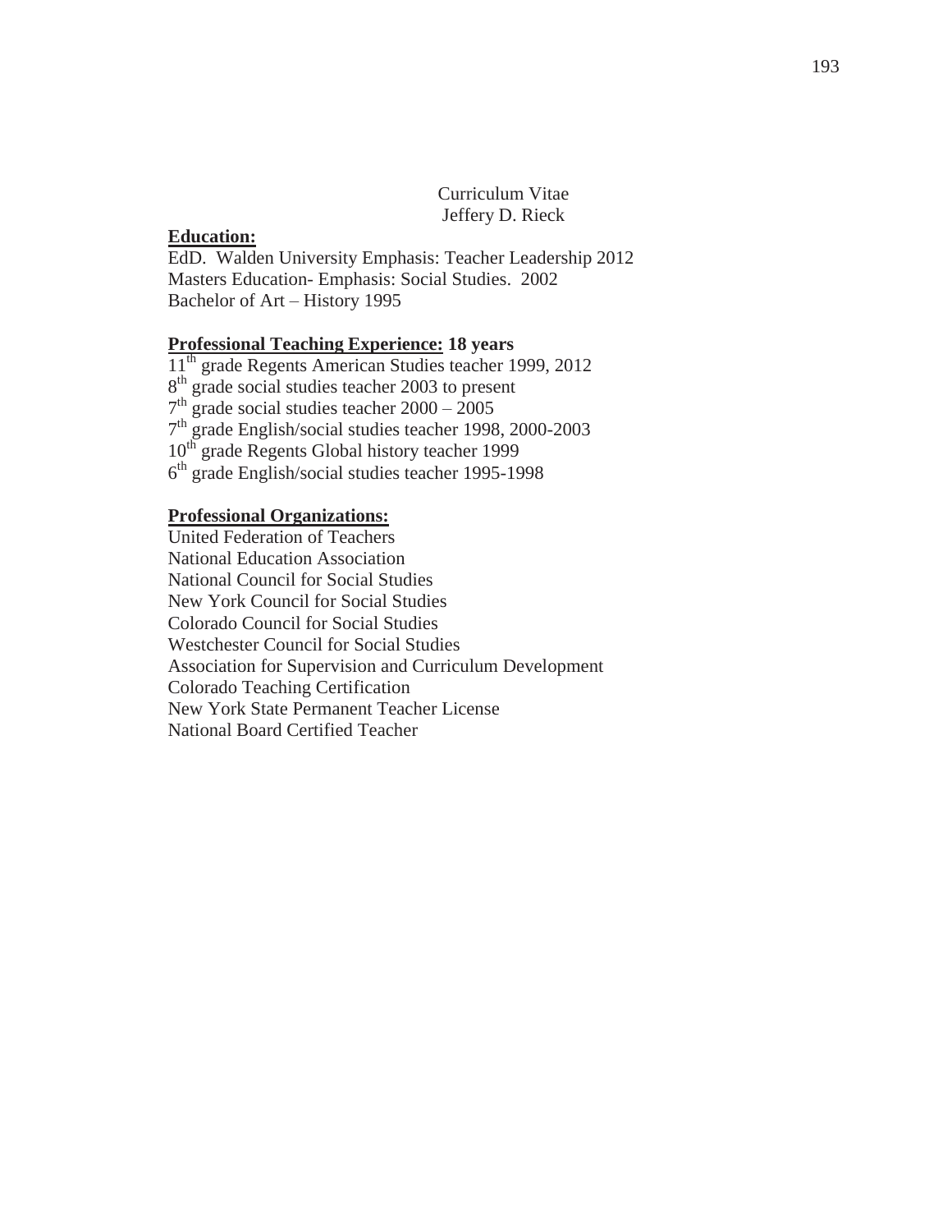Curriculum Vitae
Jeffery D. Rieck

**Education:**

EdD. Walden University Emphasis: Teacher Leadership 2012
Masters Education- Emphasis: Social Studies. 2002
Bachelor of Art – History 1995

**Professional Teaching Experience: 18 years**

11th grade Regents American Studies teacher 1999, 2012
8th grade social studies teacher 2003 to present
7th grade social studies teacher 2000 – 2005
7th grade English/social studies teacher 1998, 2000-2003
10th grade Regents Global history teacher 1999
6th grade English/social studies teacher 1995-1998

**Professional Organizations:**

United Federation of Teachers
National Education Association
National Council for Social Studies
New York Council for Social Studies
Colorado Council for Social Studies
Westchester Council for Social Studies
Association for Supervision and Curriculum Development
Colorado Teaching Certification
New York State Permanent Teacher License
National Board Certified Teacher